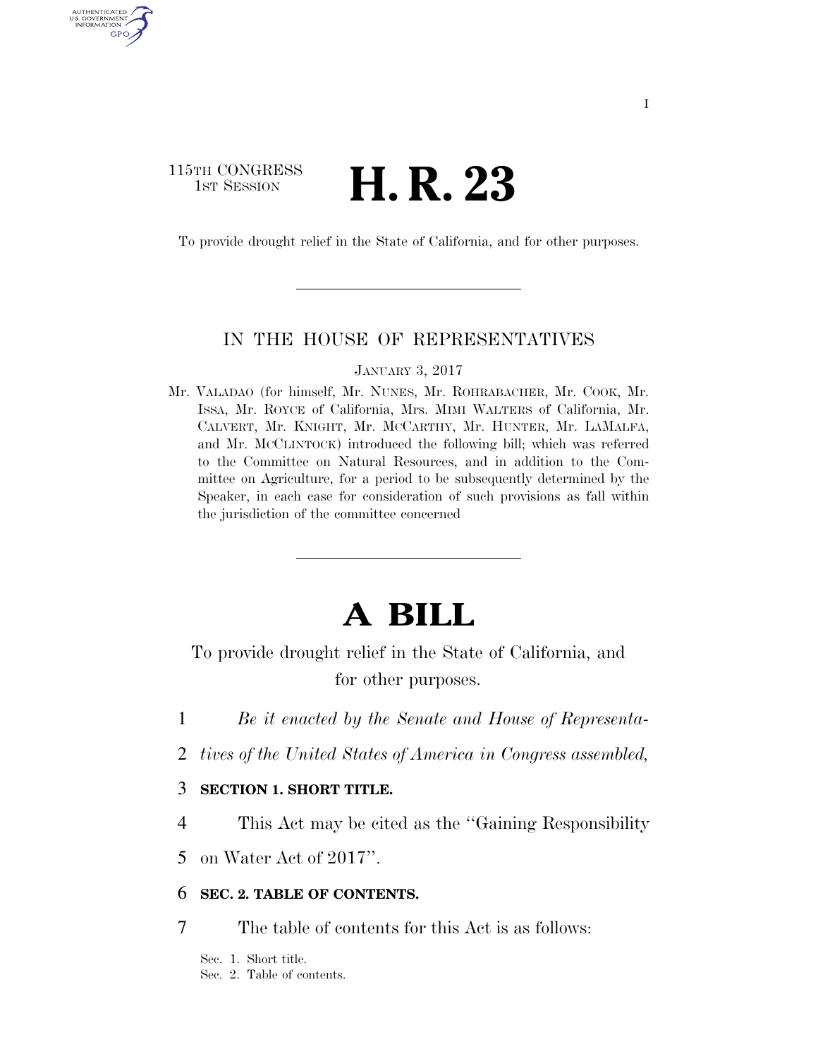115TH CONGRESS
1ST SESSION

# H. R. 23

To provide drought relief in the State of California, and for other purposes.

---

IN THE HOUSE OF REPRESENTATIVES

JANUARY 3, 2017

Mr. VALADAO (for himself, Mr. NUNES, Mr. ROHRABACHER, Mr. COOK, Mr. ISSA, Mr. ROYCE of California, Mrs. MIMI WALTERS of California, Mr. CALVERT, Mr. KNIGHT, Mr. MCCARTHY, Mr. HUNTER, Mr. LAMALFA, and Mr. MCCLINTOCK) introduced the following bill; which was referred to the Committee on Natural Resources, and in addition to the Committee on Agriculture, for a period to be subsequently determined by the Speaker, in each case for consideration of such provisions as fall within the jurisdiction of the committee concerned

---

# A BILL

To provide drought relief in the State of California, and for other purposes.

1 *Be it enacted by the Senate and House of Representa-*
2 *tives of the United States of America in Congress assembled,*

3 **SECTION 1. SHORT TITLE.**

4 This Act may be cited as the ''Gaining Responsibility
5 on Water Act of 2017''.

6 **SEC. 2. TABLE OF CONTENTS.**

7 The table of contents for this Act is as follows:

Sec. 1. Short title.
Sec. 2. Table of contents.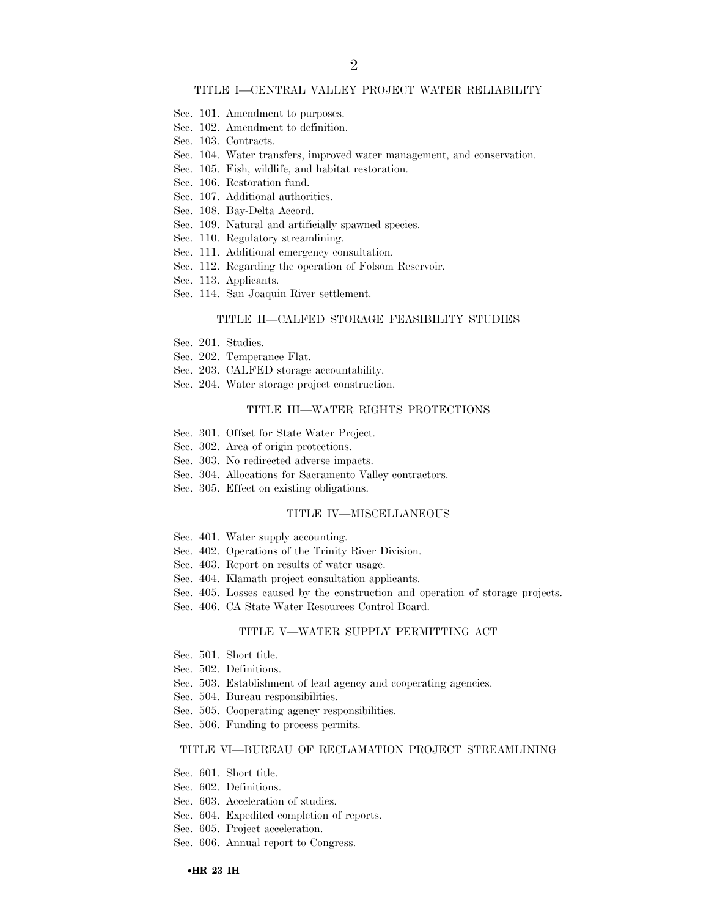### TITLE I—CENTRAL VALLEY PROJECT WATER RELIABILITY

Sec. 101. Amendment to purposes.
Sec. 102. Amendment to definition.
Sec. 103. Contracts.
Sec. 104. Water transfers, improved water management, and conservation.
Sec. 105. Fish, wildlife, and habitat restoration.
Sec. 106. Restoration fund.
Sec. 107. Additional authorities.
Sec. 108. Bay-Delta Accord.
Sec. 109. Natural and artificially spawned species.
Sec. 110. Regulatory streamlining.
Sec. 111. Additional emergency consultation.
Sec. 112. Regarding the operation of Folsom Reservoir.
Sec. 113. Applicants.
Sec. 114. San Joaquin River settlement.

### TITLE II—CALFED STORAGE FEASIBILITY STUDIES

Sec. 201. Studies.
Sec. 202. Temperance Flat.
Sec. 203. CALFED storage accountability.
Sec. 204. Water storage project construction.

### TITLE III—WATER RIGHTS PROTECTIONS

Sec. 301. Offset for State Water Project.
Sec. 302. Area of origin protections.
Sec. 303. No redirected adverse impacts.
Sec. 304. Allocations for Sacramento Valley contractors.
Sec. 305. Effect on existing obligations.

### TITLE IV—MISCELLANEOUS

Sec. 401. Water supply accounting.
Sec. 402. Operations of the Trinity River Division.
Sec. 403. Report on results of water usage.
Sec. 404. Klamath project consultation applicants.
Sec. 405. Losses caused by the construction and operation of storage projects.
Sec. 406. CA State Water Resources Control Board.

### TITLE V—WATER SUPPLY PERMITTING ACT

Sec. 501. Short title.
Sec. 502. Definitions.
Sec. 503. Establishment of lead agency and cooperating agencies.
Sec. 504. Bureau responsibilities.
Sec. 505. Cooperating agency responsibilities.
Sec. 506. Funding to process permits.

### TITLE VI—BUREAU OF RECLAMATION PROJECT STREAMLINING

Sec. 601. Short title.
Sec. 602. Definitions.
Sec. 603. Acceleration of studies.
Sec. 604. Expedited completion of reports.
Sec. 605. Project acceleration.
Sec. 606. Annual report to Congress.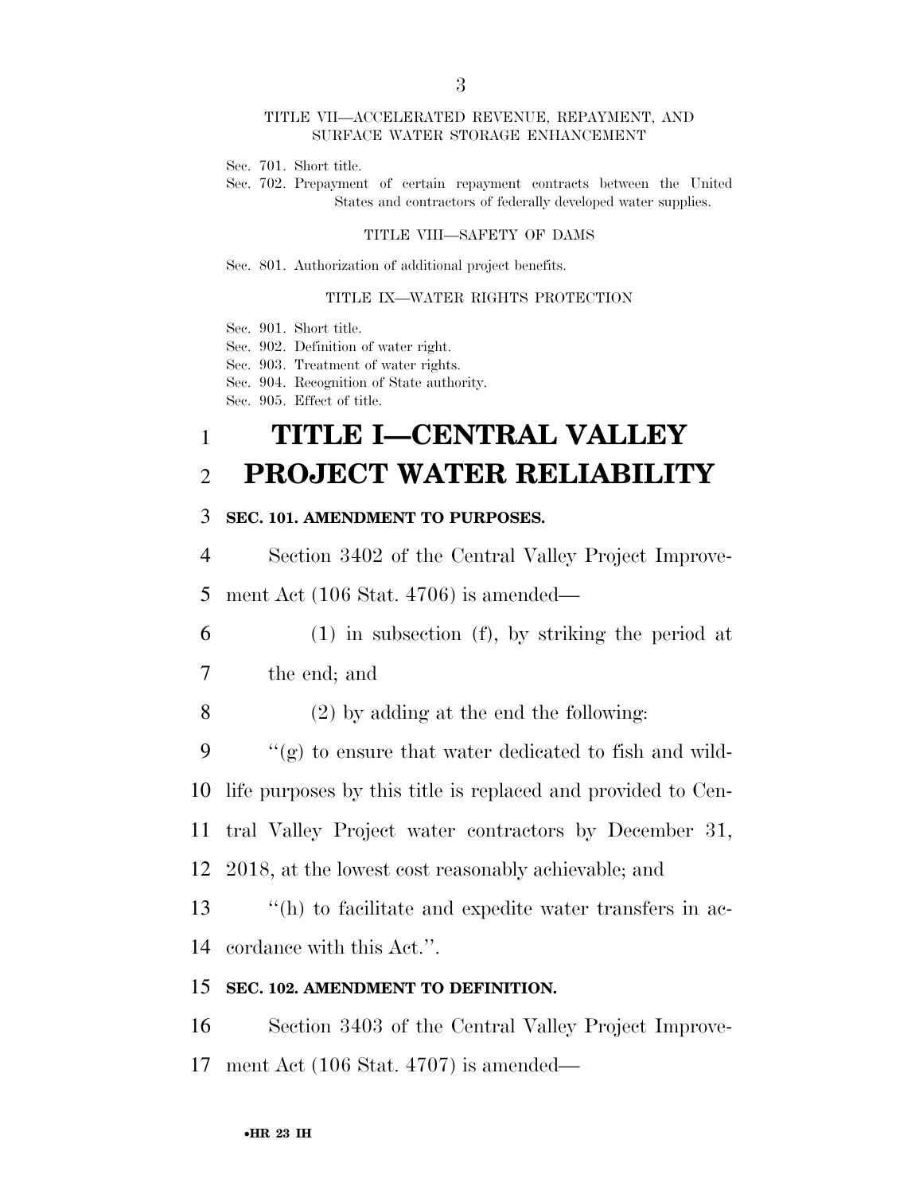TITLE VII—ACCELERATED REVENUE, REPAYMENT, AND SURFACE WATER STORAGE ENHANCEMENT

Sec. 701. Short title.
Sec. 702. Prepayment of certain repayment contracts between the United States and contractors of federally developed water supplies.

TITLE VIII—SAFETY OF DAMS

Sec. 801. Authorization of additional project benefits.

TITLE IX—WATER RIGHTS PROTECTION

Sec. 901. Short title.
Sec. 902. Definition of water right.
Sec. 903. Treatment of water rights.
Sec. 904. Recognition of State authority.
Sec. 905. Effect of title.

# TITLE I—CENTRAL VALLEY PROJECT WATER RELIABILITY

### SEC. 101. AMENDMENT TO PURPOSES.

Section 3402 of the Central Valley Project Improvement Act (106 Stat. 4706) is amended—

(1) in subsection (f), by striking the period at the end; and

(2) by adding at the end the following:

''(g) to ensure that water dedicated to fish and wildlife purposes by this title is replaced and provided to Central Valley Project water contractors by December 31, 2018, at the lowest cost reasonably achievable; and

''(h) to facilitate and expedite water transfers in accordance with this Act.''.

### SEC. 102. AMENDMENT TO DEFINITION.

Section 3403 of the Central Valley Project Improvement Act (106 Stat. 4707) is amended—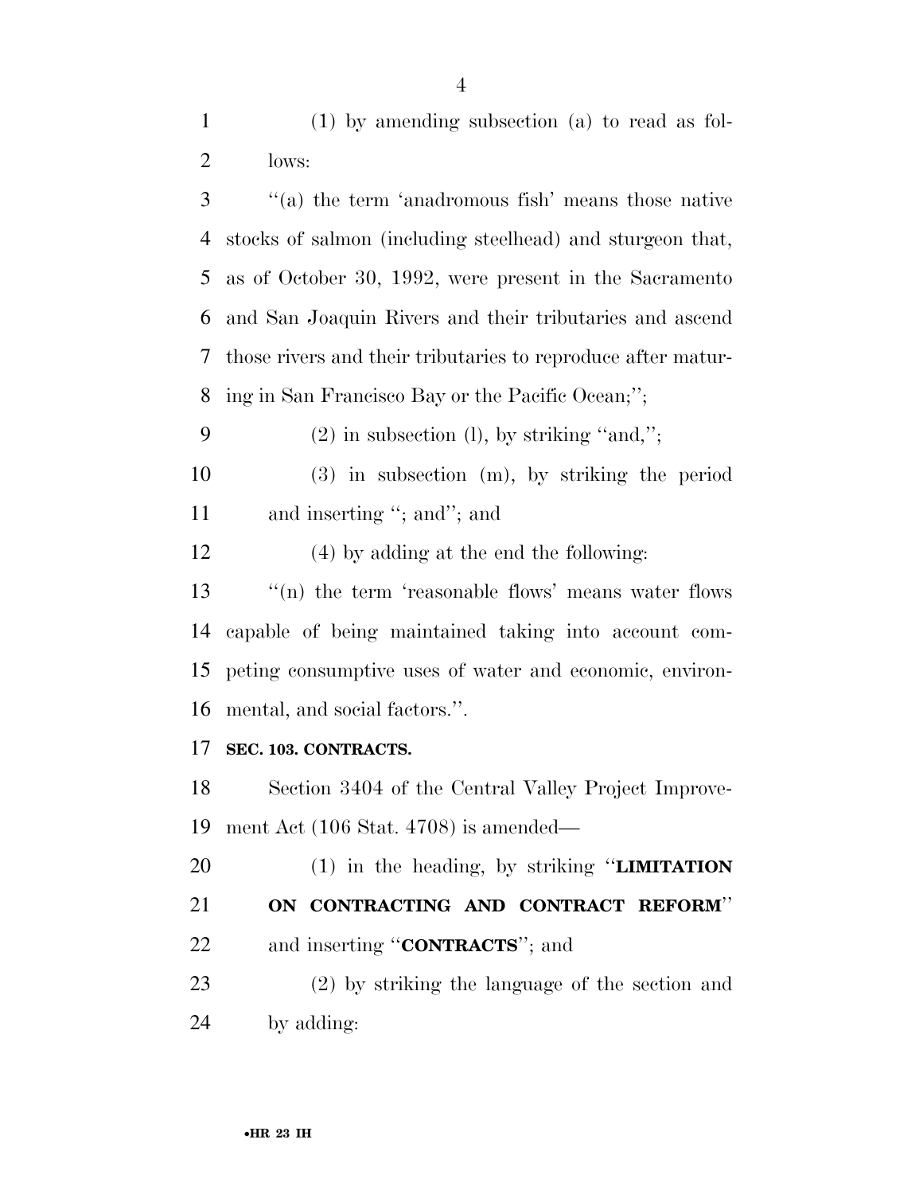(1) by amending subsection (a) to read as follows:

''(a) the term 'anadromous fish' means those native stocks of salmon (including steelhead) and sturgeon that, as of October 30, 1992, were present in the Sacramento and San Joaquin Rivers and their tributaries and ascend those rivers and their tributaries to reproduce after maturing in San Francisco Bay or the Pacific Ocean;'';

(2) in subsection (l), by striking ''and,'';

(3) in subsection (m), by striking the period and inserting ''; and''; and

(4) by adding at the end the following:

''(n) the term 'reasonable flows' means water flows capable of being maintained taking into account competing consumptive uses of water and economic, environmental, and social factors.''.

**SEC. 103. CONTRACTS.**

Section 3404 of the Central Valley Project Improvement Act (106 Stat. 4708) is amended—

(1) in the heading, by striking ''**LIMITATION ON CONTRACTING AND CONTRACT REFORM**'' and inserting ''**CONTRACTS**''; and

(2) by striking the language of the section and by adding: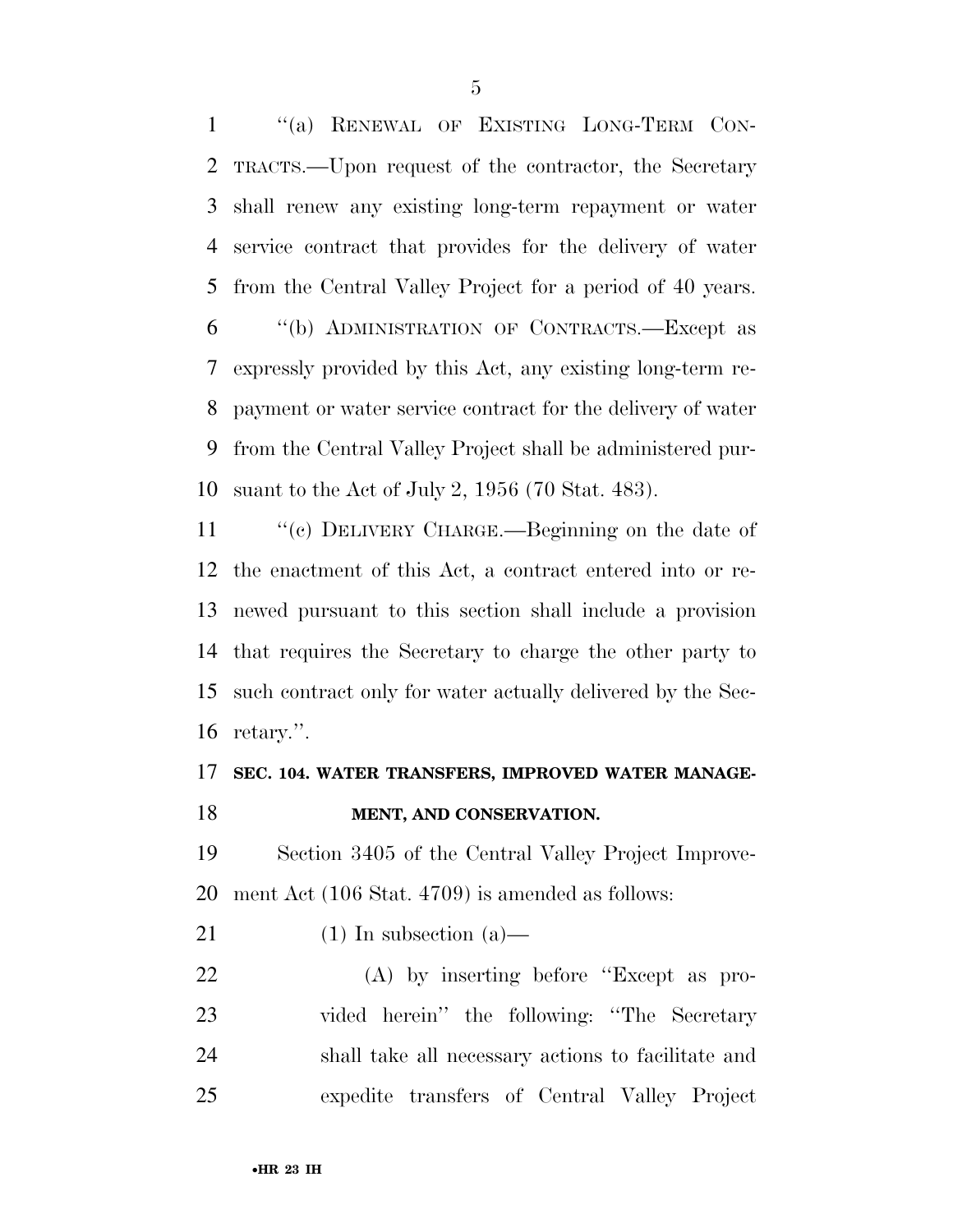"(a) RENEWAL OF EXISTING LONG-TERM CONTRACTS.—Upon request of the contractor, the Secretary shall renew any existing long-term repayment or water service contract that provides for the delivery of water from the Central Valley Project for a period of 40 years.

"(b) ADMINISTRATION OF CONTRACTS.—Except as expressly provided by this Act, any existing long-term repayment or water service contract for the delivery of water from the Central Valley Project shall be administered pursuant to the Act of July 2, 1956 (70 Stat. 483).

"(c) DELIVERY CHARGE.—Beginning on the date of the enactment of this Act, a contract entered into or renewed pursuant to this section shall include a provision that requires the Secretary to charge the other party to such contract only for water actually delivered by the Secretary.".

**SEC. 104. WATER TRANSFERS, IMPROVED WATER MANAGEMENT, AND CONSERVATION.**

Section 3405 of the Central Valley Project Improvement Act (106 Stat. 4709) is amended as follows:

(1) In subsection (a)—

(A) by inserting before "Except as provided herein" the following: "The Secretary shall take all necessary actions to facilitate and expedite transfers of Central Valley Project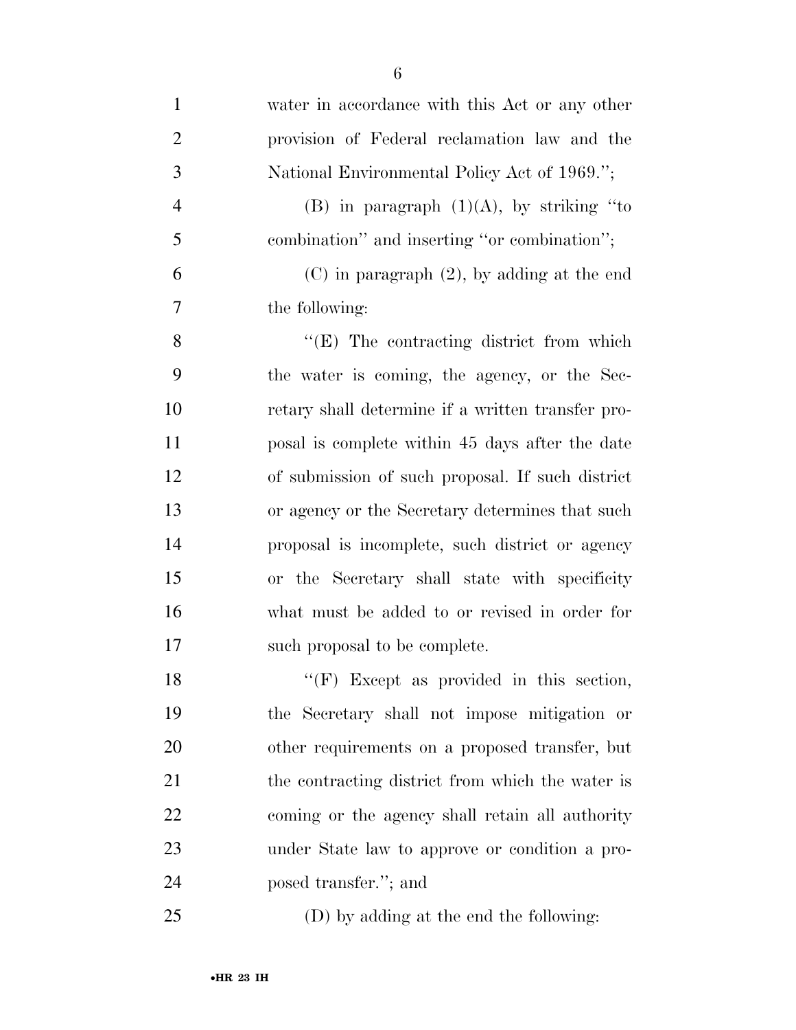water in accordance with this Act or any other provision of Federal reclamation law and the National Environmental Policy Act of 1969.'';

(B) in paragraph (1)(A), by striking ''to combination'' and inserting ''or combination'';

(C) in paragraph (2), by adding at the end the following:

''(E) The contracting district from which the water is coming, the agency, or the Secretary shall determine if a written transfer proposal is complete within 45 days after the date of submission of such proposal. If such district or agency or the Secretary determines that such proposal is incomplete, such district or agency or the Secretary shall state with specificity what must be added to or revised in order for such proposal to be complete.

''(F) Except as provided in this section, the Secretary shall not impose mitigation or other requirements on a proposed transfer, but the contracting district from which the water is coming or the agency shall retain all authority under State law to approve or condition a proposed transfer.''; and

(D) by adding at the end the following: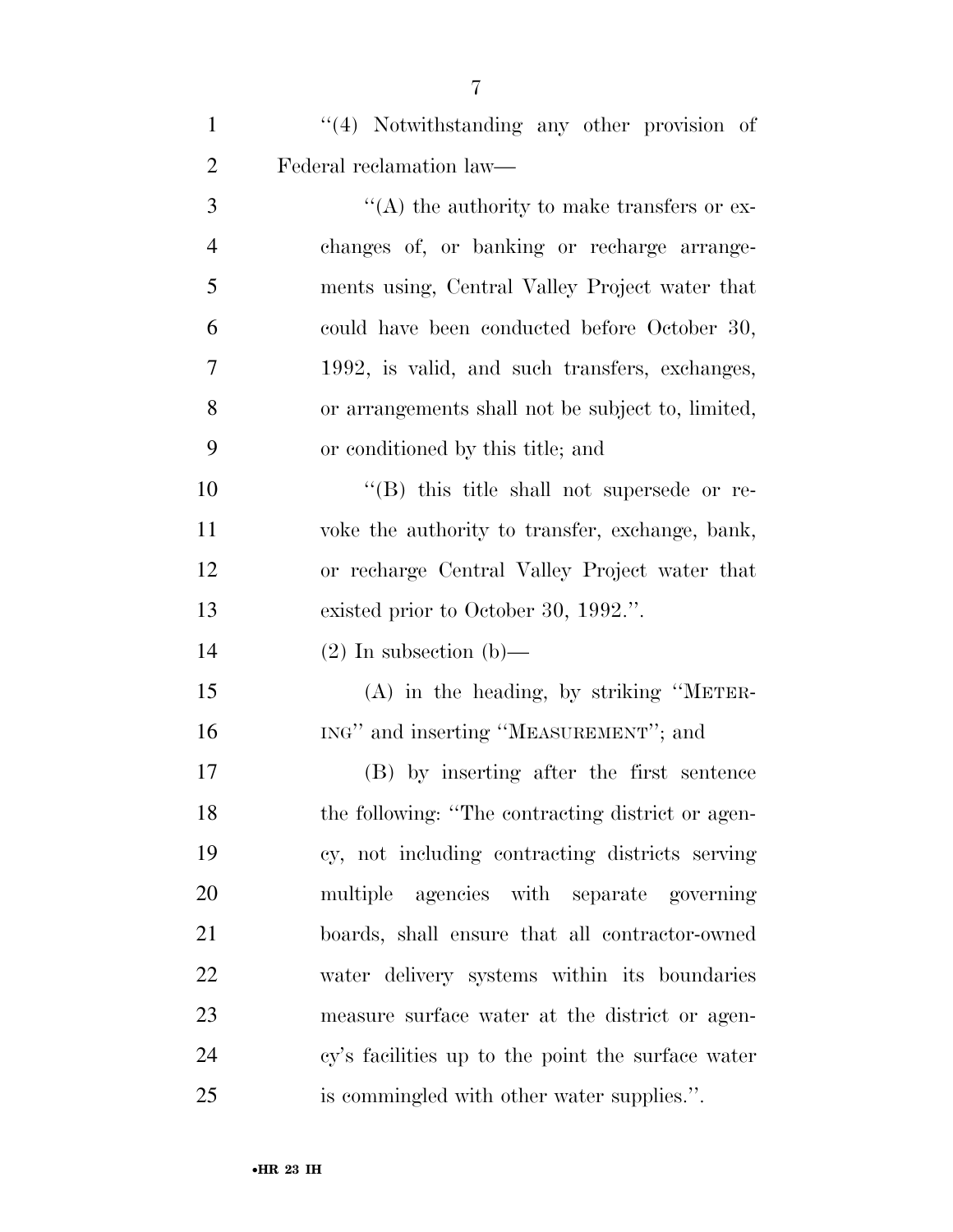''(4) Notwithstanding any other provision of Federal reclamation law—

''(A) the authority to make transfers or exchanges of, or banking or recharge arrangements using, Central Valley Project water that could have been conducted before October 30, 1992, is valid, and such transfers, exchanges, or arrangements shall not be subject to, limited, or conditioned by this title; and

''(B) this title shall not supersede or revoke the authority to transfer, exchange, bank, or recharge Central Valley Project water that existed prior to October 30, 1992.''.

(2) In subsection (b)—

(A) in the heading, by striking ''METERING'' and inserting ''MEASUREMENT''; and

(B) by inserting after the first sentence the following: ''The contracting district or agency, not including contracting districts serving multiple agencies with separate governing boards, shall ensure that all contractor-owned water delivery systems within its boundaries measure surface water at the district or agency's facilities up to the point the surface water is commingled with other water supplies.''.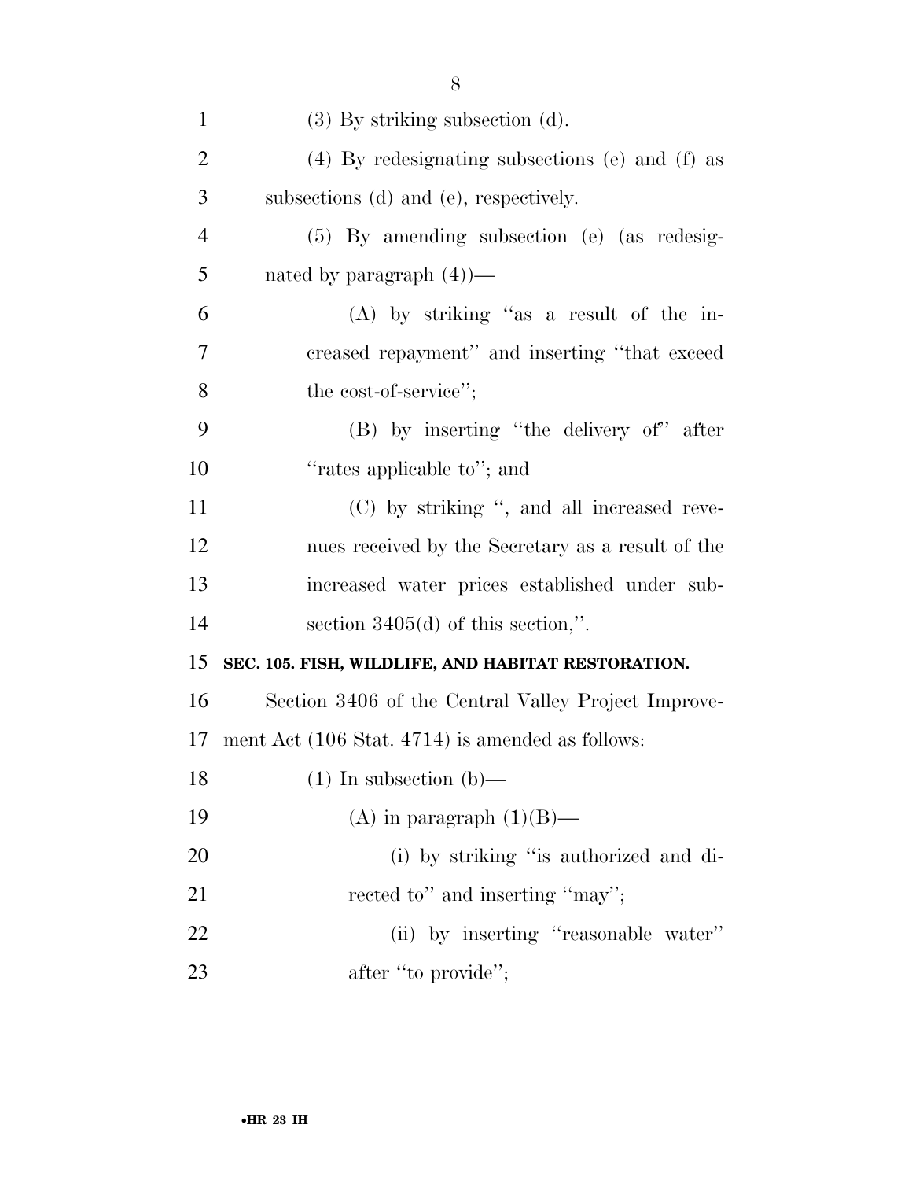(3) By striking subsection (d).

(4) By redesignating subsections (e) and (f) as subsections (d) and (e), respectively.

(5) By amending subsection (e) (as redesignated by paragraph (4))—

(A) by striking ''as a result of the increased repayment'' and inserting ''that exceed the cost-of-service'';

(B) by inserting ''the delivery of'' after ''rates applicable to''; and

(C) by striking '', and all increased revenues received by the Secretary as a result of the increased water prices established under subsection 3405(d) of this section,''.

**SEC. 105. FISH, WILDLIFE, AND HABITAT RESTORATION.**

Section 3406 of the Central Valley Project Improvement Act (106 Stat. 4714) is amended as follows:

(1) In subsection (b)—

(A) in paragraph (1)(B)—

(i) by striking ''is authorized and directed to'' and inserting ''may'';

(ii) by inserting ''reasonable water'' after ''to provide'';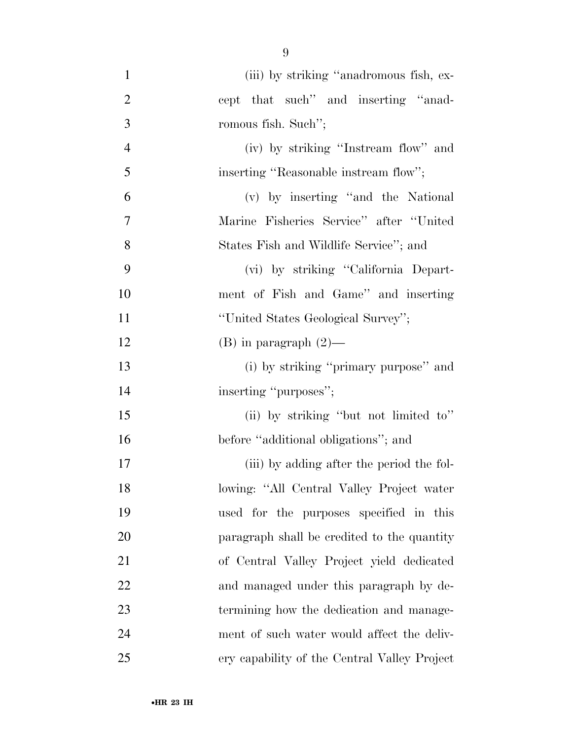(iii) by striking "anadromous fish, except that such" and inserting "anadromous fish. Such";

(iv) by striking "Instream flow" and inserting "Reasonable instream flow";

(v) by inserting "and the National Marine Fisheries Service" after "United States Fish and Wildlife Service"; and

(vi) by striking "California Department of Fish and Game" and inserting "United States Geological Survey";

(B) in paragraph (2)—

(i) by striking "primary purpose" and inserting "purposes";

(ii) by striking "but not limited to" before "additional obligations"; and

(iii) by adding after the period the following: "All Central Valley Project water used for the purposes specified in this paragraph shall be credited to the quantity of Central Valley Project yield dedicated and managed under this paragraph by determining how the dedication and management of such water would affect the delivery capability of the Central Valley Project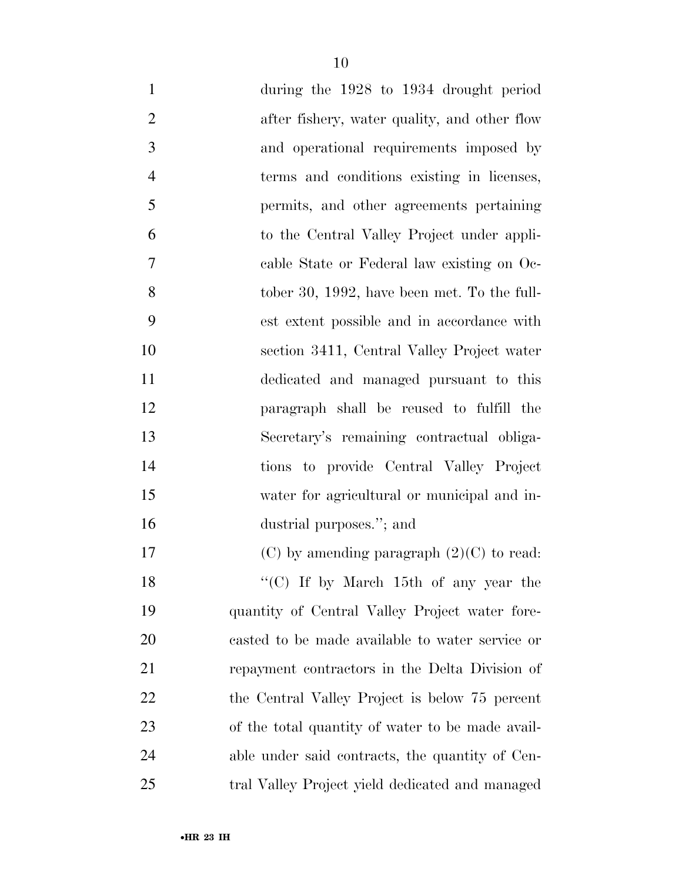during the 1928 to 1934 drought period after fishery, water quality, and other flow and operational requirements imposed by terms and conditions existing in licenses, permits, and other agreements pertaining to the Central Valley Project under applicable State or Federal law existing on October 30, 1992, have been met. To the fullest extent possible and in accordance with section 3411, Central Valley Project water dedicated and managed pursuant to this paragraph shall be reused to fulfill the Secretary's remaining contractual obligations to provide Central Valley Project water for agricultural or municipal and industrial purposes."; and

(C) by amending paragraph (2)(C) to read:

"(C) If by March 15th of any year the quantity of Central Valley Project water forecasted to be made available to water service or repayment contractors in the Delta Division of the Central Valley Project is below 75 percent of the total quantity of water to be made available under said contracts, the quantity of Central Valley Project yield dedicated and managed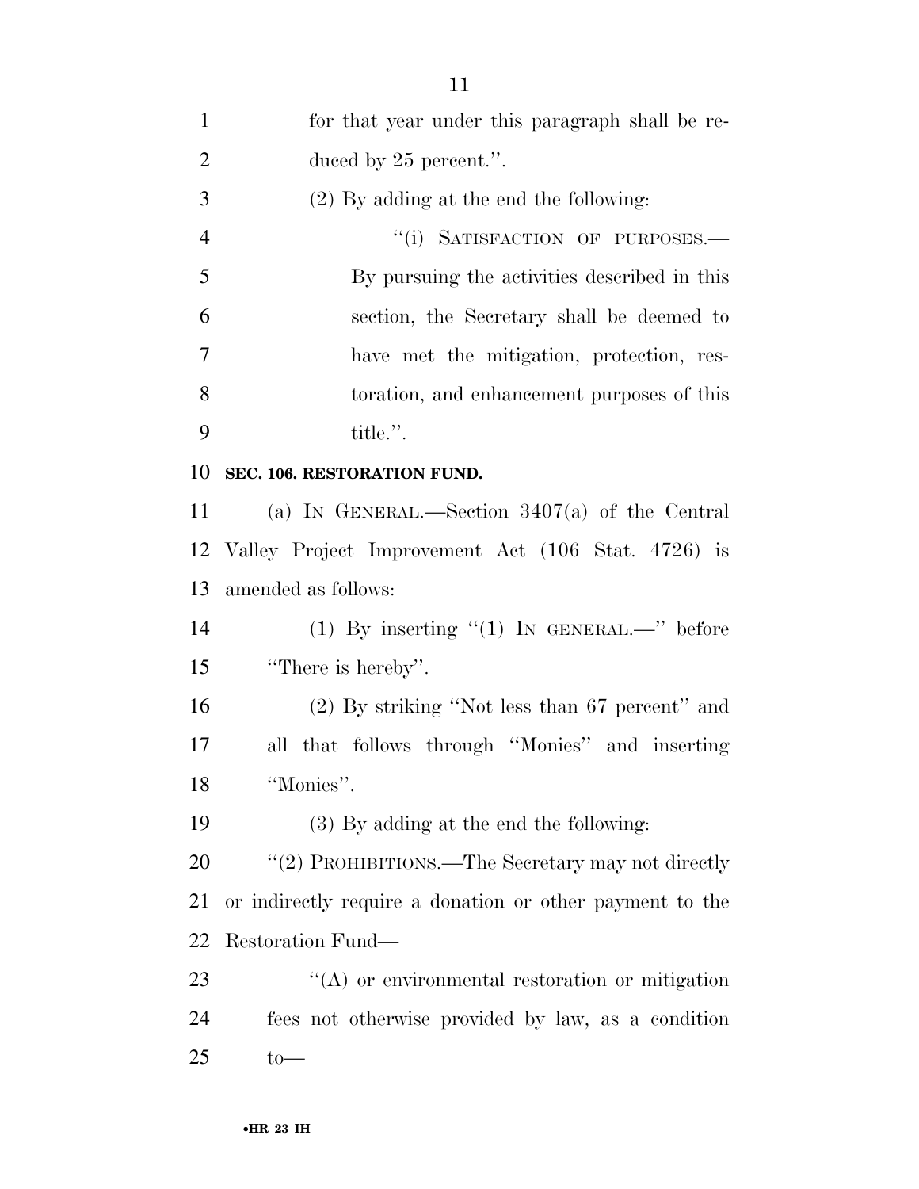for that year under this paragraph shall be reduced by 25 percent.''.

(2) By adding at the end the following:

''(i) SATISFACTION OF PURPOSES.—By pursuing the activities described in this section, the Secretary shall be deemed to have met the mitigation, protection, restoration, and enhancement purposes of this title.''.

**SEC. 106. RESTORATION FUND.**

(a) IN GENERAL.—Section 3407(a) of the Central Valley Project Improvement Act (106 Stat. 4726) is amended as follows:

(1) By inserting ''(1) IN GENERAL.—'' before ''There is hereby''.

(2) By striking ''Not less than 67 percent'' and all that follows through ''Monies'' and inserting ''Monies''.

(3) By adding at the end the following:

''(2) PROHIBITIONS.—The Secretary may not directly or indirectly require a donation or other payment to the Restoration Fund—

''(A) or environmental restoration or mitigation fees not otherwise provided by law, as a condition to—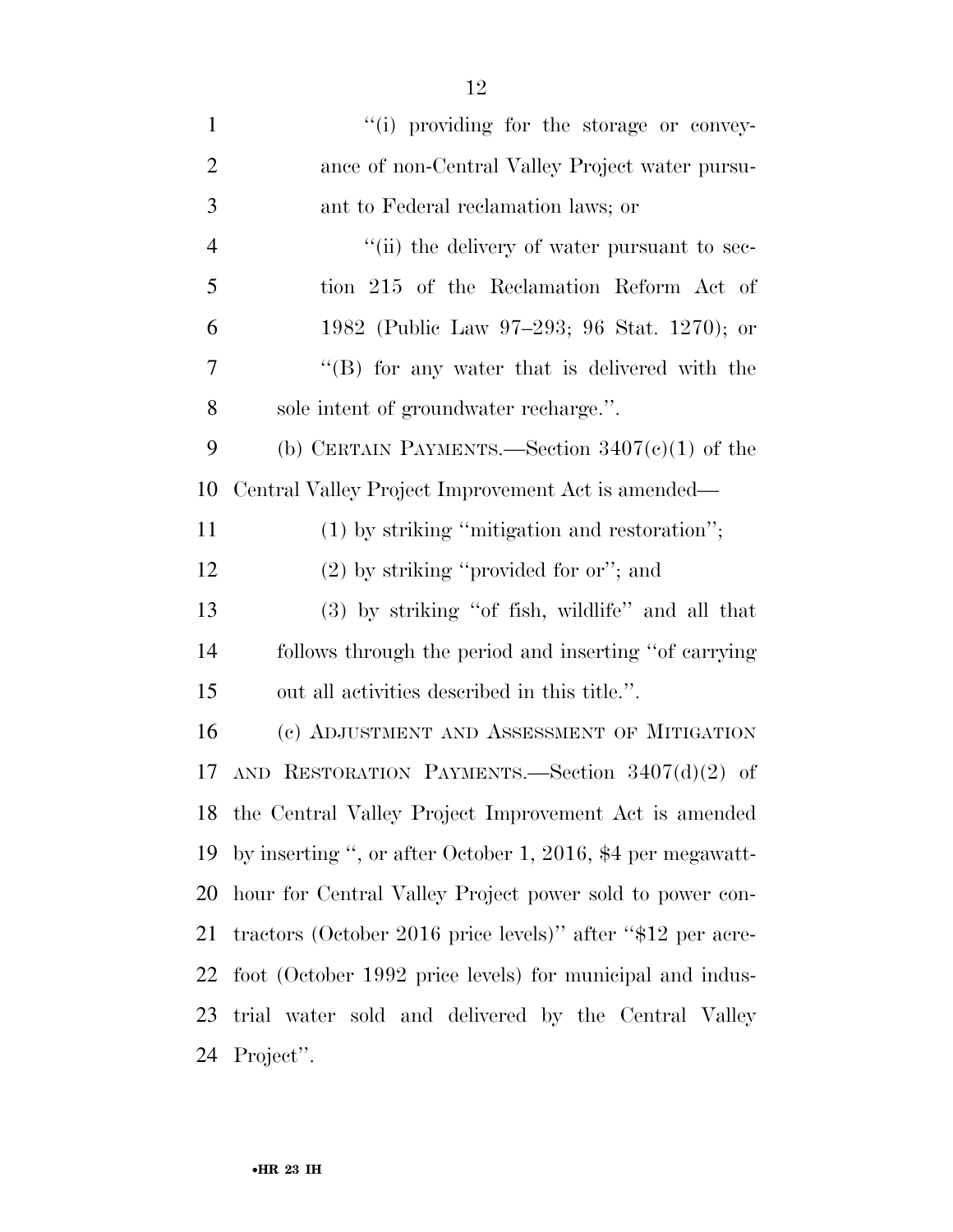"(i) providing for the storage or conveyance of non-Central Valley Project water pursuant to Federal reclamation laws; or

"(ii) the delivery of water pursuant to section 215 of the Reclamation Reform Act of 1982 (Public Law 97–293; 96 Stat. 1270); or

"(B) for any water that is delivered with the sole intent of groundwater recharge.".

(b) CERTAIN PAYMENTS.—Section 3407(c)(1) of the Central Valley Project Improvement Act is amended—

(1) by striking "mitigation and restoration";

(2) by striking "provided for or"; and

(3) by striking "of fish, wildlife" and all that follows through the period and inserting "of carrying out all activities described in this title.".

(c) ADJUSTMENT AND ASSESSMENT OF MITIGATION AND RESTORATION PAYMENTS.—Section 3407(d)(2) of the Central Valley Project Improvement Act is amended by inserting ", or after October 1, 2016, $4 per megawatt-hour for Central Valley Project power sold to power contractors (October 2016 price levels)" after "$12 per acre-foot (October 1992 price levels) for municipal and industrial water sold and delivered by the Central Valley Project".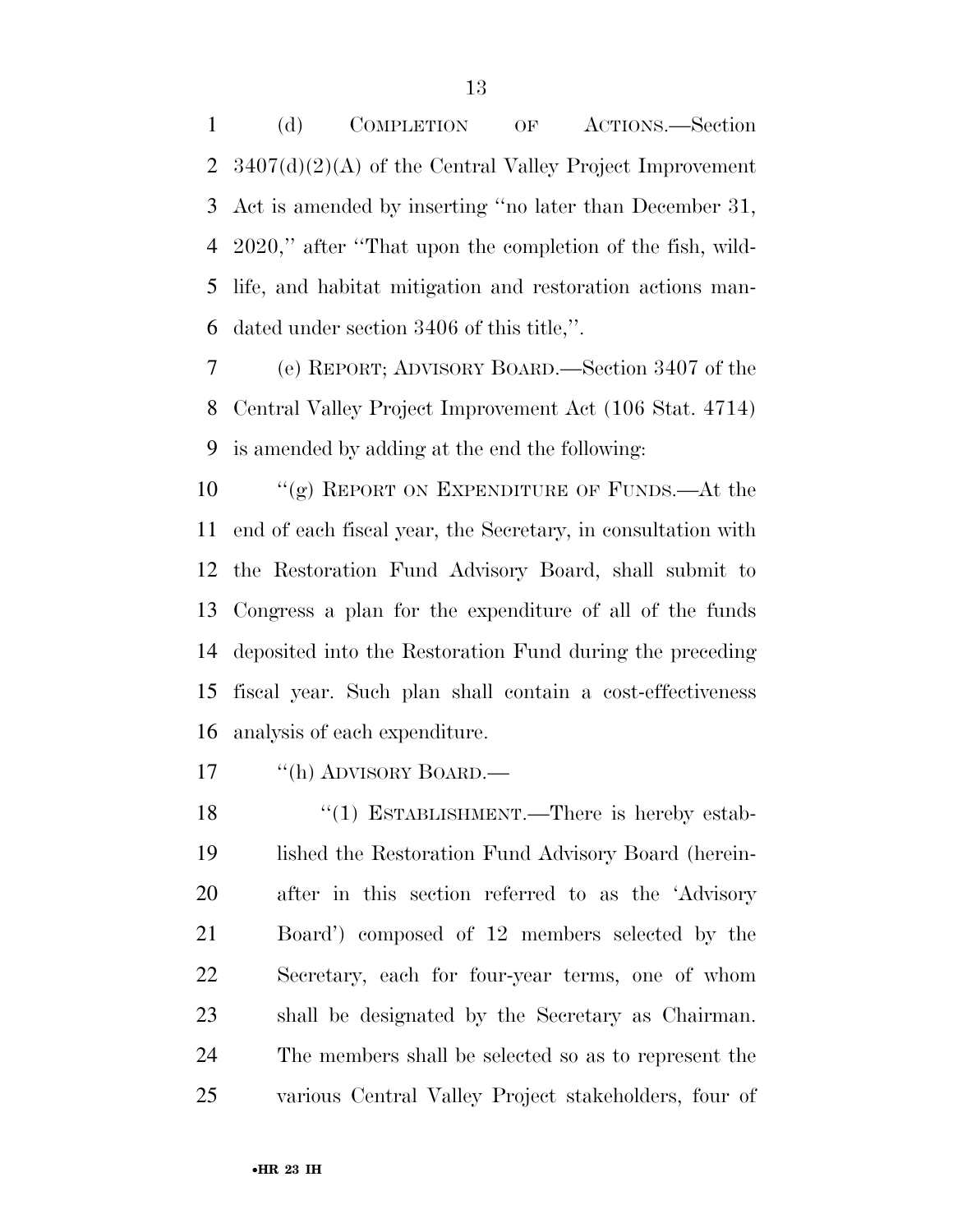(d) COMPLETION OF ACTIONS.—Section 3407(d)(2)(A) of the Central Valley Project Improvement Act is amended by inserting ''no later than December 31, 2020,'' after ''That upon the completion of the fish, wildlife, and habitat mitigation and restoration actions mandated under section 3406 of this title,''.

(e) REPORT; ADVISORY BOARD.—Section 3407 of the Central Valley Project Improvement Act (106 Stat. 4714) is amended by adding at the end the following:

''(g) REPORT ON EXPENDITURE OF FUNDS.—At the end of each fiscal year, the Secretary, in consultation with the Restoration Fund Advisory Board, shall submit to Congress a plan for the expenditure of all of the funds deposited into the Restoration Fund during the preceding fiscal year. Such plan shall contain a cost-effectiveness analysis of each expenditure.

''(h) ADVISORY BOARD.—

''(1) ESTABLISHMENT.—There is hereby established the Restoration Fund Advisory Board (hereinafter in this section referred to as the 'Advisory Board') composed of 12 members selected by the Secretary, each for four-year terms, one of whom shall be designated by the Secretary as Chairman. The members shall be selected so as to represent the various Central Valley Project stakeholders, four of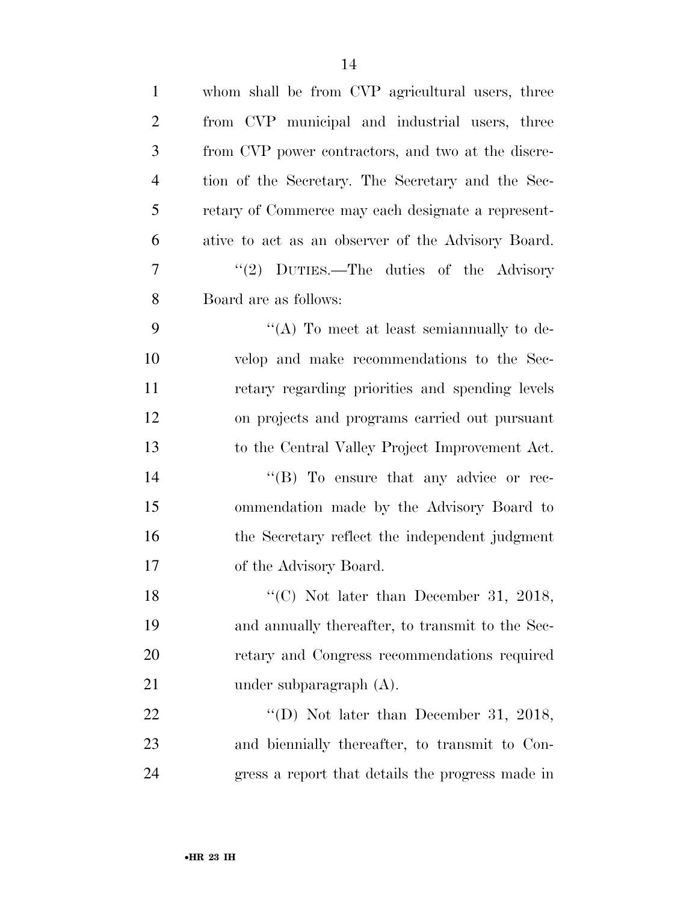whom shall be from CVP agricultural users, three from CVP municipal and industrial users, three from CVP power contractors, and two at the discretion of the Secretary. The Secretary and the Secretary of Commerce may each designate a representative to act as an observer of the Advisory Board.

''(2) DUTIES.—The duties of the Advisory Board are as follows:

''(A) To meet at least semiannually to develop and make recommendations to the Secretary regarding priorities and spending levels on projects and programs carried out pursuant to the Central Valley Project Improvement Act.

''(B) To ensure that any advice or recommendation made by the Advisory Board to the Secretary reflect the independent judgment of the Advisory Board.

''(C) Not later than December 31, 2018, and annually thereafter, to transmit to the Secretary and Congress recommendations required under subparagraph (A).

''(D) Not later than December 31, 2018, and biennially thereafter, to transmit to Congress a report that details the progress made in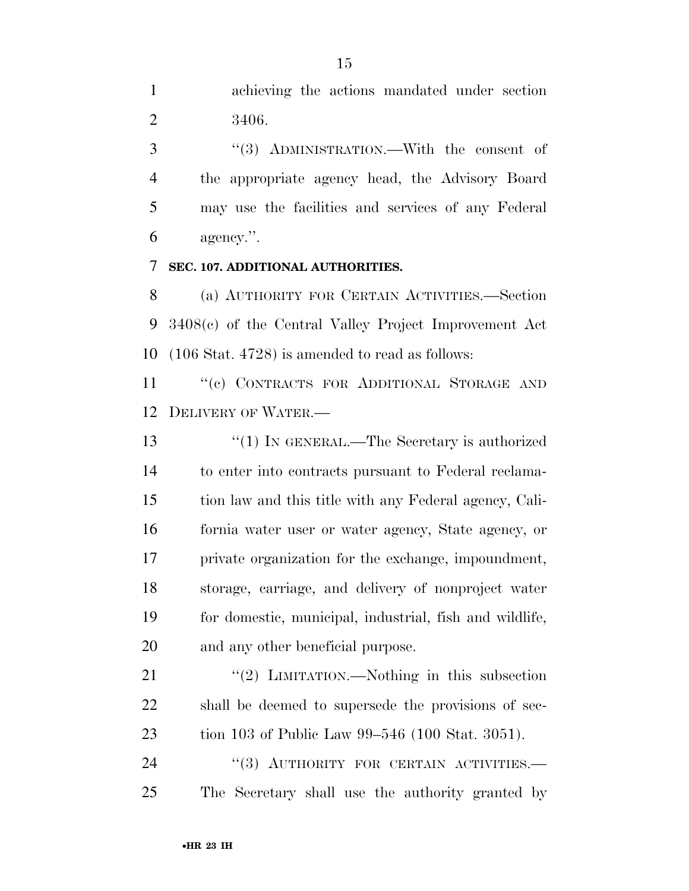achieving the actions mandated under section 3406.

''(3) ADMINISTRATION.—With the consent of the appropriate agency head, the Advisory Board may use the facilities and services of any Federal agency.''.

**SEC. 107. ADDITIONAL AUTHORITIES.**

(a) AUTHORITY FOR CERTAIN ACTIVITIES.—Section 3408(c) of the Central Valley Project Improvement Act (106 Stat. 4728) is amended to read as follows:

''(c) CONTRACTS FOR ADDITIONAL STORAGE AND DELIVERY OF WATER.—

''(1) IN GENERAL.—The Secretary is authorized to enter into contracts pursuant to Federal reclamation law and this title with any Federal agency, California water user or water agency, State agency, or private organization for the exchange, impoundment, storage, carriage, and delivery of nonproject water for domestic, municipal, industrial, fish and wildlife, and any other beneficial purpose.

''(2) LIMITATION.—Nothing in this subsection shall be deemed to supersede the provisions of section 103 of Public Law 99–546 (100 Stat. 3051).

''(3) AUTHORITY FOR CERTAIN ACTIVITIES.—The Secretary shall use the authority granted by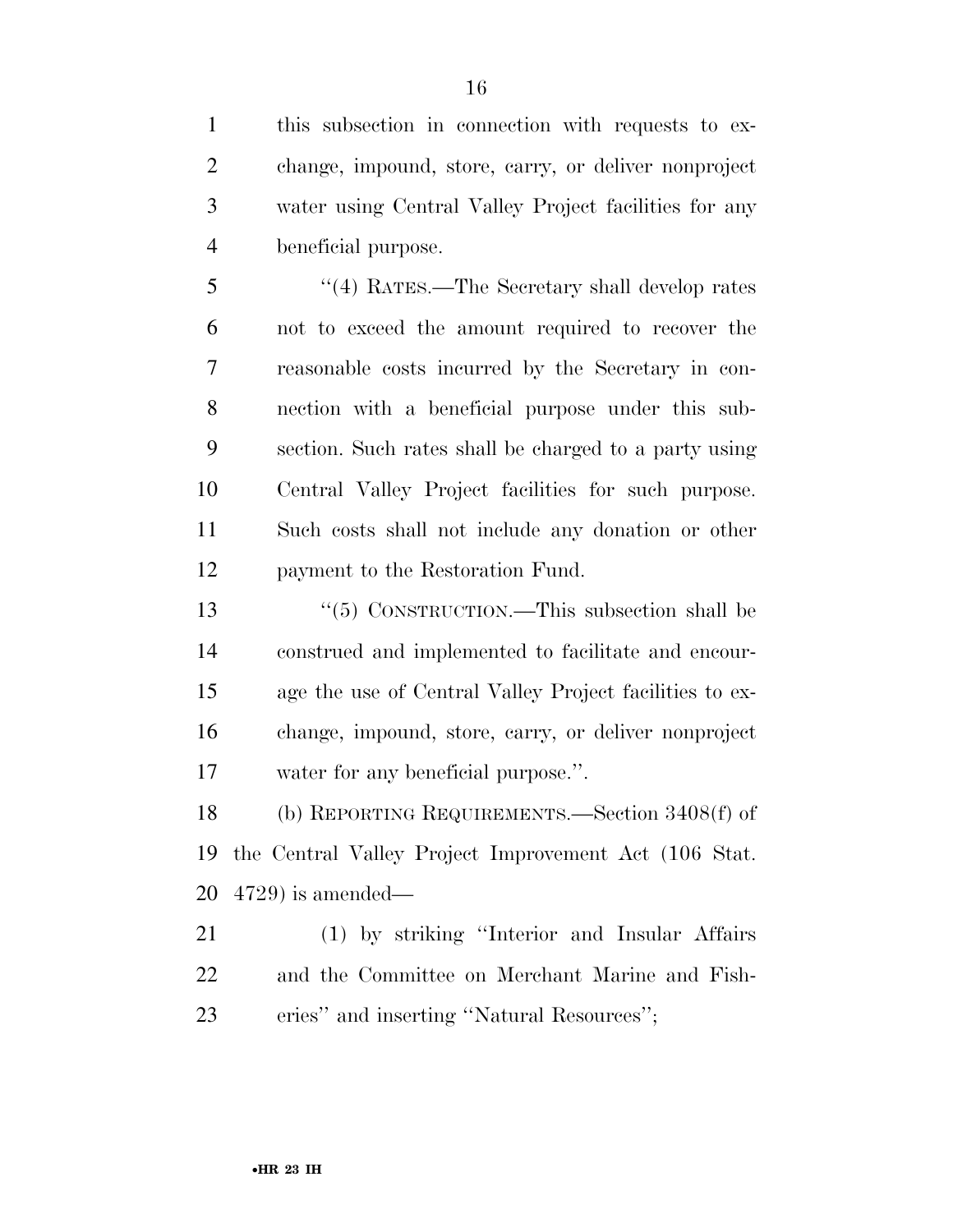this subsection in connection with requests to exchange, impound, store, carry, or deliver nonproject water using Central Valley Project facilities for any beneficial purpose.

"(4) RATES.—The Secretary shall develop rates not to exceed the amount required to recover the reasonable costs incurred by the Secretary in connection with a beneficial purpose under this subsection. Such rates shall be charged to a party using Central Valley Project facilities for such purpose. Such costs shall not include any donation or other payment to the Restoration Fund.

"(5) CONSTRUCTION.—This subsection shall be construed and implemented to facilitate and encourage the use of Central Valley Project facilities to exchange, impound, store, carry, or deliver nonproject water for any beneficial purpose.".

(b) REPORTING REQUIREMENTS.—Section 3408(f) of the Central Valley Project Improvement Act (106 Stat. 4729) is amended—

(1) by striking "Interior and Insular Affairs and the Committee on Merchant Marine and Fisheries" and inserting "Natural Resources";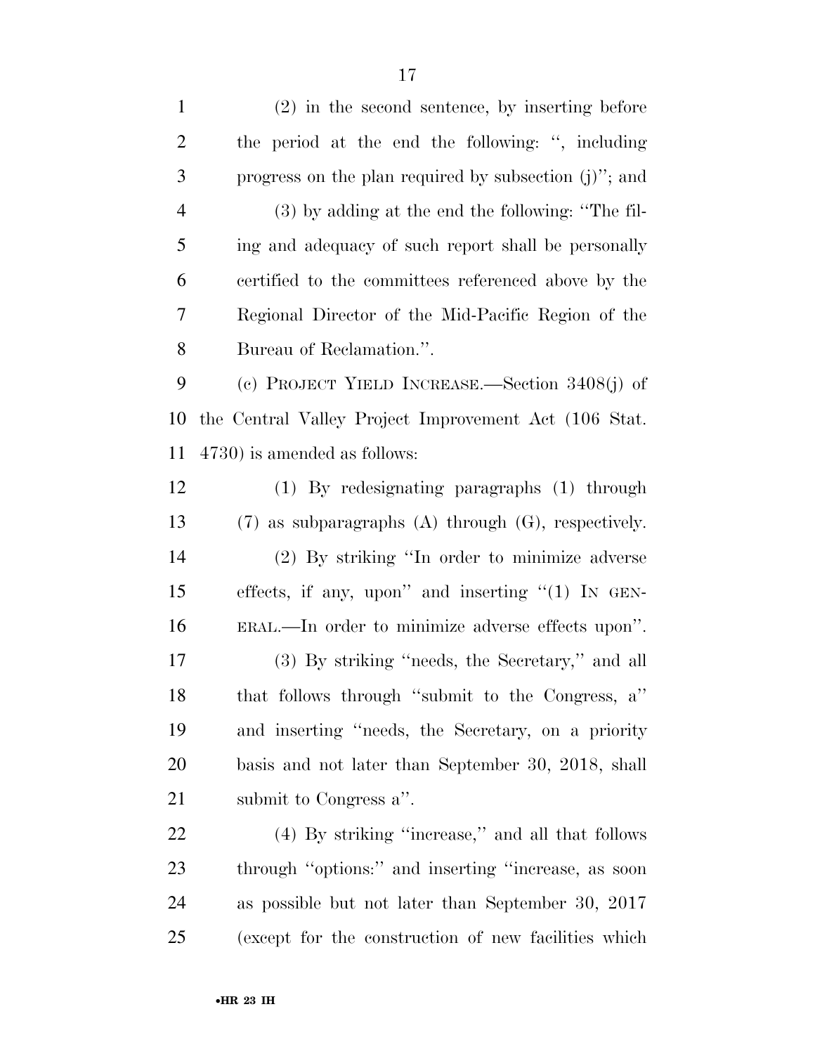(2) in the second sentence, by inserting before the period at the end the following: ", including progress on the plan required by subsection (j)"; and

(3) by adding at the end the following: "The filing and adequacy of such report shall be personally certified to the committees referenced above by the Regional Director of the Mid-Pacific Region of the Bureau of Reclamation.".

(c) PROJECT YIELD INCREASE.—Section 3408(j) of the Central Valley Project Improvement Act (106 Stat. 4730) is amended as follows:

(1) By redesignating paragraphs (1) through (7) as subparagraphs (A) through (G), respectively.

(2) By striking "In order to minimize adverse effects, if any, upon" and inserting "(1) IN GENERAL.—In order to minimize adverse effects upon".

(3) By striking "needs, the Secretary," and all that follows through "submit to the Congress, a" and inserting "needs, the Secretary, on a priority basis and not later than September 30, 2018, shall submit to Congress a".

(4) By striking "increase," and all that follows through "options:" and inserting "increase, as soon as possible but not later than September 30, 2017 (except for the construction of new facilities which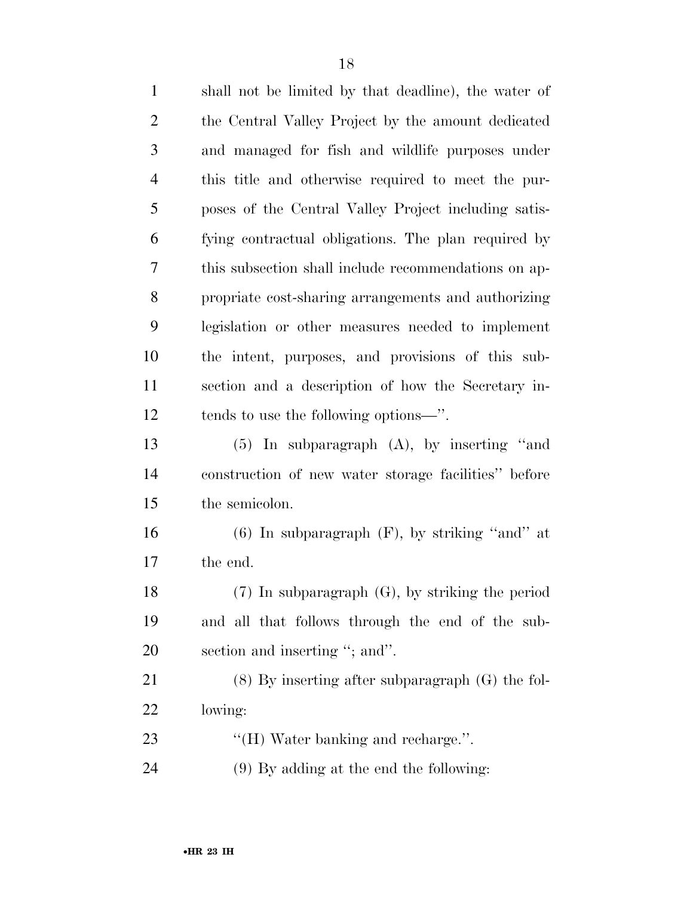shall not be limited by that deadline), the water of the Central Valley Project by the amount dedicated and managed for fish and wildlife purposes under this title and otherwise required to meet the purposes of the Central Valley Project including satisfying contractual obligations. The plan required by this subsection shall include recommendations on appropriate cost-sharing arrangements and authorizing legislation or other measures needed to implement the intent, purposes, and provisions of this subsection and a description of how the Secretary intends to use the following options—''.

(5) In subparagraph (A), by inserting ''and construction of new water storage facilities'' before the semicolon.

(6) In subparagraph (F), by striking ''and'' at the end.

(7) In subparagraph (G), by striking the period and all that follows through the end of the subsection and inserting ''; and''.

(8) By inserting after subparagraph (G) the following:

''(H) Water banking and recharge.''.

(9) By adding at the end the following: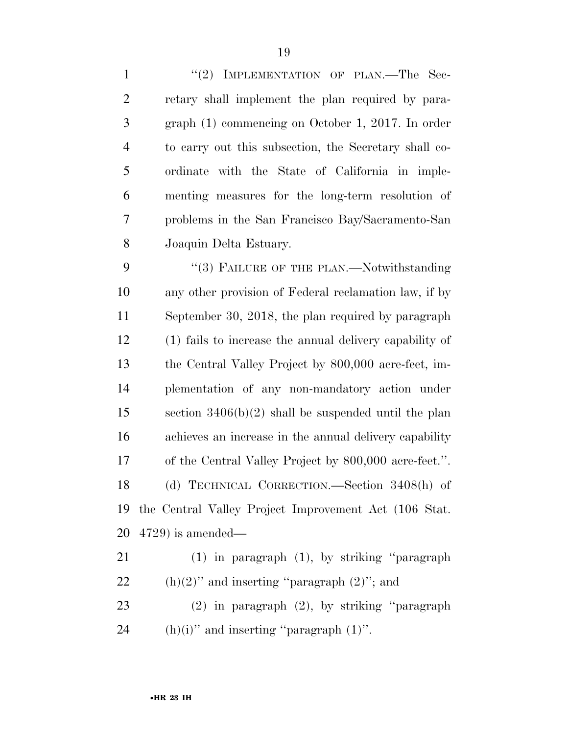"(2) IMPLEMENTATION OF PLAN.—The Secretary shall implement the plan required by paragraph (1) commencing on October 1, 2017. In order to carry out this subsection, the Secretary shall coordinate with the State of California in implementing measures for the long-term resolution of problems in the San Francisco Bay/Sacramento-San Joaquin Delta Estuary.

"(3) FAILURE OF THE PLAN.—Notwithstanding any other provision of Federal reclamation law, if by September 30, 2018, the plan required by paragraph (1) fails to increase the annual delivery capability of the Central Valley Project by 800,000 acre-feet, implementation of any non-mandatory action under section 3406(b)(2) shall be suspended until the plan achieves an increase in the annual delivery capability of the Central Valley Project by 800,000 acre-feet.".

(d) TECHNICAL CORRECTION.—Section 3408(h) of the Central Valley Project Improvement Act (106 Stat. 4729) is amended—

(1) in paragraph (1), by striking "paragraph (h)(2)" and inserting "paragraph (2)"; and

(2) in paragraph (2), by striking "paragraph (h)(i)" and inserting "paragraph (1)".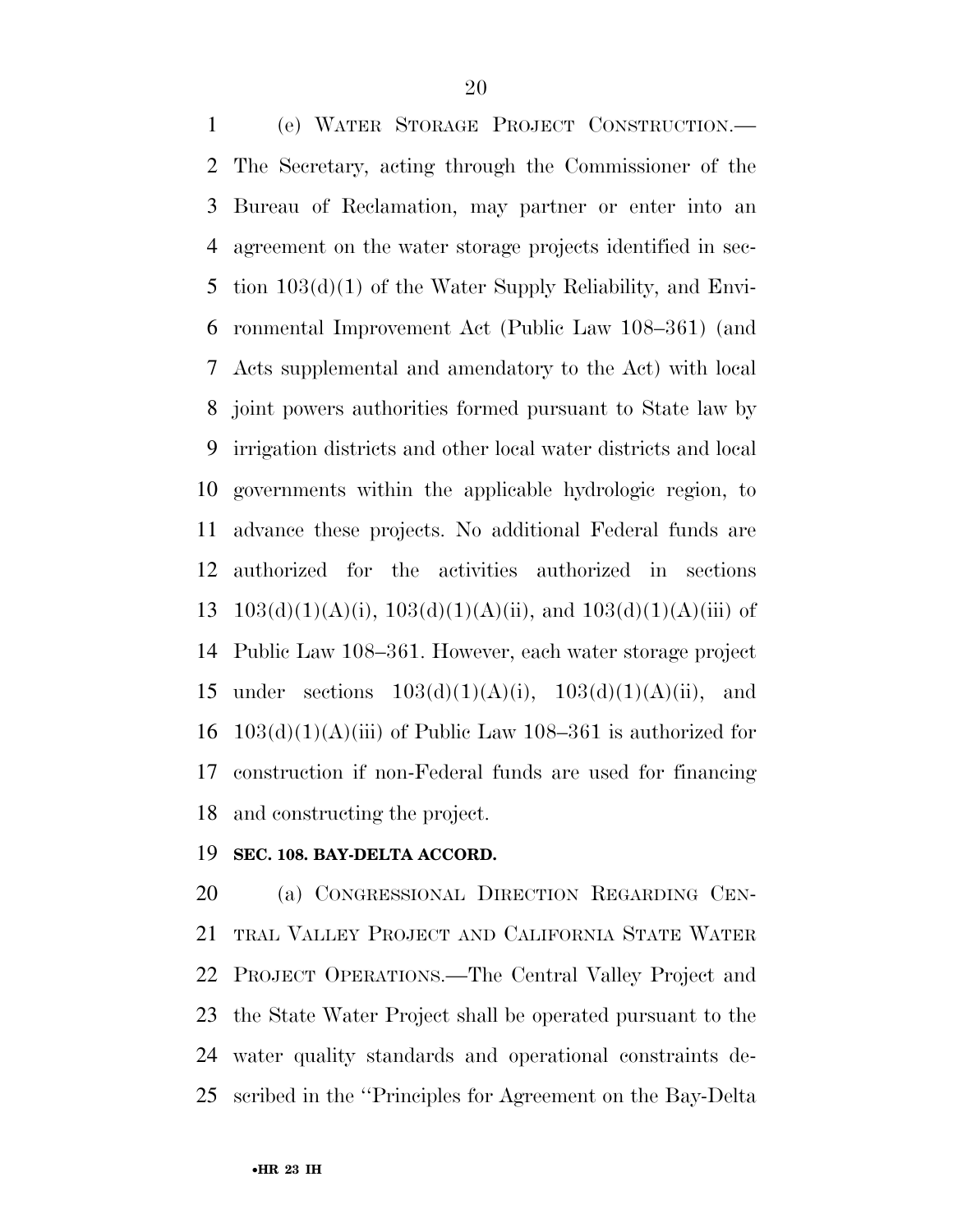(e) WATER STORAGE PROJECT CONSTRUCTION.—The Secretary, acting through the Commissioner of the Bureau of Reclamation, may partner or enter into an agreement on the water storage projects identified in section 103(d)(1) of the Water Supply Reliability, and Environmental Improvement Act (Public Law 108–361) (and Acts supplemental and amendatory to the Act) with local joint powers authorities formed pursuant to State law by irrigation districts and other local water districts and local governments within the applicable hydrologic region, to advance these projects. No additional Federal funds are authorized for the activities authorized in sections 103(d)(1)(A)(i), 103(d)(1)(A)(ii), and 103(d)(1)(A)(iii) of Public Law 108–361. However, each water storage project under sections 103(d)(1)(A)(i), 103(d)(1)(A)(ii), and 103(d)(1)(A)(iii) of Public Law 108–361 is authorized for construction if non-Federal funds are used for financing and constructing the project.

**SEC. 108. BAY-DELTA ACCORD.**

(a) CONGRESSIONAL DIRECTION REGARDING CENTRAL VALLEY PROJECT AND CALIFORNIA STATE WATER PROJECT OPERATIONS.—The Central Valley Project and the State Water Project shall be operated pursuant to the water quality standards and operational constraints described in the ''Principles for Agreement on the Bay-Delta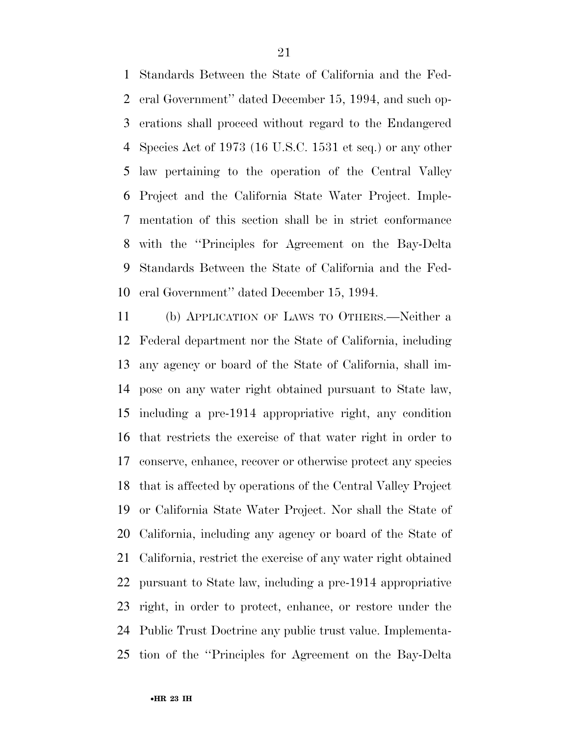Standards Between the State of California and the Federal Government'' dated December 15, 1994, and such operations shall proceed without regard to the Endangered Species Act of 1973 (16 U.S.C. 1531 et seq.) or any other law pertaining to the operation of the Central Valley Project and the California State Water Project. Implementation of this section shall be in strict conformance with the ''Principles for Agreement on the Bay-Delta Standards Between the State of California and the Federal Government'' dated December 15, 1994.

(b) APPLICATION OF LAWS TO OTHERS.—Neither a Federal department nor the State of California, including any agency or board of the State of California, shall impose on any water right obtained pursuant to State law, including a pre-1914 appropriative right, any condition that restricts the exercise of that water right in order to conserve, enhance, recover or otherwise protect any species that is affected by operations of the Central Valley Project or California State Water Project. Nor shall the State of California, including any agency or board of the State of California, restrict the exercise of any water right obtained pursuant to State law, including a pre-1914 appropriative right, in order to protect, enhance, or restore under the Public Trust Doctrine any public trust value. Implementation of the ''Principles for Agreement on the Bay-Delta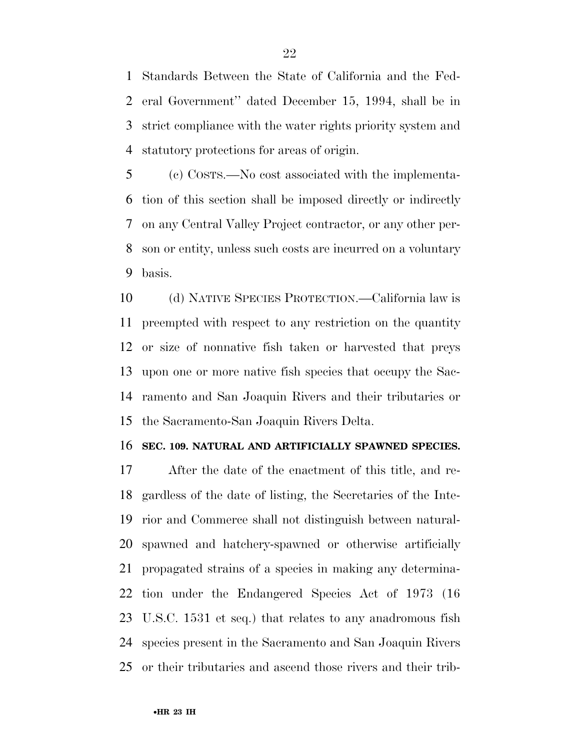Standards Between the State of California and the Federal Government'' dated December 15, 1994, shall be in strict compliance with the water rights priority system and statutory protections for areas of origin.

(c) COSTS.—No cost associated with the implementation of this section shall be imposed directly or indirectly on any Central Valley Project contractor, or any other person or entity, unless such costs are incurred on a voluntary basis.

(d) NATIVE SPECIES PROTECTION.—California law is preempted with respect to any restriction on the quantity or size of nonnative fish taken or harvested that preys upon one or more native fish species that occupy the Sacramento and San Joaquin Rivers and their tributaries or the Sacramento-San Joaquin Rivers Delta.

**SEC. 109. NATURAL AND ARTIFICIALLY SPAWNED SPECIES.**

After the date of the enactment of this title, and regardless of the date of listing, the Secretaries of the Interior and Commerce shall not distinguish between natural-spawned and hatchery-spawned or otherwise artificially propagated strains of a species in making any determination under the Endangered Species Act of 1973 (16 U.S.C. 1531 et seq.) that relates to any anadromous fish species present in the Sacramento and San Joaquin Rivers or their tributaries and ascend those rivers and their trib-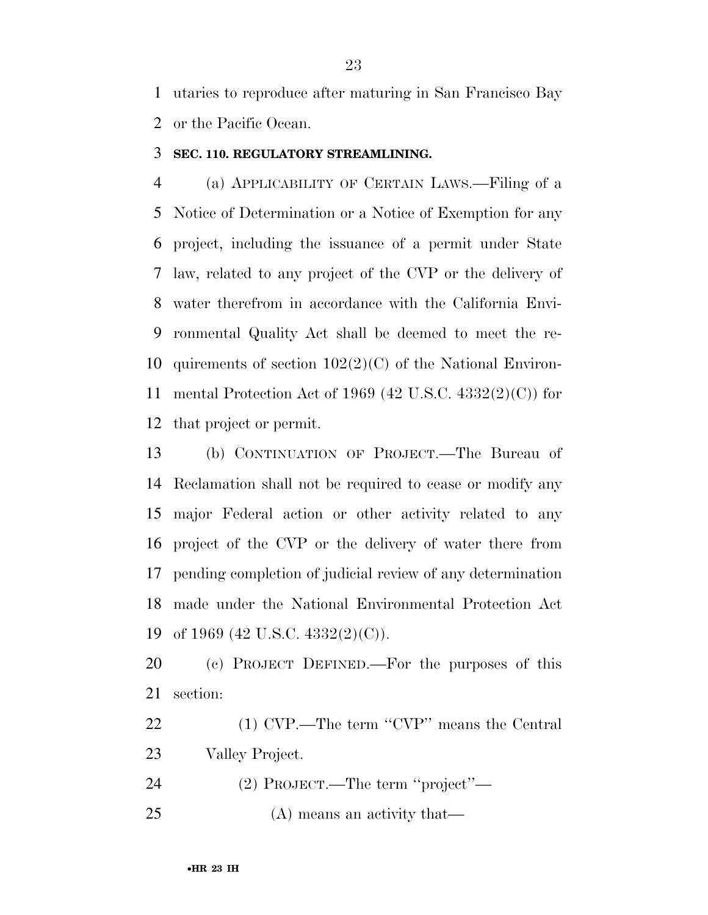utaries to reproduce after maturing in San Francisco Bay or the Pacific Ocean.

**SEC. 110. REGULATORY STREAMLINING.**

(a) APPLICABILITY OF CERTAIN LAWS.—Filing of a Notice of Determination or a Notice of Exemption for any project, including the issuance of a permit under State law, related to any project of the CVP or the delivery of water therefrom in accordance with the California Environmental Quality Act shall be deemed to meet the requirements of section 102(2)(C) of the National Environmental Protection Act of 1969 (42 U.S.C. 4332(2)(C)) for that project or permit.

(b) CONTINUATION OF PROJECT.—The Bureau of Reclamation shall not be required to cease or modify any major Federal action or other activity related to any project of the CVP or the delivery of water there from pending completion of judicial review of any determination made under the National Environmental Protection Act of 1969 (42 U.S.C. 4332(2)(C)).

(c) PROJECT DEFINED.—For the purposes of this section:

(1) CVP.—The term "CVP" means the Central Valley Project.

(2) PROJECT.—The term "project"—

(A) means an activity that—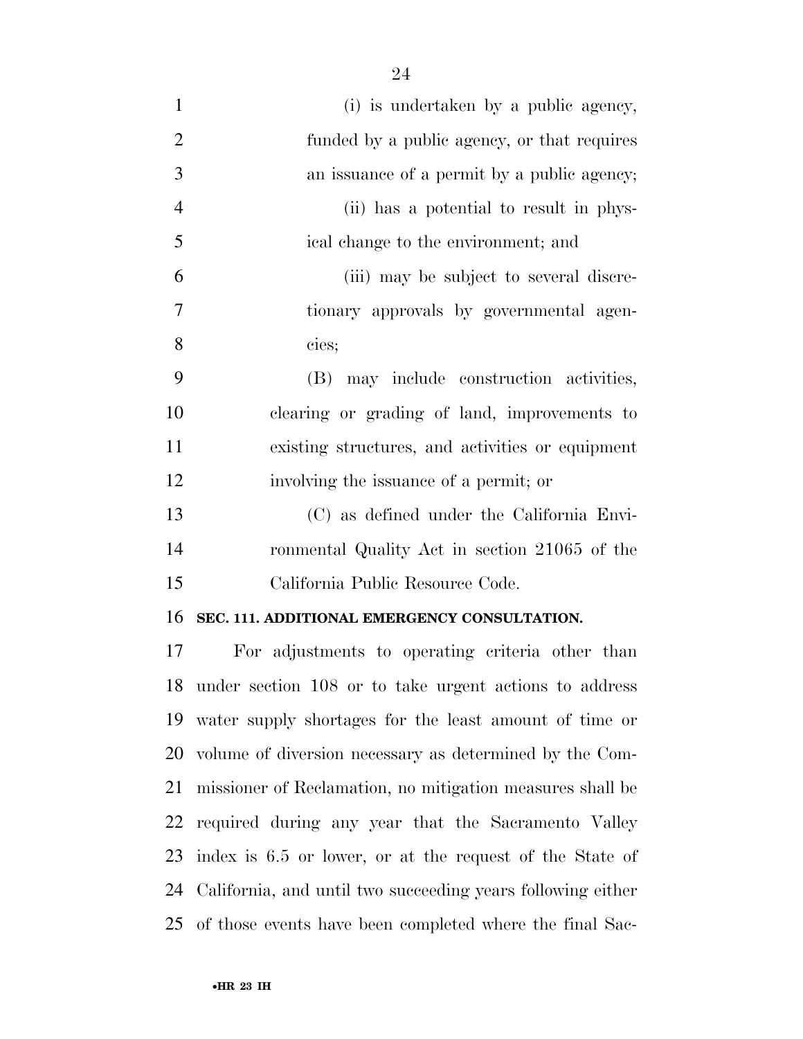(i) is undertaken by a public agency, funded by a public agency, or that requires an issuance of a permit by a public agency;

(ii) has a potential to result in physical change to the environment; and

(iii) may be subject to several discretionary approvals by governmental agencies;

(B) may include construction activities, clearing or grading of land, improvements to existing structures, and activities or equipment involving the issuance of a permit; or

(C) as defined under the California Environmental Quality Act in section 21065 of the California Public Resource Code.

**SEC. 111. ADDITIONAL EMERGENCY CONSULTATION.**

For adjustments to operating criteria other than under section 108 or to take urgent actions to address water supply shortages for the least amount of time or volume of diversion necessary as determined by the Commissioner of Reclamation, no mitigation measures shall be required during any year that the Sacramento Valley index is 6.5 or lower, or at the request of the State of California, and until two succeeding years following either of those events have been completed where the final Sac-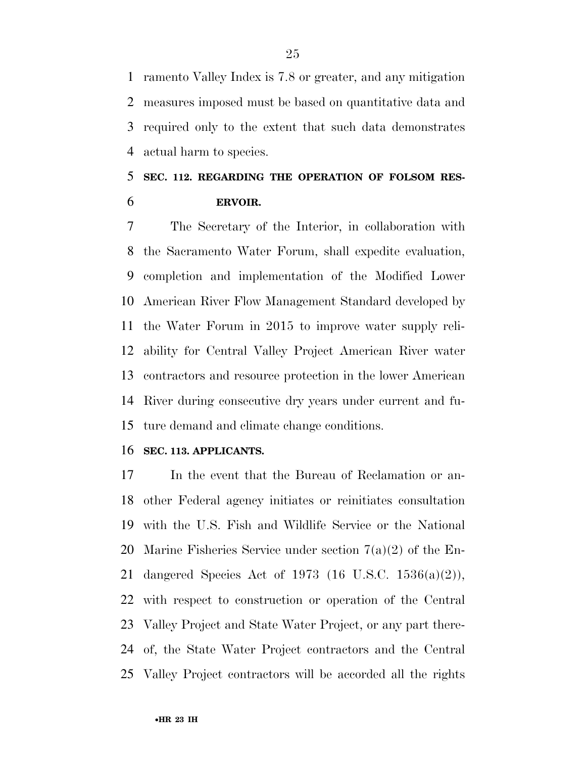ramento Valley Index is 7.8 or greater, and any mitigation measures imposed must be based on quantitative data and required only to the extent that such data demonstrates actual harm to species.

**SEC. 112. REGARDING THE OPERATION OF FOLSOM RESERVOIR.**

The Secretary of the Interior, in collaboration with the Sacramento Water Forum, shall expedite evaluation, completion and implementation of the Modified Lower American River Flow Management Standard developed by the Water Forum in 2015 to improve water supply reliability for Central Valley Project American River water contractors and resource protection in the lower American River during consecutive dry years under current and future demand and climate change conditions.

**SEC. 113. APPLICANTS.**

In the event that the Bureau of Reclamation or another Federal agency initiates or reinitiates consultation with the U.S. Fish and Wildlife Service or the National Marine Fisheries Service under section 7(a)(2) of the Endangered Species Act of 1973 (16 U.S.C. 1536(a)(2)), with respect to construction or operation of the Central Valley Project and State Water Project, or any part thereof, the State Water Project contractors and the Central Valley Project contractors will be accorded all the rights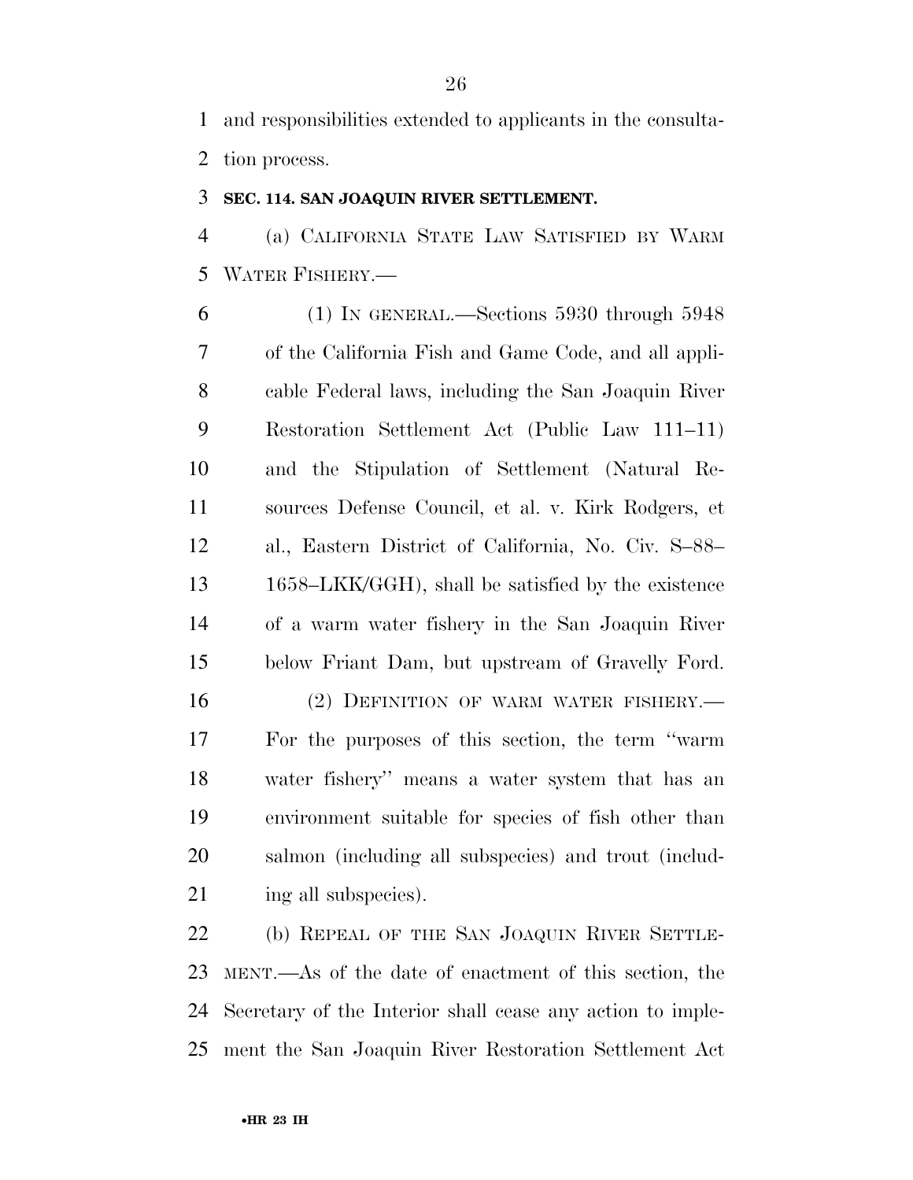and responsibilities extended to applicants in the consultation process.

### SEC. 114. SAN JOAQUIN RIVER SETTLEMENT.

(a) CALIFORNIA STATE LAW SATISFIED BY WARM WATER FISHERY.—

(1) IN GENERAL.—Sections 5930 through 5948 of the California Fish and Game Code, and all applicable Federal laws, including the San Joaquin River Restoration Settlement Act (Public Law 111–11) and the Stipulation of Settlement (Natural Resources Defense Council, et al. v. Kirk Rodgers, et al., Eastern District of California, No. Civ. S–88–1658–LKK/GGH), shall be satisfied by the existence of a warm water fishery in the San Joaquin River below Friant Dam, but upstream of Gravelly Ford.

(2) DEFINITION OF WARM WATER FISHERY.—For the purposes of this section, the term ''warm water fishery'' means a water system that has an environment suitable for species of fish other than salmon (including all subspecies) and trout (including all subspecies).

(b) REPEAL OF THE SAN JOAQUIN RIVER SETTLEMENT.—As of the date of enactment of this section, the Secretary of the Interior shall cease any action to implement the San Joaquin River Restoration Settlement Act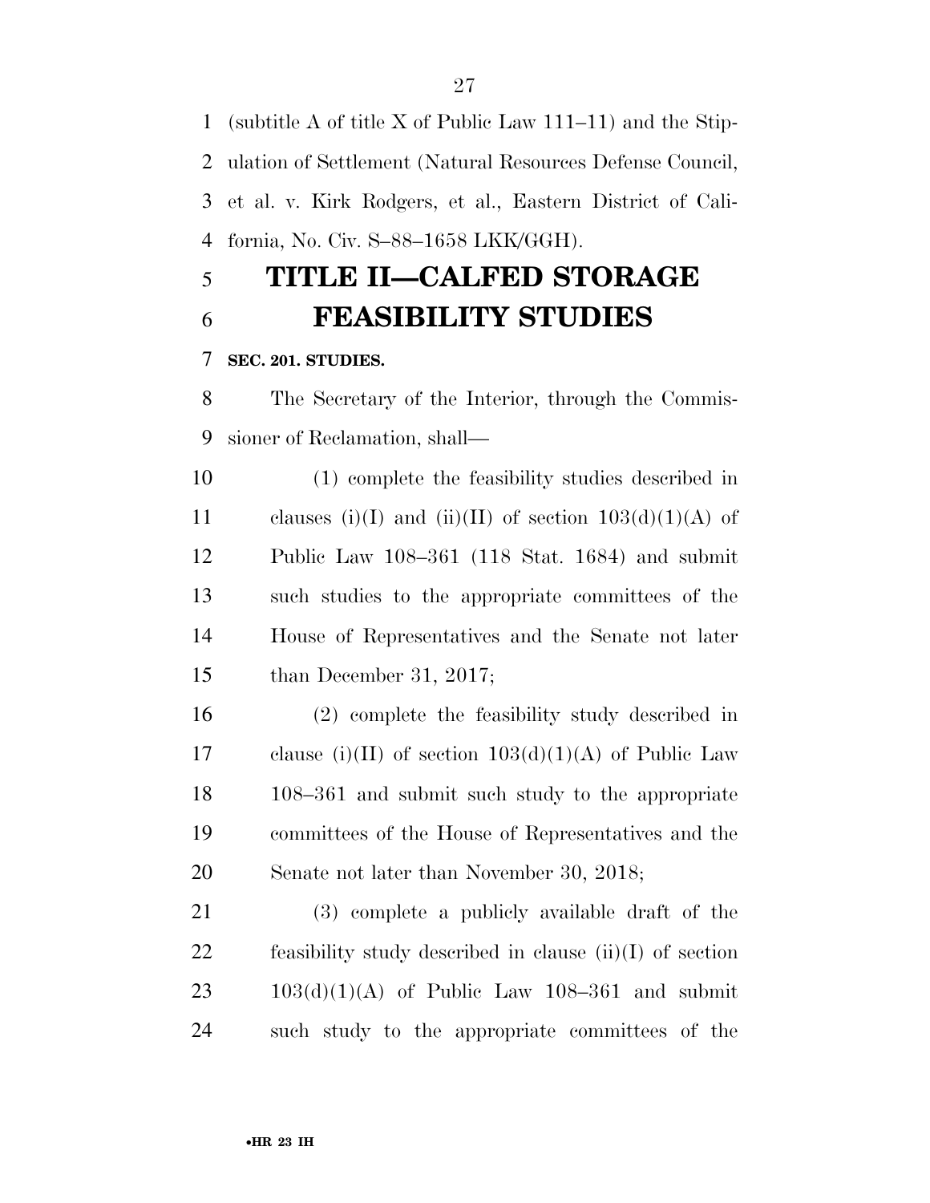(subtitle A of title X of Public Law 111–11) and the Stipulation of Settlement (Natural Resources Defense Council, et al. v. Kirk Rodgers, et al., Eastern District of California, No. Civ. S–88–1658 LKK/GGH).

# TITLE II—CALFED STORAGE FEASIBILITY STUDIES

**SEC. 201. STUDIES.**

The Secretary of the Interior, through the Commissioner of Reclamation, shall—

(1) complete the feasibility studies described in clauses (i)(I) and (ii)(II) of section 103(d)(1)(A) of Public Law 108–361 (118 Stat. 1684) and submit such studies to the appropriate committees of the House of Representatives and the Senate not later than December 31, 2017;

(2) complete the feasibility study described in clause (i)(II) of section 103(d)(1)(A) of Public Law 108–361 and submit such study to the appropriate committees of the House of Representatives and the Senate not later than November 30, 2018;

(3) complete a publicly available draft of the feasibility study described in clause (ii)(I) of section 103(d)(1)(A) of Public Law 108–361 and submit such study to the appropriate committees of the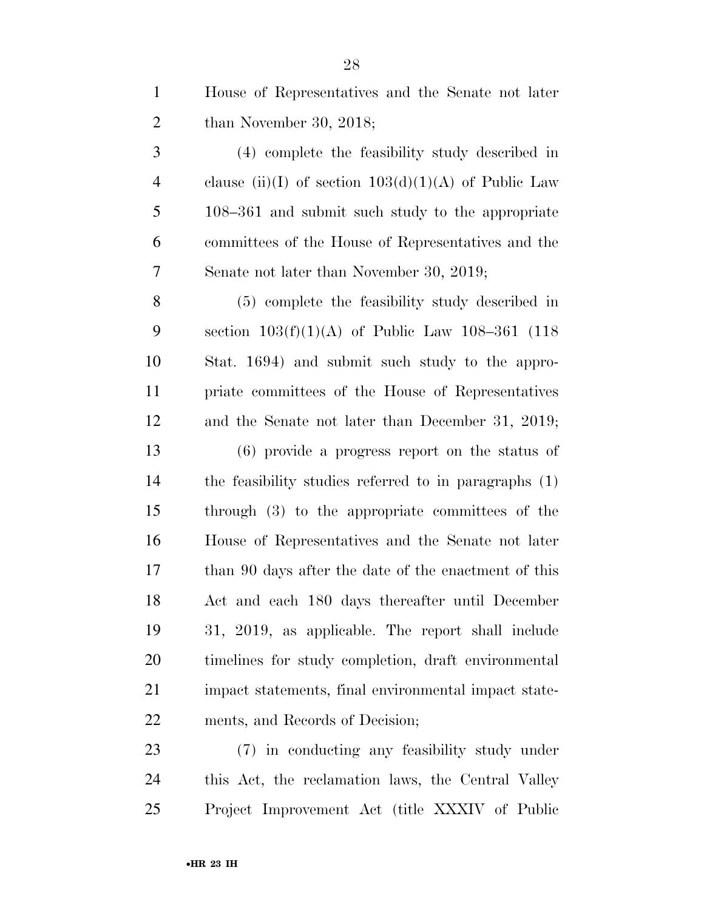House of Representatives and the Senate not later than November 30, 2018;

(4) complete the feasibility study described in clause (ii)(I) of section 103(d)(1)(A) of Public Law 108–361 and submit such study to the appropriate committees of the House of Representatives and the Senate not later than November 30, 2019;

(5) complete the feasibility study described in section 103(f)(1)(A) of Public Law 108–361 (118 Stat. 1694) and submit such study to the appropriate committees of the House of Representatives and the Senate not later than December 31, 2019;

(6) provide a progress report on the status of the feasibility studies referred to in paragraphs (1) through (3) to the appropriate committees of the House of Representatives and the Senate not later than 90 days after the date of the enactment of this Act and each 180 days thereafter until December 31, 2019, as applicable. The report shall include timelines for study completion, draft environmental impact statements, final environmental impact statements, and Records of Decision;

(7) in conducting any feasibility study under this Act, the reclamation laws, the Central Valley Project Improvement Act (title XXXIV of Public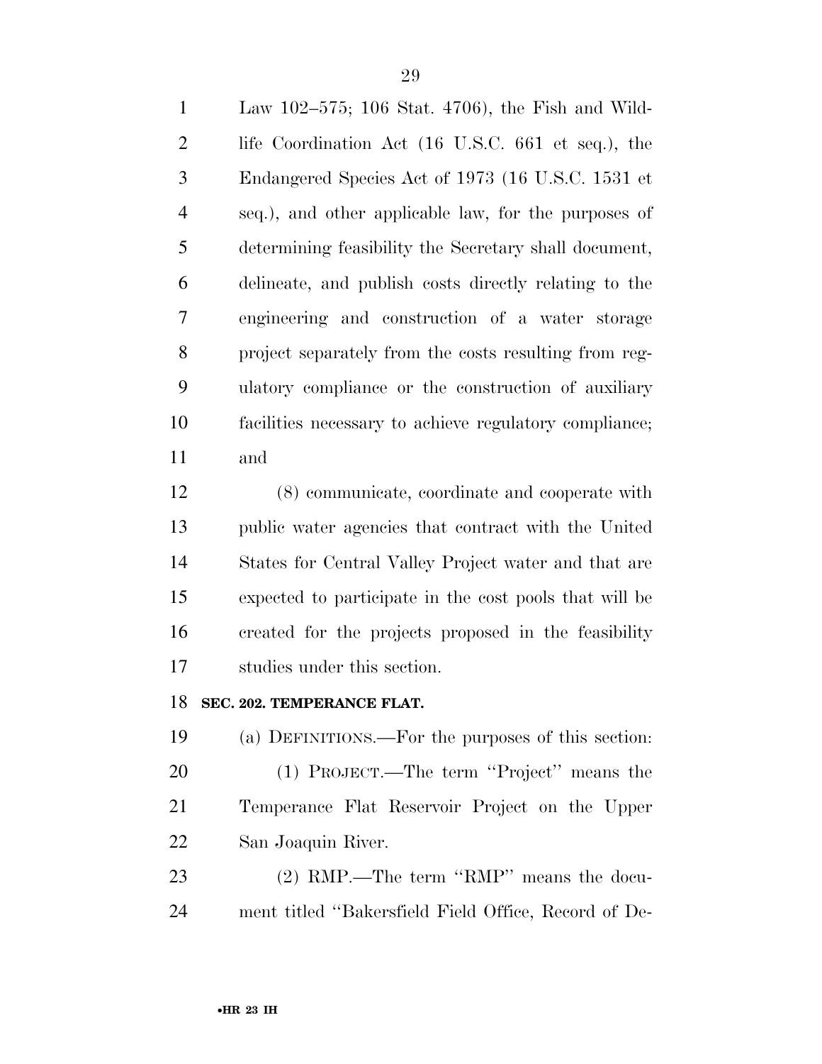Law 102–575; 106 Stat. 4706), the Fish and Wildlife Coordination Act (16 U.S.C. 661 et seq.), the Endangered Species Act of 1973 (16 U.S.C. 1531 et seq.), and other applicable law, for the purposes of determining feasibility the Secretary shall document, delineate, and publish costs directly relating to the engineering and construction of a water storage project separately from the costs resulting from regulatory compliance or the construction of auxiliary facilities necessary to achieve regulatory compliance; and

(8) communicate, coordinate and cooperate with public water agencies that contract with the United States for Central Valley Project water and that are expected to participate in the cost pools that will be created for the projects proposed in the feasibility studies under this section.

**SEC. 202. TEMPERANCE FLAT.**

(a) DEFINITIONS.—For the purposes of this section:

(1) PROJECT.—The term ''Project'' means the Temperance Flat Reservoir Project on the Upper San Joaquin River.

(2) RMP.—The term ''RMP'' means the document titled ''Bakersfield Field Office, Record of De-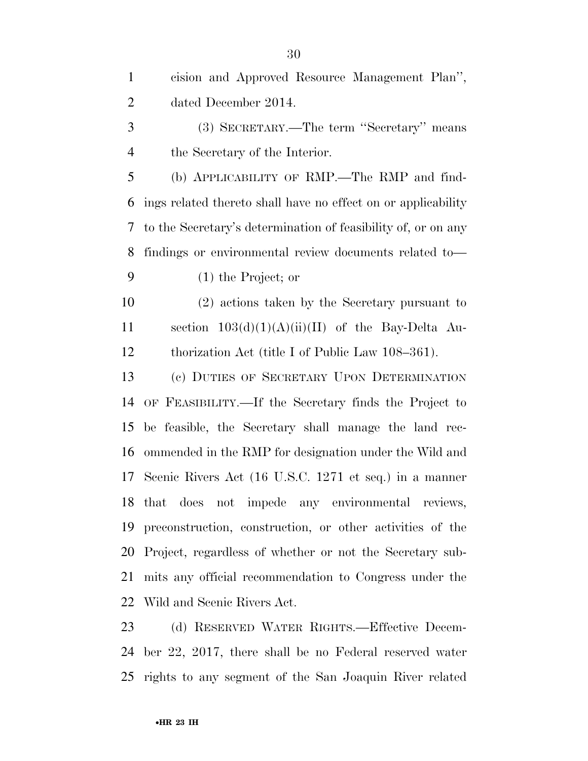cision and Approved Resource Management Plan'', dated December 2014.

(3) SECRETARY.—The term ''Secretary'' means the Secretary of the Interior.

(b) APPLICABILITY OF RMP.—The RMP and findings related thereto shall have no effect on or applicability to the Secretary's determination of feasibility of, or on any findings or environmental review documents related to—

(1) the Project; or

(2) actions taken by the Secretary pursuant to section 103(d)(1)(A)(ii)(II) of the Bay-Delta Authorization Act (title I of Public Law 108–361).

(c) DUTIES OF SECRETARY UPON DETERMINATION OF FEASIBILITY.—If the Secretary finds the Project to be feasible, the Secretary shall manage the land recommended in the RMP for designation under the Wild and Scenic Rivers Act (16 U.S.C. 1271 et seq.) in a manner that does not impede any environmental reviews, preconstruction, construction, or other activities of the Project, regardless of whether or not the Secretary submits any official recommendation to Congress under the Wild and Scenic Rivers Act.

(d) RESERVED WATER RIGHTS.—Effective December 22, 2017, there shall be no Federal reserved water rights to any segment of the San Joaquin River related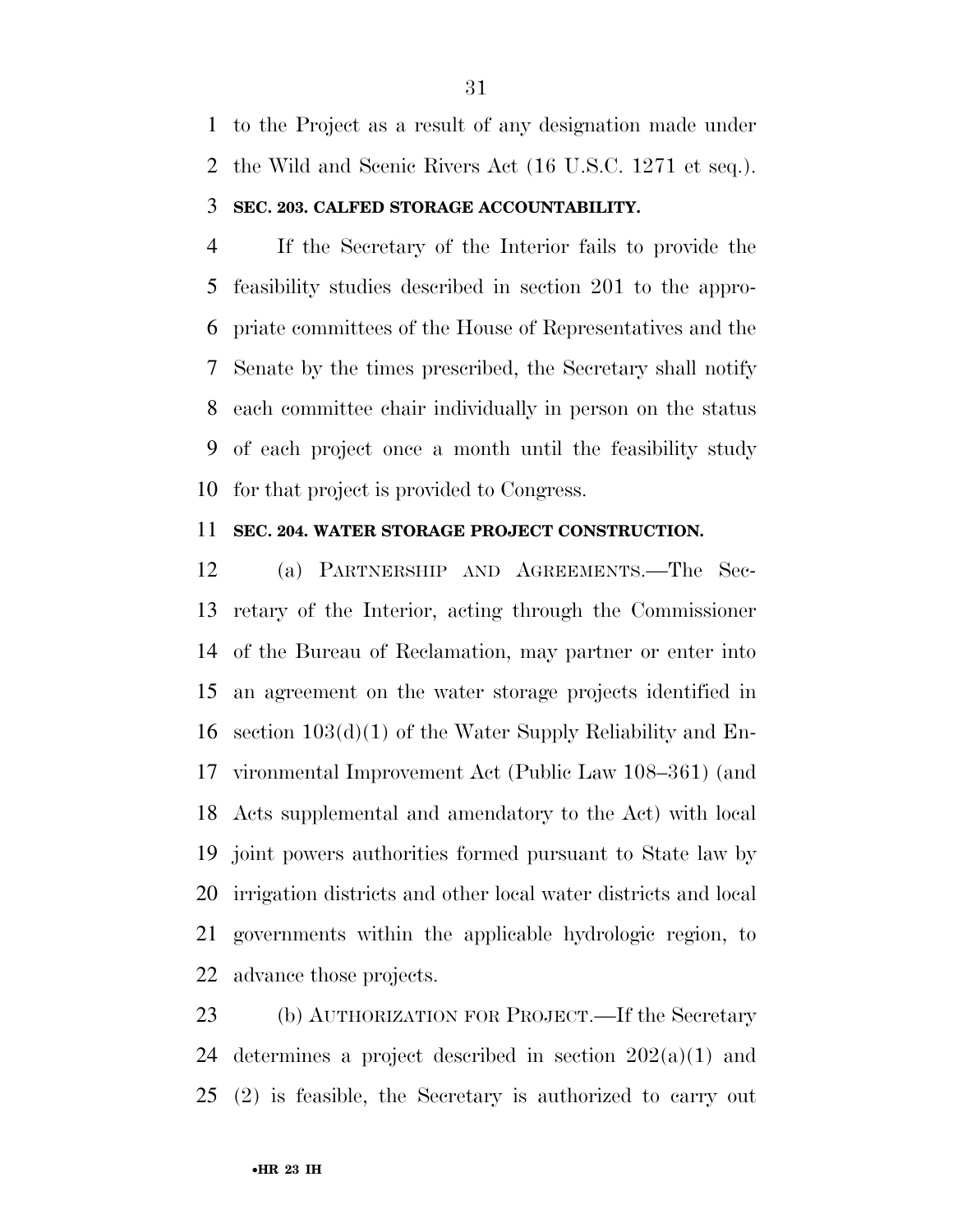to the Project as a result of any designation made under the Wild and Scenic Rivers Act (16 U.S.C. 1271 et seq.).

**SEC. 203. CALFED STORAGE ACCOUNTABILITY.**

If the Secretary of the Interior fails to provide the feasibility studies described in section 201 to the appropriate committees of the House of Representatives and the Senate by the times prescribed, the Secretary shall notify each committee chair individually in person on the status of each project once a month until the feasibility study for that project is provided to Congress.

**SEC. 204. WATER STORAGE PROJECT CONSTRUCTION.**

(a) PARTNERSHIP AND AGREEMENTS.—The Secretary of the Interior, acting through the Commissioner of the Bureau of Reclamation, may partner or enter into an agreement on the water storage projects identified in section 103(d)(1) of the Water Supply Reliability and Environmental Improvement Act (Public Law 108–361) (and Acts supplemental and amendatory to the Act) with local joint powers authorities formed pursuant to State law by irrigation districts and other local water districts and local governments within the applicable hydrologic region, to advance those projects.

(b) AUTHORIZATION FOR PROJECT.—If the Secretary determines a project described in section 202(a)(1) and (2) is feasible, the Secretary is authorized to carry out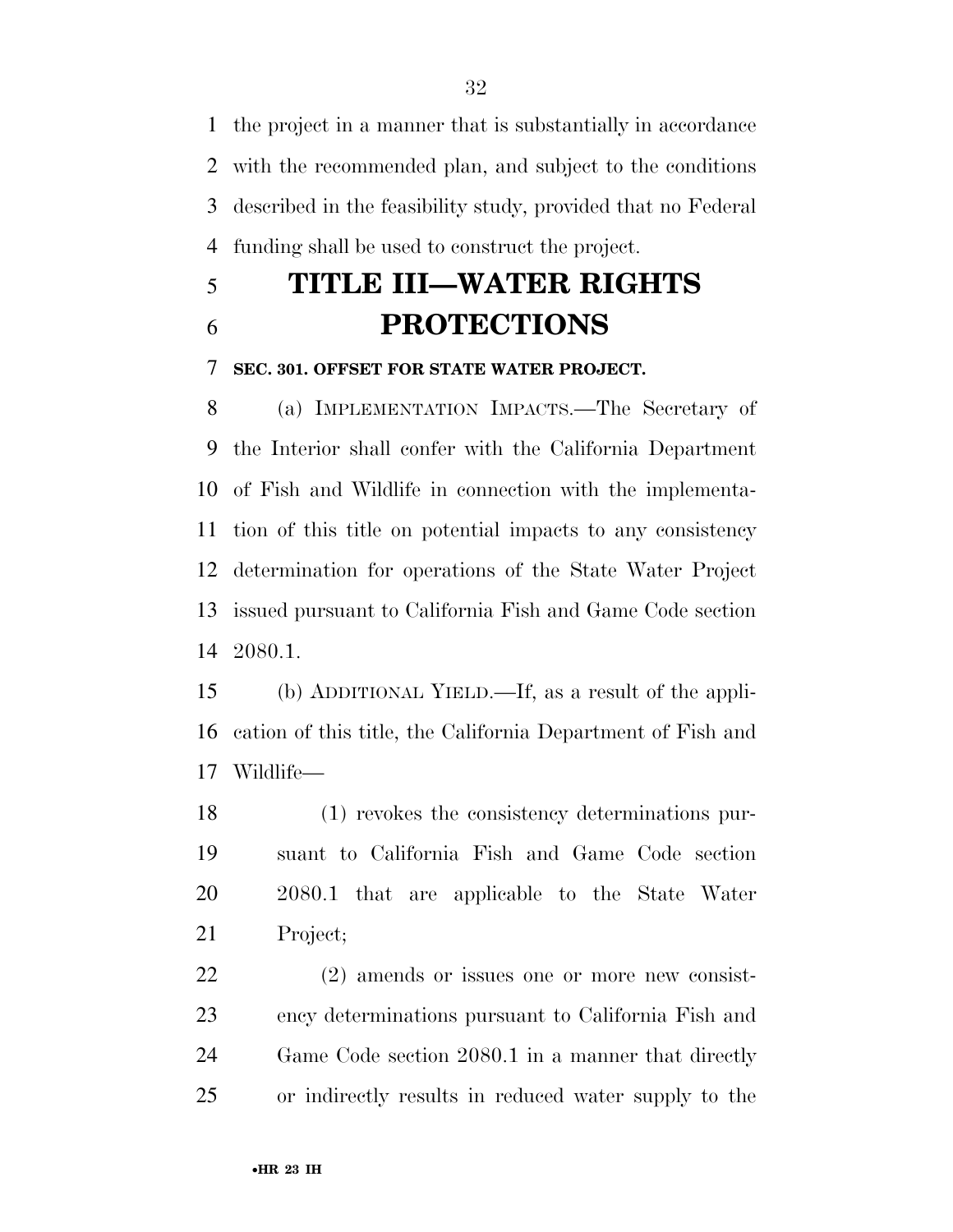the project in a manner that is substantially in accordance with the recommended plan, and subject to the conditions described in the feasibility study, provided that no Federal funding shall be used to construct the project.

# TITLE III—WATER RIGHTS PROTECTIONS

**SEC. 301. OFFSET FOR STATE WATER PROJECT.**

(a) IMPLEMENTATION IMPACTS.—The Secretary of the Interior shall confer with the California Department of Fish and Wildlife in connection with the implementation of this title on potential impacts to any consistency determination for operations of the State Water Project issued pursuant to California Fish and Game Code section 2080.1.

(b) ADDITIONAL YIELD.—If, as a result of the application of this title, the California Department of Fish and Wildlife—

(1) revokes the consistency determinations pursuant to California Fish and Game Code section 2080.1 that are applicable to the State Water Project;

(2) amends or issues one or more new consistency determinations pursuant to California Fish and Game Code section 2080.1 in a manner that directly or indirectly results in reduced water supply to the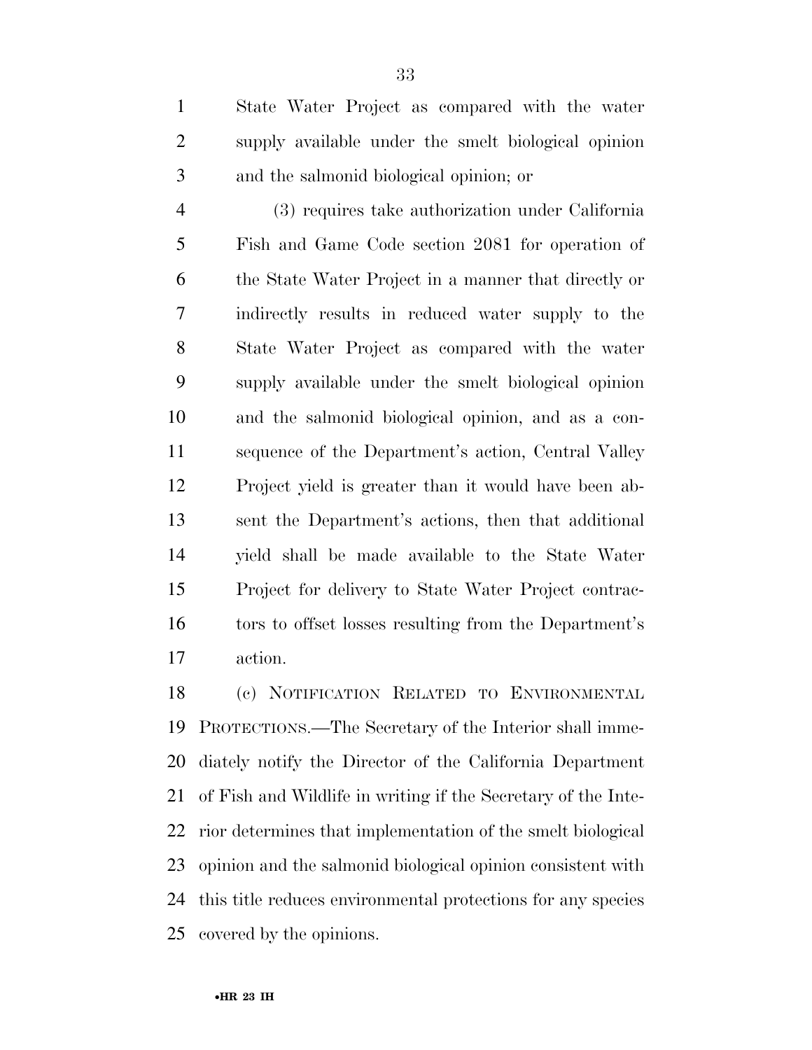State Water Project as compared with the water supply available under the smelt biological opinion and the salmonid biological opinion; or

(3) requires take authorization under California Fish and Game Code section 2081 for operation of the State Water Project in a manner that directly or indirectly results in reduced water supply to the State Water Project as compared with the water supply available under the smelt biological opinion and the salmonid biological opinion, and as a consequence of the Department's action, Central Valley Project yield is greater than it would have been absent the Department's actions, then that additional yield shall be made available to the State Water Project for delivery to State Water Project contractors to offset losses resulting from the Department's action.

(c) NOTIFICATION RELATED TO ENVIRONMENTAL PROTECTIONS.—The Secretary of the Interior shall immediately notify the Director of the California Department of Fish and Wildlife in writing if the Secretary of the Interior determines that implementation of the smelt biological opinion and the salmonid biological opinion consistent with this title reduces environmental protections for any species covered by the opinions.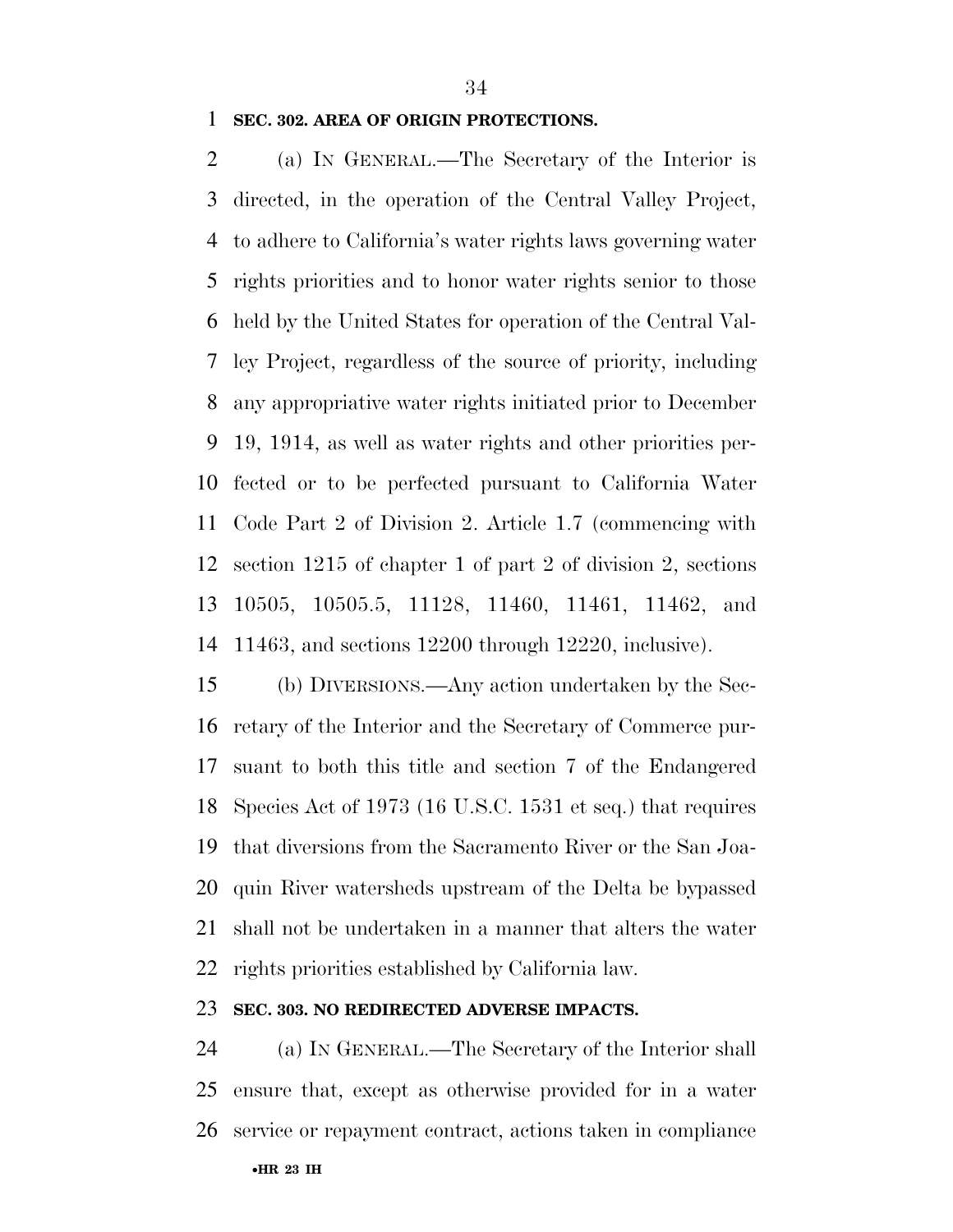**SEC. 302. AREA OF ORIGIN PROTECTIONS.**

(a) IN GENERAL.—The Secretary of the Interior is directed, in the operation of the Central Valley Project, to adhere to California's water rights laws governing water rights priorities and to honor water rights senior to those held by the United States for operation of the Central Valley Project, regardless of the source of priority, including any appropriative water rights initiated prior to December 19, 1914, as well as water rights and other priorities perfected or to be perfected pursuant to California Water Code Part 2 of Division 2. Article 1.7 (commencing with section 1215 of chapter 1 of part 2 of division 2, sections 10505, 10505.5, 11128, 11460, 11461, 11462, and 11463, and sections 12200 through 12220, inclusive).

(b) DIVERSIONS.—Any action undertaken by the Secretary of the Interior and the Secretary of Commerce pursuant to both this title and section 7 of the Endangered Species Act of 1973 (16 U.S.C. 1531 et seq.) that requires that diversions from the Sacramento River or the San Joaquin River watersheds upstream of the Delta be bypassed shall not be undertaken in a manner that alters the water rights priorities established by California law.

**SEC. 303. NO REDIRECTED ADVERSE IMPACTS.**

(a) IN GENERAL.—The Secretary of the Interior shall ensure that, except as otherwise provided for in a water service or repayment contract, actions taken in compliance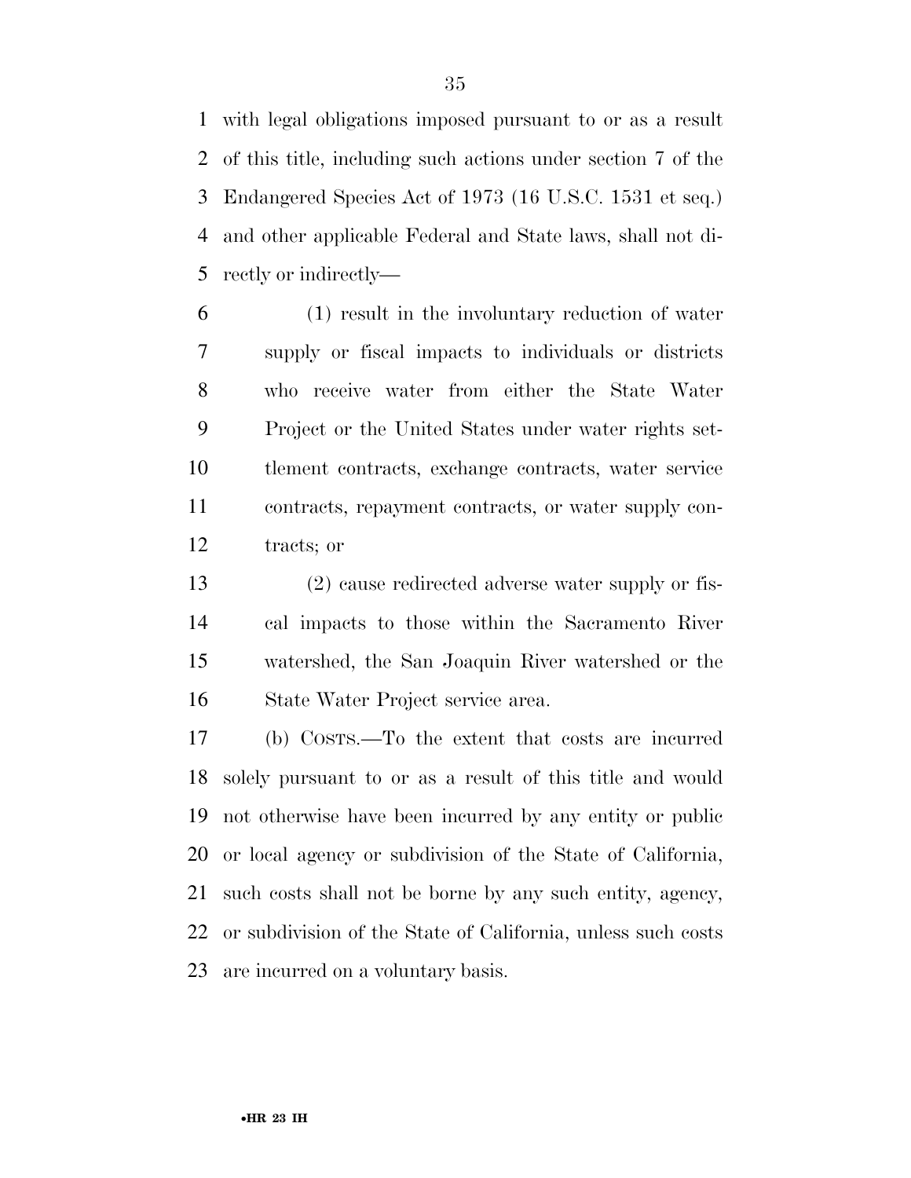with legal obligations imposed pursuant to or as a result of this title, including such actions under section 7 of the Endangered Species Act of 1973 (16 U.S.C. 1531 et seq.) and other applicable Federal and State laws, shall not directly or indirectly—

(1) result in the involuntary reduction of water supply or fiscal impacts to individuals or districts who receive water from either the State Water Project or the United States under water rights settlement contracts, exchange contracts, water service contracts, repayment contracts, or water supply contracts; or

(2) cause redirected adverse water supply or fiscal impacts to those within the Sacramento River watershed, the San Joaquin River watershed or the State Water Project service area.

(b) COSTS.—To the extent that costs are incurred solely pursuant to or as a result of this title and would not otherwise have been incurred by any entity or public or local agency or subdivision of the State of California, such costs shall not be borne by any such entity, agency, or subdivision of the State of California, unless such costs are incurred on a voluntary basis.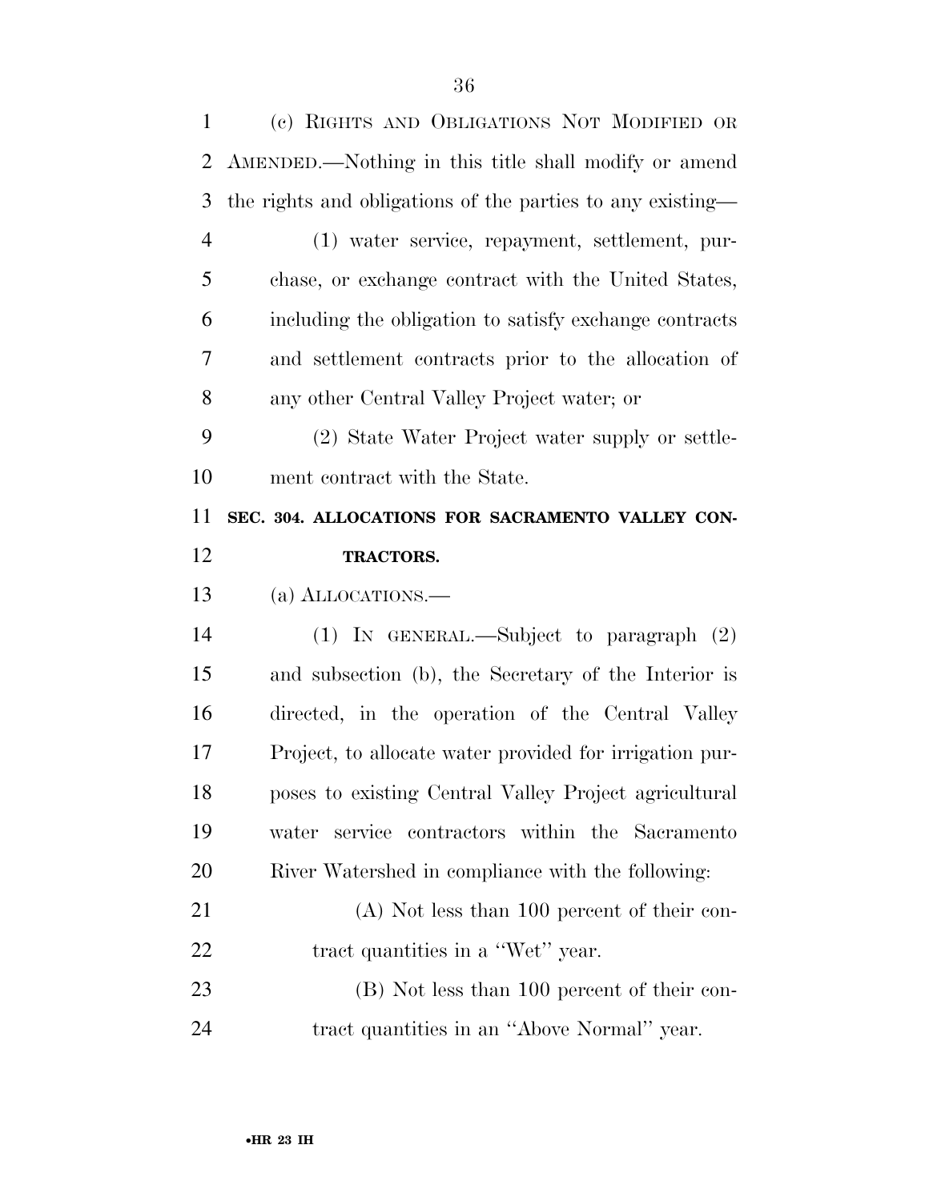(c) RIGHTS AND OBLIGATIONS NOT MODIFIED OR AMENDED.—Nothing in this title shall modify or amend the rights and obligations of the parties to any existing—

(1) water service, repayment, settlement, purchase, or exchange contract with the United States, including the obligation to satisfy exchange contracts and settlement contracts prior to the allocation of any other Central Valley Project water; or

(2) State Water Project water supply or settlement contract with the State.

**SEC. 304. ALLOCATIONS FOR SACRAMENTO VALLEY CONTRACTORS.**

(a) ALLOCATIONS.—

(1) IN GENERAL.—Subject to paragraph (2) and subsection (b), the Secretary of the Interior is directed, in the operation of the Central Valley Project, to allocate water provided for irrigation purposes to existing Central Valley Project agricultural water service contractors within the Sacramento River Watershed in compliance with the following:

(A) Not less than 100 percent of their contract quantities in a ''Wet'' year.

(B) Not less than 100 percent of their contract quantities in an ''Above Normal'' year.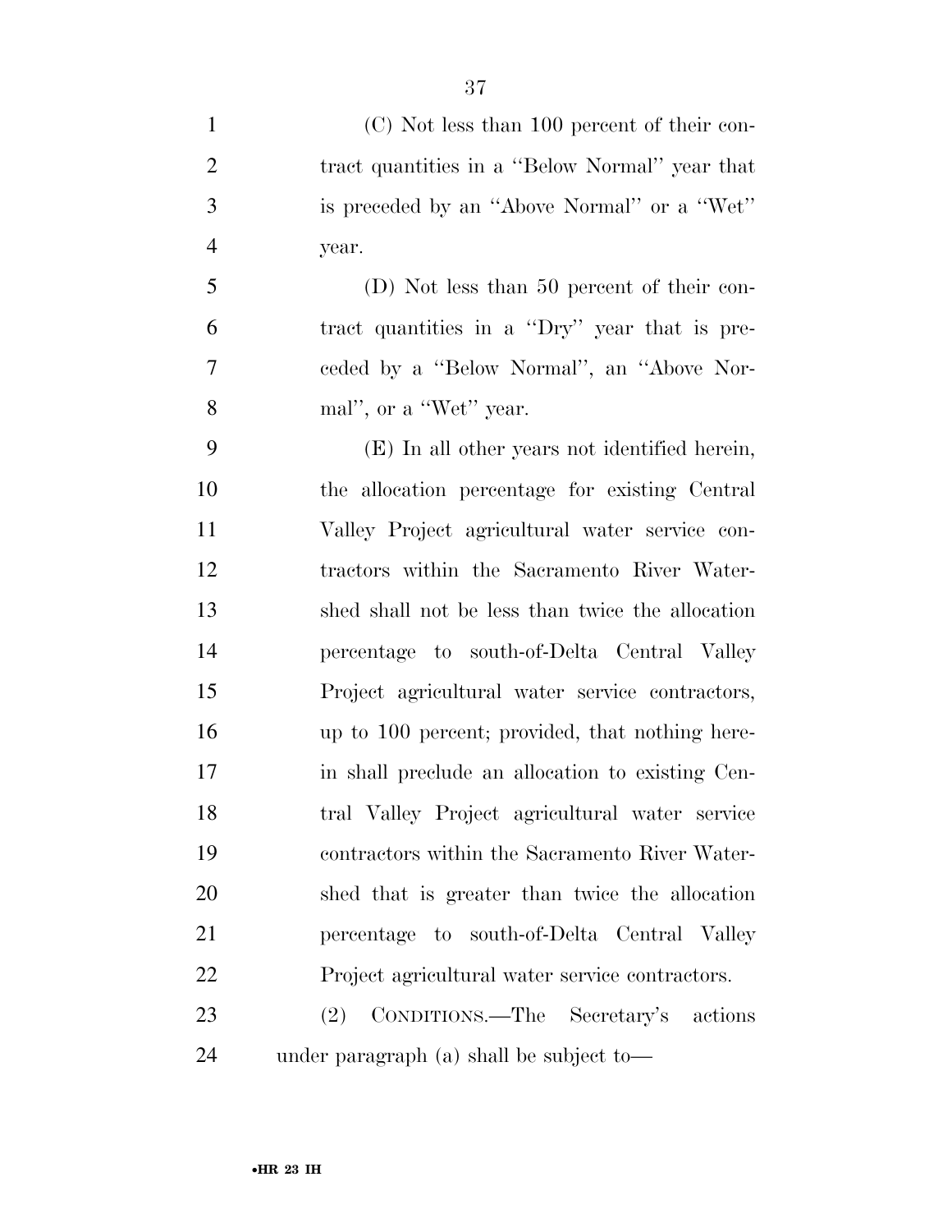(C) Not less than 100 percent of their contract quantities in a ''Below Normal'' year that is preceded by an ''Above Normal'' or a ''Wet'' year.

(D) Not less than 50 percent of their contract quantities in a ''Dry'' year that is preceded by a ''Below Normal'', an ''Above Normal'', or a ''Wet'' year.

(E) In all other years not identified herein, the allocation percentage for existing Central Valley Project agricultural water service contractors within the Sacramento River Watershed shall not be less than twice the allocation percentage to south-of-Delta Central Valley Project agricultural water service contractors, up to 100 percent; provided, that nothing herein shall preclude an allocation to existing Central Valley Project agricultural water service contractors within the Sacramento River Watershed that is greater than twice the allocation percentage to south-of-Delta Central Valley Project agricultural water service contractors.

(2) CONDITIONS.—The Secretary's actions under paragraph (a) shall be subject to—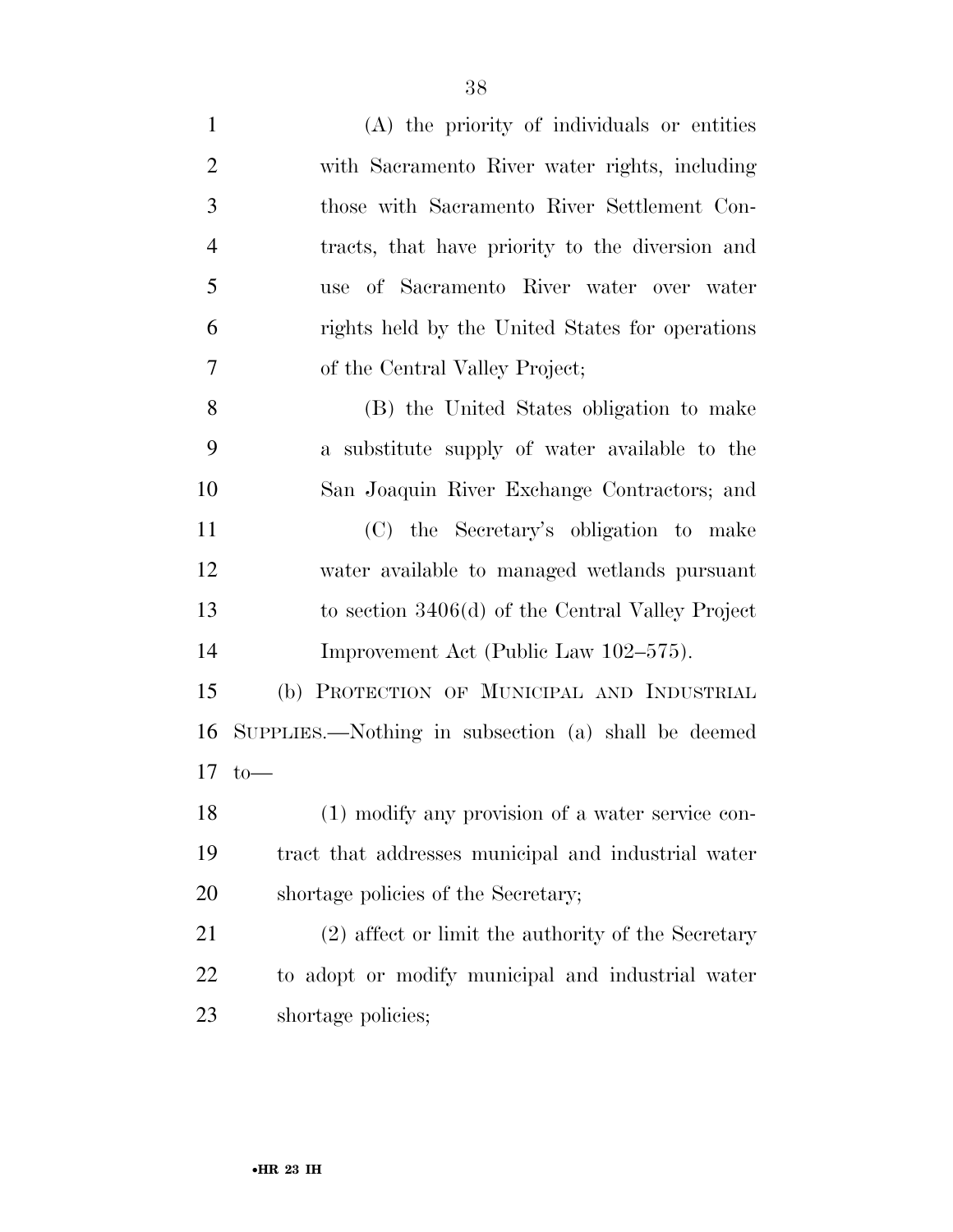(A) the priority of individuals or entities with Sacramento River water rights, including those with Sacramento River Settlement Contracts, that have priority to the diversion and use of Sacramento River water over water rights held by the United States for operations of the Central Valley Project;

(B) the United States obligation to make a substitute supply of water available to the San Joaquin River Exchange Contractors; and

(C) the Secretary's obligation to make water available to managed wetlands pursuant to section 3406(d) of the Central Valley Project Improvement Act (Public Law 102–575).

(b) PROTECTION OF MUNICIPAL AND INDUSTRIAL SUPPLIES.—Nothing in subsection (a) shall be deemed to—

(1) modify any provision of a water service contract that addresses municipal and industrial water shortage policies of the Secretary;

(2) affect or limit the authority of the Secretary to adopt or modify municipal and industrial water shortage policies;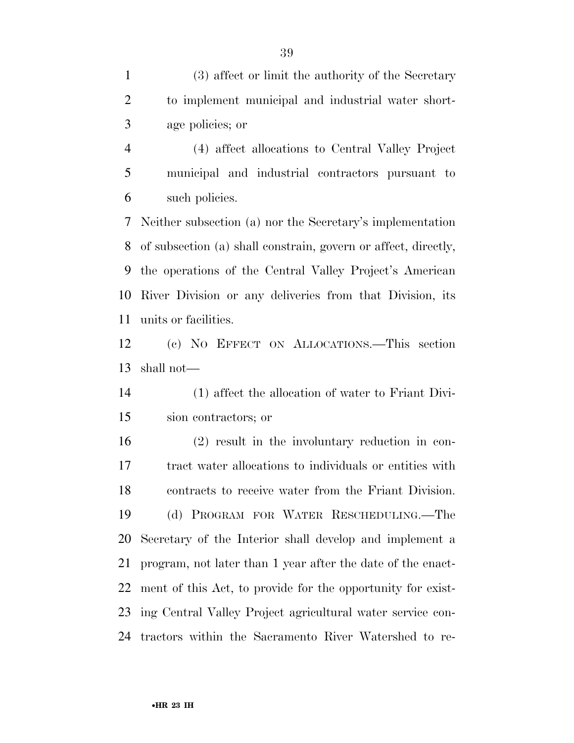(3) affect or limit the authority of the Secretary to implement municipal and industrial water shortage policies; or

(4) affect allocations to Central Valley Project municipal and industrial contractors pursuant to such policies.

Neither subsection (a) nor the Secretary's implementation of subsection (a) shall constrain, govern or affect, directly, the operations of the Central Valley Project's American River Division or any deliveries from that Division, its units or facilities.

(c) NO EFFECT ON ALLOCATIONS.—This section shall not—

(1) affect the allocation of water to Friant Division contractors; or

(2) result in the involuntary reduction in contract water allocations to individuals or entities with contracts to receive water from the Friant Division.

(d) PROGRAM FOR WATER RESCHEDULING.—The Secretary of the Interior shall develop and implement a program, not later than 1 year after the date of the enactment of this Act, to provide for the opportunity for existing Central Valley Project agricultural water service contractors within the Sacramento River Watershed to re-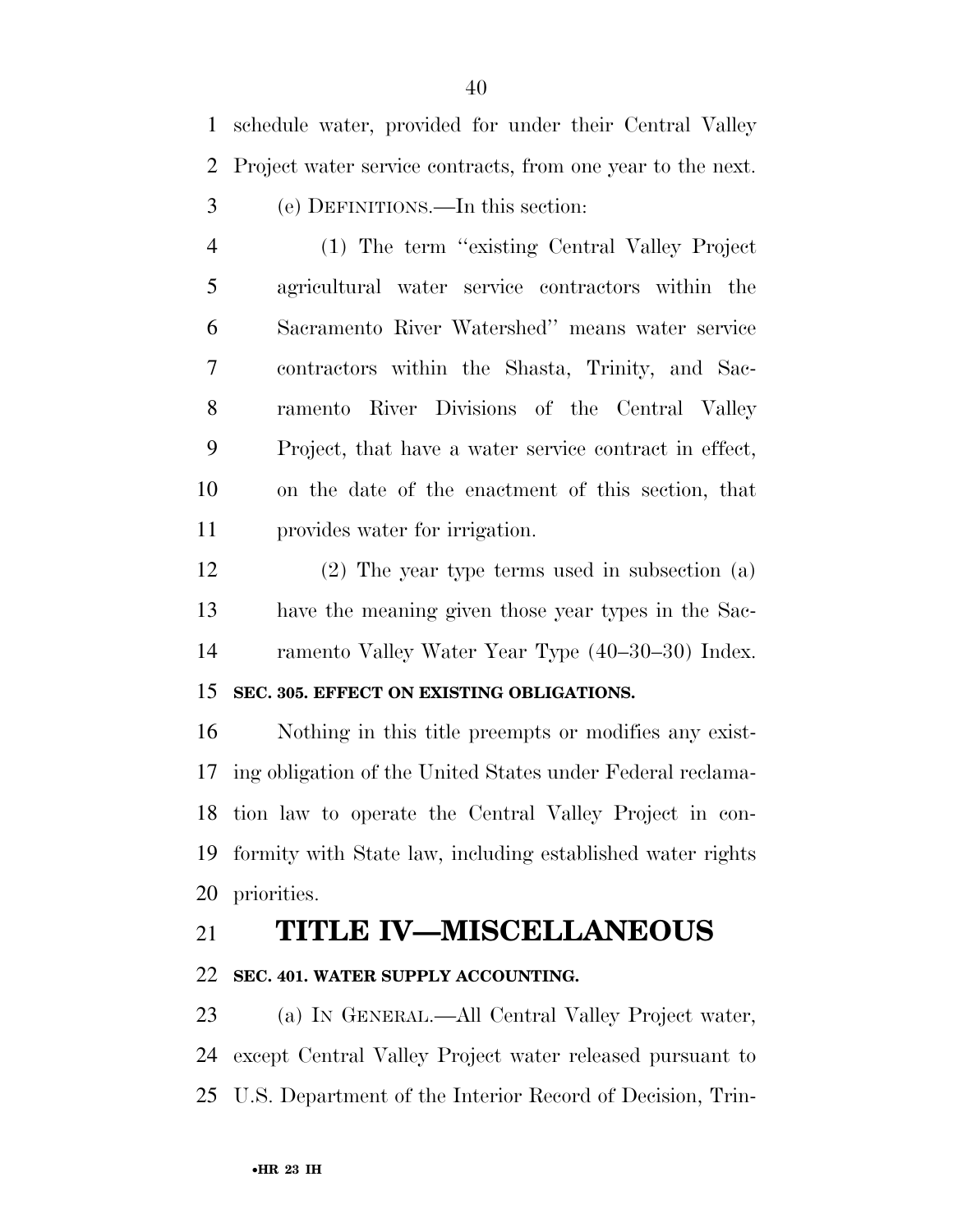schedule water, provided for under their Central Valley Project water service contracts, from one year to the next.

(e) DEFINITIONS.—In this section:

(1) The term ''existing Central Valley Project agricultural water service contractors within the Sacramento River Watershed'' means water service contractors within the Shasta, Trinity, and Sacramento River Divisions of the Central Valley Project, that have a water service contract in effect, on the date of the enactment of this section, that provides water for irrigation.

(2) The year type terms used in subsection (a) have the meaning given those year types in the Sacramento Valley Water Year Type (40–30–30) Index.

**SEC. 305. EFFECT ON EXISTING OBLIGATIONS.**

Nothing in this title preempts or modifies any existing obligation of the United States under Federal reclamation law to operate the Central Valley Project in conformity with State law, including established water rights priorities.

# TITLE IV—MISCELLANEOUS

**SEC. 401. WATER SUPPLY ACCOUNTING.**

(a) IN GENERAL.—All Central Valley Project water, except Central Valley Project water released pursuant to U.S. Department of the Interior Record of Decision, Trin-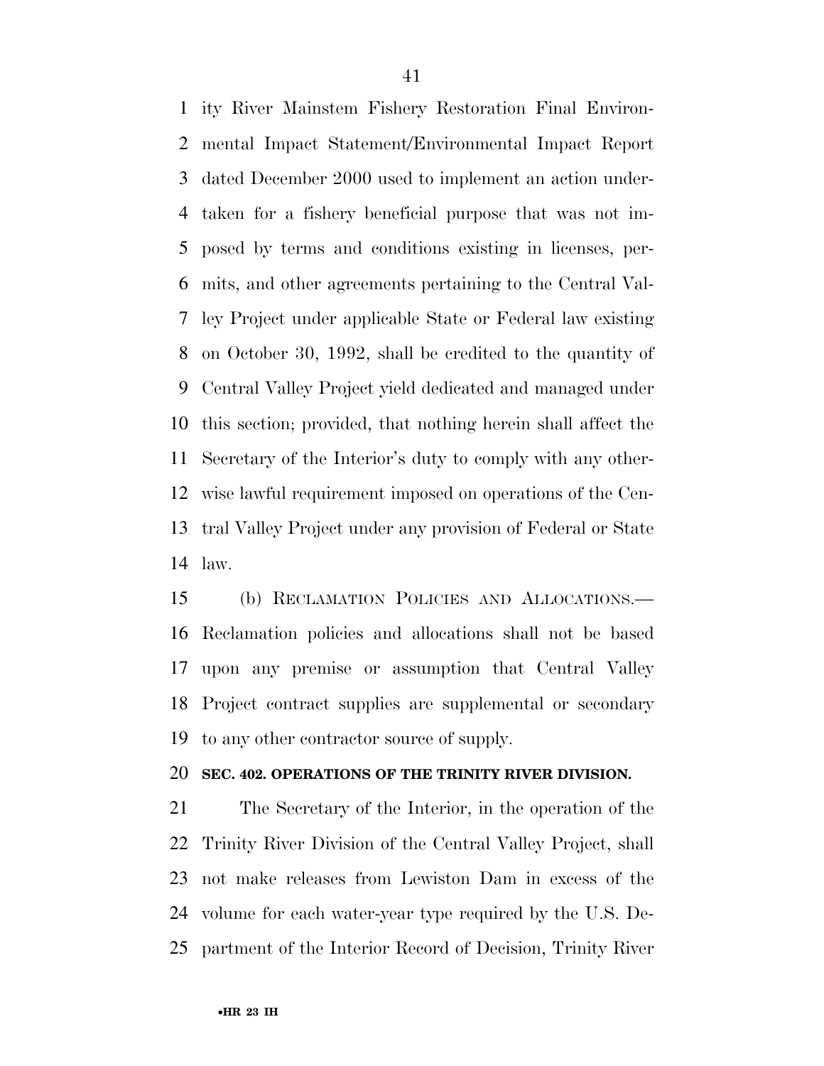ity River Mainstem Fishery Restoration Final Environmental Impact Statement/Environmental Impact Report dated December 2000 used to implement an action undertaken for a fishery beneficial purpose that was not imposed by terms and conditions existing in licenses, permits, and other agreements pertaining to the Central Valley Project under applicable State or Federal law existing on October 30, 1992, shall be credited to the quantity of Central Valley Project yield dedicated and managed under this section; provided, that nothing herein shall affect the Secretary of the Interior's duty to comply with any otherwise lawful requirement imposed on operations of the Central Valley Project under any provision of Federal or State law.

(b) RECLAMATION POLICIES AND ALLOCATIONS.—Reclamation policies and allocations shall not be based upon any premise or assumption that Central Valley Project contract supplies are supplemental or secondary to any other contractor source of supply.

**SEC. 402. OPERATIONS OF THE TRINITY RIVER DIVISION.**

The Secretary of the Interior, in the operation of the Trinity River Division of the Central Valley Project, shall not make releases from Lewiston Dam in excess of the volume for each water-year type required by the U.S. Department of the Interior Record of Decision, Trinity River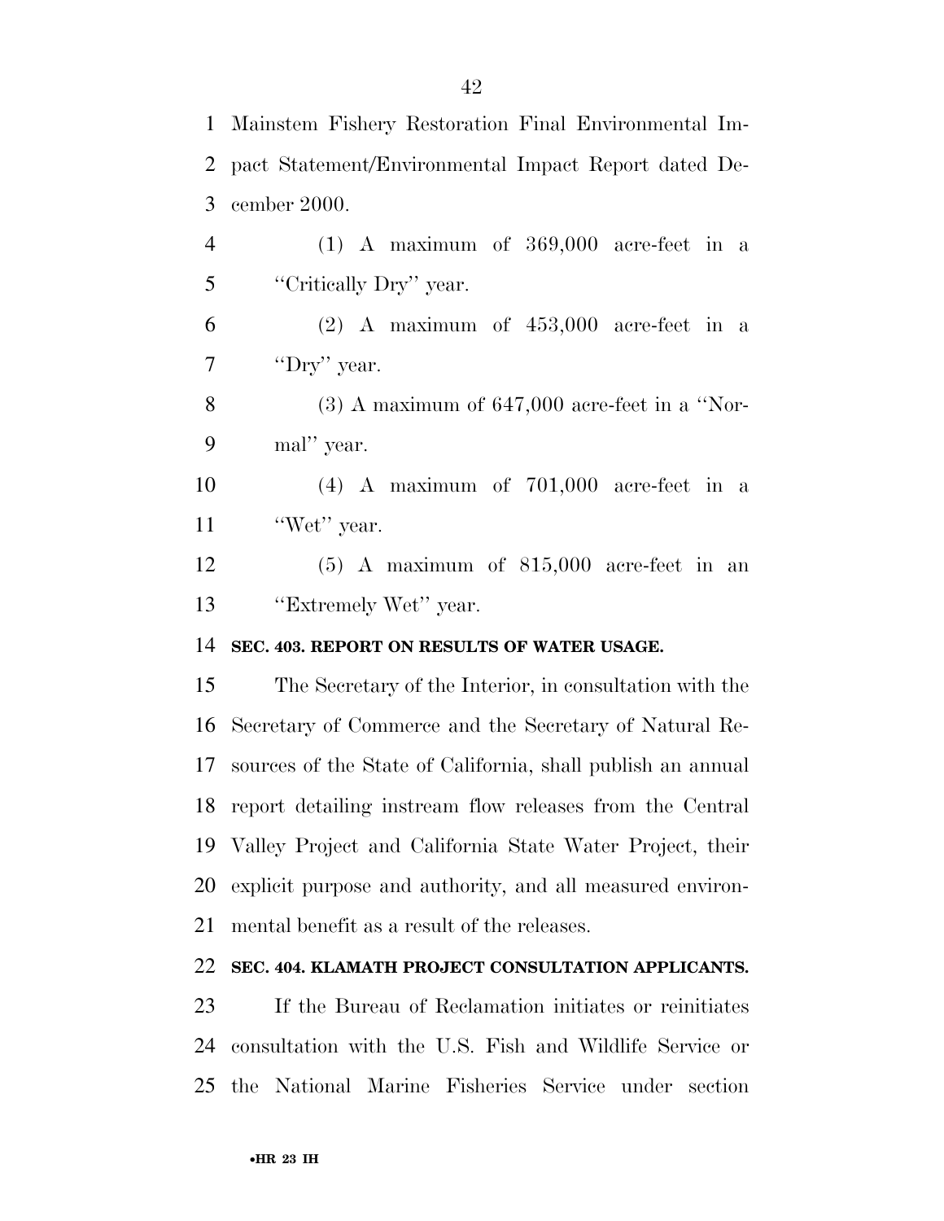Mainstem Fishery Restoration Final Environmental Impact Statement/Environmental Impact Report dated December 2000.

(1) A maximum of 369,000 acre-feet in a "Critically Dry" year.

(2) A maximum of 453,000 acre-feet in a "Dry" year.

(3) A maximum of 647,000 acre-feet in a "Normal" year.

(4) A maximum of 701,000 acre-feet in a "Wet" year.

(5) A maximum of 815,000 acre-feet in an "Extremely Wet" year.

**SEC. 403. REPORT ON RESULTS OF WATER USAGE.**

The Secretary of the Interior, in consultation with the Secretary of Commerce and the Secretary of Natural Resources of the State of California, shall publish an annual report detailing instream flow releases from the Central Valley Project and California State Water Project, their explicit purpose and authority, and all measured environmental benefit as a result of the releases.

**SEC. 404. KLAMATH PROJECT CONSULTATION APPLICANTS.**

If the Bureau of Reclamation initiates or reinitiates consultation with the U.S. Fish and Wildlife Service or the National Marine Fisheries Service under section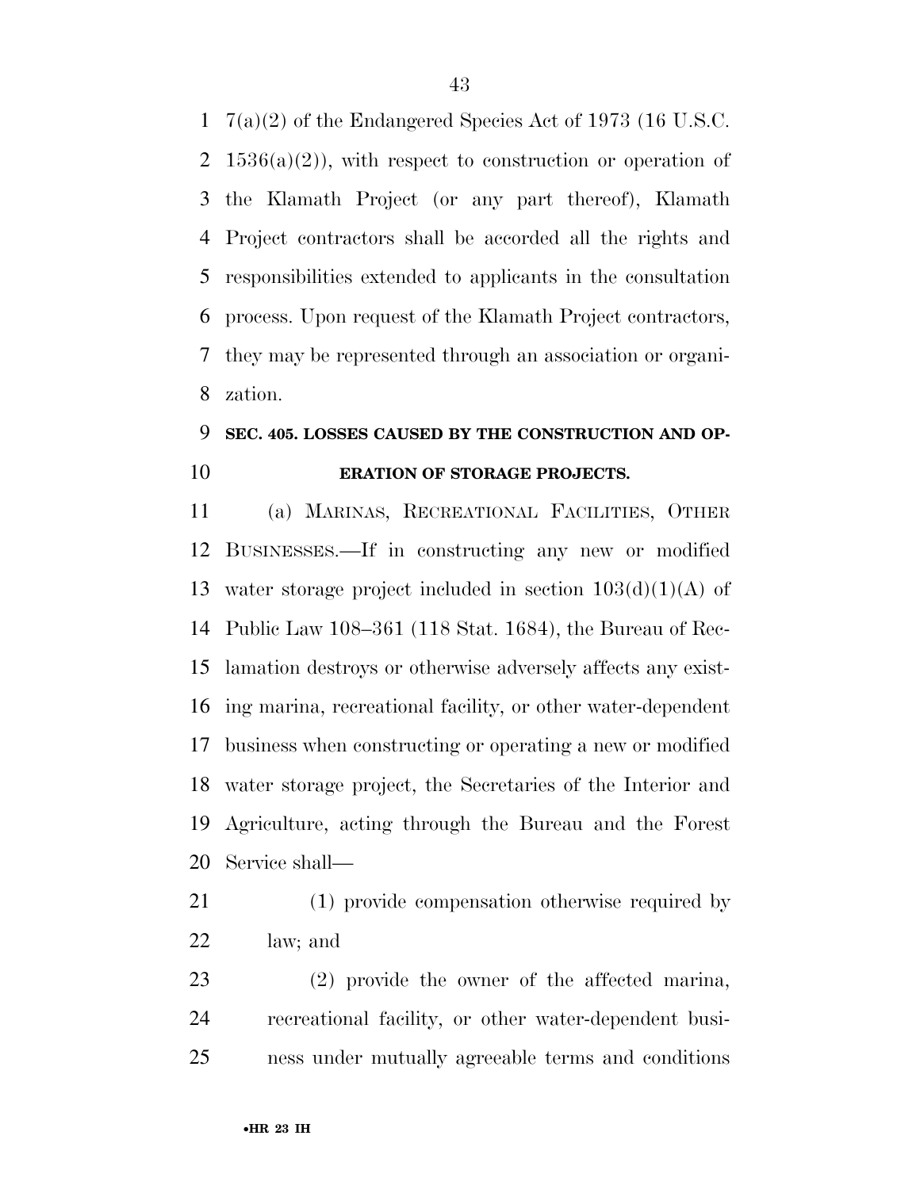7(a)(2) of the Endangered Species Act of 1973 (16 U.S.C. 1536(a)(2)), with respect to construction or operation of the Klamath Project (or any part thereof), Klamath Project contractors shall be accorded all the rights and responsibilities extended to applicants in the consultation process. Upon request of the Klamath Project contractors, they may be represented through an association or organization.

### SEC. 405. LOSSES CAUSED BY THE CONSTRUCTION AND OPERATION OF STORAGE PROJECTS.

(a) MARINAS, RECREATIONAL FACILITIES, OTHER BUSINESSES.—If in constructing any new or modified water storage project included in section 103(d)(1)(A) of Public Law 108–361 (118 Stat. 1684), the Bureau of Reclamation destroys or otherwise adversely affects any existing marina, recreational facility, or other water-dependent business when constructing or operating a new or modified water storage project, the Secretaries of the Interior and Agriculture, acting through the Bureau and the Forest Service shall—

(1) provide compensation otherwise required by law; and

(2) provide the owner of the affected marina, recreational facility, or other water-dependent business under mutually agreeable terms and conditions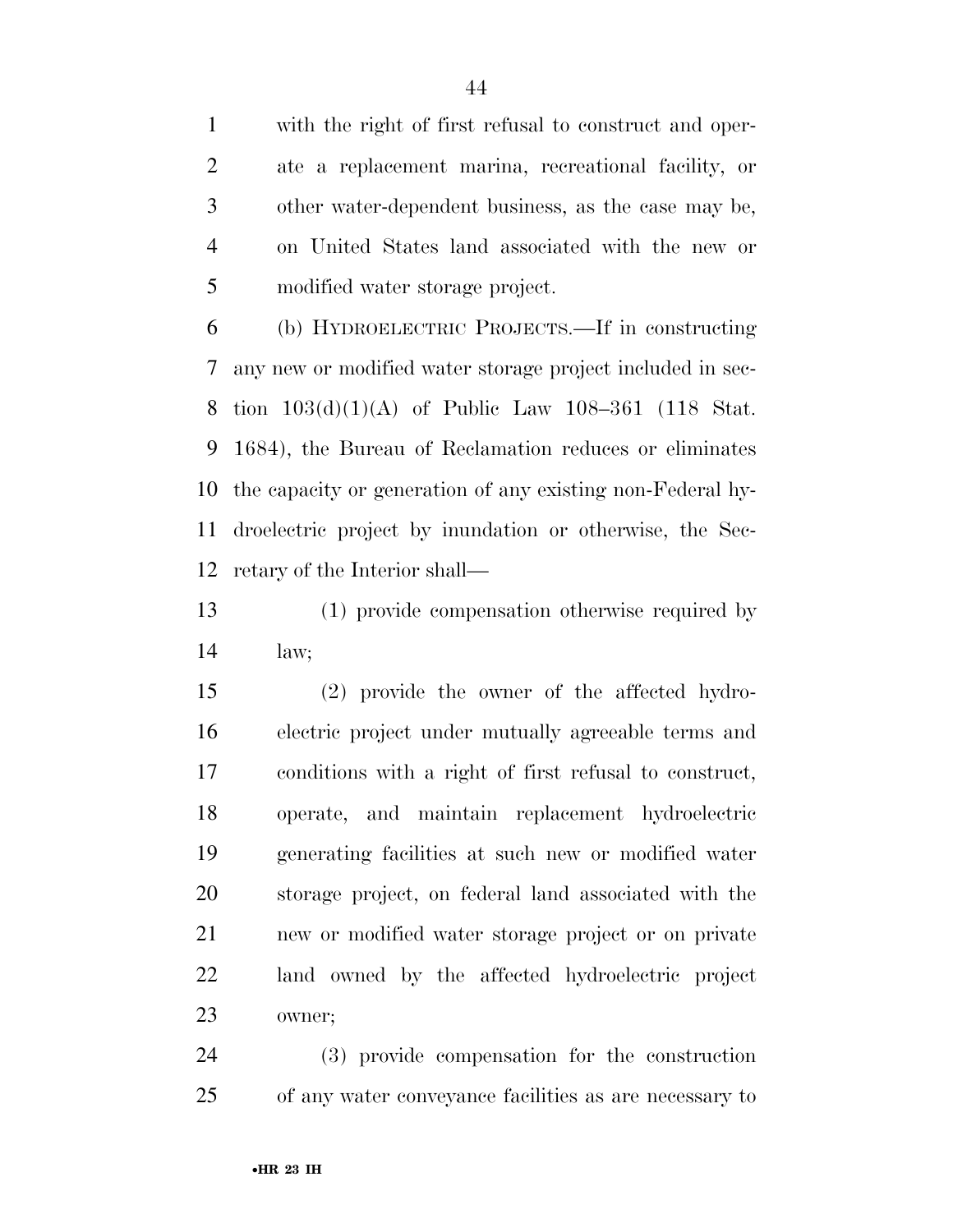with the right of first refusal to construct and operate a replacement marina, recreational facility, or other water-dependent business, as the case may be, on United States land associated with the new or modified water storage project.

(b) HYDROELECTRIC PROJECTS.—If in constructing any new or modified water storage project included in section 103(d)(1)(A) of Public Law 108–361 (118 Stat. 1684), the Bureau of Reclamation reduces or eliminates the capacity or generation of any existing non-Federal hydroelectric project by inundation or otherwise, the Secretary of the Interior shall—

(1) provide compensation otherwise required by law;

(2) provide the owner of the affected hydroelectric project under mutually agreeable terms and conditions with a right of first refusal to construct, operate, and maintain replacement hydroelectric generating facilities at such new or modified water storage project, on federal land associated with the new or modified water storage project or on private land owned by the affected hydroelectric project owner;

(3) provide compensation for the construction of any water conveyance facilities as are necessary to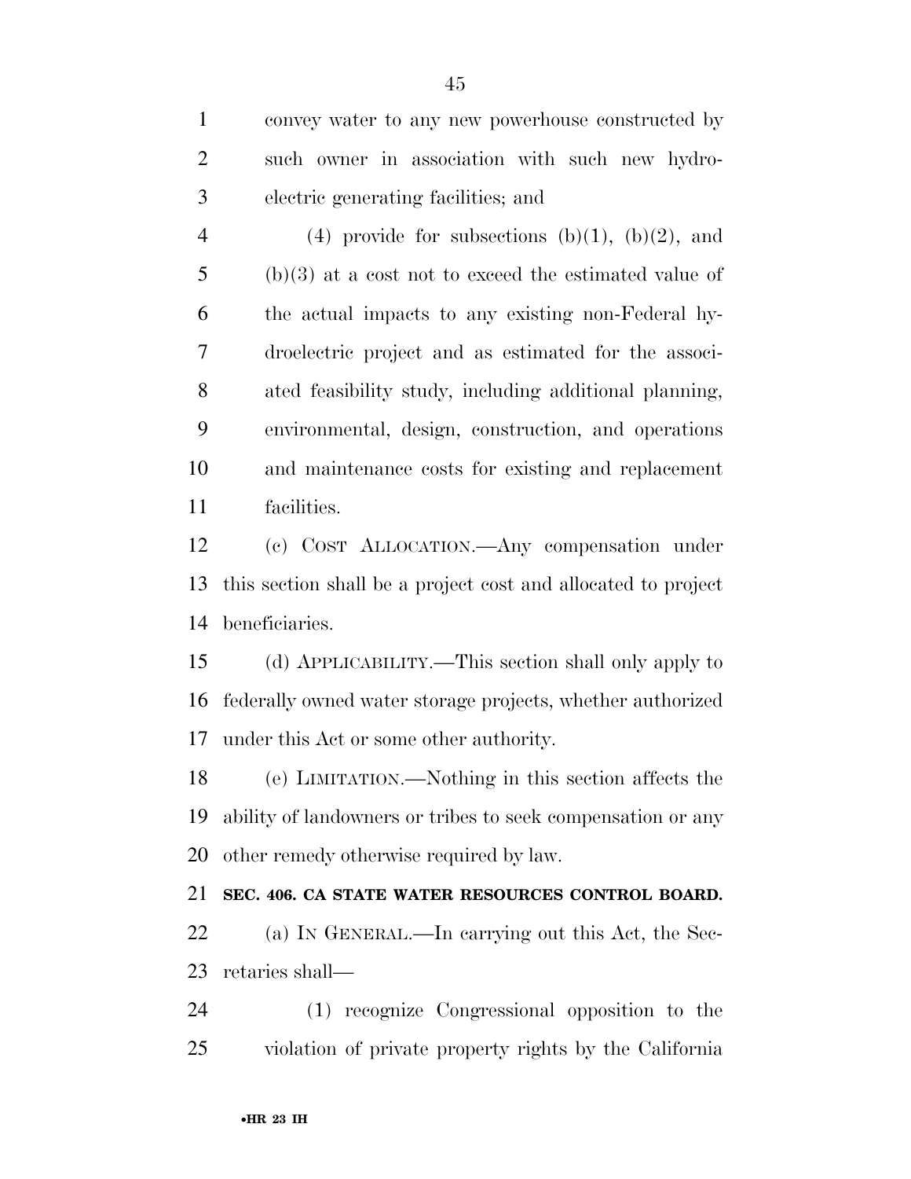convey water to any new powerhouse constructed by such owner in association with such new hydroelectric generating facilities; and

(4) provide for subsections (b)(1), (b)(2), and (b)(3) at a cost not to exceed the estimated value of the actual impacts to any existing non-Federal hydroelectric project and as estimated for the associated feasibility study, including additional planning, environmental, design, construction, and operations and maintenance costs for existing and replacement facilities.

(c) COST ALLOCATION.—Any compensation under this section shall be a project cost and allocated to project beneficiaries.

(d) APPLICABILITY.—This section shall only apply to federally owned water storage projects, whether authorized under this Act or some other authority.

(e) LIMITATION.—Nothing in this section affects the ability of landowners or tribes to seek compensation or any other remedy otherwise required by law.

**SEC. 406. CA STATE WATER RESOURCES CONTROL BOARD.**

(a) IN GENERAL.—In carrying out this Act, the Secretaries shall—

(1) recognize Congressional opposition to the violation of private property rights by the California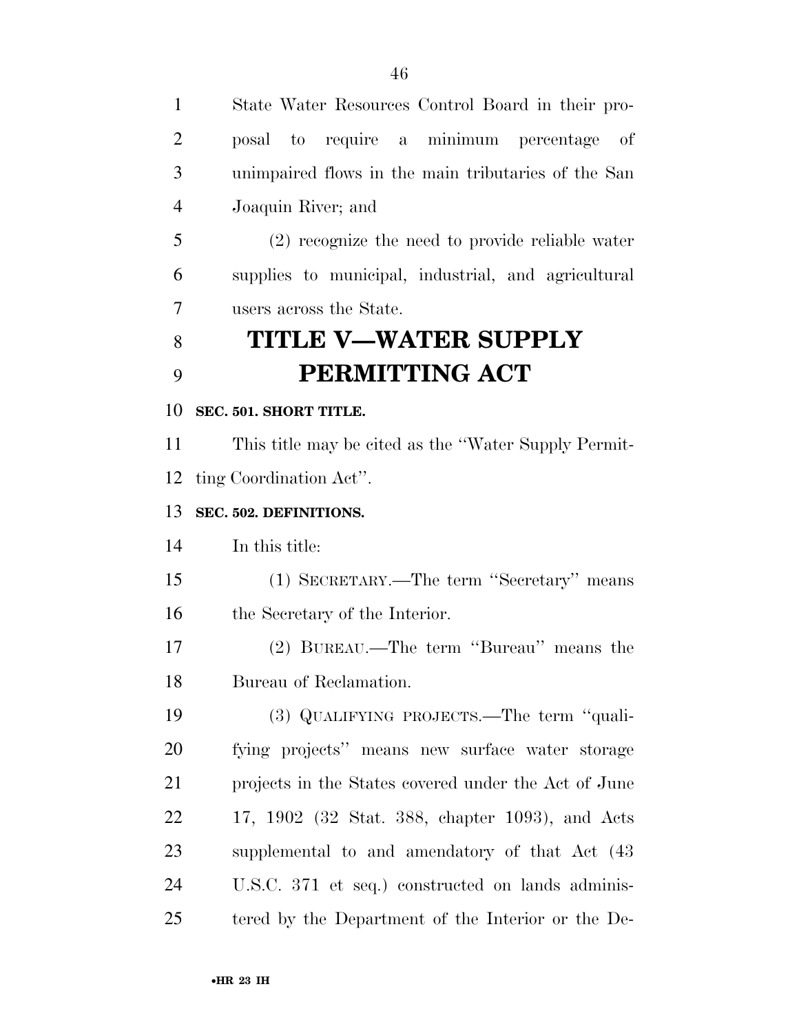State Water Resources Control Board in their proposal to require a minimum percentage of unimpaired flows in the main tributaries of the San Joaquin River; and

(2) recognize the need to provide reliable water supplies to municipal, industrial, and agricultural users across the State.

# TITLE V—WATER SUPPLY PERMITTING ACT

### SEC. 501. SHORT TITLE.

This title may be cited as the "Water Supply Permitting Coordination Act".

### SEC. 502. DEFINITIONS.

In this title:

(1) SECRETARY.—The term "Secretary" means the Secretary of the Interior.

(2) BUREAU.—The term "Bureau" means the Bureau of Reclamation.

(3) QUALIFYING PROJECTS.—The term "qualifying projects" means new surface water storage projects in the States covered under the Act of June 17, 1902 (32 Stat. 388, chapter 1093), and Acts supplemental to and amendatory of that Act (43 U.S.C. 371 et seq.) constructed on lands administered by the Department of the Interior or the De-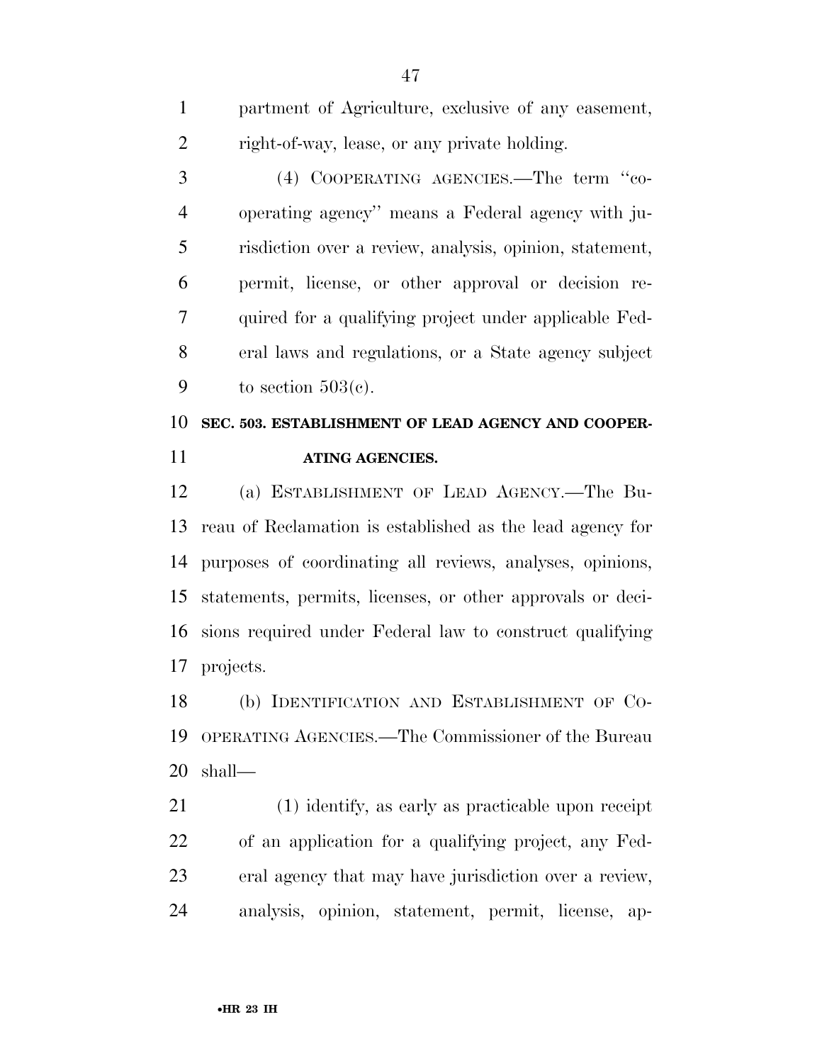partment of Agriculture, exclusive of any easement, right-of-way, lease, or any private holding.

(4) COOPERATING AGENCIES.—The term ''cooperating agency'' means a Federal agency with jurisdiction over a review, analysis, opinion, statement, permit, license, or other approval or decision required for a qualifying project under applicable Federal laws and regulations, or a State agency subject to section 503(c).

**SEC. 503. ESTABLISHMENT OF LEAD AGENCY AND COOPERATING AGENCIES.**

(a) ESTABLISHMENT OF LEAD AGENCY.—The Bureau of Reclamation is established as the lead agency for purposes of coordinating all reviews, analyses, opinions, statements, permits, licenses, or other approvals or decisions required under Federal law to construct qualifying projects.

(b) IDENTIFICATION AND ESTABLISHMENT OF COOPERATING AGENCIES.—The Commissioner of the Bureau shall—

(1) identify, as early as practicable upon receipt of an application for a qualifying project, any Federal agency that may have jurisdiction over a review, analysis, opinion, statement, permit, license, ap-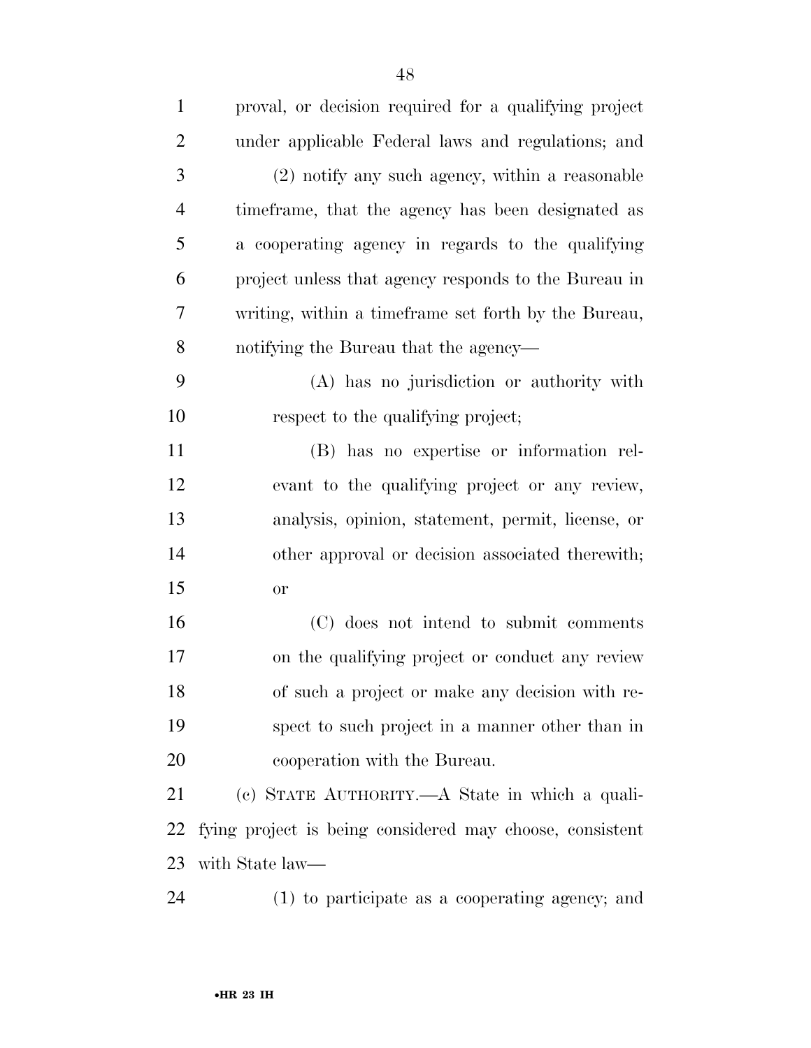proval, or decision required for a qualifying project under applicable Federal laws and regulations; and

(2) notify any such agency, within a reasonable timeframe, that the agency has been designated as a cooperating agency in regards to the qualifying project unless that agency responds to the Bureau in writing, within a timeframe set forth by the Bureau, notifying the Bureau that the agency—

(A) has no jurisdiction or authority with respect to the qualifying project;

(B) has no expertise or information relevant to the qualifying project or any review, analysis, opinion, statement, permit, license, or other approval or decision associated therewith; or

(C) does not intend to submit comments on the qualifying project or conduct any review of such a project or make any decision with respect to such project in a manner other than in cooperation with the Bureau.

(c) STATE AUTHORITY.—A State in which a qualifying project is being considered may choose, consistent with State law—

(1) to participate as a cooperating agency; and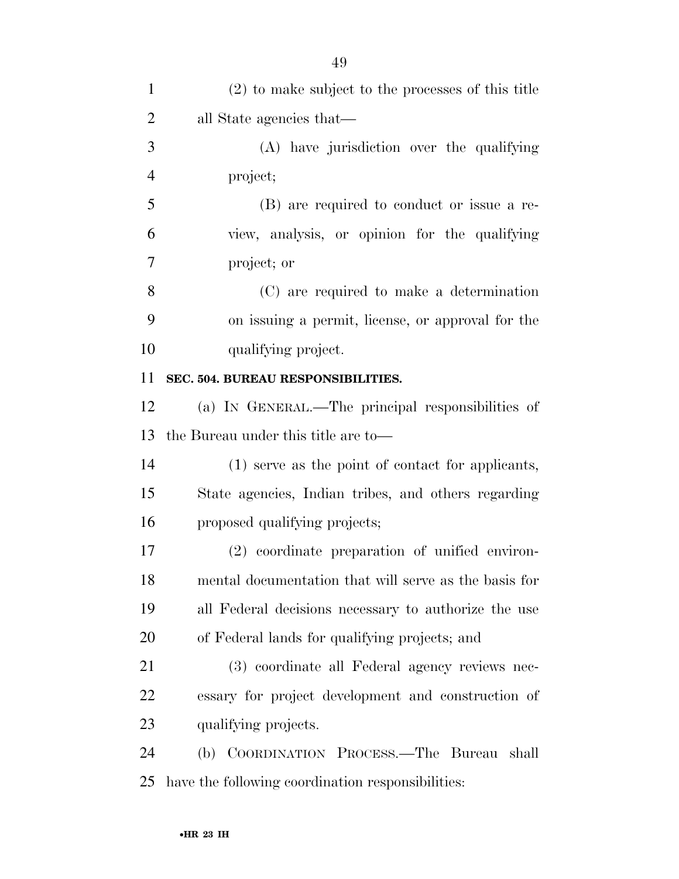(2) to make subject to the processes of this title all State agencies that—

(A) have jurisdiction over the qualifying project;

(B) are required to conduct or issue a review, analysis, or opinion for the qualifying project; or

(C) are required to make a determination on issuing a permit, license, or approval for the qualifying project.

**SEC. 504. BUREAU RESPONSIBILITIES.**

(a) IN GENERAL.—The principal responsibilities of the Bureau under this title are to—

(1) serve as the point of contact for applicants, State agencies, Indian tribes, and others regarding proposed qualifying projects;

(2) coordinate preparation of unified environmental documentation that will serve as the basis for all Federal decisions necessary to authorize the use of Federal lands for qualifying projects; and

(3) coordinate all Federal agency reviews necessary for project development and construction of qualifying projects.

(b) COORDINATION PROCESS.—The Bureau shall have the following coordination responsibilities: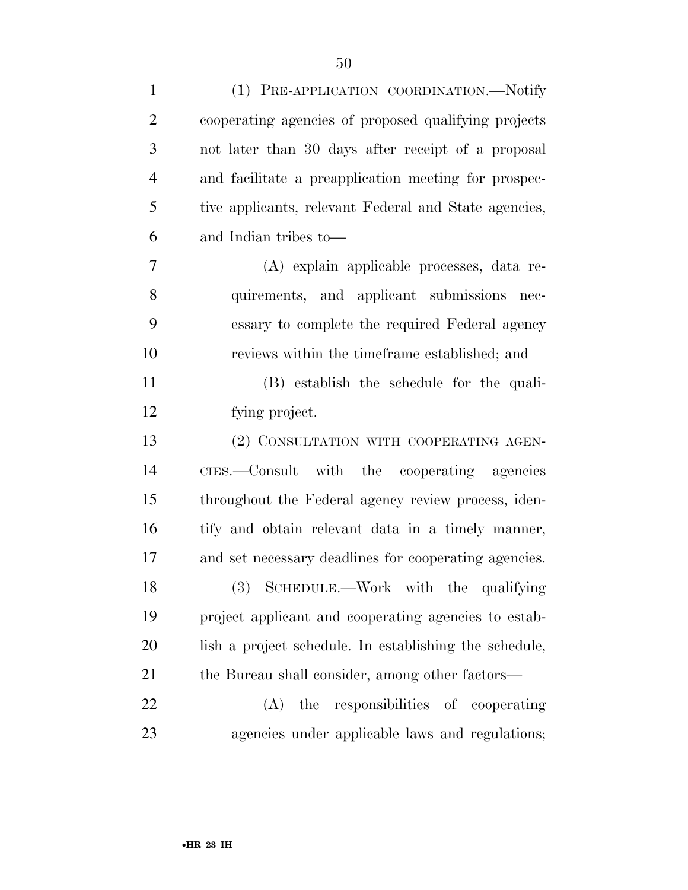(1) PRE-APPLICATION COORDINATION.—Notify cooperating agencies of proposed qualifying projects not later than 30 days after receipt of a proposal and facilitate a preapplication meeting for prospective applicants, relevant Federal and State agencies, and Indian tribes to—

(A) explain applicable processes, data requirements, and applicant submissions necessary to complete the required Federal agency reviews within the timeframe established; and

(B) establish the schedule for the qualifying project.

(2) CONSULTATION WITH COOPERATING AGENCIES.—Consult with the cooperating agencies throughout the Federal agency review process, identify and obtain relevant data in a timely manner, and set necessary deadlines for cooperating agencies.

(3) SCHEDULE.—Work with the qualifying project applicant and cooperating agencies to establish a project schedule. In establishing the schedule, the Bureau shall consider, among other factors—

(A) the responsibilities of cooperating agencies under applicable laws and regulations;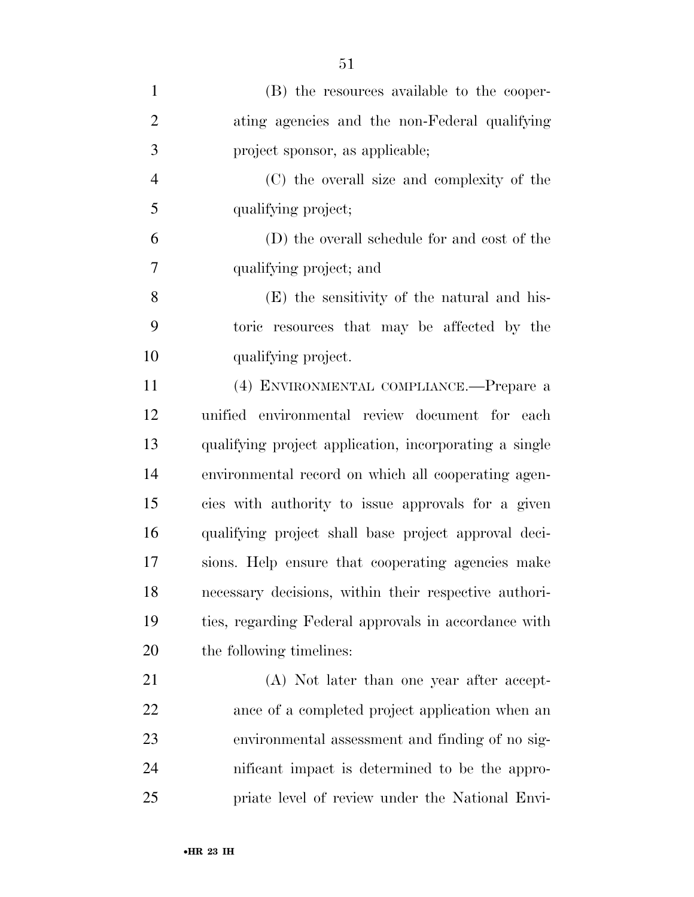(B) the resources available to the cooperating agencies and the non-Federal qualifying project sponsor, as applicable;

(C) the overall size and complexity of the qualifying project;

(D) the overall schedule for and cost of the qualifying project; and

(E) the sensitivity of the natural and historic resources that may be affected by the qualifying project.

(4) ENVIRONMENTAL COMPLIANCE.—Prepare a unified environmental review document for each qualifying project application, incorporating a single environmental record on which all cooperating agencies with authority to issue approvals for a given qualifying project shall base project approval decisions. Help ensure that cooperating agencies make necessary decisions, within their respective authorities, regarding Federal approvals in accordance with the following timelines:

(A) Not later than one year after acceptance of a completed project application when an environmental assessment and finding of no significant impact is determined to be the appropriate level of review under the National Envi-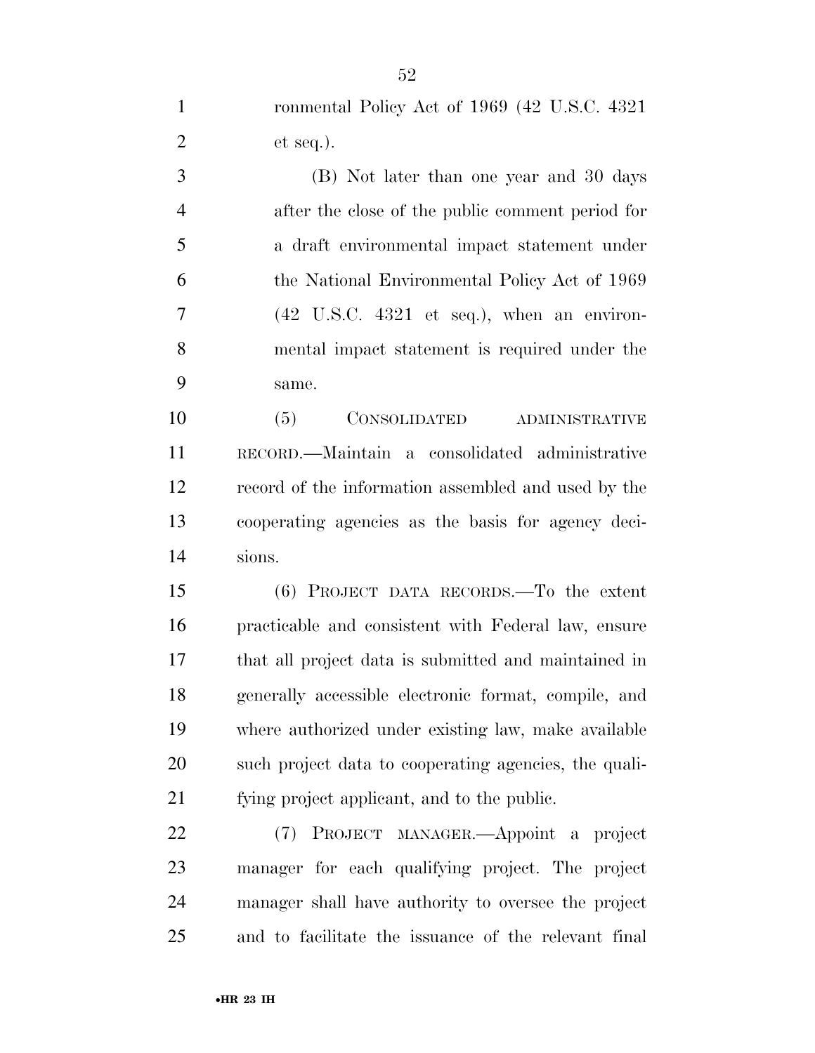ronmental Policy Act of 1969 (42 U.S.C. 4321 et seq.).

(B) Not later than one year and 30 days after the close of the public comment period for a draft environmental impact statement under the National Environmental Policy Act of 1969 (42 U.S.C. 4321 et seq.), when an environmental impact statement is required under the same.

(5) CONSOLIDATED ADMINISTRATIVE RECORD.—Maintain a consolidated administrative record of the information assembled and used by the cooperating agencies as the basis for agency decisions.

(6) PROJECT DATA RECORDS.—To the extent practicable and consistent with Federal law, ensure that all project data is submitted and maintained in generally accessible electronic format, compile, and where authorized under existing law, make available such project data to cooperating agencies, the qualifying project applicant, and to the public.

(7) PROJECT MANAGER.—Appoint a project manager for each qualifying project. The project manager shall have authority to oversee the project and to facilitate the issuance of the relevant final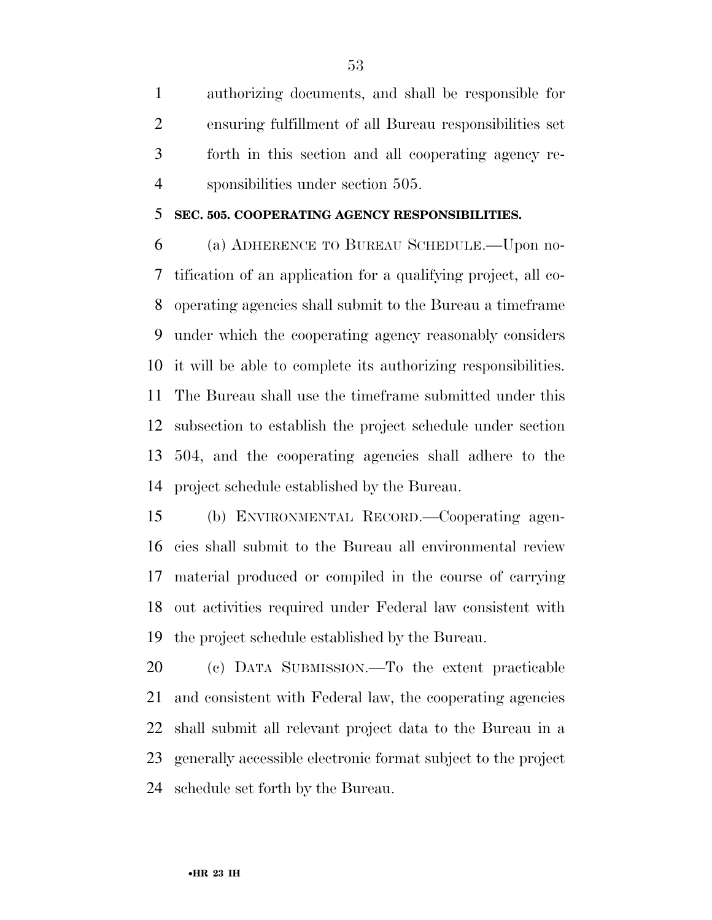authorizing documents, and shall be responsible for ensuring fulfillment of all Bureau responsibilities set forth in this section and all cooperating agency responsibilities under section 505.

### SEC. 505. COOPERATING AGENCY RESPONSIBILITIES.

(a) ADHERENCE TO BUREAU SCHEDULE.—Upon notification of an application for a qualifying project, all cooperating agencies shall submit to the Bureau a timeframe under which the cooperating agency reasonably considers it will be able to complete its authorizing responsibilities. The Bureau shall use the timeframe submitted under this subsection to establish the project schedule under section 504, and the cooperating agencies shall adhere to the project schedule established by the Bureau.

(b) ENVIRONMENTAL RECORD.—Cooperating agencies shall submit to the Bureau all environmental review material produced or compiled in the course of carrying out activities required under Federal law consistent with the project schedule established by the Bureau.

(c) DATA SUBMISSION.—To the extent practicable and consistent with Federal law, the cooperating agencies shall submit all relevant project data to the Bureau in a generally accessible electronic format subject to the project schedule set forth by the Bureau.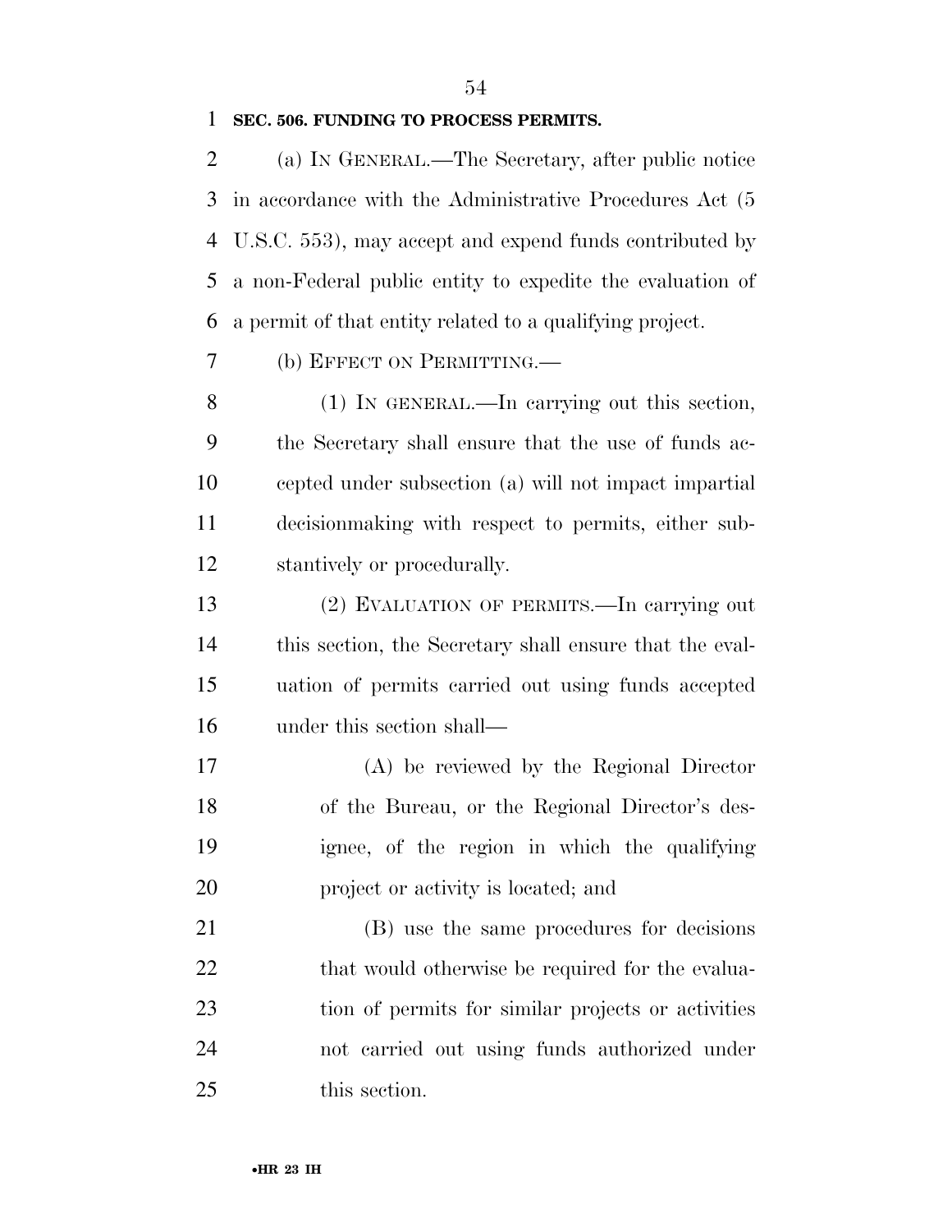**SEC. 506. FUNDING TO PROCESS PERMITS.**

(a) IN GENERAL.—The Secretary, after public notice in accordance with the Administrative Procedures Act (5 U.S.C. 553), may accept and expend funds contributed by a non-Federal public entity to expedite the evaluation of a permit of that entity related to a qualifying project.

(b) EFFECT ON PERMITTING.—

(1) IN GENERAL.—In carrying out this section, the Secretary shall ensure that the use of funds accepted under subsection (a) will not impact impartial decisionmaking with respect to permits, either substantively or procedurally.

(2) EVALUATION OF PERMITS.—In carrying out this section, the Secretary shall ensure that the evaluation of permits carried out using funds accepted under this section shall—

(A) be reviewed by the Regional Director of the Bureau, or the Regional Director's designee, of the region in which the qualifying project or activity is located; and

(B) use the same procedures for decisions that would otherwise be required for the evaluation of permits for similar projects or activities not carried out using funds authorized under this section.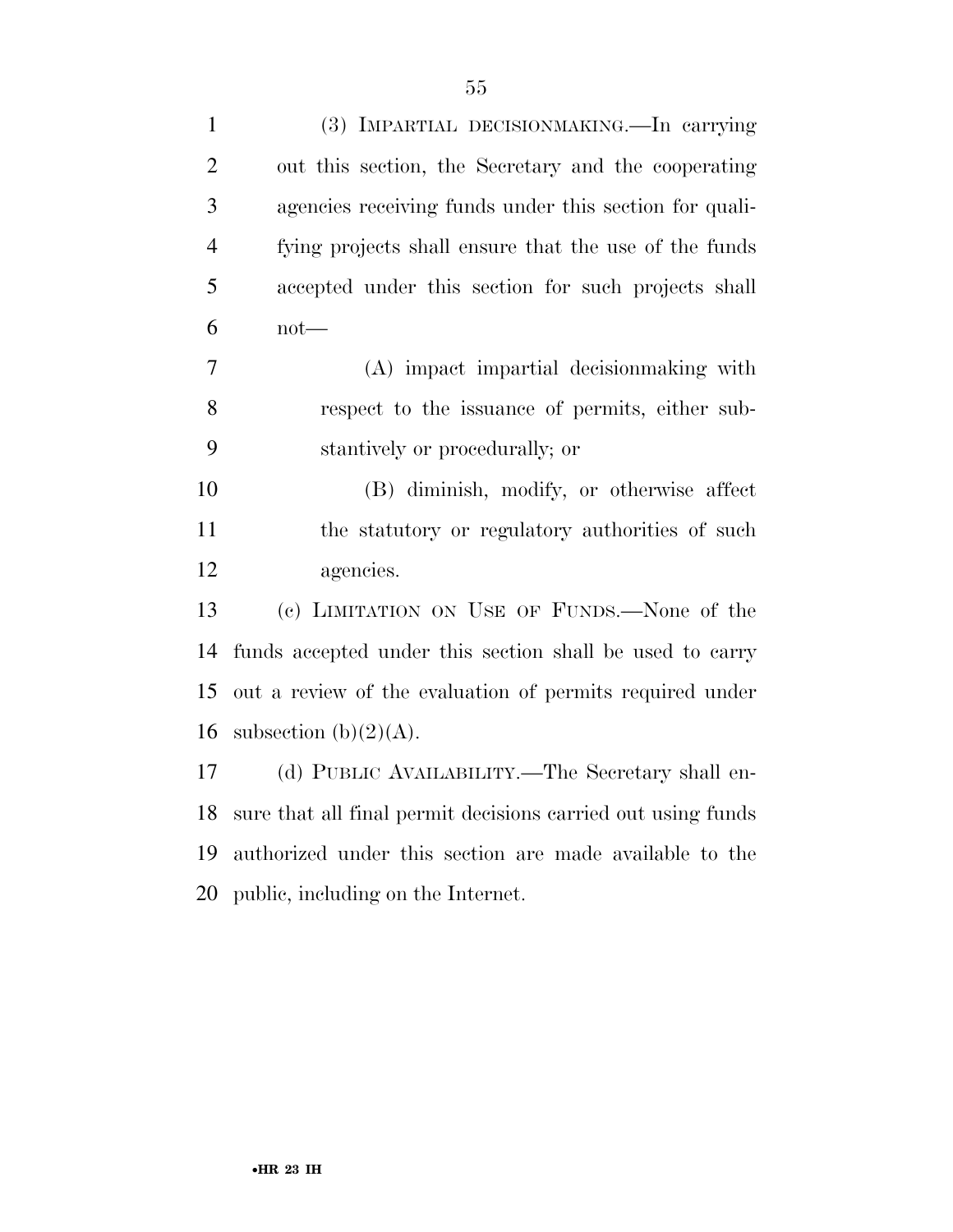(3) IMPARTIAL DECISIONMAKING.—In carrying out this section, the Secretary and the cooperating agencies receiving funds under this section for qualifying projects shall ensure that the use of the funds accepted under this section for such projects shall not—

(A) impact impartial decisionmaking with respect to the issuance of permits, either substantively or procedurally; or

(B) diminish, modify, or otherwise affect the statutory or regulatory authorities of such agencies.

(c) LIMITATION ON USE OF FUNDS.—None of the funds accepted under this section shall be used to carry out a review of the evaluation of permits required under subsection (b)(2)(A).

(d) PUBLIC AVAILABILITY.—The Secretary shall ensure that all final permit decisions carried out using funds authorized under this section are made available to the public, including on the Internet.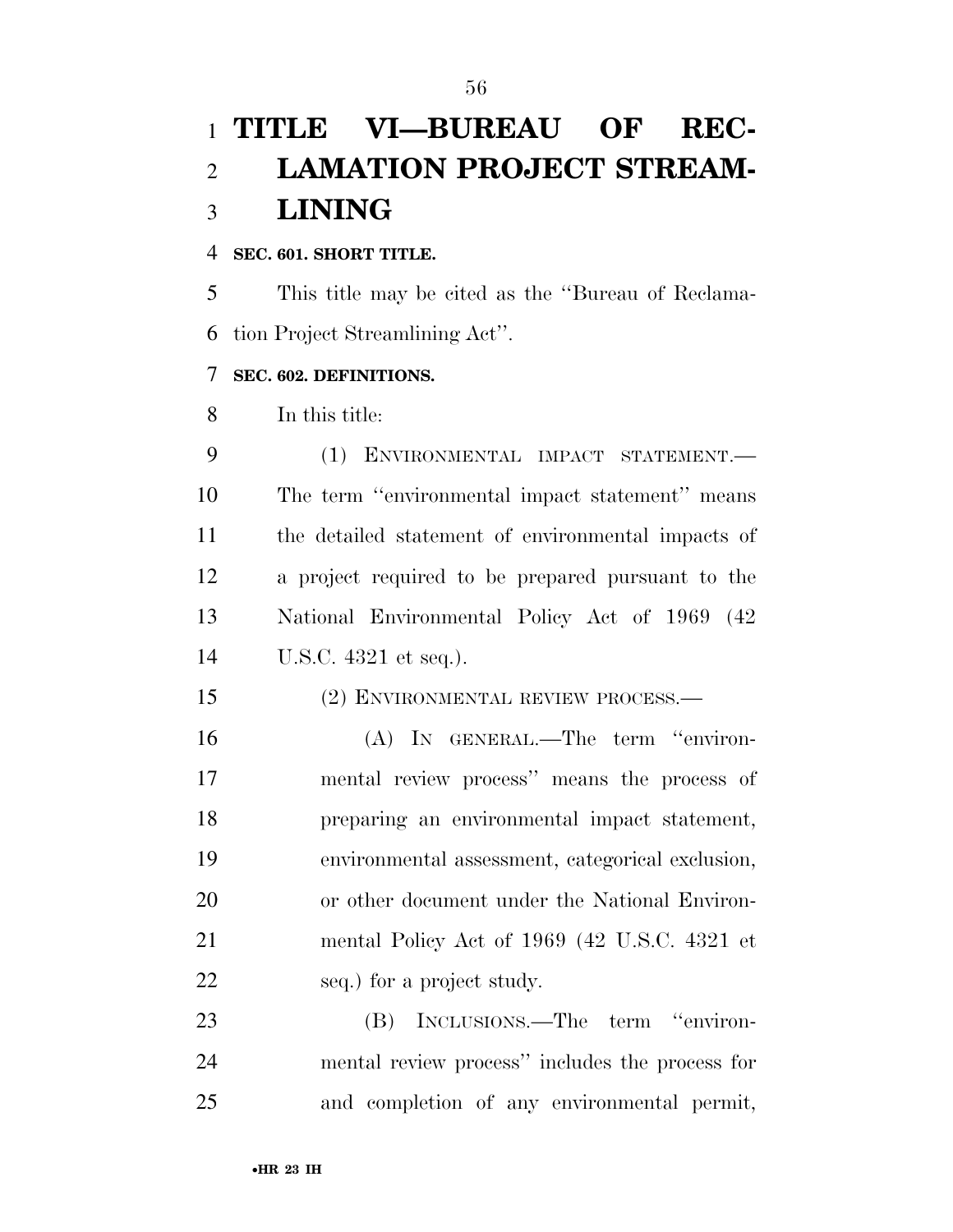# TITLE VI—BUREAU OF RECLAMATION PROJECT STREAMLINING

**SEC. 601. SHORT TITLE.**

This title may be cited as the ''Bureau of Reclamation Project Streamlining Act''.

**SEC. 602. DEFINITIONS.**

In this title:

(1) ENVIRONMENTAL IMPACT STATEMENT.—The term ''environmental impact statement'' means the detailed statement of environmental impacts of a project required to be prepared pursuant to the National Environmental Policy Act of 1969 (42 U.S.C. 4321 et seq.).

(2) ENVIRONMENTAL REVIEW PROCESS.—

(A) IN GENERAL.—The term ''environmental review process'' means the process of preparing an environmental impact statement, environmental assessment, categorical exclusion, or other document under the National Environmental Policy Act of 1969 (42 U.S.C. 4321 et seq.) for a project study.

(B) INCLUSIONS.—The term ''environmental review process'' includes the process for and completion of any environmental permit,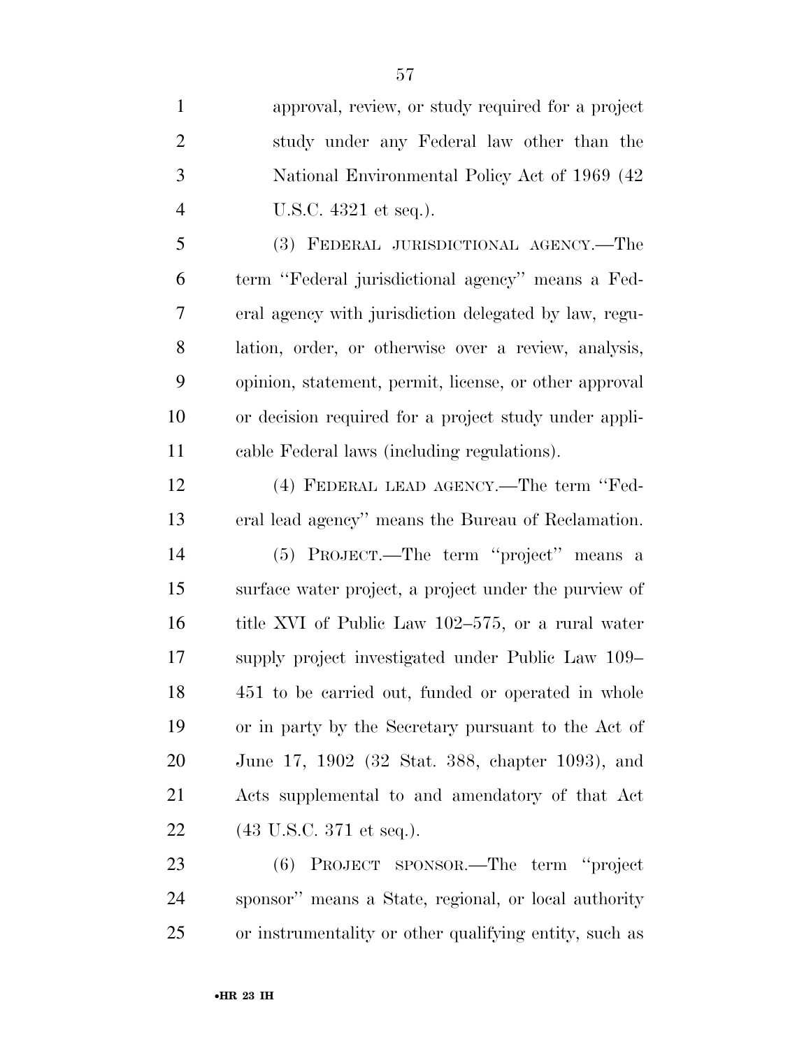approval, review, or study required for a project study under any Federal law other than the National Environmental Policy Act of 1969 (42 U.S.C. 4321 et seq.).

(3) FEDERAL JURISDICTIONAL AGENCY.—The term ''Federal jurisdictional agency'' means a Federal agency with jurisdiction delegated by law, regulation, order, or otherwise over a review, analysis, opinion, statement, permit, license, or other approval or decision required for a project study under applicable Federal laws (including regulations).

(4) FEDERAL LEAD AGENCY.—The term ''Federal lead agency'' means the Bureau of Reclamation.

(5) PROJECT.—The term ''project'' means a surface water project, a project under the purview of title XVI of Public Law 102–575, or a rural water supply project investigated under Public Law 109–451 to be carried out, funded or operated in whole or in party by the Secretary pursuant to the Act of June 17, 1902 (32 Stat. 388, chapter 1093), and Acts supplemental to and amendatory of that Act (43 U.S.C. 371 et seq.).

(6) PROJECT SPONSOR.—The term ''project sponsor'' means a State, regional, or local authority or instrumentality or other qualifying entity, such as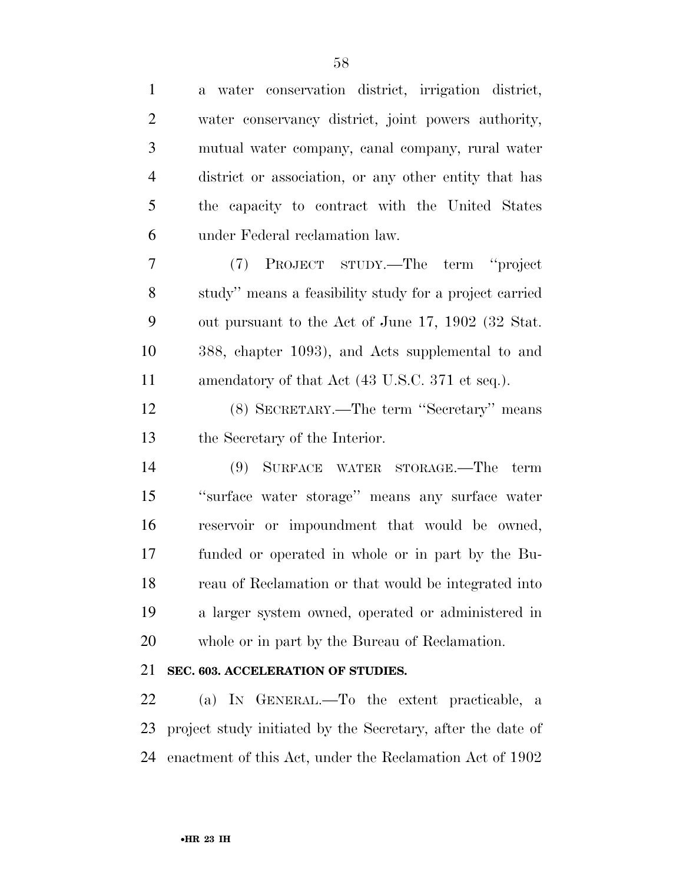a water conservation district, irrigation district, water conservancy district, joint powers authority, mutual water company, canal company, rural water district or association, or any other entity that has the capacity to contract with the United States under Federal reclamation law.

(7) PROJECT STUDY.—The term ''project study'' means a feasibility study for a project carried out pursuant to the Act of June 17, 1902 (32 Stat. 388, chapter 1093), and Acts supplemental to and amendatory of that Act (43 U.S.C. 371 et seq.).

(8) SECRETARY.—The term ''Secretary'' means the Secretary of the Interior.

(9) SURFACE WATER STORAGE.—The term ''surface water storage'' means any surface water reservoir or impoundment that would be owned, funded or operated in whole or in part by the Bureau of Reclamation or that would be integrated into a larger system owned, operated or administered in whole or in part by the Bureau of Reclamation.

**SEC. 603. ACCELERATION OF STUDIES.**

(a) IN GENERAL.—To the extent practicable, a project study initiated by the Secretary, after the date of enactment of this Act, under the Reclamation Act of 1902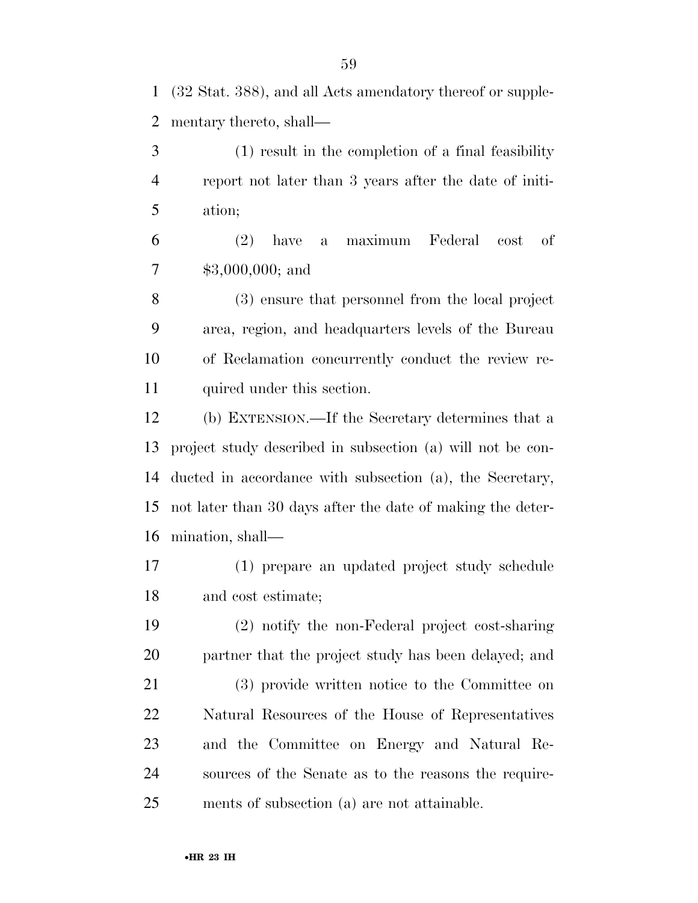(32 Stat. 388), and all Acts amendatory thereof or supplementary thereto, shall—

(1) result in the completion of a final feasibility report not later than 3 years after the date of initiation;

(2) have a maximum Federal cost of $3,000,000; and

(3) ensure that personnel from the local project area, region, and headquarters levels of the Bureau of Reclamation concurrently conduct the review required under this section.

(b) EXTENSION.—If the Secretary determines that a project study described in subsection (a) will not be conducted in accordance with subsection (a), the Secretary, not later than 30 days after the date of making the determination, shall—

(1) prepare an updated project study schedule and cost estimate;

(2) notify the non-Federal project cost-sharing partner that the project study has been delayed; and

(3) provide written notice to the Committee on Natural Resources of the House of Representatives and the Committee on Energy and Natural Resources of the Senate as to the reasons the requirements of subsection (a) are not attainable.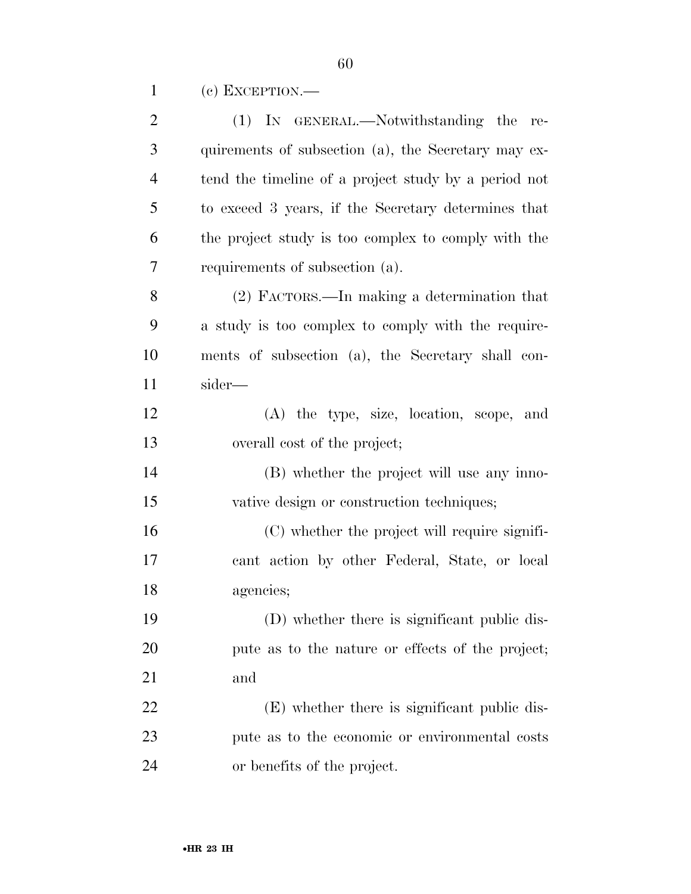(c) EXCEPTION.—

(1) IN GENERAL.—Notwithstanding the requirements of subsection (a), the Secretary may extend the timeline of a project study by a period not to exceed 3 years, if the Secretary determines that the project study is too complex to comply with the requirements of subsection (a).

(2) FACTORS.—In making a determination that a study is too complex to comply with the requirements of subsection (a), the Secretary shall consider—

(A) the type, size, location, scope, and overall cost of the project;

(B) whether the project will use any innovative design or construction techniques;

(C) whether the project will require significant action by other Federal, State, or local agencies;

(D) whether there is significant public dispute as to the nature or effects of the project; and

(E) whether there is significant public dispute as to the economic or environmental costs or benefits of the project.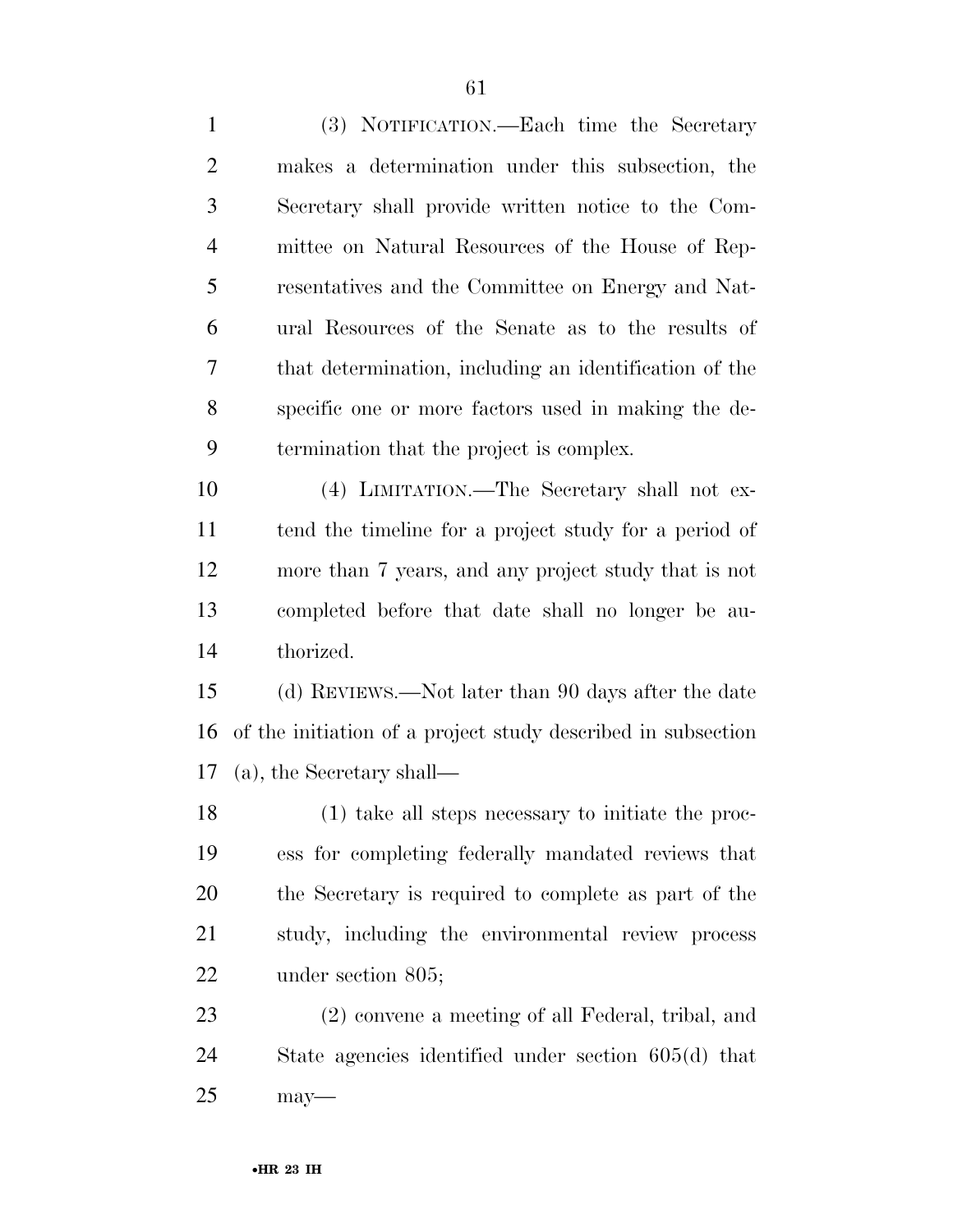(3) NOTIFICATION.—Each time the Secretary makes a determination under this subsection, the Secretary shall provide written notice to the Committee on Natural Resources of the House of Representatives and the Committee on Energy and Natural Resources of the Senate as to the results of that determination, including an identification of the specific one or more factors used in making the determination that the project is complex.

(4) LIMITATION.—The Secretary shall not extend the timeline for a project study for a period of more than 7 years, and any project study that is not completed before that date shall no longer be authorized.

(d) REVIEWS.—Not later than 90 days after the date of the initiation of a project study described in subsection (a), the Secretary shall—

(1) take all steps necessary to initiate the process for completing federally mandated reviews that the Secretary is required to complete as part of the study, including the environmental review process under section 805;

(2) convene a meeting of all Federal, tribal, and State agencies identified under section 605(d) that may—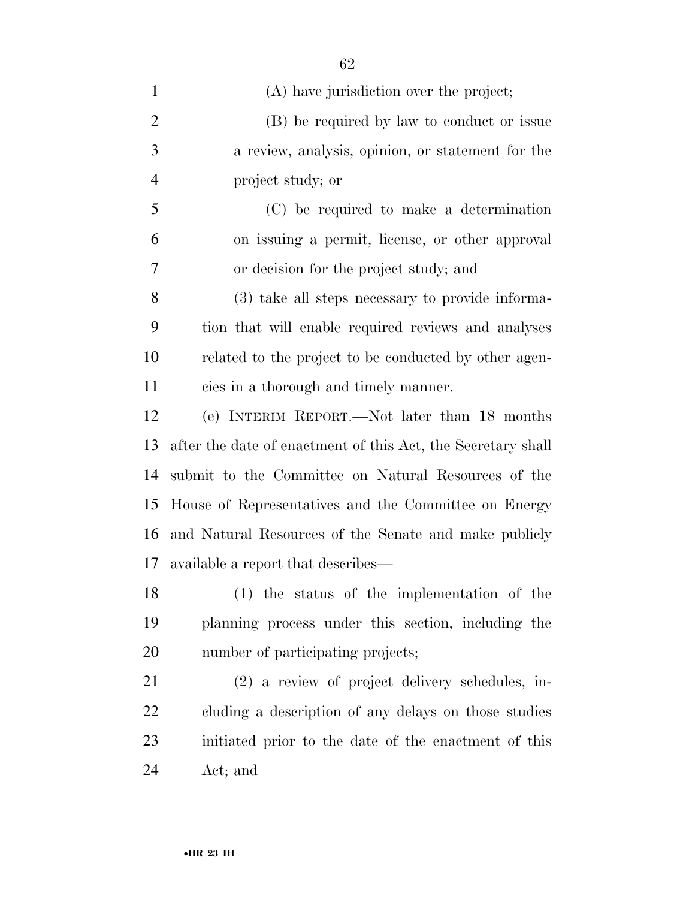(A) have jurisdiction over the project;

(B) be required by law to conduct or issue a review, analysis, opinion, or statement for the project study; or

(C) be required to make a determination on issuing a permit, license, or other approval or decision for the project study; and

(3) take all steps necessary to provide information that will enable required reviews and analyses related to the project to be conducted by other agencies in a thorough and timely manner.

(e) INTERIM REPORT.—Not later than 18 months after the date of enactment of this Act, the Secretary shall submit to the Committee on Natural Resources of the House of Representatives and the Committee on Energy and Natural Resources of the Senate and make publicly available a report that describes—

(1) the status of the implementation of the planning process under this section, including the number of participating projects;

(2) a review of project delivery schedules, including a description of any delays on those studies initiated prior to the date of the enactment of this Act; and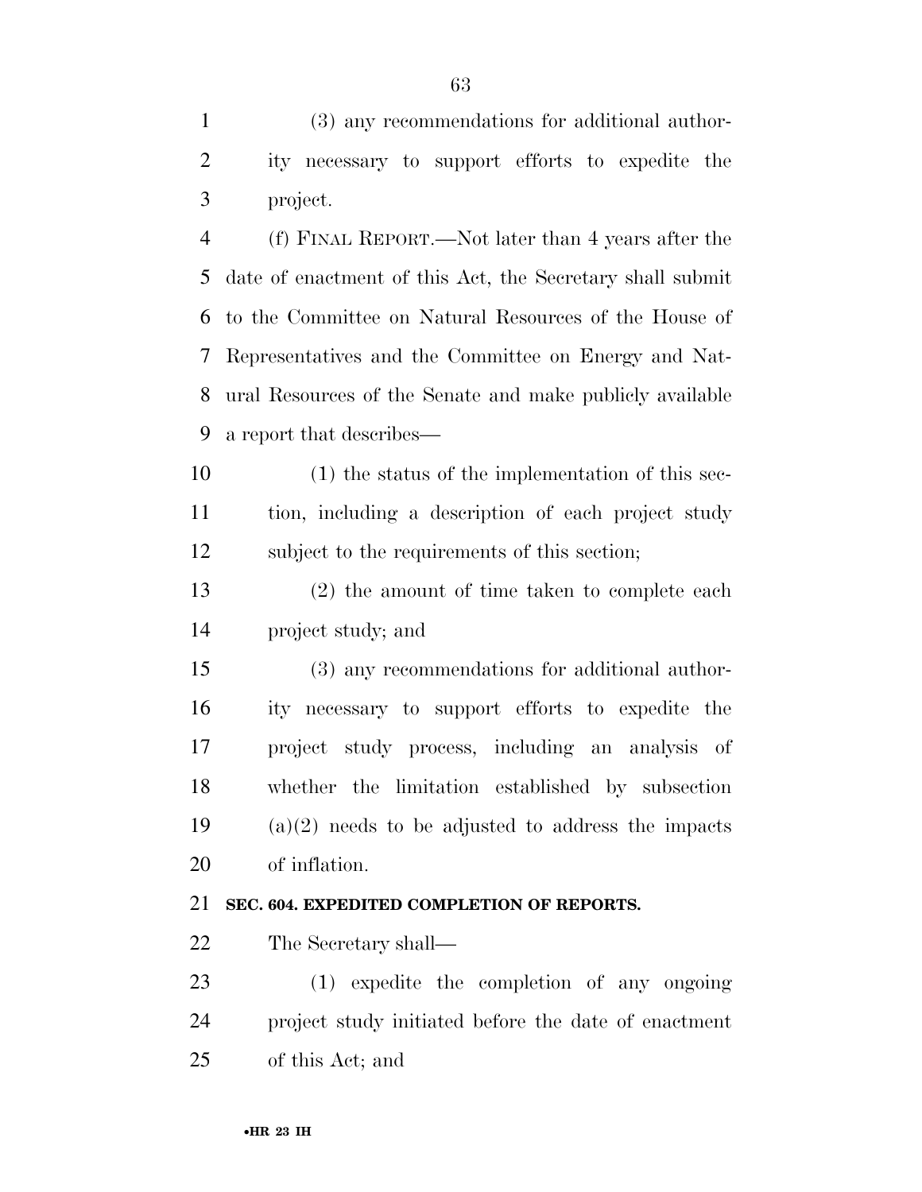(3) any recommendations for additional authority necessary to support efforts to expedite the project.

(f) FINAL REPORT.—Not later than 4 years after the date of enactment of this Act, the Secretary shall submit to the Committee on Natural Resources of the House of Representatives and the Committee on Energy and Natural Resources of the Senate and make publicly available a report that describes—

(1) the status of the implementation of this section, including a description of each project study subject to the requirements of this section;

(2) the amount of time taken to complete each project study; and

(3) any recommendations for additional authority necessary to support efforts to expedite the project study process, including an analysis of whether the limitation established by subsection (a)(2) needs to be adjusted to address the impacts of inflation.

**SEC. 604. EXPEDITED COMPLETION OF REPORTS.**

The Secretary shall—

(1) expedite the completion of any ongoing project study initiated before the date of enactment of this Act; and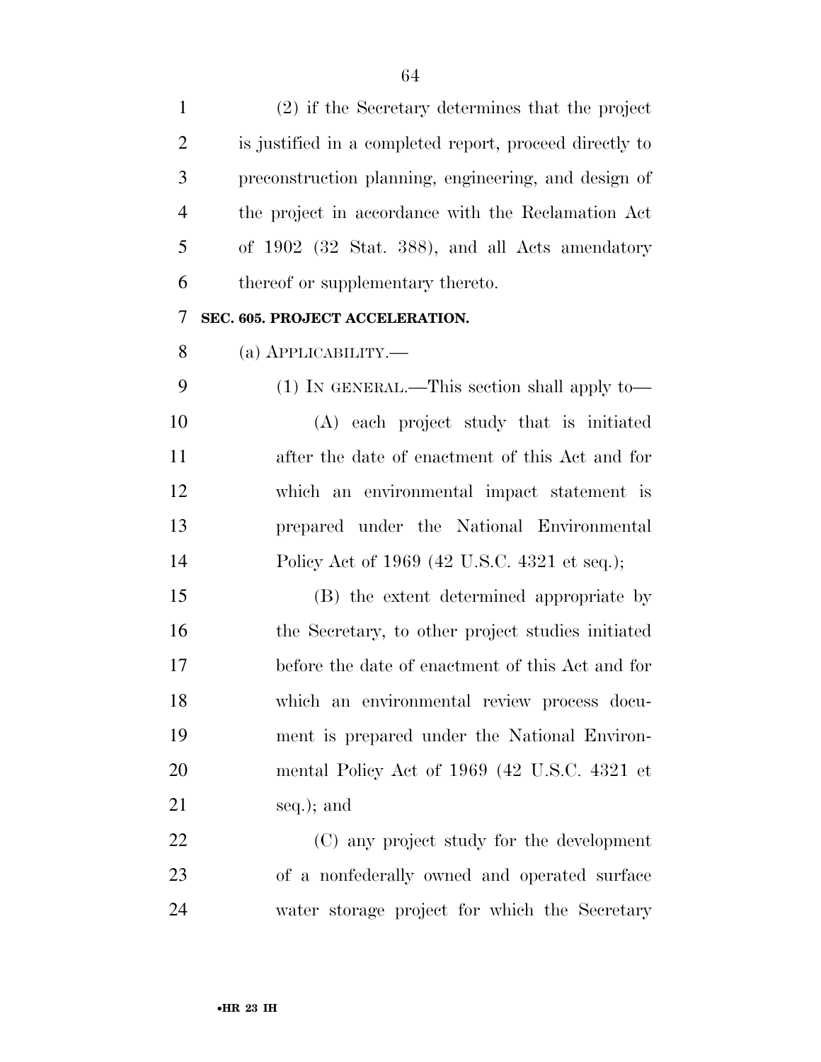(2) if the Secretary determines that the project is justified in a completed report, proceed directly to preconstruction planning, engineering, and design of the project in accordance with the Reclamation Act of 1902 (32 Stat. 388), and all Acts amendatory thereof or supplementary thereto.

**SEC. 605. PROJECT ACCELERATION.**

(a) APPLICABILITY.—

(1) IN GENERAL.—This section shall apply to—

(A) each project study that is initiated after the date of enactment of this Act and for which an environmental impact statement is prepared under the National Environmental Policy Act of 1969 (42 U.S.C. 4321 et seq.);

(B) the extent determined appropriate by the Secretary, to other project studies initiated before the date of enactment of this Act and for which an environmental review process document is prepared under the National Environmental Policy Act of 1969 (42 U.S.C. 4321 et seq.); and

(C) any project study for the development of a nonfederally owned and operated surface water storage project for which the Secretary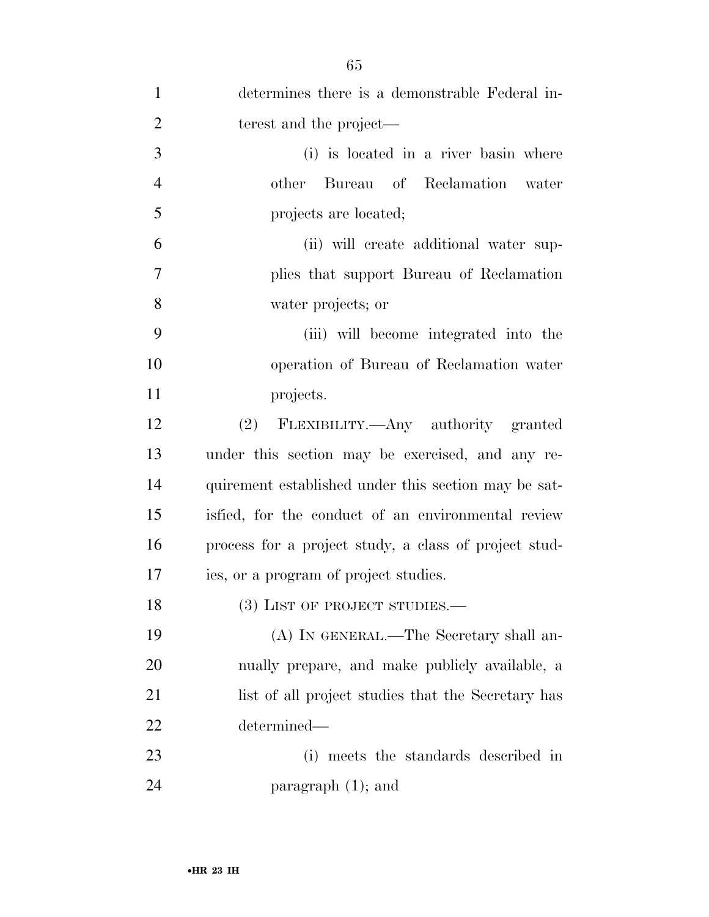determines there is a demonstrable Federal interest and the project—

(i) is located in a river basin where other Bureau of Reclamation water projects are located;

(ii) will create additional water supplies that support Bureau of Reclamation water projects; or

(iii) will become integrated into the operation of Bureau of Reclamation water projects.

(2) FLEXIBILITY.—Any authority granted under this section may be exercised, and any requirement established under this section may be satisfied, for the conduct of an environmental review process for a project study, a class of project studies, or a program of project studies.

(3) LIST OF PROJECT STUDIES.—

(A) IN GENERAL.—The Secretary shall annually prepare, and make publicly available, a list of all project studies that the Secretary has determined—

(i) meets the standards described in paragraph (1); and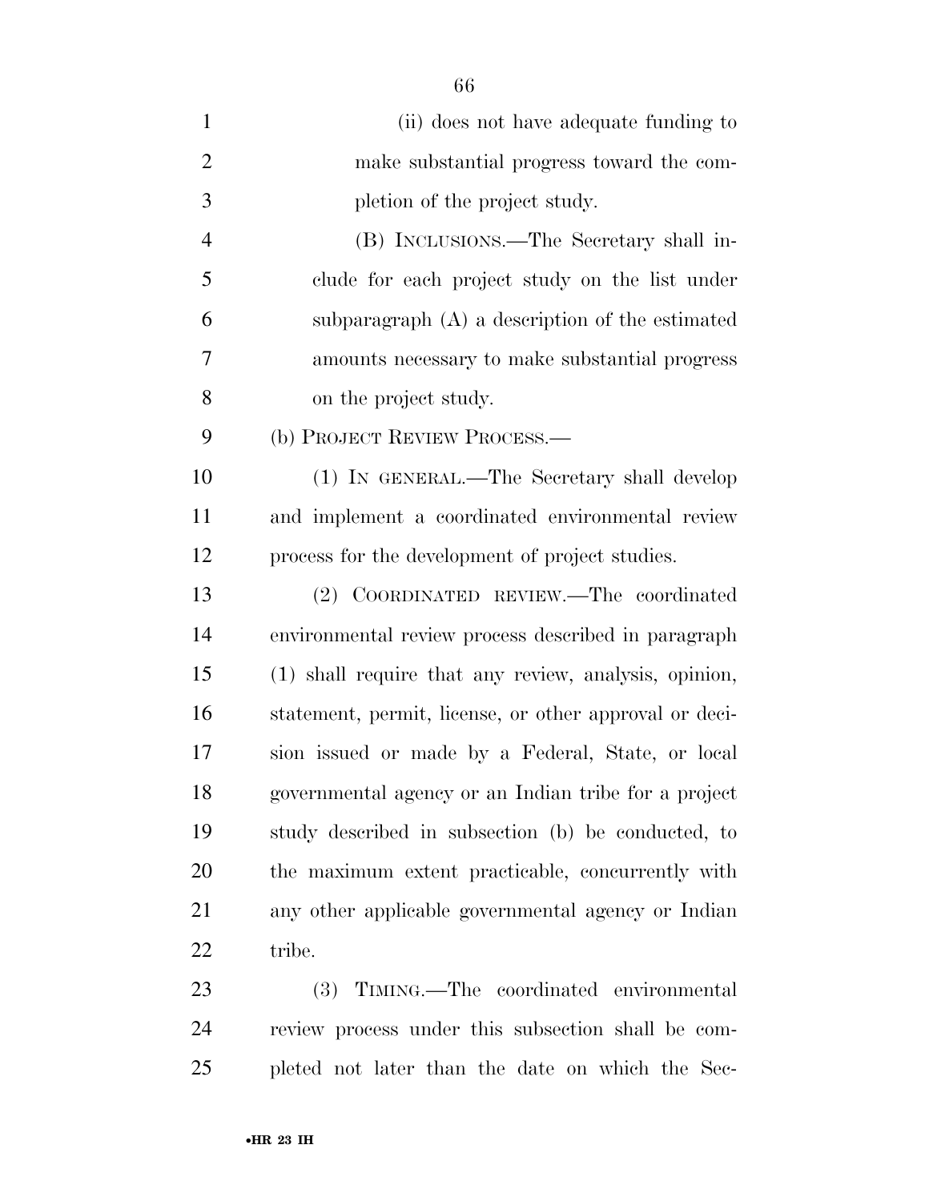(ii) does not have adequate funding to make substantial progress toward the completion of the project study.

(B) INCLUSIONS.—The Secretary shall include for each project study on the list under subparagraph (A) a description of the estimated amounts necessary to make substantial progress on the project study.

(b) PROJECT REVIEW PROCESS.—

(1) IN GENERAL.—The Secretary shall develop and implement a coordinated environmental review process for the development of project studies.

(2) COORDINATED REVIEW.—The coordinated environmental review process described in paragraph (1) shall require that any review, analysis, opinion, statement, permit, license, or other approval or decision issued or made by a Federal, State, or local governmental agency or an Indian tribe for a project study described in subsection (b) be conducted, to the maximum extent practicable, concurrently with any other applicable governmental agency or Indian tribe.

(3) TIMING.—The coordinated environmental review process under this subsection shall be completed not later than the date on which the Sec-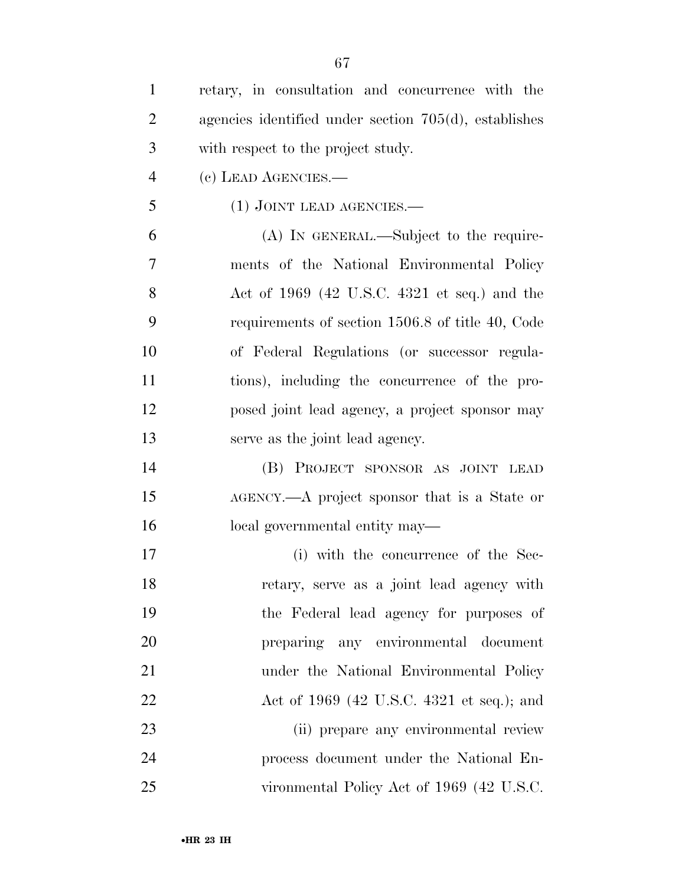retary, in consultation and concurrence with the agencies identified under section 705(d), establishes with respect to the project study.

(c) LEAD AGENCIES.—

(1) JOINT LEAD AGENCIES.—

(A) IN GENERAL.—Subject to the requirements of the National Environmental Policy Act of 1969 (42 U.S.C. 4321 et seq.) and the requirements of section 1506.8 of title 40, Code of Federal Regulations (or successor regulations), including the concurrence of the proposed joint lead agency, a project sponsor may serve as the joint lead agency.

(B) PROJECT SPONSOR AS JOINT LEAD AGENCY.—A project sponsor that is a State or local governmental entity may—

(i) with the concurrence of the Secretary, serve as a joint lead agency with the Federal lead agency for purposes of preparing any environmental document under the National Environmental Policy Act of 1969 (42 U.S.C. 4321 et seq.); and

(ii) prepare any environmental review process document under the National Environmental Policy Act of 1969 (42 U.S.C.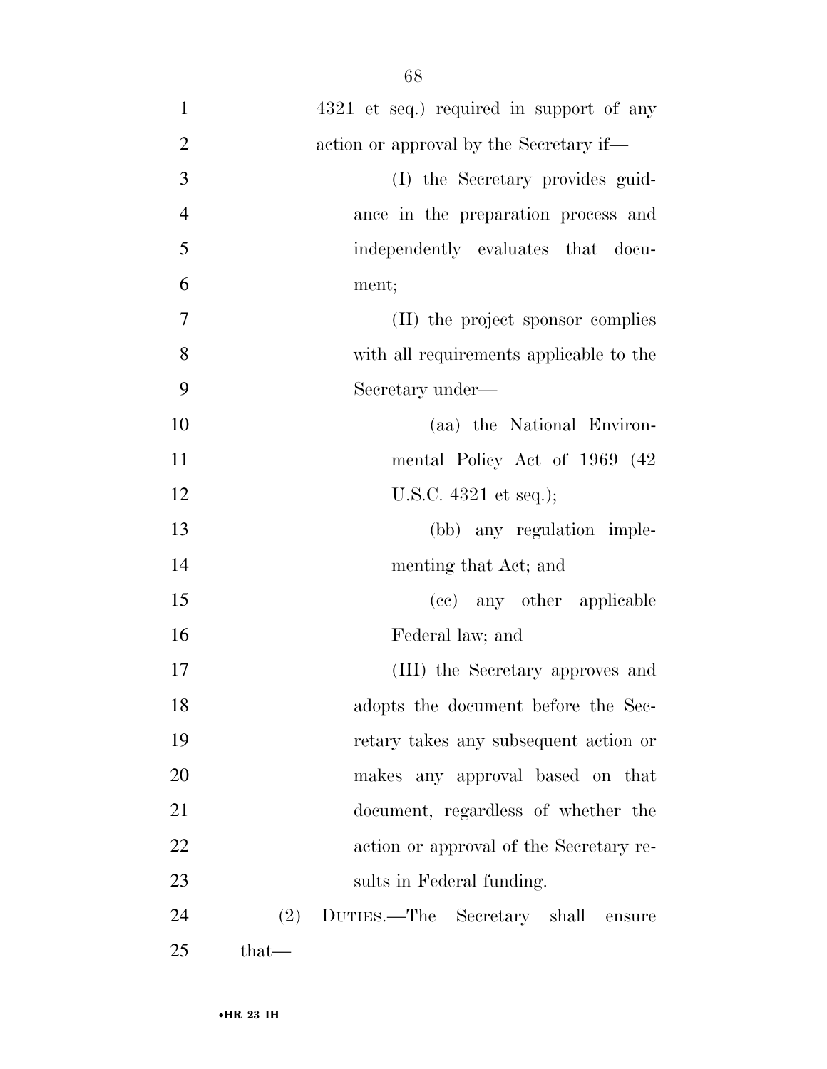4321 et seq.) required in support of any action or approval by the Secretary if—

(I) the Secretary provides guidance in the preparation process and independently evaluates that document;

(II) the project sponsor complies with all requirements applicable to the Secretary under—

(aa) the National Environmental Policy Act of 1969 (42 U.S.C. 4321 et seq.);

(bb) any regulation implementing that Act; and

(cc) any other applicable Federal law; and

(III) the Secretary approves and adopts the document before the Secretary takes any subsequent action or makes any approval based on that document, regardless of whether the action or approval of the Secretary results in Federal funding.

(2) DUTIES.—The Secretary shall ensure that—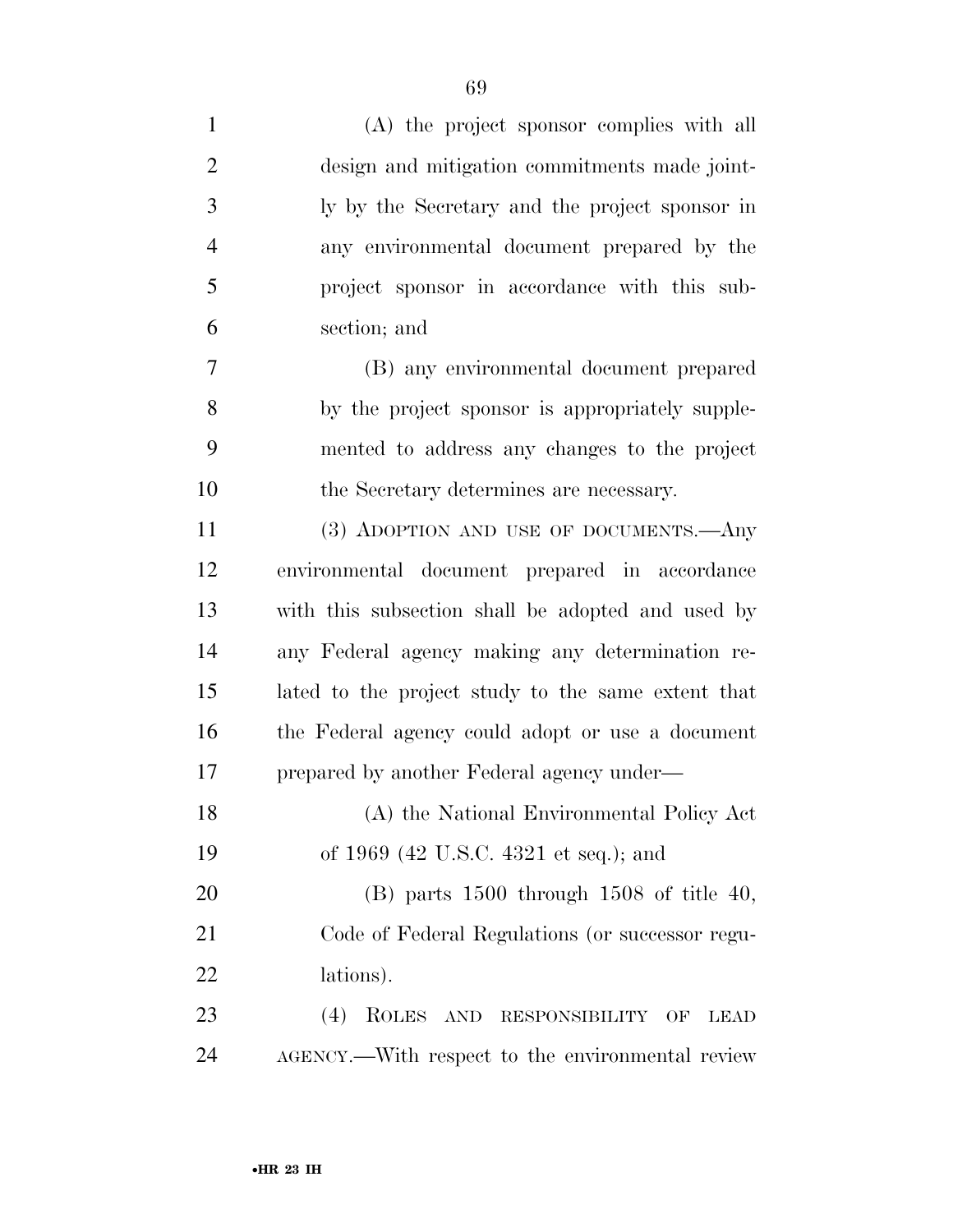(A) the project sponsor complies with all design and mitigation commitments made jointly by the Secretary and the project sponsor in any environmental document prepared by the project sponsor in accordance with this subsection; and

(B) any environmental document prepared by the project sponsor is appropriately supplemented to address any changes to the project the Secretary determines are necessary.

(3) ADOPTION AND USE OF DOCUMENTS.—Any environmental document prepared in accordance with this subsection shall be adopted and used by any Federal agency making any determination related to the project study to the same extent that the Federal agency could adopt or use a document prepared by another Federal agency under—

(A) the National Environmental Policy Act of 1969 (42 U.S.C. 4321 et seq.); and

(B) parts 1500 through 1508 of title 40, Code of Federal Regulations (or successor regulations).

(4) ROLES AND RESPONSIBILITY OF LEAD AGENCY.—With respect to the environmental review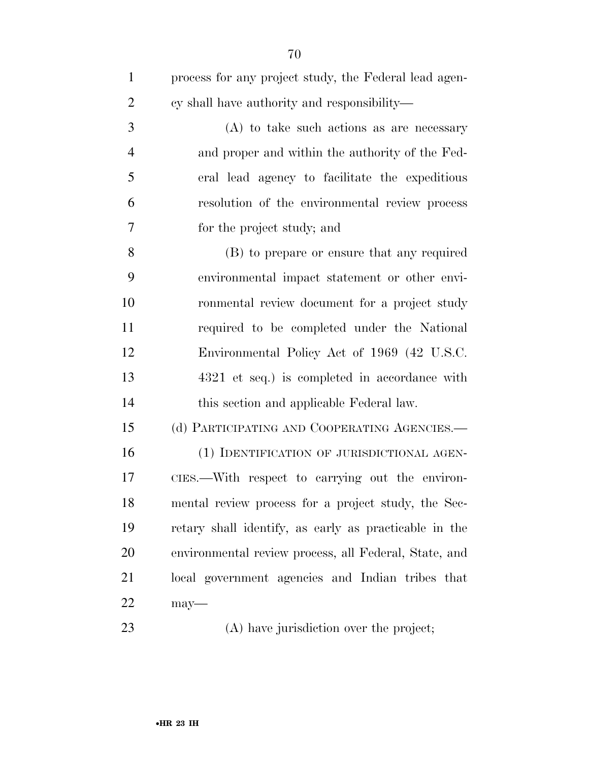process for any project study, the Federal lead agency shall have authority and responsibility—

(A) to take such actions as are necessary and proper and within the authority of the Federal lead agency to facilitate the expeditious resolution of the environmental review process for the project study; and

(B) to prepare or ensure that any required environmental impact statement or other environmental review document for a project study required to be completed under the National Environmental Policy Act of 1969 (42 U.S.C. 4321 et seq.) is completed in accordance with this section and applicable Federal law.

(d) PARTICIPATING AND COOPERATING AGENCIES.—

(1) IDENTIFICATION OF JURISDICTIONAL AGENCIES.—With respect to carrying out the environmental review process for a project study, the Secretary shall identify, as early as practicable in the environmental review process, all Federal, State, and local government agencies and Indian tribes that may—

(A) have jurisdiction over the project;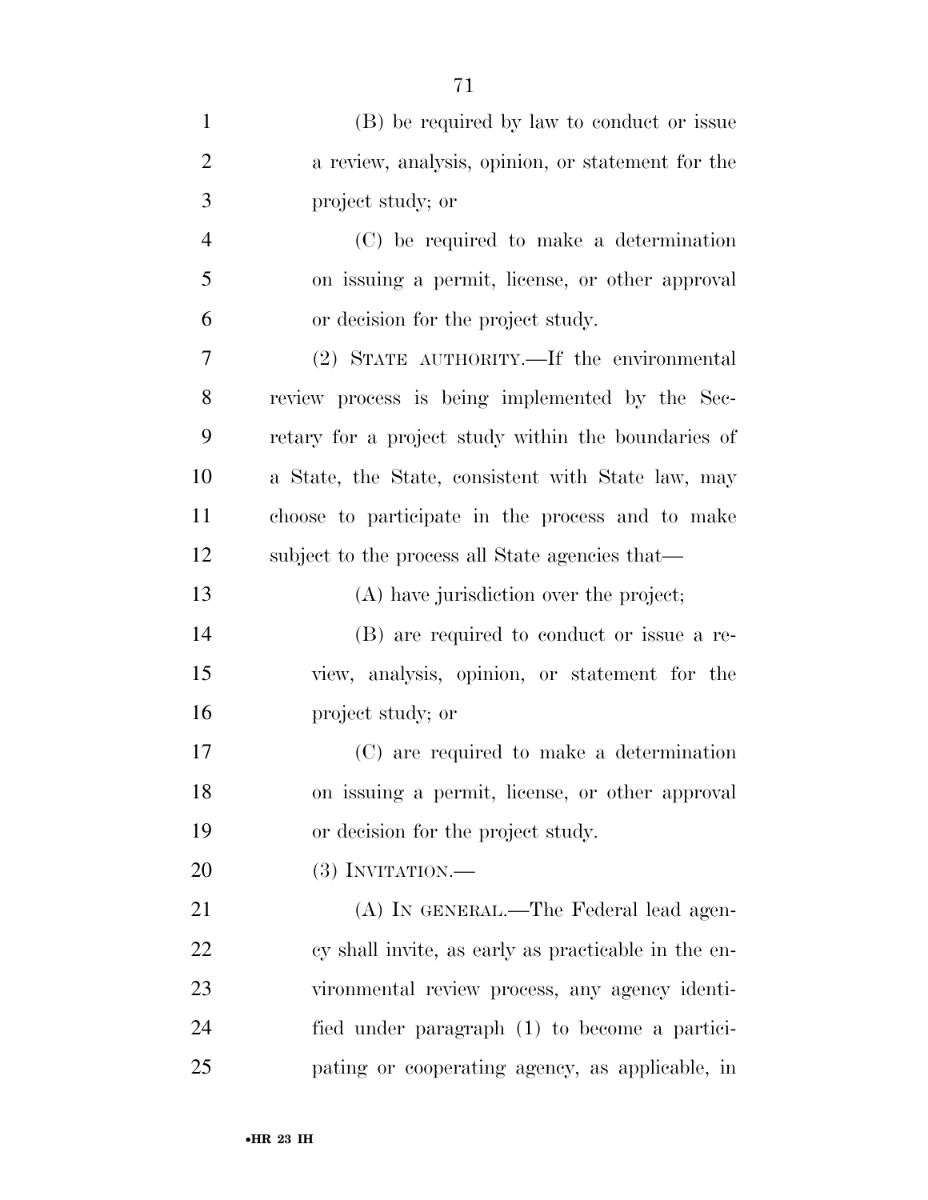(B) be required by law to conduct or issue a review, analysis, opinion, or statement for the project study; or

(C) be required to make a determination on issuing a permit, license, or other approval or decision for the project study.

(2) STATE AUTHORITY.—If the environmental review process is being implemented by the Secretary for a project study within the boundaries of a State, the State, consistent with State law, may choose to participate in the process and to make subject to the process all State agencies that—

(A) have jurisdiction over the project;

(B) are required to conduct or issue a review, analysis, opinion, or statement for the project study; or

(C) are required to make a determination on issuing a permit, license, or other approval or decision for the project study.

(3) INVITATION.—

(A) IN GENERAL.—The Federal lead agency shall invite, as early as practicable in the environmental review process, any agency identified under paragraph (1) to become a participating or cooperating agency, as applicable, in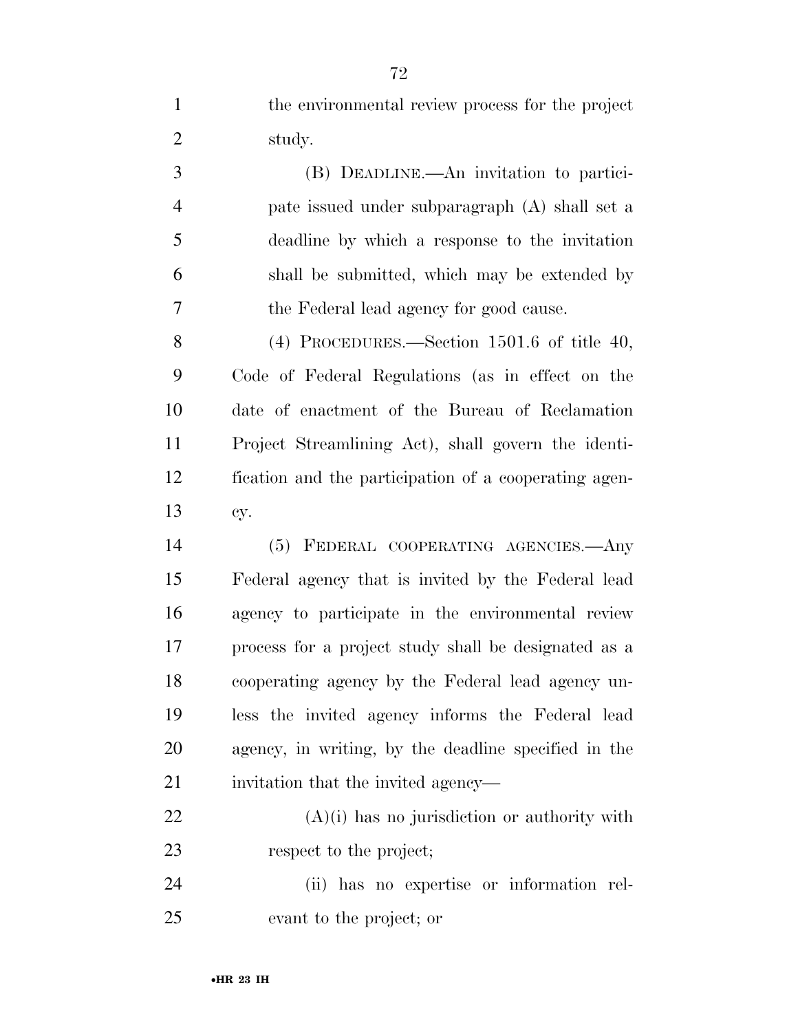the environmental review process for the project study.

(B) DEADLINE.—An invitation to participate issued under subparagraph (A) shall set a deadline by which a response to the invitation shall be submitted, which may be extended by the Federal lead agency for good cause.

(4) PROCEDURES.—Section 1501.6 of title 40, Code of Federal Regulations (as in effect on the date of enactment of the Bureau of Reclamation Project Streamlining Act), shall govern the identification and the participation of a cooperating agency.

(5) FEDERAL COOPERATING AGENCIES.—Any Federal agency that is invited by the Federal lead agency to participate in the environmental review process for a project study shall be designated as a cooperating agency by the Federal lead agency unless the invited agency informs the Federal lead agency, in writing, by the deadline specified in the invitation that the invited agency—

(A)(i) has no jurisdiction or authority with respect to the project;

(ii) has no expertise or information relevant to the project; or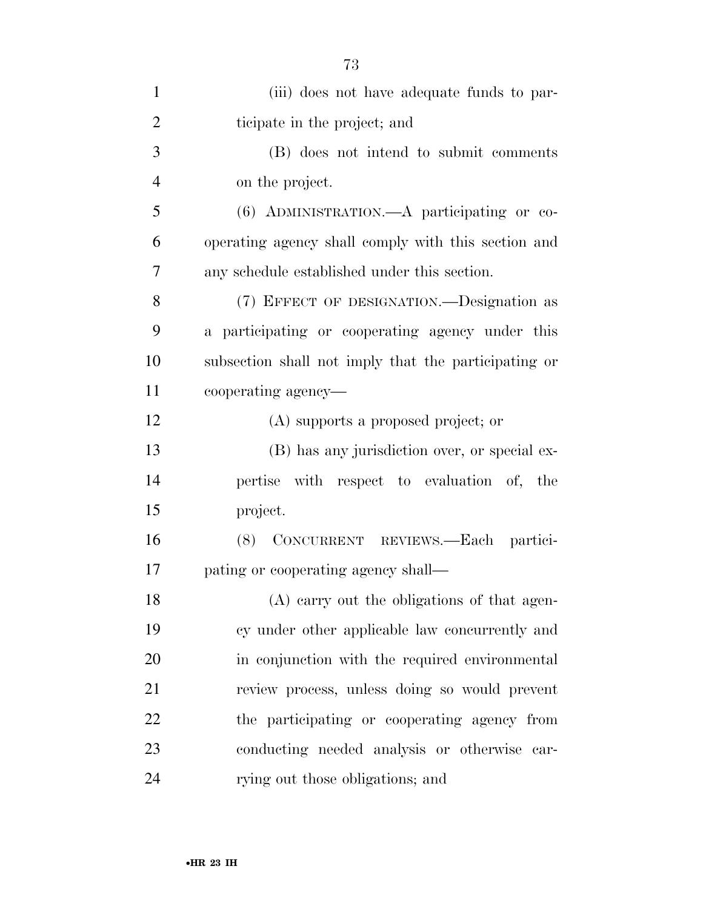(iii) does not have adequate funds to participate in the project; and

(B) does not intend to submit comments on the project.

(6) ADMINISTRATION.—A participating or cooperating agency shall comply with this section and any schedule established under this section.

(7) EFFECT OF DESIGNATION.—Designation as a participating or cooperating agency under this subsection shall not imply that the participating or cooperating agency—

(A) supports a proposed project; or

(B) has any jurisdiction over, or special expertise with respect to evaluation of, the project.

(8) CONCURRENT REVIEWS.—Each participating or cooperating agency shall—

(A) carry out the obligations of that agency under other applicable law concurrently and in conjunction with the required environmental review process, unless doing so would prevent the participating or cooperating agency from conducting needed analysis or otherwise carrying out those obligations; and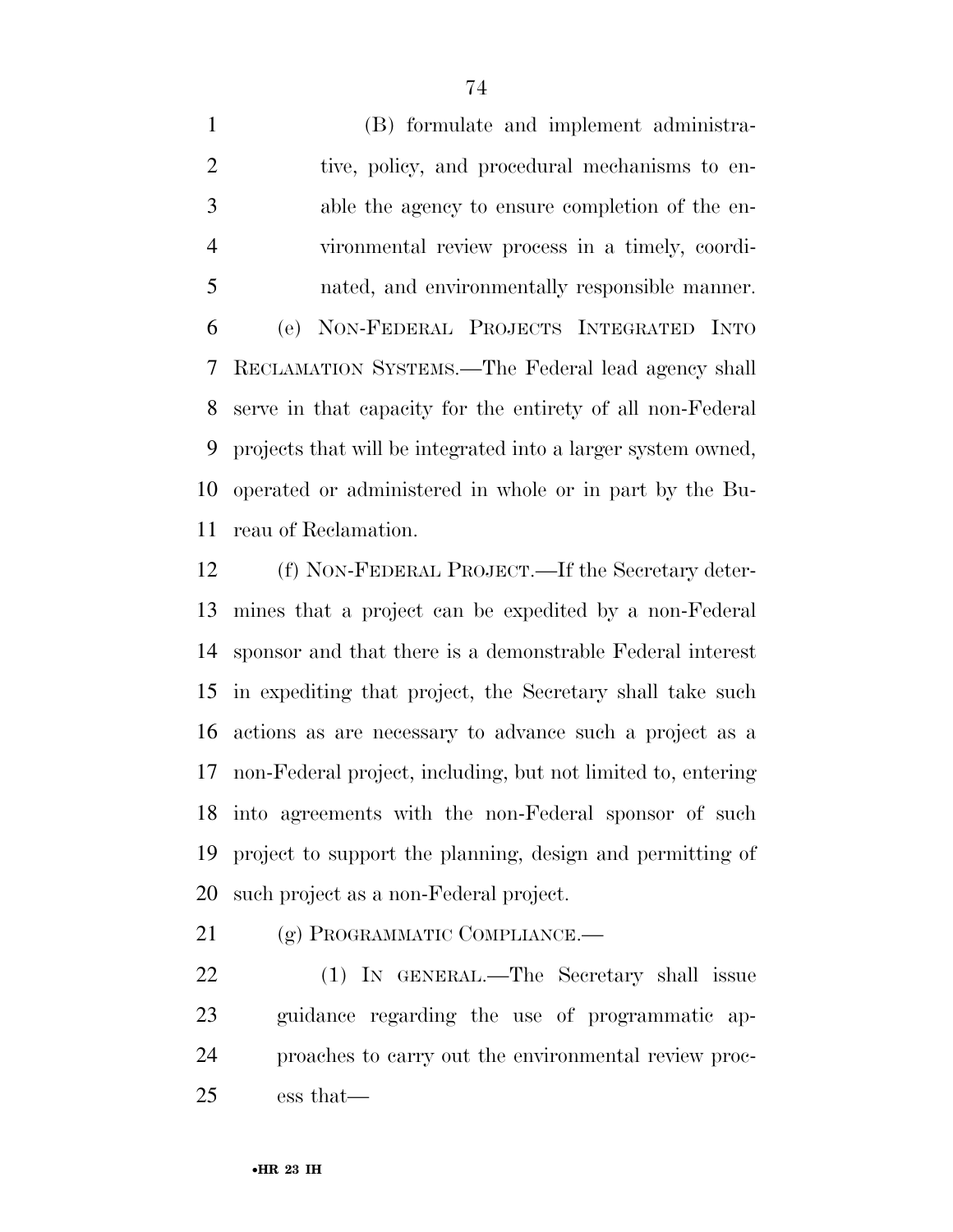(B) formulate and implement administrative, policy, and procedural mechanisms to enable the agency to ensure completion of the environmental review process in a timely, coordinated, and environmentally responsible manner.

(e) NON-FEDERAL PROJECTS INTEGRATED INTO RECLAMATION SYSTEMS.—The Federal lead agency shall serve in that capacity for the entirety of all non-Federal projects that will be integrated into a larger system owned, operated or administered in whole or in part by the Bureau of Reclamation.

(f) NON-FEDERAL PROJECT.—If the Secretary determines that a project can be expedited by a non-Federal sponsor and that there is a demonstrable Federal interest in expediting that project, the Secretary shall take such actions as are necessary to advance such a project as a non-Federal project, including, but not limited to, entering into agreements with the non-Federal sponsor of such project to support the planning, design and permitting of such project as a non-Federal project.

(g) PROGRAMMATIC COMPLIANCE.—

(1) IN GENERAL.—The Secretary shall issue guidance regarding the use of programmatic approaches to carry out the environmental review process that—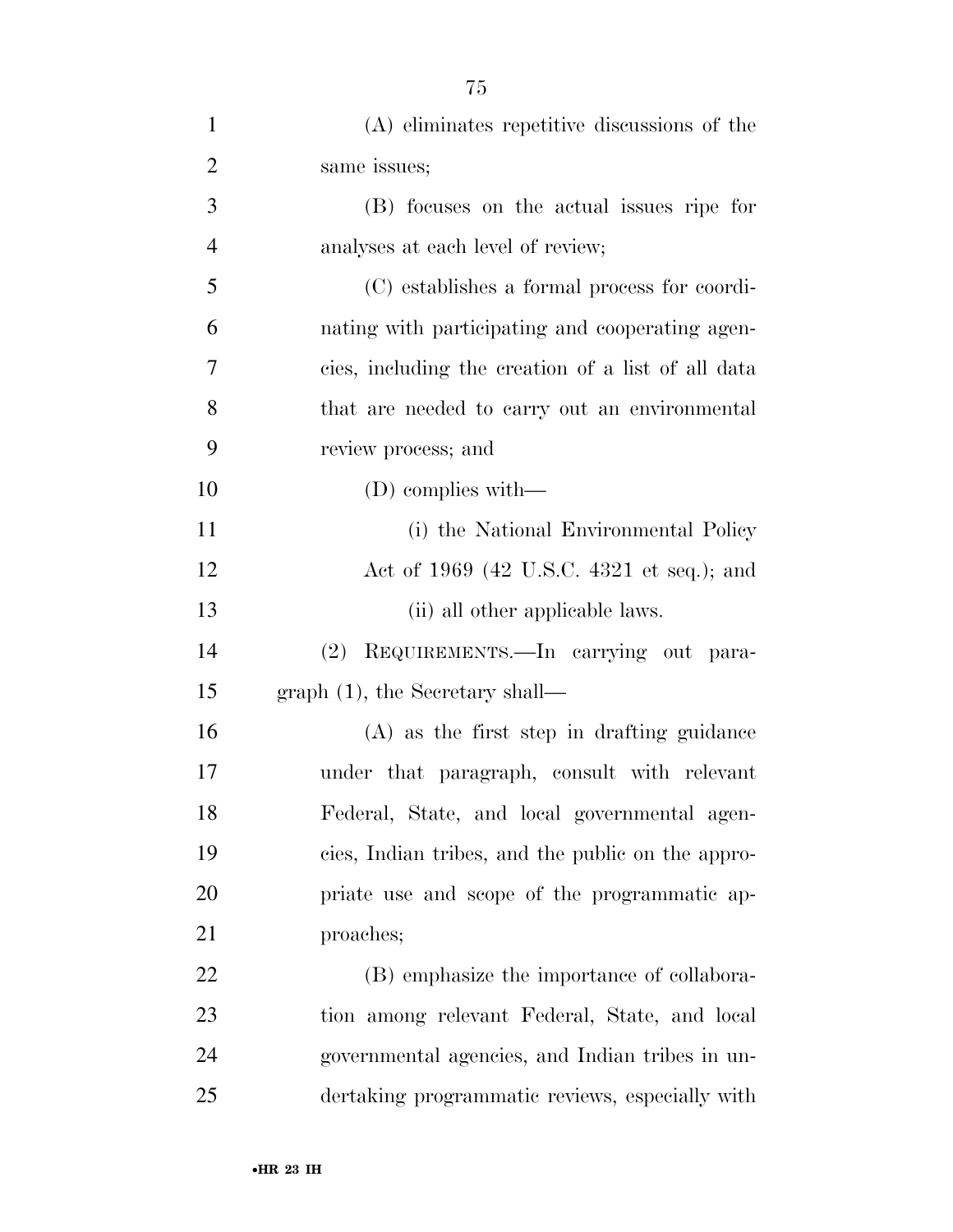(A) eliminates repetitive discussions of the same issues;

(B) focuses on the actual issues ripe for analyses at each level of review;

(C) establishes a formal process for coordinating with participating and cooperating agencies, including the creation of a list of all data that are needed to carry out an environmental review process; and

(D) complies with—

(i) the National Environmental Policy Act of 1969 (42 U.S.C. 4321 et seq.); and

(ii) all other applicable laws.

(2) REQUIREMENTS.—In carrying out paragraph (1), the Secretary shall—

(A) as the first step in drafting guidance under that paragraph, consult with relevant Federal, State, and local governmental agencies, Indian tribes, and the public on the appropriate use and scope of the programmatic approaches;

(B) emphasize the importance of collaboration among relevant Federal, State, and local governmental agencies, and Indian tribes in undertaking programmatic reviews, especially with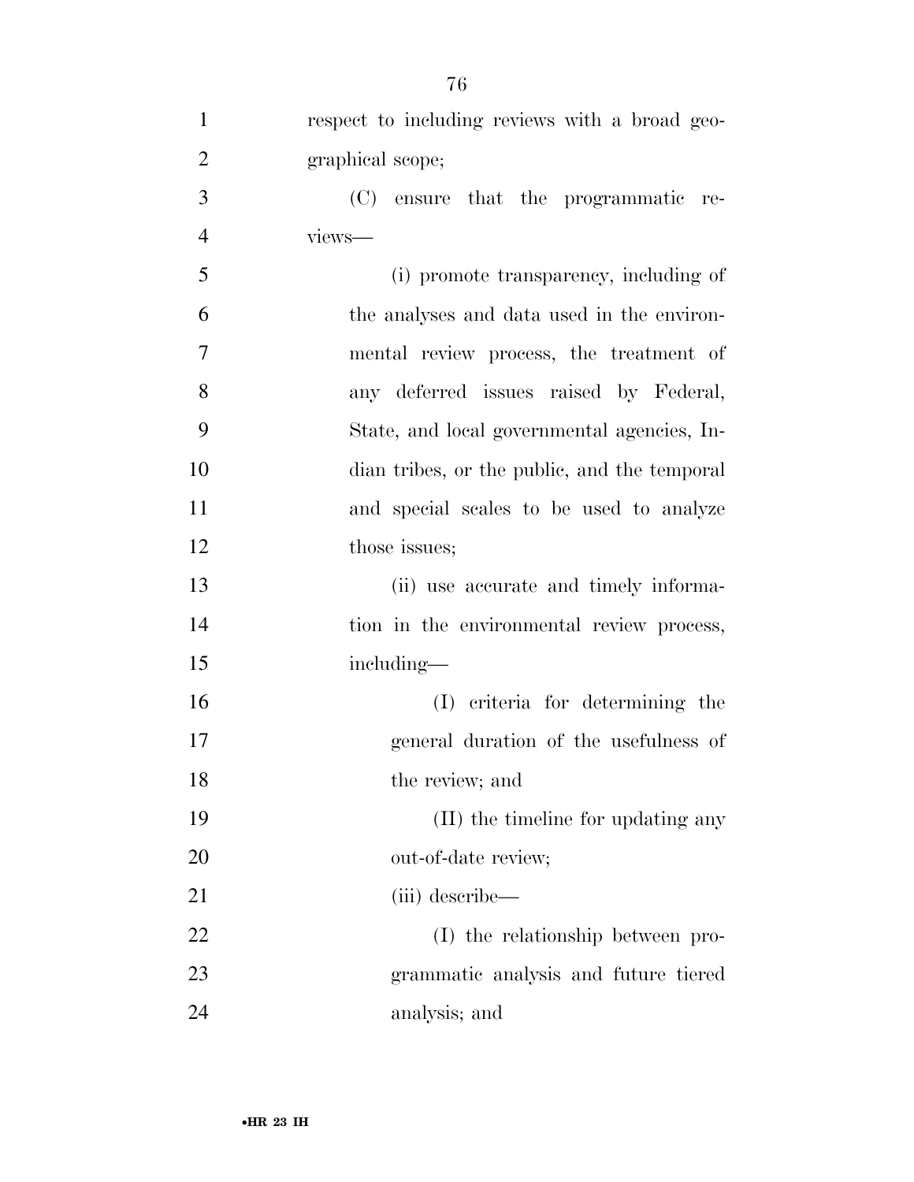respect to including reviews with a broad geographical scope;

(C) ensure that the programmatic reviews—

(i) promote transparency, including of the analyses and data used in the environmental review process, the treatment of any deferred issues raised by Federal, State, and local governmental agencies, Indian tribes, or the public, and the temporal and special scales to be used to analyze those issues;

(ii) use accurate and timely information in the environmental review process, including—

(I) criteria for determining the general duration of the usefulness of the review; and

(II) the timeline for updating any out-of-date review;

(iii) describe—

(I) the relationship between programmatic analysis and future tiered analysis; and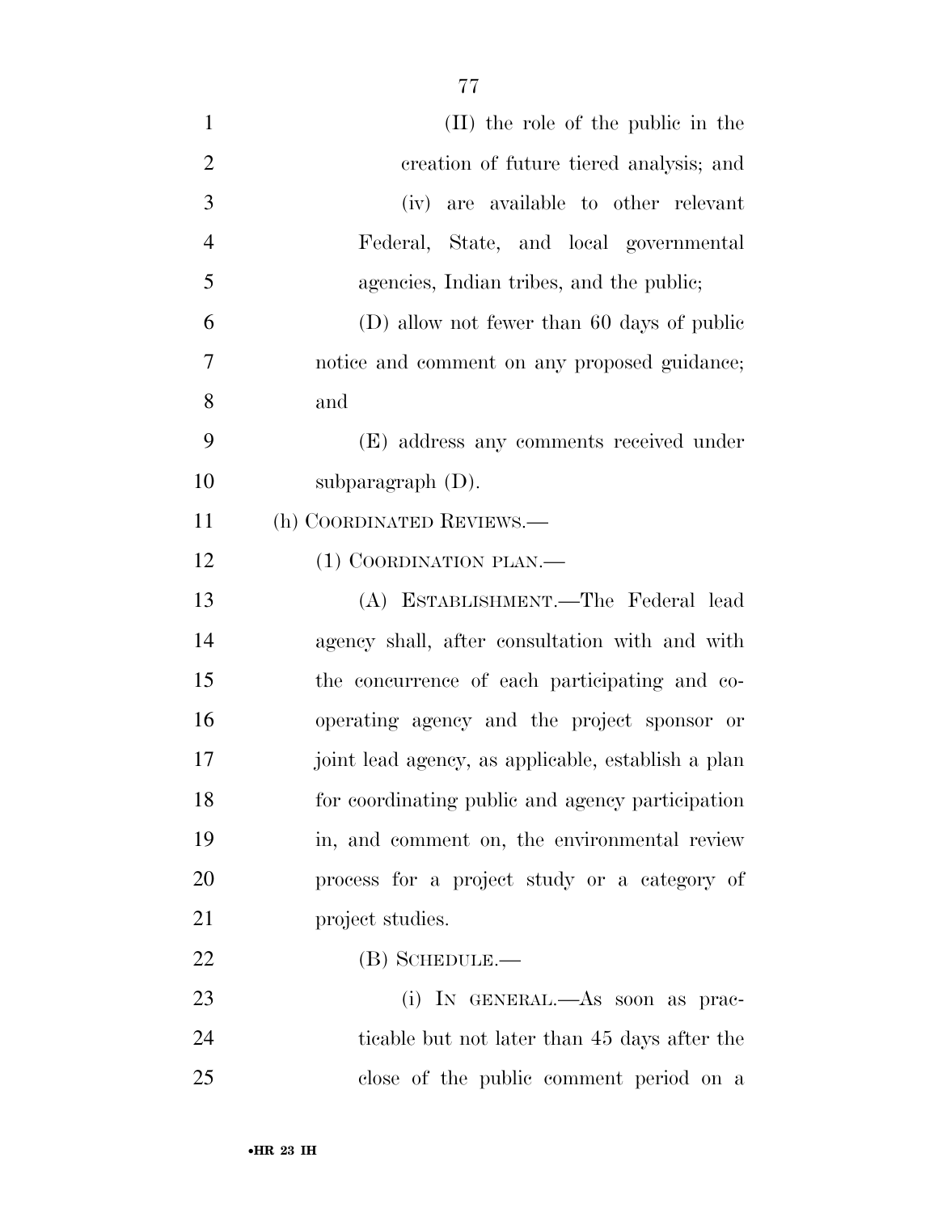(II) the role of the public in the creation of future tiered analysis; and

(iv) are available to other relevant Federal, State, and local governmental agencies, Indian tribes, and the public;

(D) allow not fewer than 60 days of public notice and comment on any proposed guidance; and

(E) address any comments received under subparagraph (D).

(h) COORDINATED REVIEWS.—

(1) COORDINATION PLAN.—

(A) ESTABLISHMENT.—The Federal lead agency shall, after consultation with and with the concurrence of each participating and cooperating agency and the project sponsor or joint lead agency, as applicable, establish a plan for coordinating public and agency participation in, and comment on, the environmental review process for a project study or a category of project studies.

(B) SCHEDULE.—

(i) IN GENERAL.—As soon as practicable but not later than 45 days after the close of the public comment period on a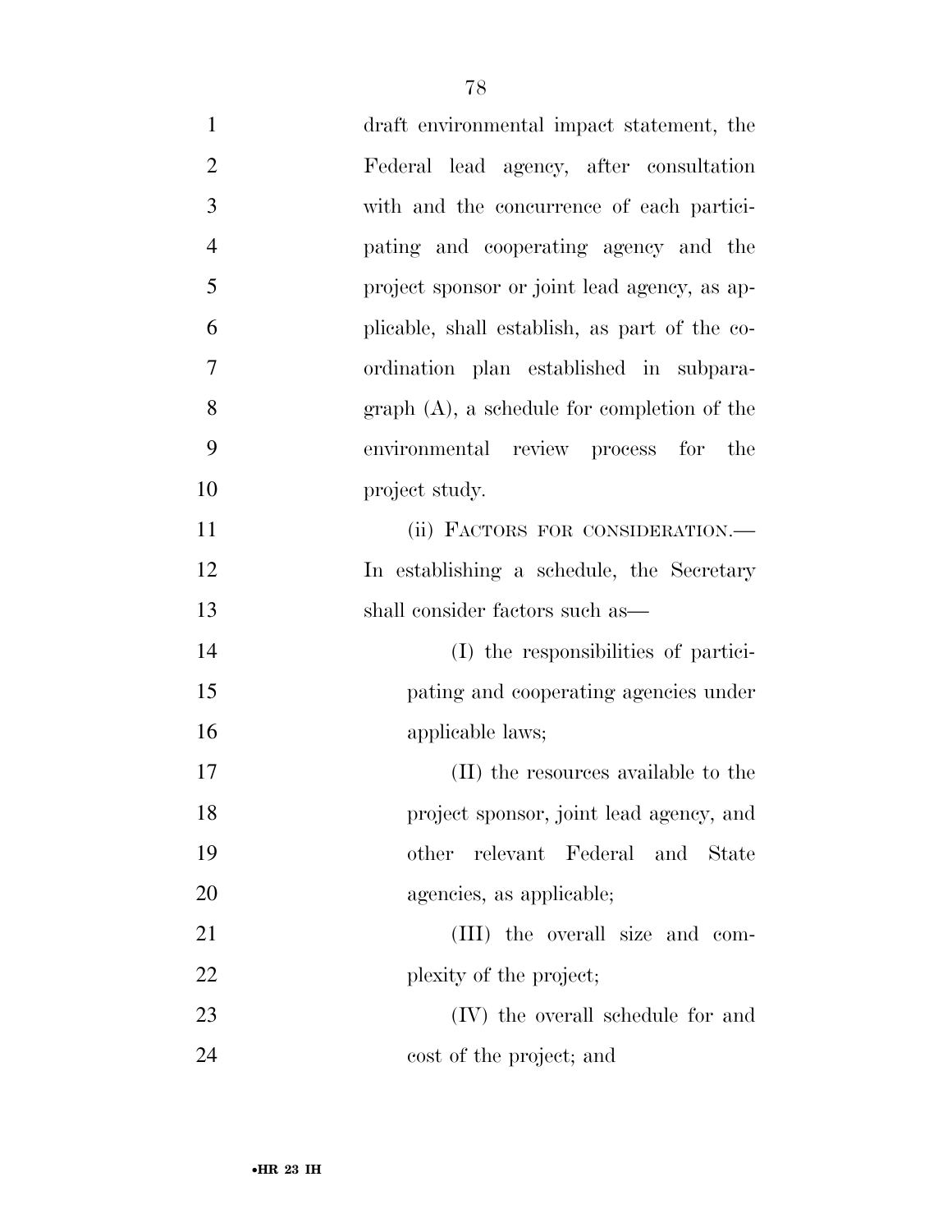draft environmental impact statement, the Federal lead agency, after consultation with and the concurrence of each participating and cooperating agency and the project sponsor or joint lead agency, as applicable, shall establish, as part of the coordination plan established in subparagraph (A), a schedule for completion of the environmental review process for the project study.

(ii) FACTORS FOR CONSIDERATION.—In establishing a schedule, the Secretary shall consider factors such as—

(I) the responsibilities of participating and cooperating agencies under applicable laws;

(II) the resources available to the project sponsor, joint lead agency, and other relevant Federal and State agencies, as applicable;

(III) the overall size and complexity of the project;

(IV) the overall schedule for and cost of the project; and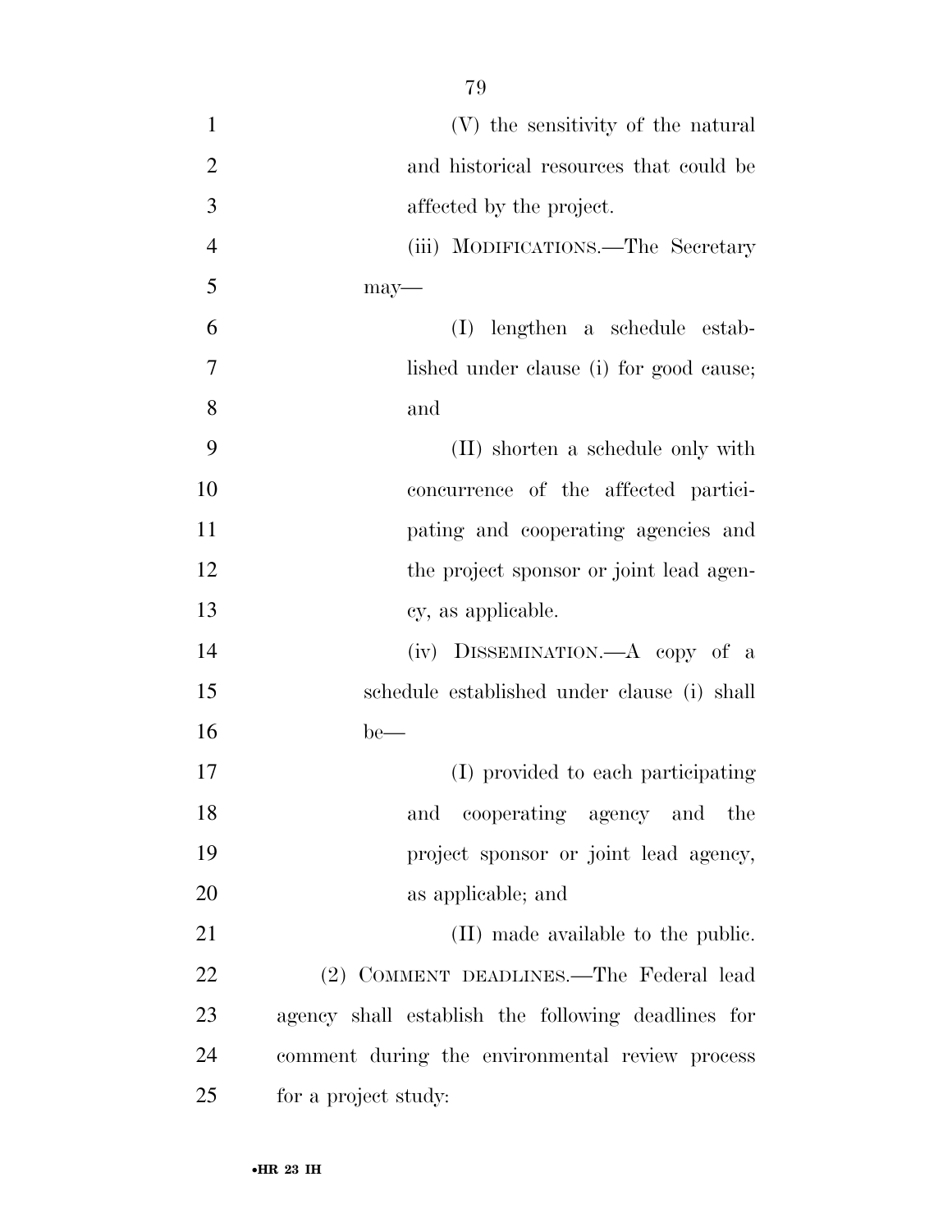(V) the sensitivity of the natural and historical resources that could be affected by the project.

(iii) MODIFICATIONS.—The Secretary may—

(I) lengthen a schedule established under clause (i) for good cause; and

(II) shorten a schedule only with concurrence of the affected participating and cooperating agencies and the project sponsor or joint lead agency, as applicable.

(iv) DISSEMINATION.—A copy of a schedule established under clause (i) shall be—

(I) provided to each participating and cooperating agency and the project sponsor or joint lead agency, as applicable; and

(II) made available to the public.

(2) COMMENT DEADLINES.—The Federal lead agency shall establish the following deadlines for comment during the environmental review process for a project study: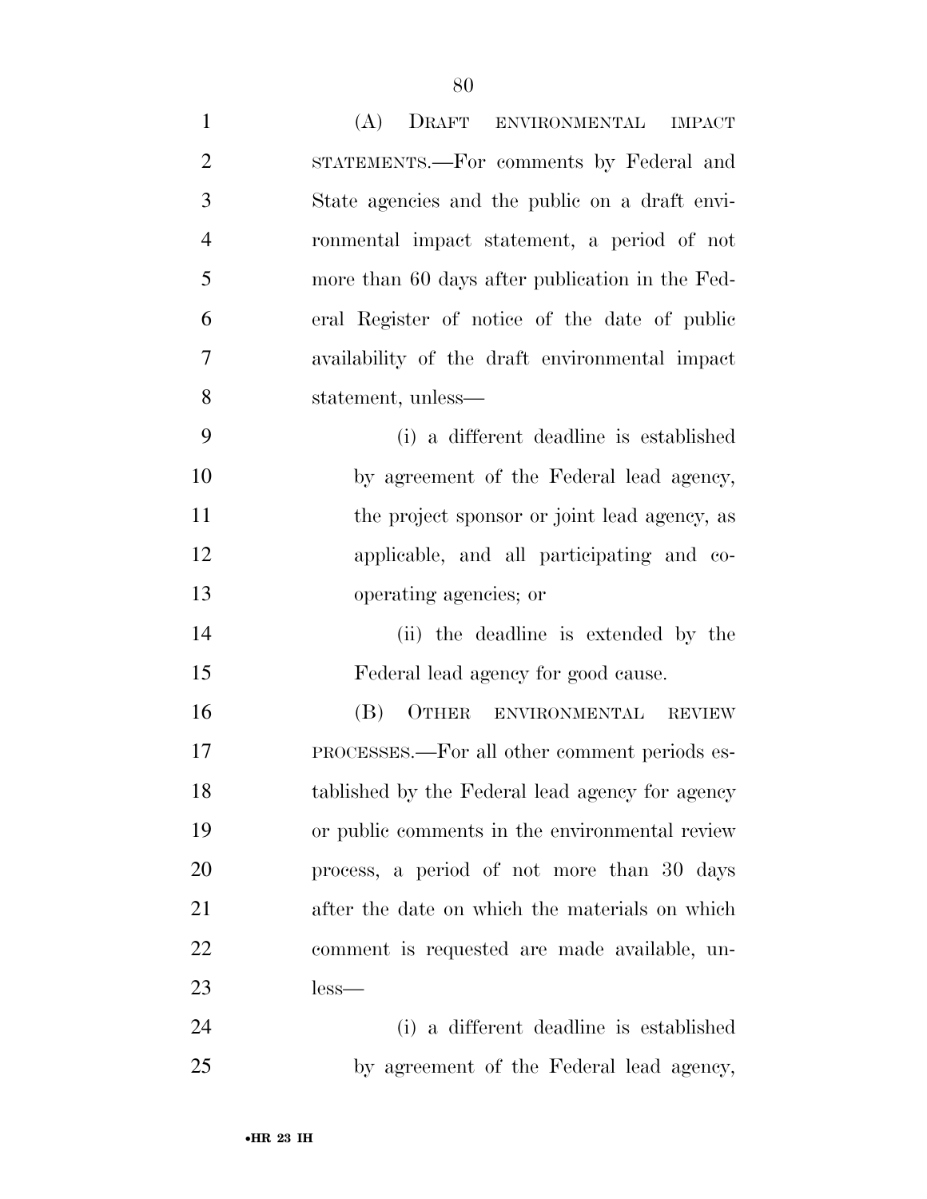(A) DRAFT ENVIRONMENTAL IMPACT STATEMENTS.—For comments by Federal and State agencies and the public on a draft environmental impact statement, a period of not more than 60 days after publication in the Federal Register of notice of the date of public availability of the draft environmental impact statement, unless—

(i) a different deadline is established by agreement of the Federal lead agency, the project sponsor or joint lead agency, as applicable, and all participating and cooperating agencies; or

(ii) the deadline is extended by the Federal lead agency for good cause.

(B) OTHER ENVIRONMENTAL REVIEW PROCESSES.—For all other comment periods established by the Federal lead agency for agency or public comments in the environmental review process, a period of not more than 30 days after the date on which the materials on which comment is requested are made available, unless—

(i) a different deadline is established by agreement of the Federal lead agency,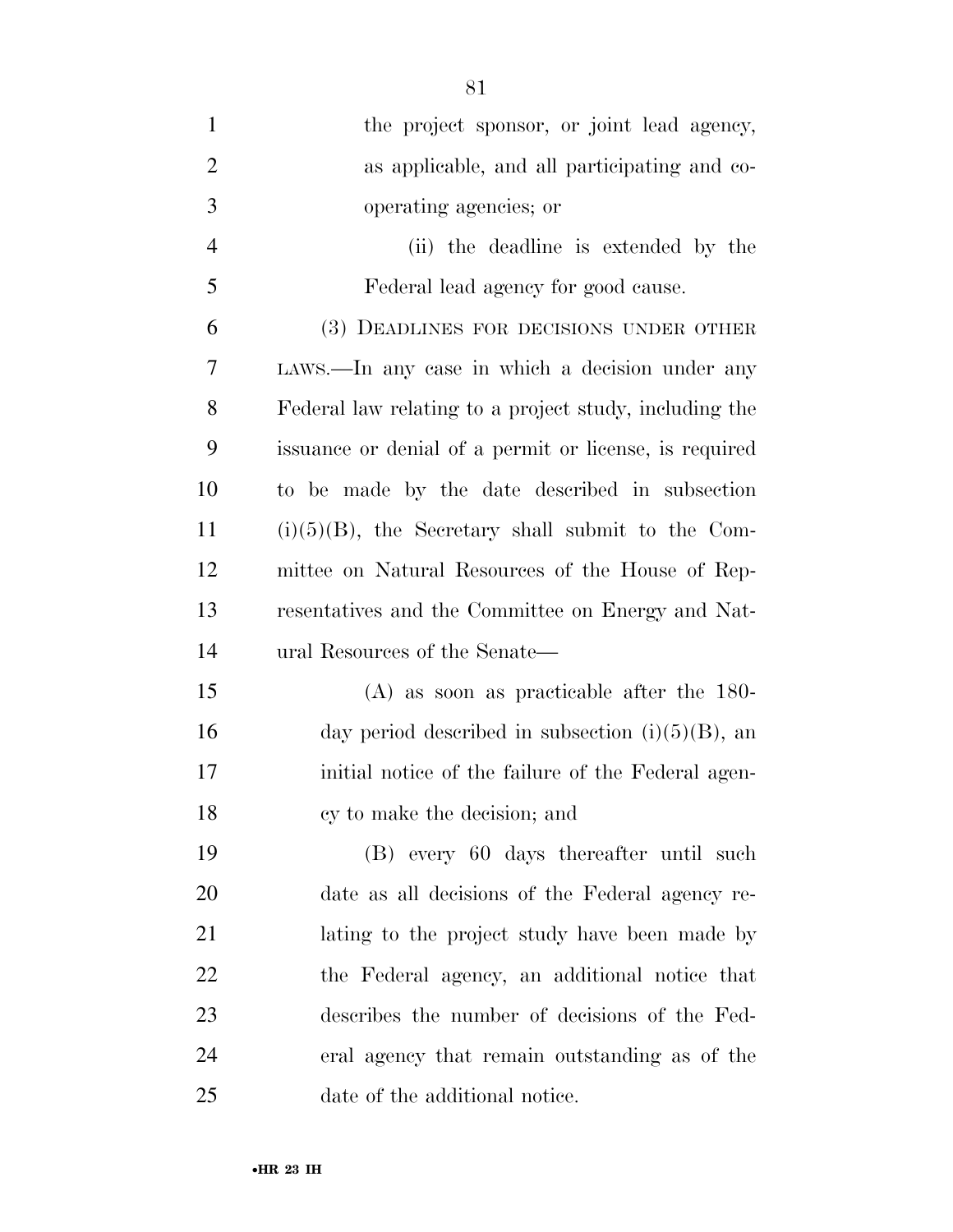the project sponsor, or joint lead agency, as applicable, and all participating and cooperating agencies; or

(ii) the deadline is extended by the Federal lead agency for good cause.

(3) DEADLINES FOR DECISIONS UNDER OTHER LAWS.—In any case in which a decision under any Federal law relating to a project study, including the issuance or denial of a permit or license, is required to be made by the date described in subsection (i)(5)(B), the Secretary shall submit to the Committee on Natural Resources of the House of Representatives and the Committee on Energy and Natural Resources of the Senate—

(A) as soon as practicable after the 180-day period described in subsection (i)(5)(B), an initial notice of the failure of the Federal agency to make the decision; and

(B) every 60 days thereafter until such date as all decisions of the Federal agency relating to the project study have been made by the Federal agency, an additional notice that describes the number of decisions of the Federal agency that remain outstanding as of the date of the additional notice.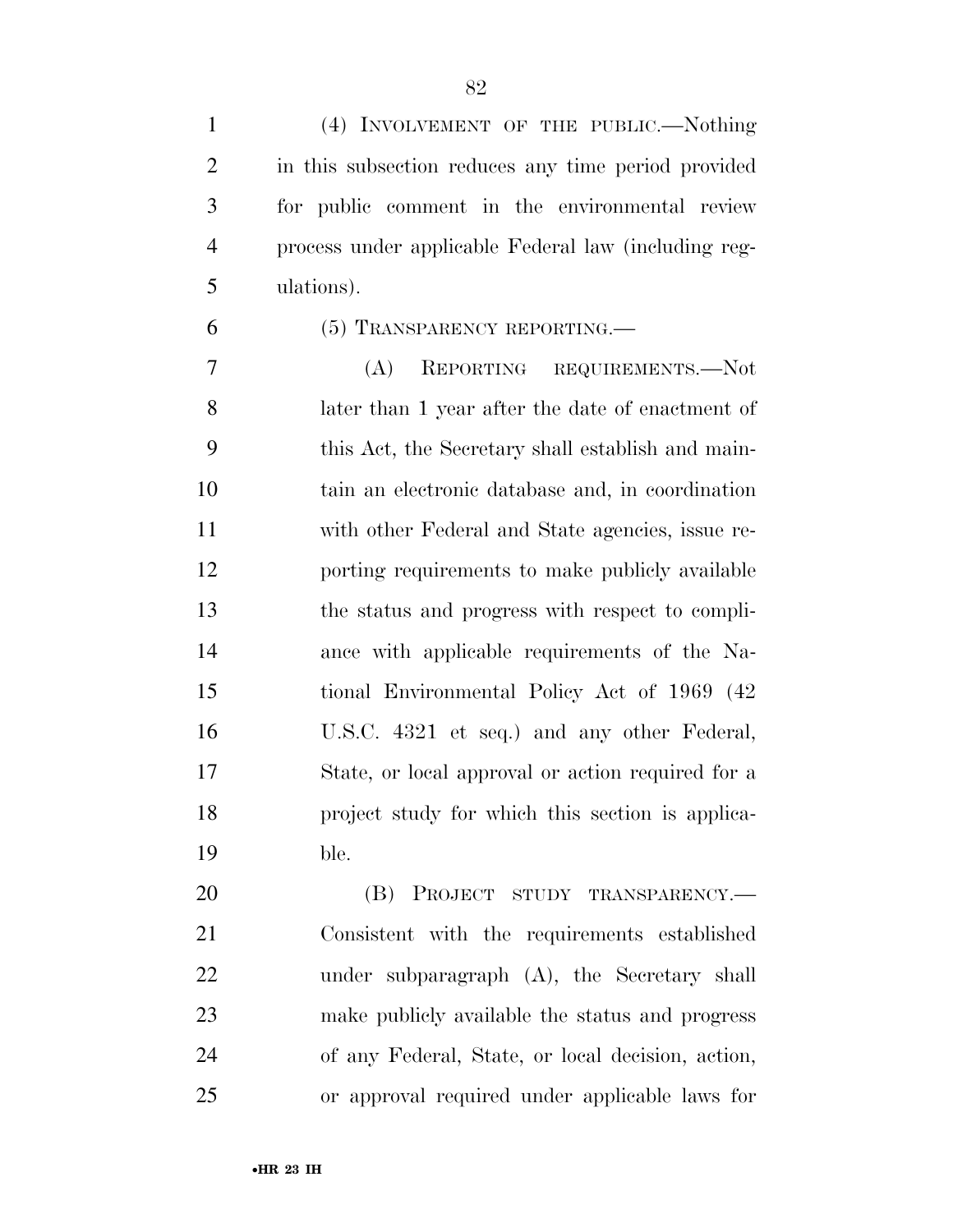(4) INVOLVEMENT OF THE PUBLIC.—Nothing in this subsection reduces any time period provided for public comment in the environmental review process under applicable Federal law (including regulations).

(5) TRANSPARENCY REPORTING.—

(A) REPORTING REQUIREMENTS.—Not later than 1 year after the date of enactment of this Act, the Secretary shall establish and maintain an electronic database and, in coordination with other Federal and State agencies, issue reporting requirements to make publicly available the status and progress with respect to compliance with applicable requirements of the National Environmental Policy Act of 1969 (42 U.S.C. 4321 et seq.) and any other Federal, State, or local approval or action required for a project study for which this section is applicable.

(B) PROJECT STUDY TRANSPARENCY.—Consistent with the requirements established under subparagraph (A), the Secretary shall make publicly available the status and progress of any Federal, State, or local decision, action, or approval required under applicable laws for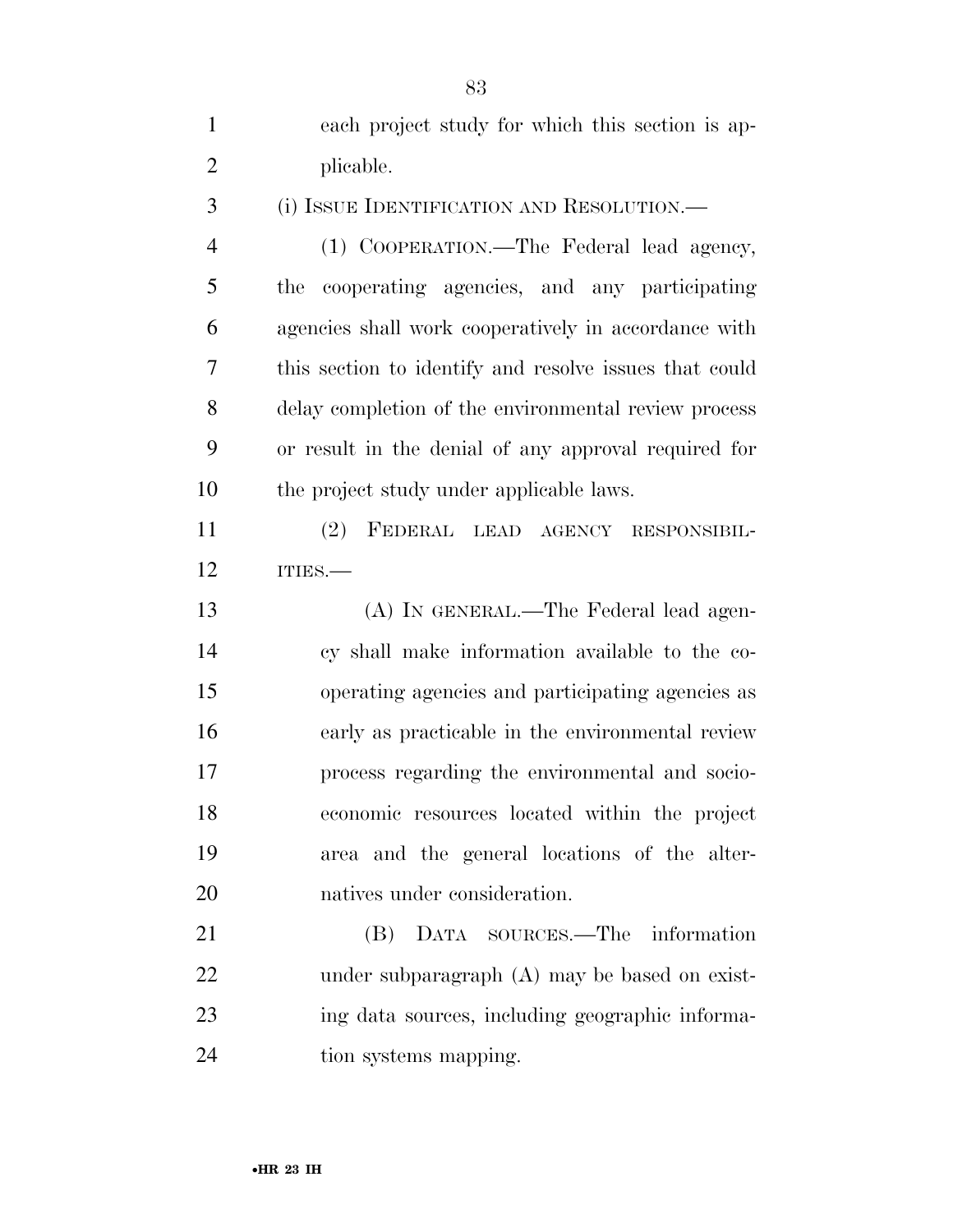each project study for which this section is applicable.

(i) ISSUE IDENTIFICATION AND RESOLUTION.—

(1) COOPERATION.—The Federal lead agency, the cooperating agencies, and any participating agencies shall work cooperatively in accordance with this section to identify and resolve issues that could delay completion of the environmental review process or result in the denial of any approval required for the project study under applicable laws.

(2) FEDERAL LEAD AGENCY RESPONSIBILITIES.—

(A) IN GENERAL.—The Federal lead agency shall make information available to the cooperating agencies and participating agencies as early as practicable in the environmental review process regarding the environmental and socioeconomic resources located within the project area and the general locations of the alternatives under consideration.

(B) DATA SOURCES.—The information under subparagraph (A) may be based on existing data sources, including geographic information systems mapping.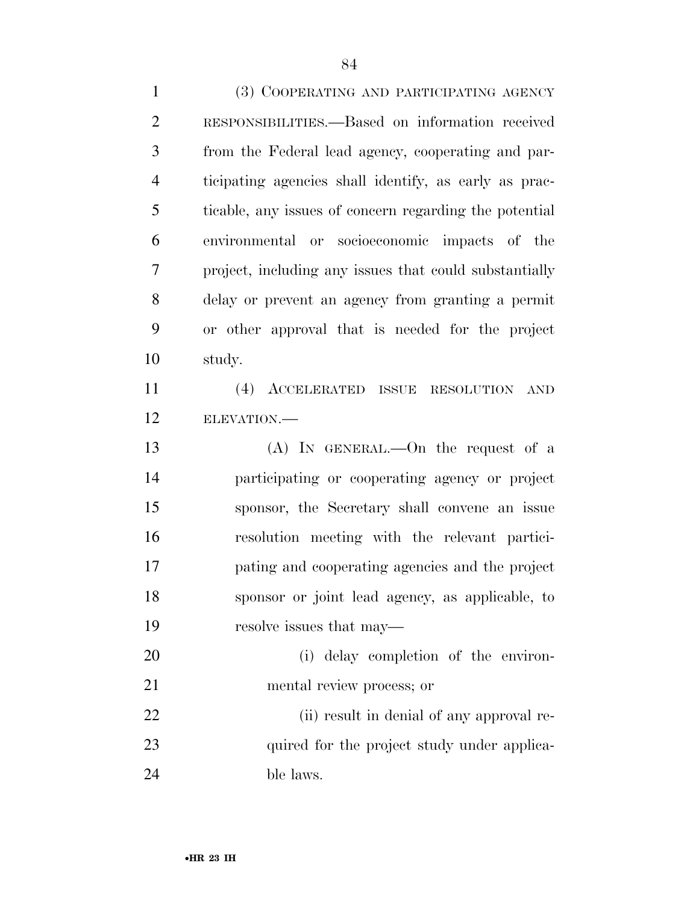(3) COOPERATING AND PARTICIPATING AGENCY RESPONSIBILITIES.—Based on information received from the Federal lead agency, cooperating and participating agencies shall identify, as early as practicable, any issues of concern regarding the potential environmental or socioeconomic impacts of the project, including any issues that could substantially delay or prevent an agency from granting a permit or other approval that is needed for the project study.

(4) ACCELERATED ISSUE RESOLUTION AND ELEVATION.—

(A) IN GENERAL.—On the request of a participating or cooperating agency or project sponsor, the Secretary shall convene an issue resolution meeting with the relevant participating and cooperating agencies and the project sponsor or joint lead agency, as applicable, to resolve issues that may—

(i) delay completion of the environmental review process; or

(ii) result in denial of any approval required for the project study under applicable laws.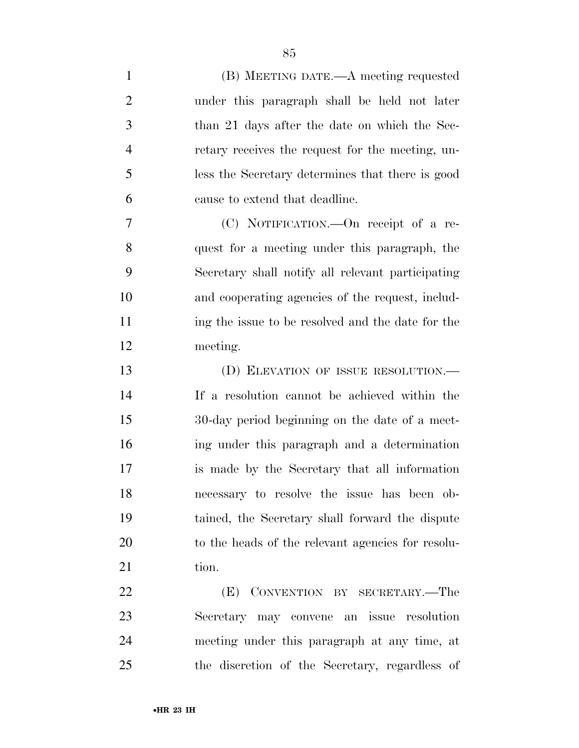(B) MEETING DATE.—A meeting requested under this paragraph shall be held not later than 21 days after the date on which the Secretary receives the request for the meeting, unless the Secretary determines that there is good cause to extend that deadline.

(C) NOTIFICATION.—On receipt of a request for a meeting under this paragraph, the Secretary shall notify all relevant participating and cooperating agencies of the request, including the issue to be resolved and the date for the meeting.

(D) ELEVATION OF ISSUE RESOLUTION.—If a resolution cannot be achieved within the 30-day period beginning on the date of a meeting under this paragraph and a determination is made by the Secretary that all information necessary to resolve the issue has been obtained, the Secretary shall forward the dispute to the heads of the relevant agencies for resolution.

(E) CONVENTION BY SECRETARY.—The Secretary may convene an issue resolution meeting under this paragraph at any time, at the discretion of the Secretary, regardless of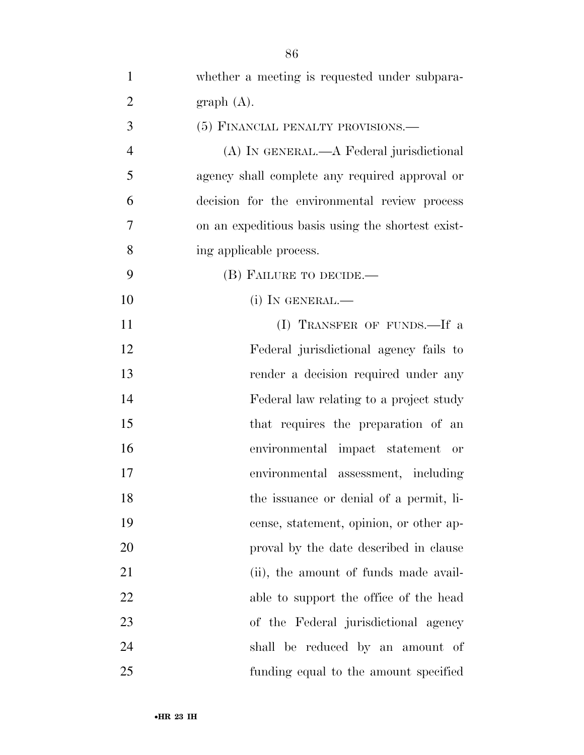whether a meeting is requested under subparagraph (A).

(5) FINANCIAL PENALTY PROVISIONS.—

(A) IN GENERAL.—A Federal jurisdictional agency shall complete any required approval or decision for the environmental review process on an expeditious basis using the shortest existing applicable process.

(B) FAILURE TO DECIDE.—

(i) IN GENERAL.—

(I) TRANSFER OF FUNDS.—If a Federal jurisdictional agency fails to render a decision required under any Federal law relating to a project study that requires the preparation of an environmental impact statement or environmental assessment, including the issuance or denial of a permit, license, statement, opinion, or other approval by the date described in clause (ii), the amount of funds made available to support the office of the head of the Federal jurisdictional agency shall be reduced by an amount of funding equal to the amount specified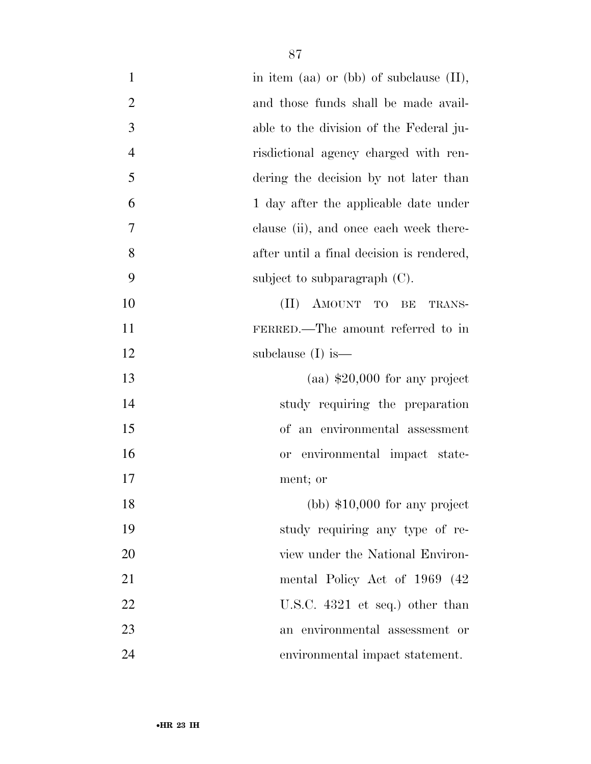in item (aa) or (bb) of subclause (II), and those funds shall be made available to the division of the Federal jurisdictional agency charged with rendering the decision by not later than 1 day after the applicable date under clause (ii), and once each week thereafter until a final decision is rendered, subject to subparagraph (C).

(II) AMOUNT TO BE TRANSFERRED.—The amount referred to in subclause (I) is—

(aa) $20,000 for any project study requiring the preparation of an environmental assessment or environmental impact statement; or

(bb) $10,000 for any project study requiring any type of review under the National Environmental Policy Act of 1969 (42 U.S.C. 4321 et seq.) other than an environmental assessment or environmental impact statement.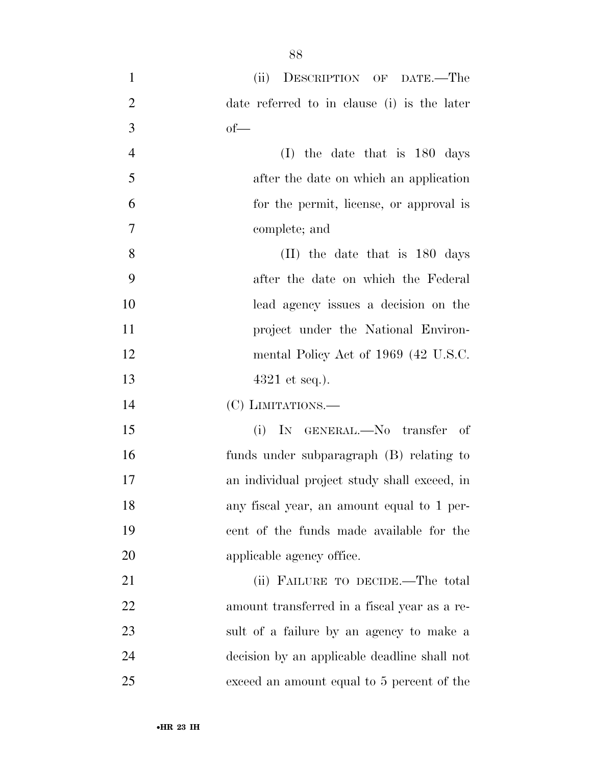(ii) DESCRIPTION OF DATE.—The date referred to in clause (i) is the later of—

(I) the date that is 180 days after the date on which an application for the permit, license, or approval is complete; and

(II) the date that is 180 days after the date on which the Federal lead agency issues a decision on the project under the National Environmental Policy Act of 1969 (42 U.S.C. 4321 et seq.).

(C) LIMITATIONS.—

(i) IN GENERAL.—No transfer of funds under subparagraph (B) relating to an individual project study shall exceed, in any fiscal year, an amount equal to 1 percent of the funds made available for the applicable agency office.

(ii) FAILURE TO DECIDE.—The total amount transferred in a fiscal year as a result of a failure by an agency to make a decision by an applicable deadline shall not exceed an amount equal to 5 percent of the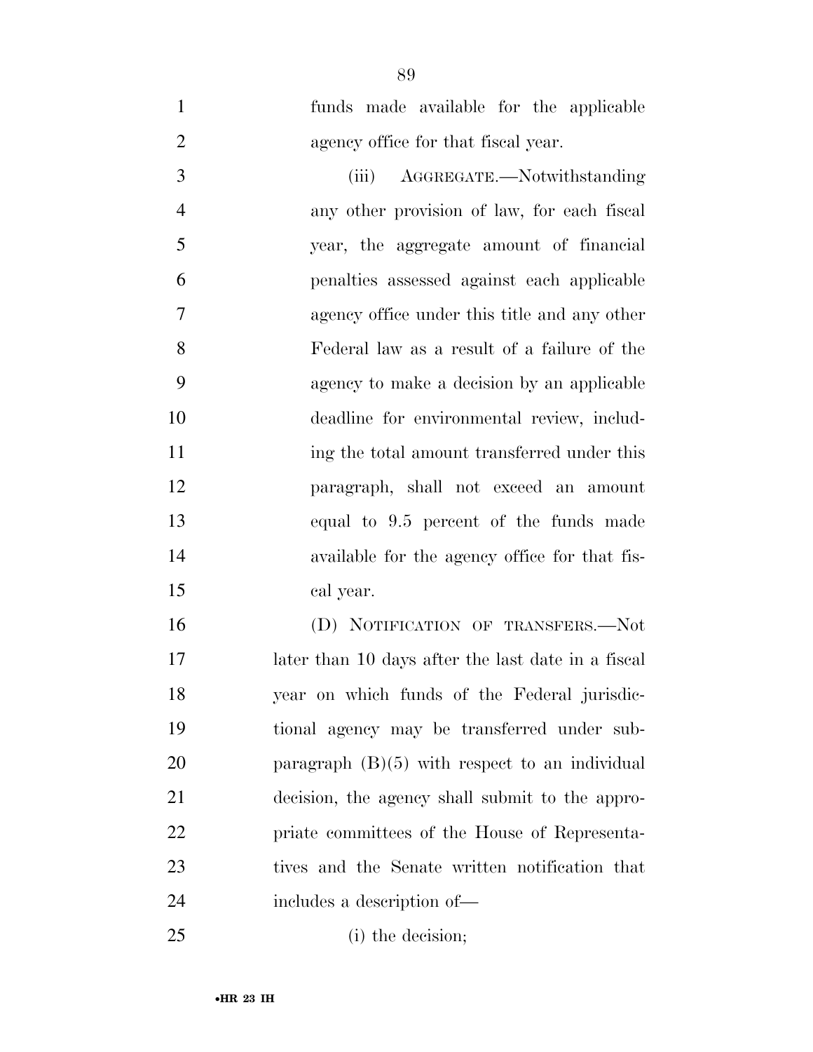funds made available for the applicable agency office for that fiscal year.

(iii) AGGREGATE.—Notwithstanding any other provision of law, for each fiscal year, the aggregate amount of financial penalties assessed against each applicable agency office under this title and any other Federal law as a result of a failure of the agency to make a decision by an applicable deadline for environmental review, including the total amount transferred under this paragraph, shall not exceed an amount equal to 9.5 percent of the funds made available for the agency office for that fiscal year.

(D) NOTIFICATION OF TRANSFERS.—Not later than 10 days after the last date in a fiscal year on which funds of the Federal jurisdictional agency may be transferred under subparagraph (B)(5) with respect to an individual decision, the agency shall submit to the appropriate committees of the House of Representatives and the Senate written notification that includes a description of—

(i) the decision;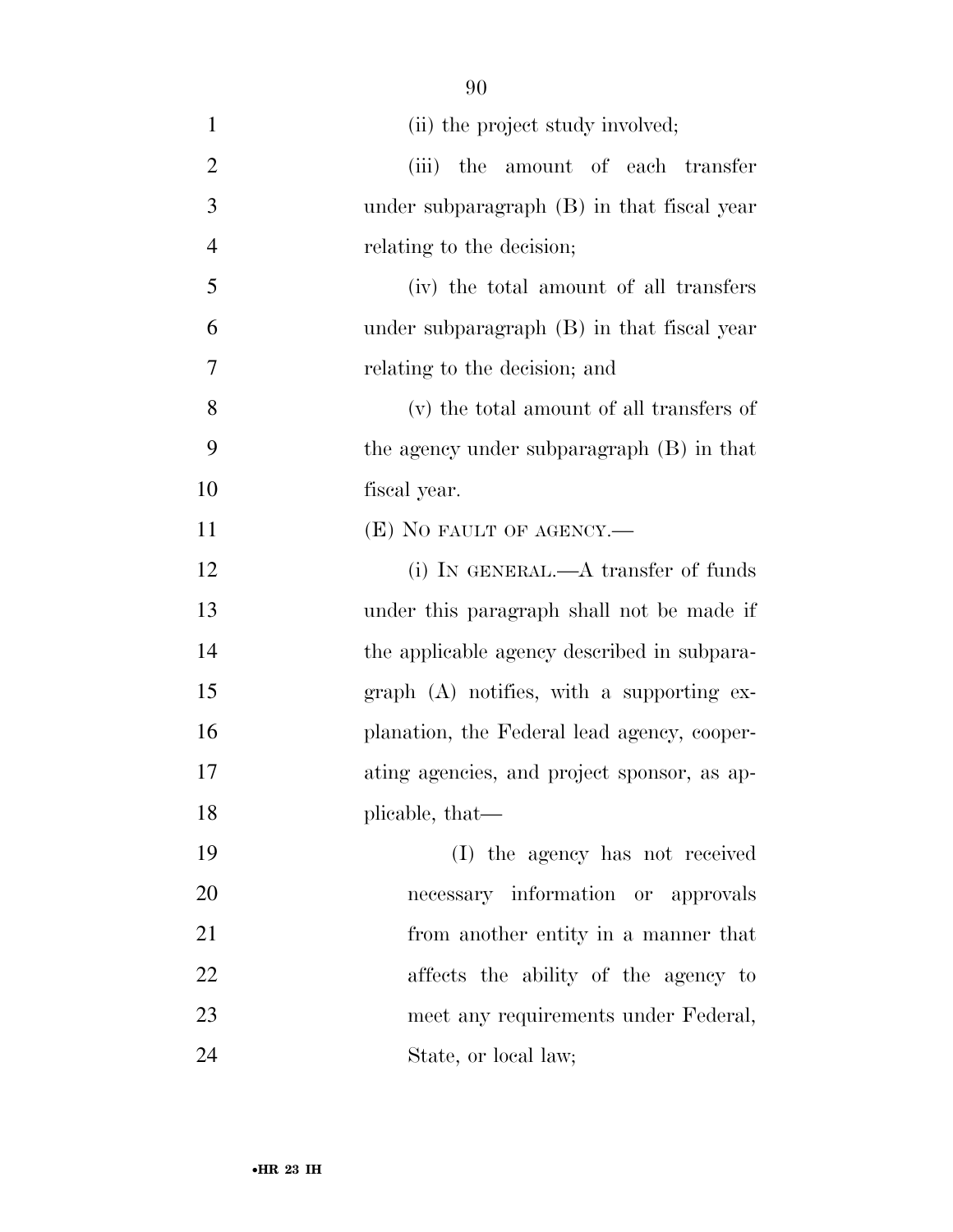(ii) the project study involved;

(iii) the amount of each transfer under subparagraph (B) in that fiscal year relating to the decision;

(iv) the total amount of all transfers under subparagraph (B) in that fiscal year relating to the decision; and

(v) the total amount of all transfers of the agency under subparagraph (B) in that fiscal year.

(E) NO FAULT OF AGENCY.—

(i) IN GENERAL.—A transfer of funds under this paragraph shall not be made if the applicable agency described in subparagraph (A) notifies, with a supporting explanation, the Federal lead agency, cooperating agencies, and project sponsor, as applicable, that—

(I) the agency has not received necessary information or approvals from another entity in a manner that affects the ability of the agency to meet any requirements under Federal, State, or local law;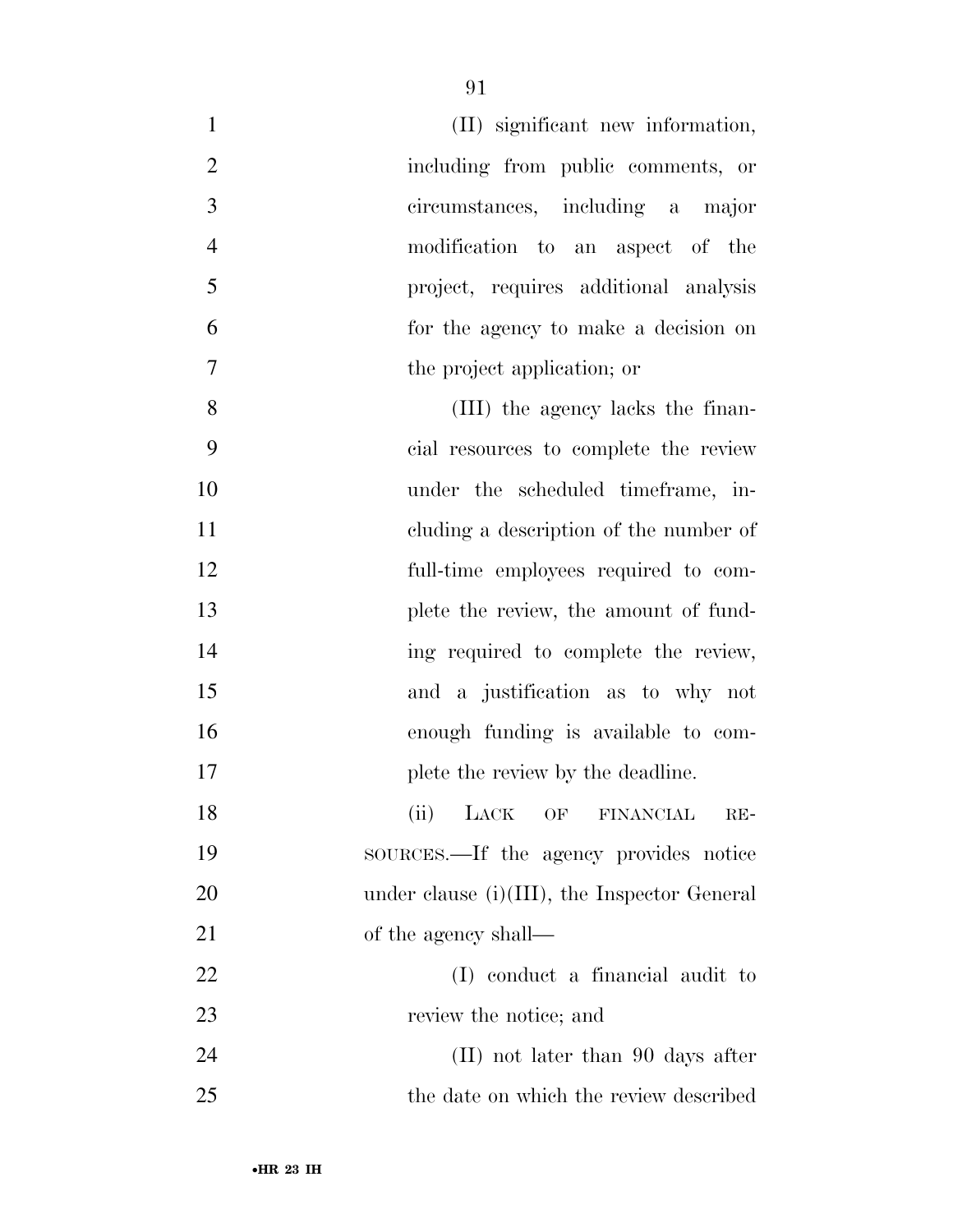(II) significant new information, including from public comments, or circumstances, including a major modification to an aspect of the project, requires additional analysis for the agency to make a decision on the project application; or

(III) the agency lacks the financial resources to complete the review under the scheduled timeframe, including a description of the number of full-time employees required to complete the review, the amount of funding required to complete the review, and a justification as to why not enough funding is available to complete the review by the deadline.

(ii) LACK OF FINANCIAL RESOURCES.—If the agency provides notice under clause (i)(III), the Inspector General of the agency shall—

(I) conduct a financial audit to review the notice; and

(II) not later than 90 days after the date on which the review described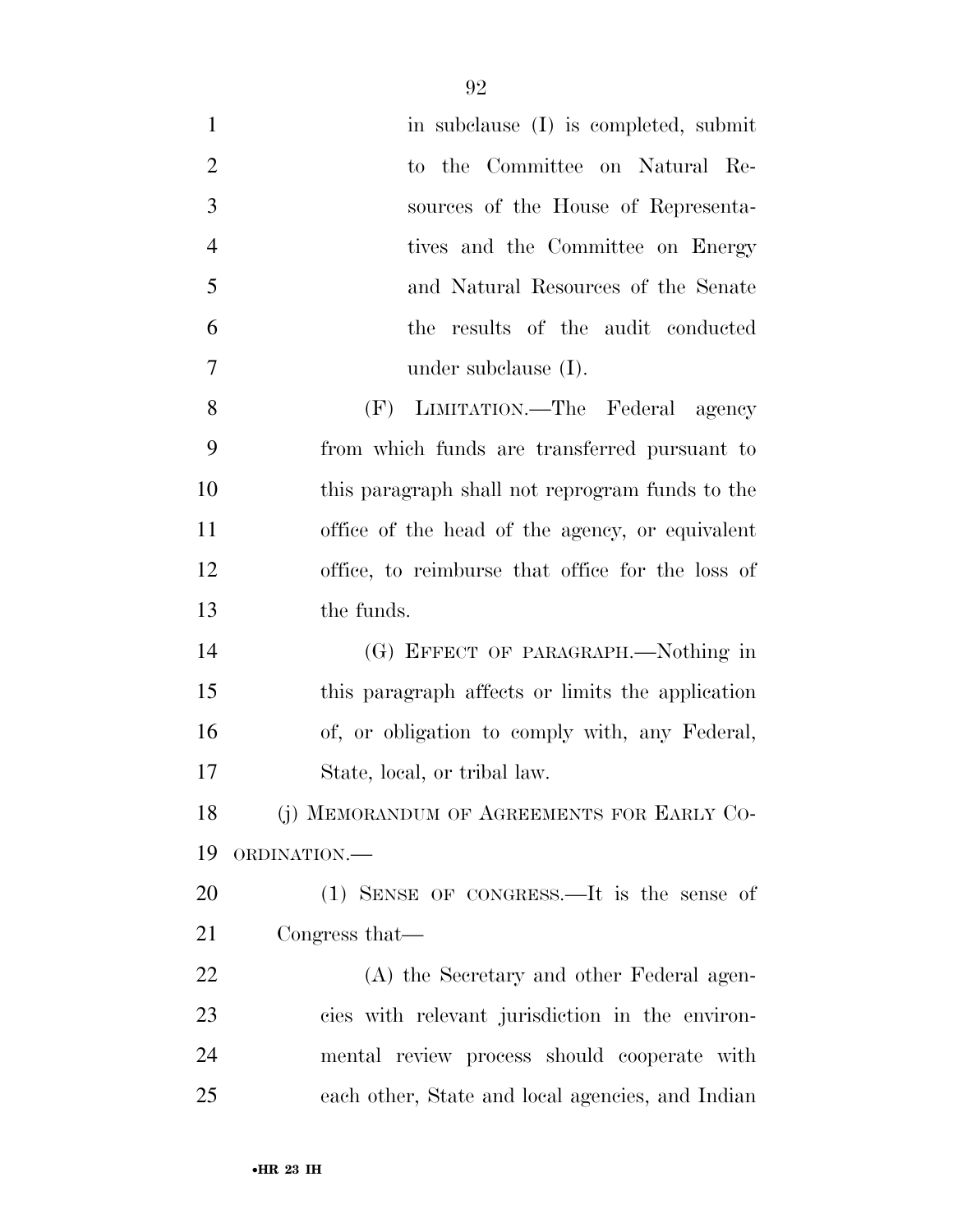in subclause (I) is completed, submit to the Committee on Natural Resources of the House of Representatives and the Committee on Energy and Natural Resources of the Senate the results of the audit conducted under subclause (I).

(F) LIMITATION.—The Federal agency from which funds are transferred pursuant to this paragraph shall not reprogram funds to the office of the head of the agency, or equivalent office, to reimburse that office for the loss of the funds.

(G) EFFECT OF PARAGRAPH.—Nothing in this paragraph affects or limits the application of, or obligation to comply with, any Federal, State, local, or tribal law.

(j) MEMORANDUM OF AGREEMENTS FOR EARLY COORDINATION.—

(1) SENSE OF CONGRESS.—It is the sense of Congress that—

(A) the Secretary and other Federal agencies with relevant jurisdiction in the environmental review process should cooperate with each other, State and local agencies, and Indian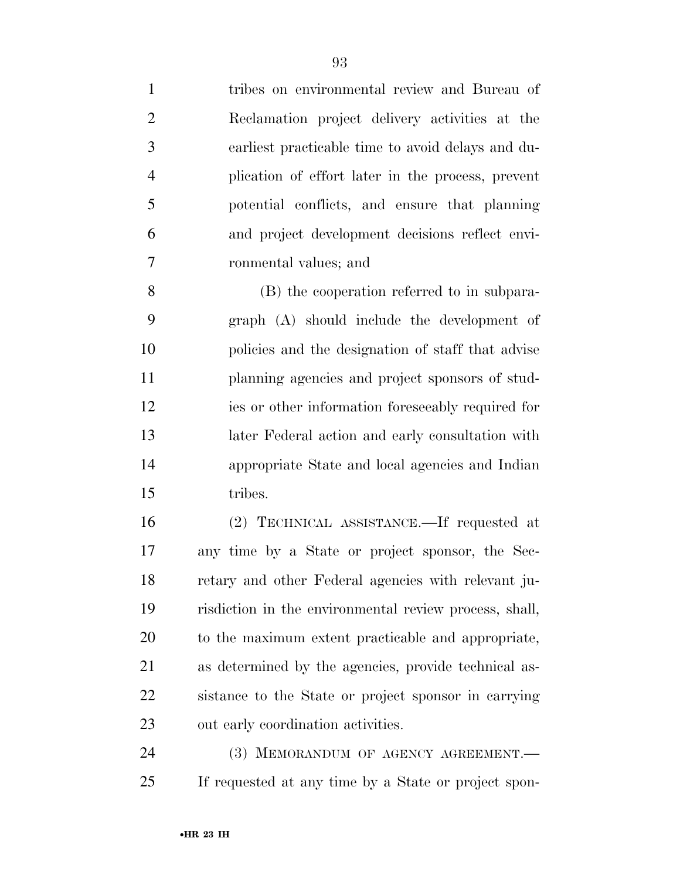tribes on environmental review and Bureau of Reclamation project delivery activities at the earliest practicable time to avoid delays and duplication of effort later in the process, prevent potential conflicts, and ensure that planning and project development decisions reflect environmental values; and

(B) the cooperation referred to in subparagraph (A) should include the development of policies and the designation of staff that advise planning agencies and project sponsors of studies or other information foreseeably required for later Federal action and early consultation with appropriate State and local agencies and Indian tribes.

(2) TECHNICAL ASSISTANCE.—If requested at any time by a State or project sponsor, the Secretary and other Federal agencies with relevant jurisdiction in the environmental review process, shall, to the maximum extent practicable and appropriate, as determined by the agencies, provide technical assistance to the State or project sponsor in carrying out early coordination activities.

(3) MEMORANDUM OF AGENCY AGREEMENT.—If requested at any time by a State or project spon-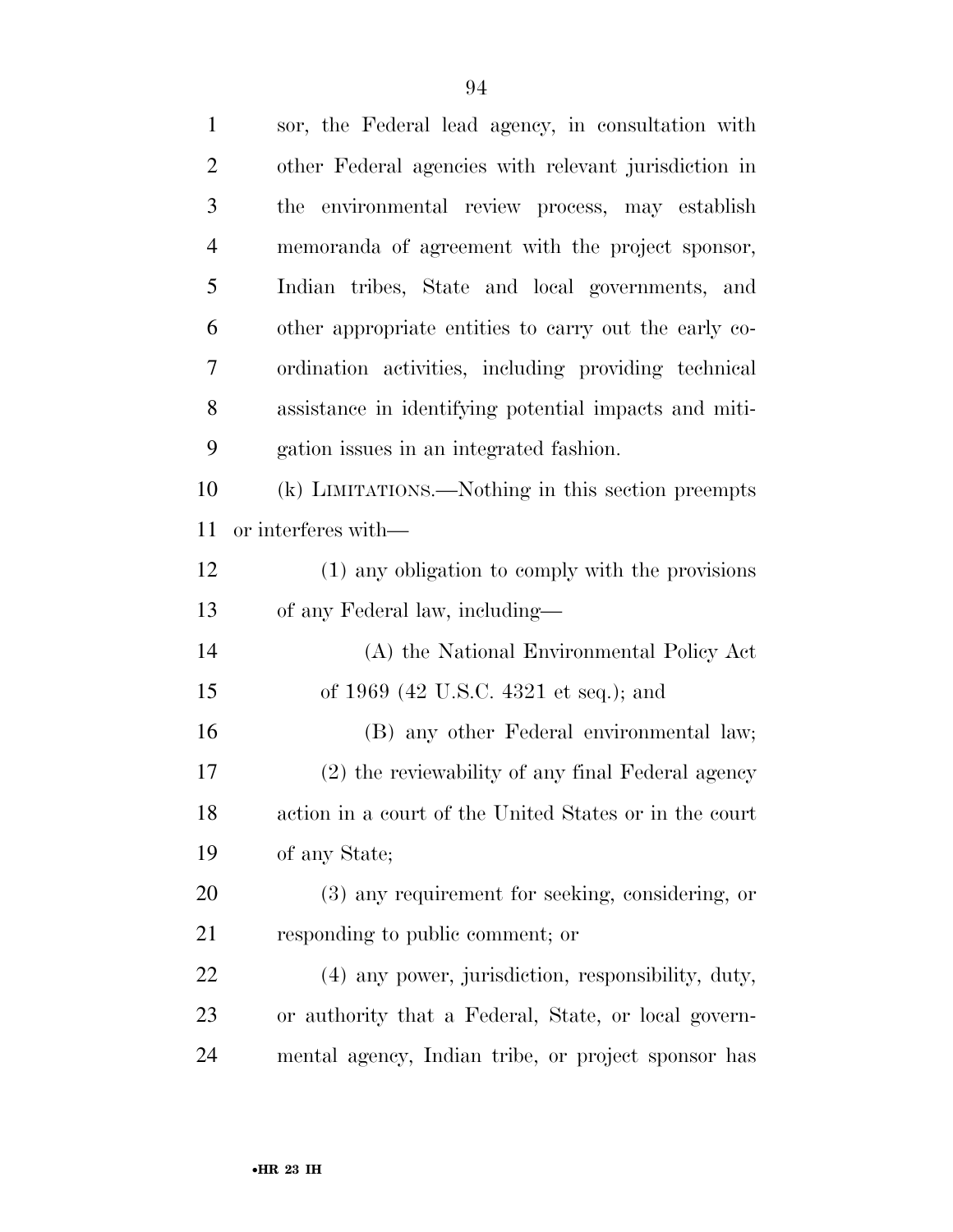sor, the Federal lead agency, in consultation with other Federal agencies with relevant jurisdiction in the environmental review process, may establish memoranda of agreement with the project sponsor, Indian tribes, State and local governments, and other appropriate entities to carry out the early coordination activities, including providing technical assistance in identifying potential impacts and mitigation issues in an integrated fashion.

(k) LIMITATIONS.—Nothing in this section preempts or interferes with—

(1) any obligation to comply with the provisions of any Federal law, including—

(A) the National Environmental Policy Act of 1969 (42 U.S.C. 4321 et seq.); and

(B) any other Federal environmental law;

(2) the reviewability of any final Federal agency action in a court of the United States or in the court of any State;

(3) any requirement for seeking, considering, or responding to public comment; or

(4) any power, jurisdiction, responsibility, duty, or authority that a Federal, State, or local governmental agency, Indian tribe, or project sponsor has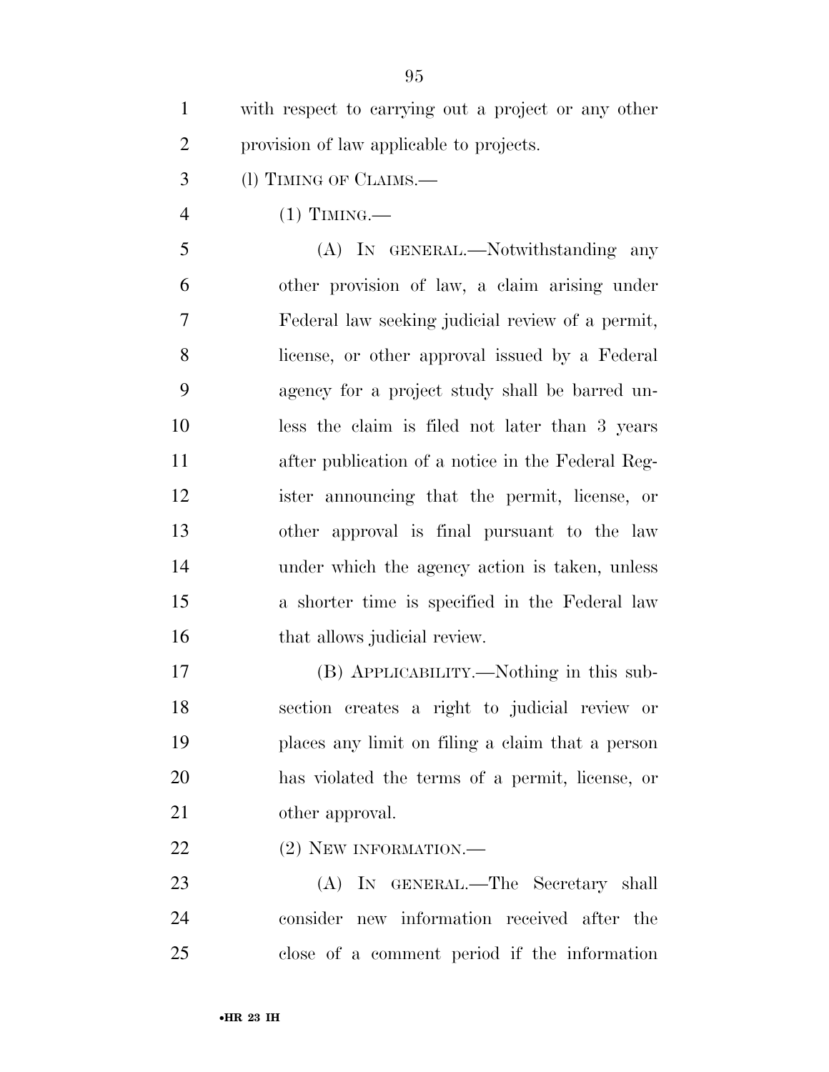with respect to carrying out a project or any other provision of law applicable to projects.

(l) TIMING OF CLAIMS.—

(1) TIMING.—

(A) IN GENERAL.—Notwithstanding any other provision of law, a claim arising under Federal law seeking judicial review of a permit, license, or other approval issued by a Federal agency for a project study shall be barred unless the claim is filed not later than 3 years after publication of a notice in the Federal Register announcing that the permit, license, or other approval is final pursuant to the law under which the agency action is taken, unless a shorter time is specified in the Federal law that allows judicial review.

(B) APPLICABILITY.—Nothing in this subsection creates a right to judicial review or places any limit on filing a claim that a person has violated the terms of a permit, license, or other approval.

(2) NEW INFORMATION.—

(A) IN GENERAL.—The Secretary shall consider new information received after the close of a comment period if the information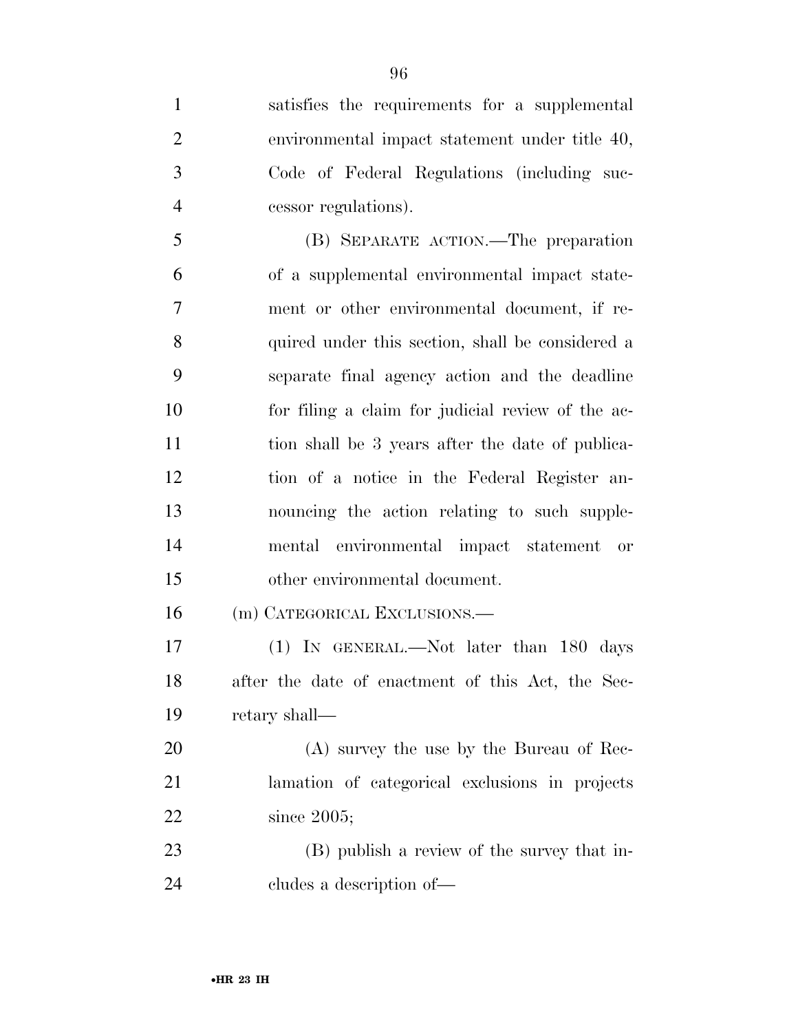satisfies the requirements for a supplemental environmental impact statement under title 40, Code of Federal Regulations (including successor regulations).

(B) SEPARATE ACTION.—The preparation of a supplemental environmental impact statement or other environmental document, if required under this section, shall be considered a separate final agency action and the deadline for filing a claim for judicial review of the action shall be 3 years after the date of publication of a notice in the Federal Register announcing the action relating to such supplemental environmental impact statement or other environmental document.

(m) CATEGORICAL EXCLUSIONS.—

(1) IN GENERAL.—Not later than 180 days after the date of enactment of this Act, the Secretary shall—

(A) survey the use by the Bureau of Reclamation of categorical exclusions in projects since 2005;

(B) publish a review of the survey that includes a description of—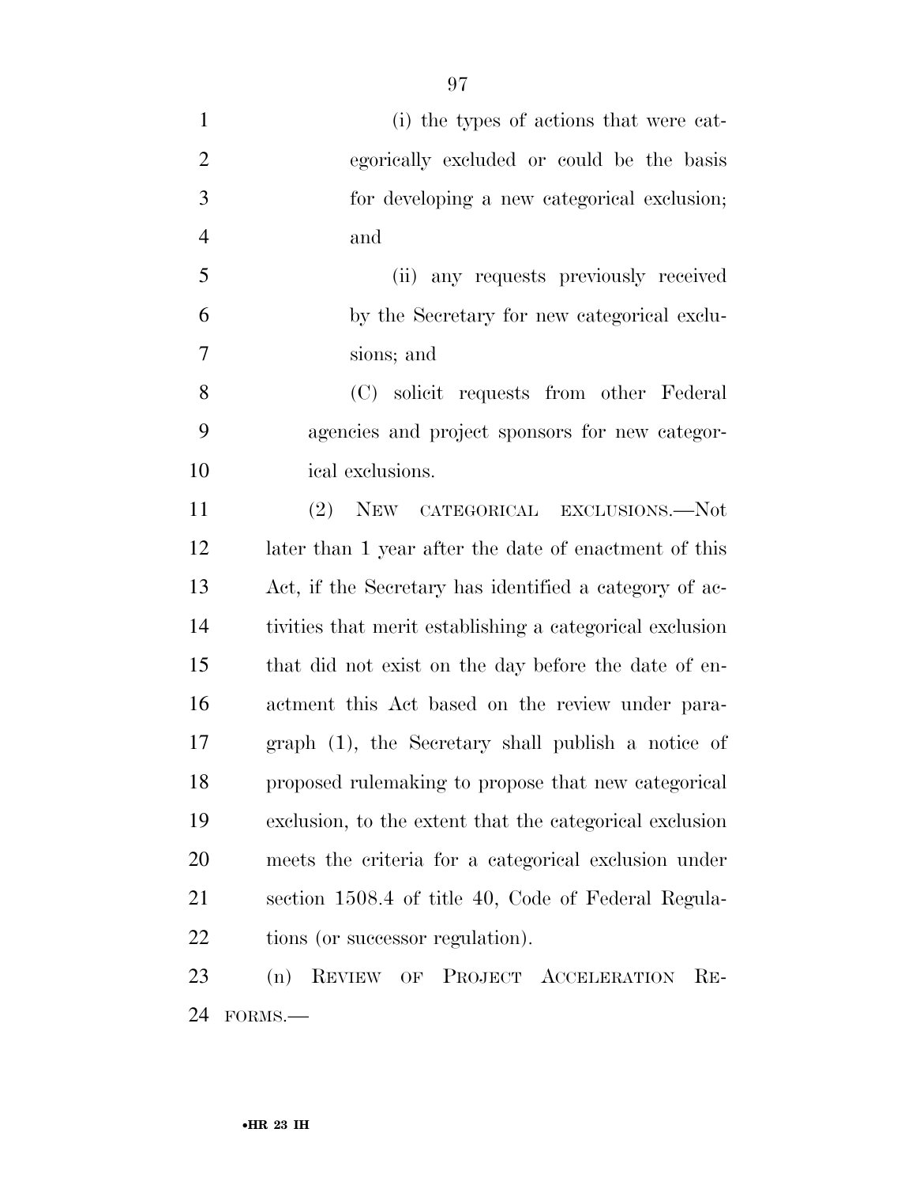(i) the types of actions that were categorically excluded or could be the basis for developing a new categorical exclusion; and

(ii) any requests previously received by the Secretary for new categorical exclusions; and

(C) solicit requests from other Federal agencies and project sponsors for new categorical exclusions.

(2) NEW CATEGORICAL EXCLUSIONS.—Not later than 1 year after the date of enactment of this Act, if the Secretary has identified a category of activities that merit establishing a categorical exclusion that did not exist on the day before the date of enactment this Act based on the review under paragraph (1), the Secretary shall publish a notice of proposed rulemaking to propose that new categorical exclusion, to the extent that the categorical exclusion meets the criteria for a categorical exclusion under section 1508.4 of title 40, Code of Federal Regulations (or successor regulation).

(n) REVIEW OF PROJECT ACCELERATION REFORMS.—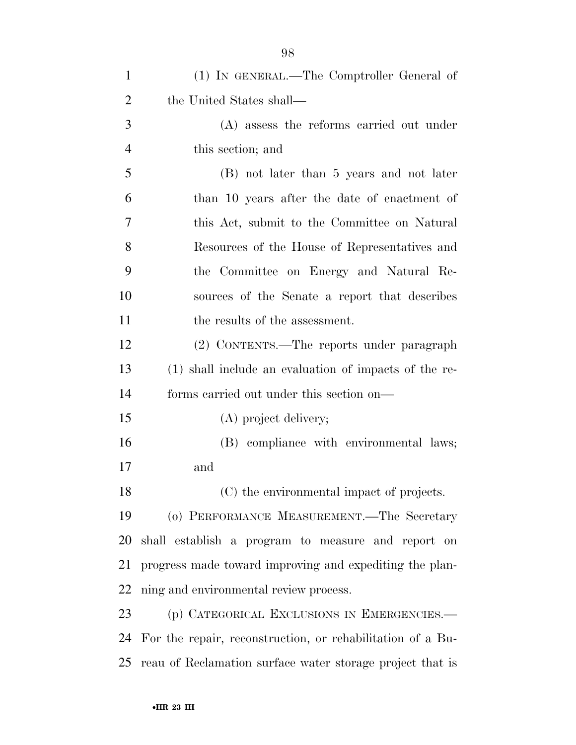(1) IN GENERAL.—The Comptroller General of the United States shall—

(A) assess the reforms carried out under this section; and

(B) not later than 5 years and not later than 10 years after the date of enactment of this Act, submit to the Committee on Natural Resources of the House of Representatives and the Committee on Energy and Natural Resources of the Senate a report that describes the results of the assessment.

(2) CONTENTS.—The reports under paragraph (1) shall include an evaluation of impacts of the reforms carried out under this section on—

(A) project delivery;

(B) compliance with environmental laws; and

(C) the environmental impact of projects.

(o) PERFORMANCE MEASUREMENT.—The Secretary shall establish a program to measure and report on progress made toward improving and expediting the planning and environmental review process.

(p) CATEGORICAL EXCLUSIONS IN EMERGENCIES.—For the repair, reconstruction, or rehabilitation of a Bureau of Reclamation surface water storage project that is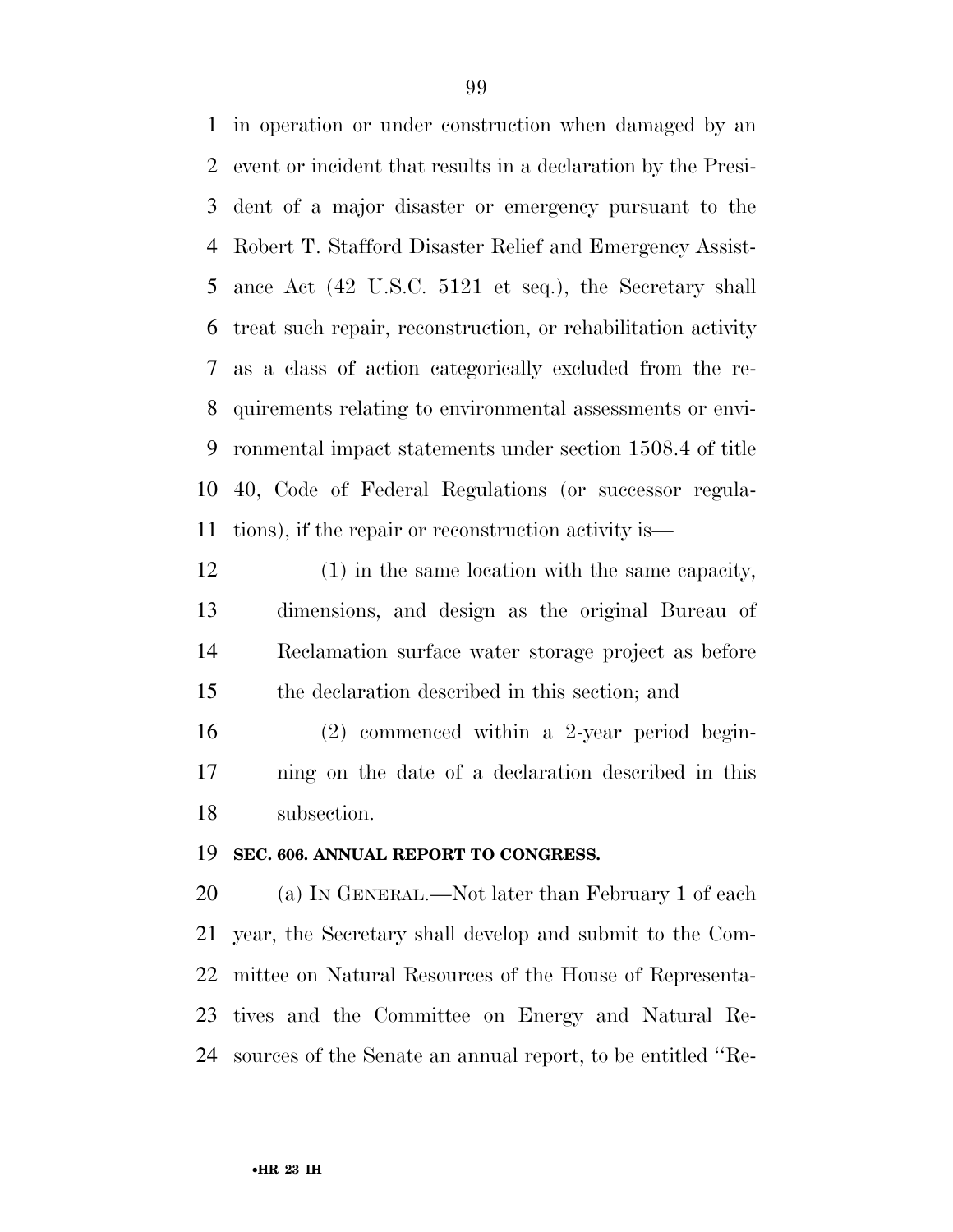in operation or under construction when damaged by an event or incident that results in a declaration by the President of a major disaster or emergency pursuant to the Robert T. Stafford Disaster Relief and Emergency Assistance Act (42 U.S.C. 5121 et seq.), the Secretary shall treat such repair, reconstruction, or rehabilitation activity as a class of action categorically excluded from the requirements relating to environmental assessments or environmental impact statements under section 1508.4 of title 40, Code of Federal Regulations (or successor regulations), if the repair or reconstruction activity is—

(1) in the same location with the same capacity, dimensions, and design as the original Bureau of Reclamation surface water storage project as before the declaration described in this section; and

(2) commenced within a 2-year period beginning on the date of a declaration described in this subsection.

**SEC. 606. ANNUAL REPORT TO CONGRESS.**

(a) IN GENERAL.—Not later than February 1 of each year, the Secretary shall develop and submit to the Committee on Natural Resources of the House of Representatives and the Committee on Energy and Natural Resources of the Senate an annual report, to be entitled ''Re-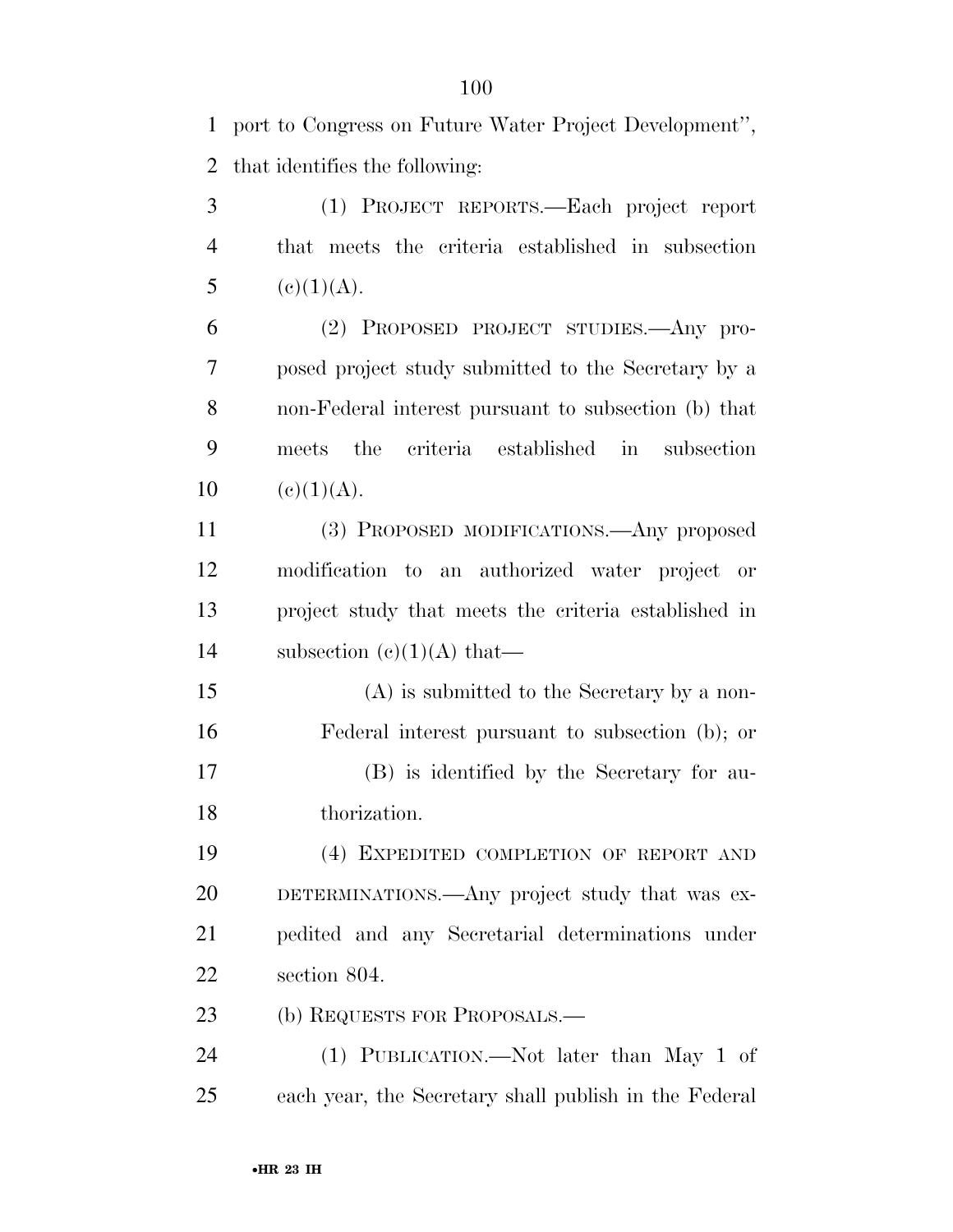port to Congress on Future Water Project Development'', that identifies the following:

(1) PROJECT REPORTS.—Each project report that meets the criteria established in subsection (c)(1)(A).

(2) PROPOSED PROJECT STUDIES.—Any proposed project study submitted to the Secretary by a non-Federal interest pursuant to subsection (b) that meets the criteria established in subsection (c)(1)(A).

(3) PROPOSED MODIFICATIONS.—Any proposed modification to an authorized water project or project study that meets the criteria established in subsection (c)(1)(A) that—

(A) is submitted to the Secretary by a non-Federal interest pursuant to subsection (b); or

(B) is identified by the Secretary for authorization.

(4) EXPEDITED COMPLETION OF REPORT AND DETERMINATIONS.—Any project study that was expedited and any Secretarial determinations under section 804.

(b) REQUESTS FOR PROPOSALS.—

(1) PUBLICATION.—Not later than May 1 of each year, the Secretary shall publish in the Federal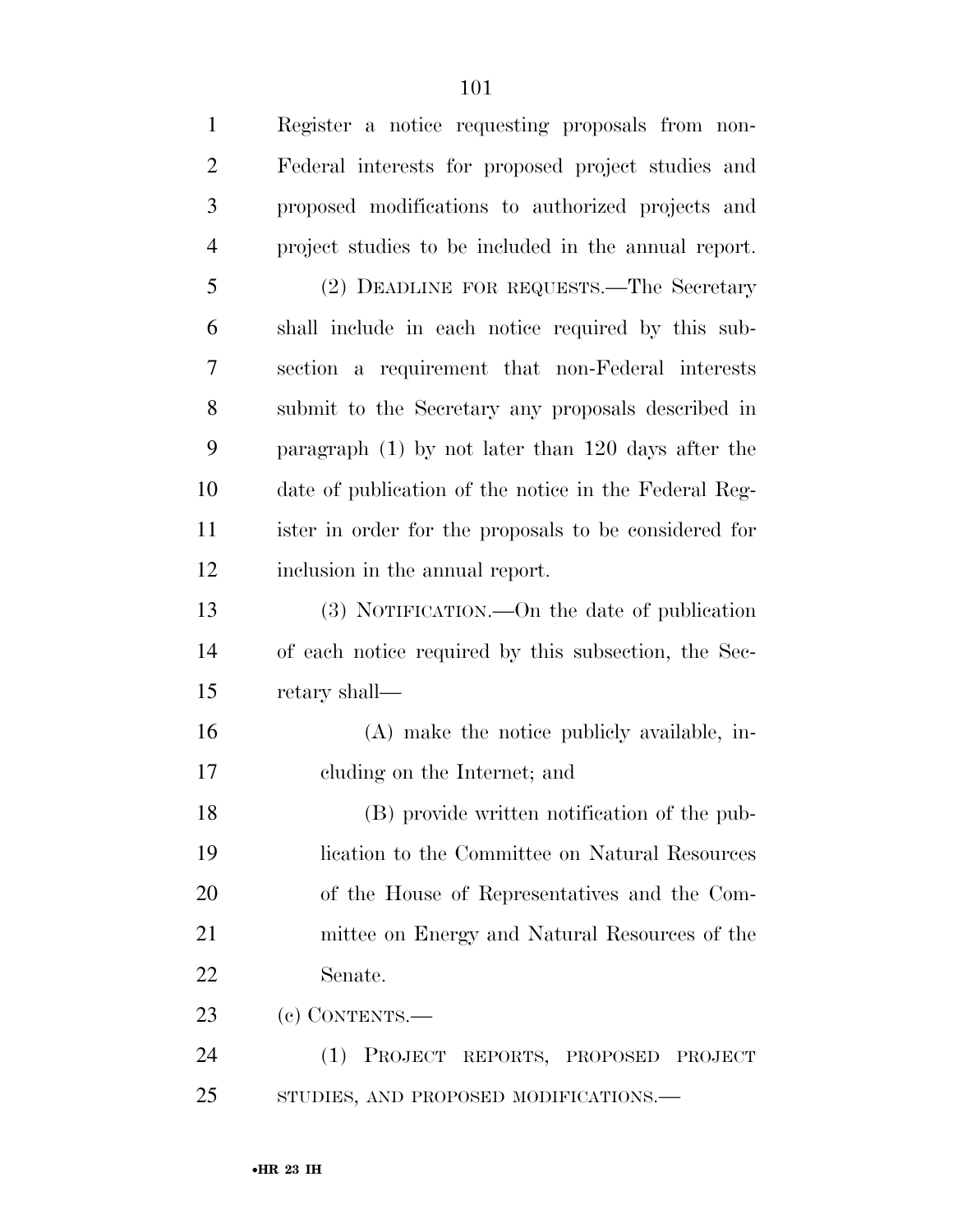Register a notice requesting proposals from non-Federal interests for proposed project studies and proposed modifications to authorized projects and project studies to be included in the annual report.

(2) DEADLINE FOR REQUESTS.—The Secretary shall include in each notice required by this subsection a requirement that non-Federal interests submit to the Secretary any proposals described in paragraph (1) by not later than 120 days after the date of publication of the notice in the Federal Register in order for the proposals to be considered for inclusion in the annual report.

(3) NOTIFICATION.—On the date of publication of each notice required by this subsection, the Secretary shall—

(A) make the notice publicly available, including on the Internet; and

(B) provide written notification of the publication to the Committee on Natural Resources of the House of Representatives and the Committee on Energy and Natural Resources of the Senate.

(c) CONTENTS.—

(1) PROJECT REPORTS, PROPOSED PROJECT STUDIES, AND PROPOSED MODIFICATIONS.—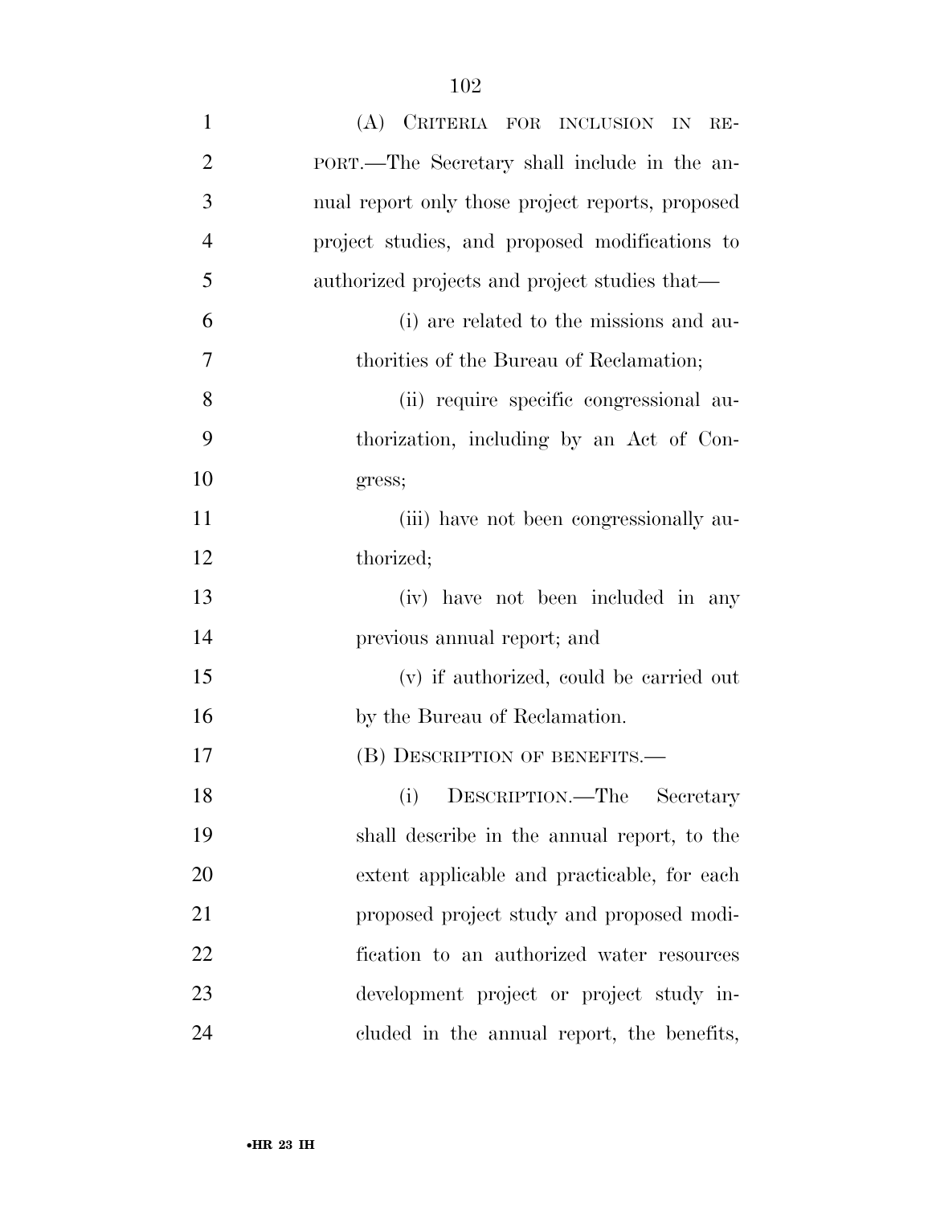(A) CRITERIA FOR INCLUSION IN REPORT.—The Secretary shall include in the annual report only those project reports, proposed project studies, and proposed modifications to authorized projects and project studies that—

(i) are related to the missions and authorities of the Bureau of Reclamation;

(ii) require specific congressional authorization, including by an Act of Congress;

(iii) have not been congressionally authorized;

(iv) have not been included in any previous annual report; and

(v) if authorized, could be carried out by the Bureau of Reclamation.

(B) DESCRIPTION OF BENEFITS.—

(i) DESCRIPTION.—The Secretary shall describe in the annual report, to the extent applicable and practicable, for each proposed project study and proposed modification to an authorized water resources development project or project study included in the annual report, the benefits,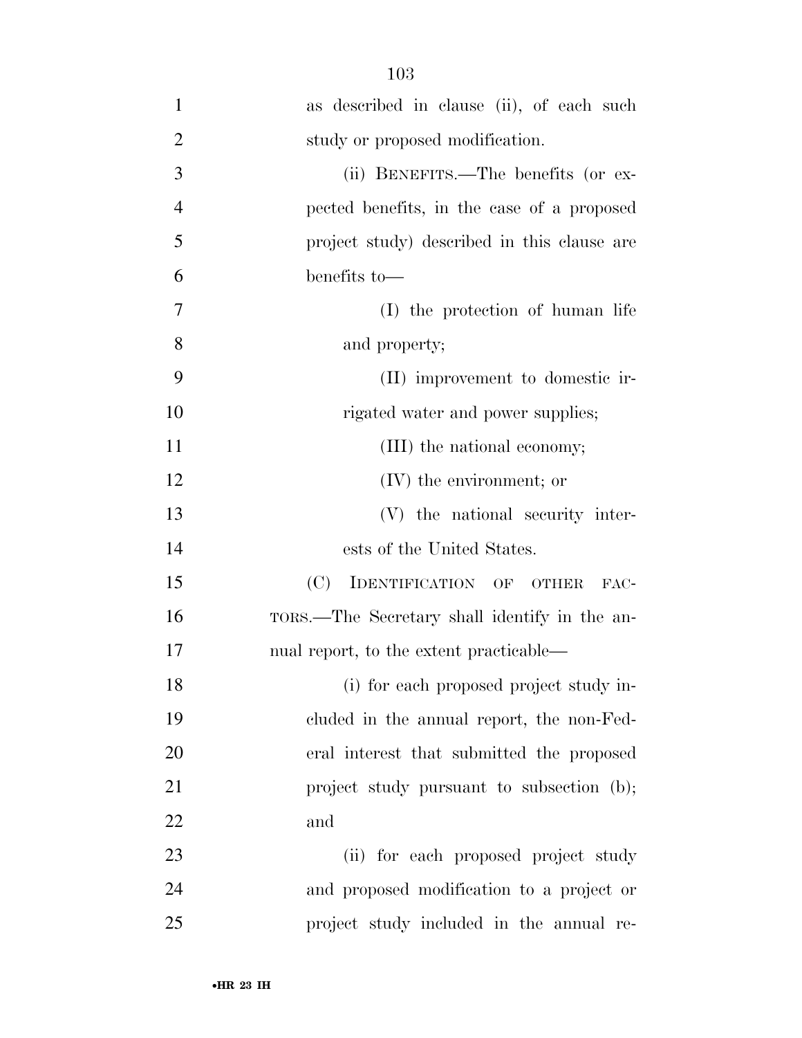as described in clause (ii), of each such study or proposed modification.

(ii) BENEFITS.—The benefits (or expected benefits, in the case of a proposed project study) described in this clause are benefits to—

(I) the protection of human life and property;

(II) improvement to domestic irrigated water and power supplies;

(III) the national economy;

(IV) the environment; or

(V) the national security interests of the United States.

(C) IDENTIFICATION OF OTHER FACTORS.—The Secretary shall identify in the annual report, to the extent practicable—

(i) for each proposed project study included in the annual report, the non-Federal interest that submitted the proposed project study pursuant to subsection (b); and

(ii) for each proposed project study and proposed modification to a project or project study included in the annual re-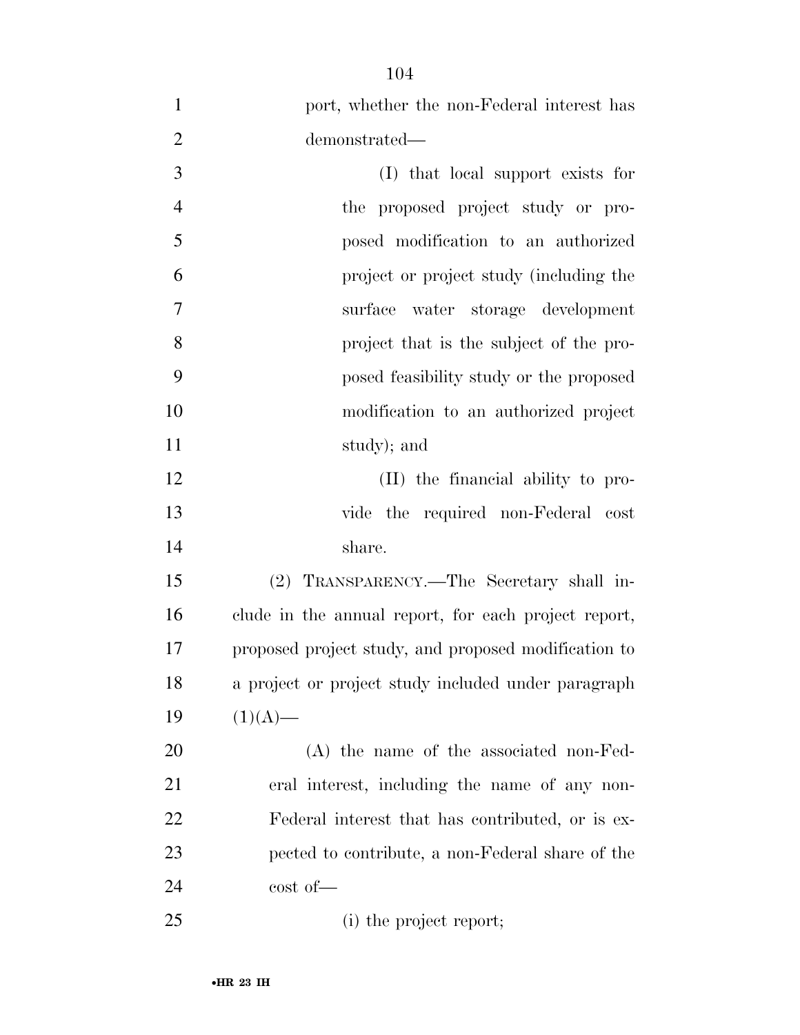port, whether the non-Federal interest has demonstrated—

(I) that local support exists for the proposed project study or proposed modification to an authorized project or project study (including the surface water storage development project that is the subject of the proposed feasibility study or the proposed modification to an authorized project study); and

(II) the financial ability to provide the required non-Federal cost share.

(2) TRANSPARENCY.—The Secretary shall include in the annual report, for each project report, proposed project study, and proposed modification to a project or project study included under paragraph (1)(A)—

(A) the name of the associated non-Federal interest, including the name of any non-Federal interest that has contributed, or is expected to contribute, a non-Federal share of the cost of—

(i) the project report;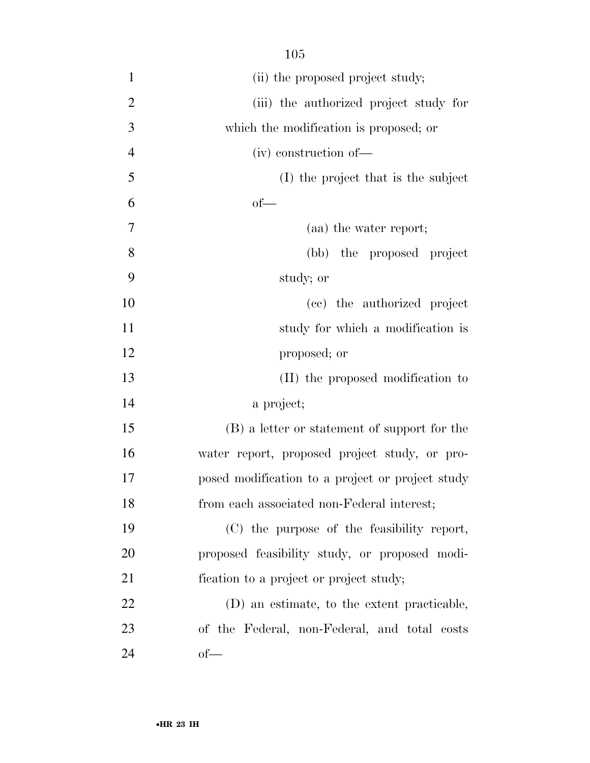(ii) the proposed project study;

(iii) the authorized project study for which the modification is proposed; or

(iv) construction of—

(I) the project that is the subject of—

(aa) the water report;

(bb) the proposed project study; or

(cc) the authorized project study for which a modification is proposed; or

(II) the proposed modification to a project;

(B) a letter or statement of support for the water report, proposed project study, or proposed modification to a project or project study from each associated non-Federal interest;

(C) the purpose of the feasibility report, proposed feasibility study, or proposed modification to a project or project study;

(D) an estimate, to the extent practicable, of the Federal, non-Federal, and total costs of—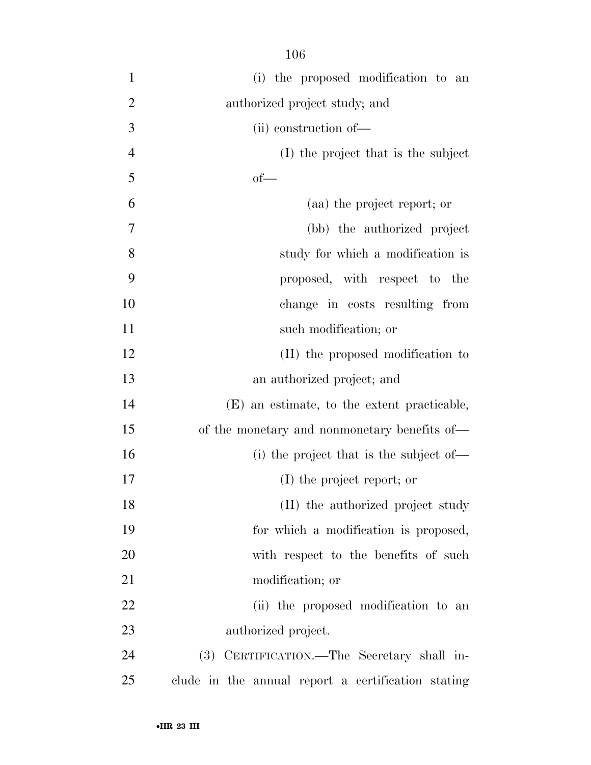(i) the proposed modification to an authorized project study; and

(ii) construction of—

(I) the project that is the subject of—

(aa) the project report; or

(bb) the authorized project study for which a modification is proposed, with respect to the change in costs resulting from such modification; or

(II) the proposed modification to an authorized project; and

(E) an estimate, to the extent practicable, of the monetary and nonmonetary benefits of—

(i) the project that is the subject of—

(I) the project report; or

(II) the authorized project study for which a modification is proposed, with respect to the benefits of such modification; or

(ii) the proposed modification to an authorized project.

(3) CERTIFICATION.—The Secretary shall include in the annual report a certification stating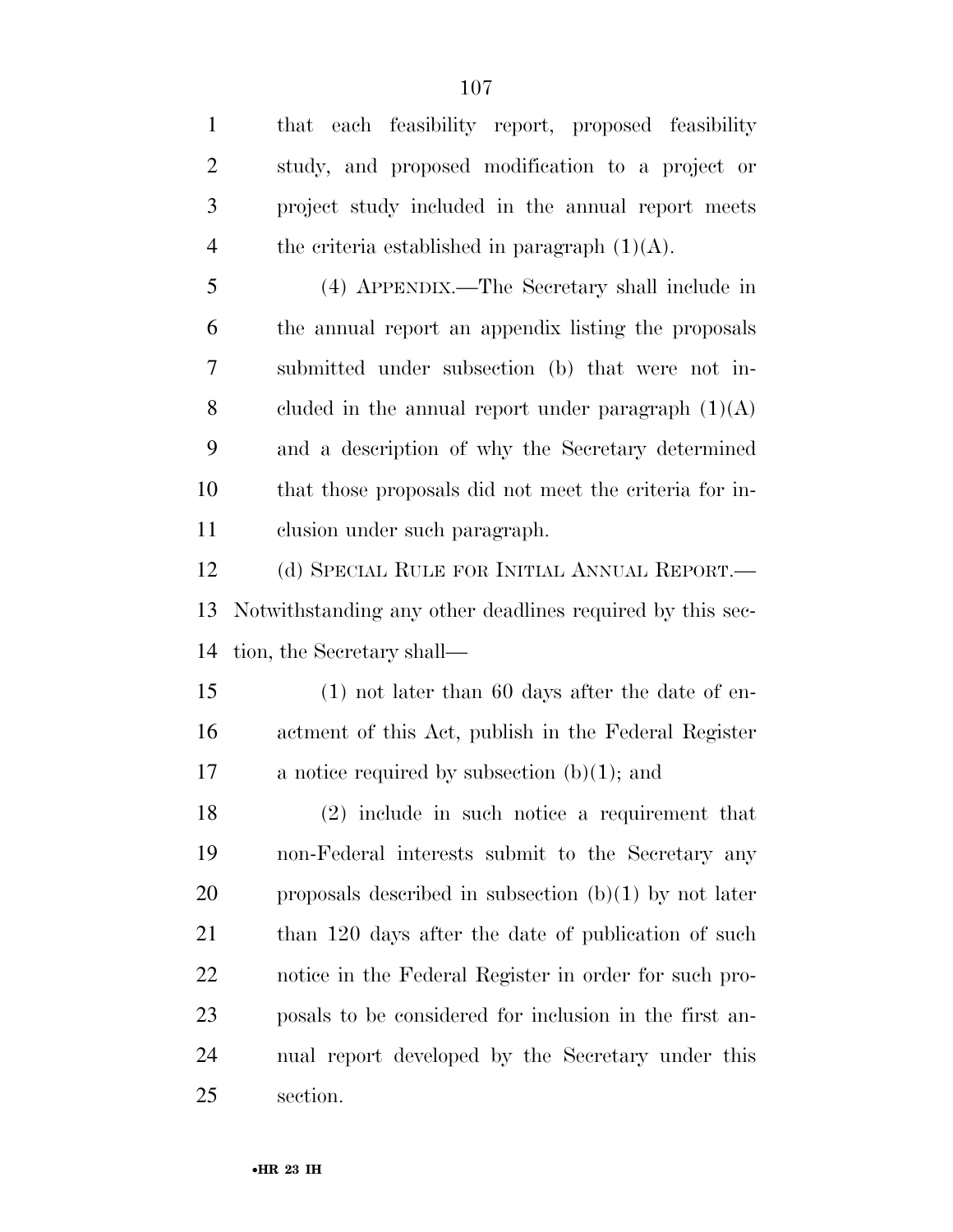that each feasibility report, proposed feasibility study, and proposed modification to a project or project study included in the annual report meets the criteria established in paragraph (1)(A).

(4) APPENDIX.—The Secretary shall include in the annual report an appendix listing the proposals submitted under subsection (b) that were not included in the annual report under paragraph (1)(A) and a description of why the Secretary determined that those proposals did not meet the criteria for inclusion under such paragraph.

(d) SPECIAL RULE FOR INITIAL ANNUAL REPORT.—Notwithstanding any other deadlines required by this section, the Secretary shall—

(1) not later than 60 days after the date of enactment of this Act, publish in the Federal Register a notice required by subsection (b)(1); and

(2) include in such notice a requirement that non-Federal interests submit to the Secretary any proposals described in subsection (b)(1) by not later than 120 days after the date of publication of such notice in the Federal Register in order for such proposals to be considered for inclusion in the first annual report developed by the Secretary under this section.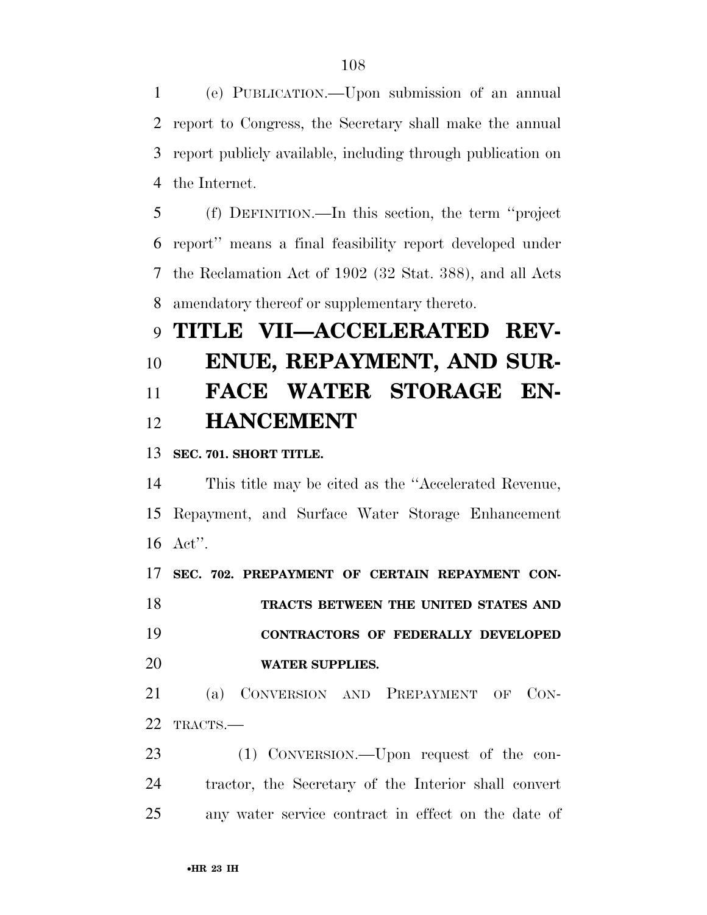(e) PUBLICATION.—Upon submission of an annual report to Congress, the Secretary shall make the annual report publicly available, including through publication on the Internet.

(f) DEFINITION.—In this section, the term ''project report'' means a final feasibility report developed under the Reclamation Act of 1902 (32 Stat. 388), and all Acts amendatory thereof or supplementary thereto.

# TITLE VII—ACCELERATED REVENUE, REPAYMENT, AND SURFACE WATER STORAGE ENHANCEMENT

**SEC. 701. SHORT TITLE.**

This title may be cited as the ''Accelerated Revenue, Repayment, and Surface Water Storage Enhancement Act''.

**SEC. 702. PREPAYMENT OF CERTAIN REPAYMENT CONTRACTS BETWEEN THE UNITED STATES AND CONTRACTORS OF FEDERALLY DEVELOPED WATER SUPPLIES.**

(a) CONVERSION AND PREPAYMENT OF CONTRACTS.—

(1) CONVERSION.—Upon request of the contractor, the Secretary of the Interior shall convert any water service contract in effect on the date of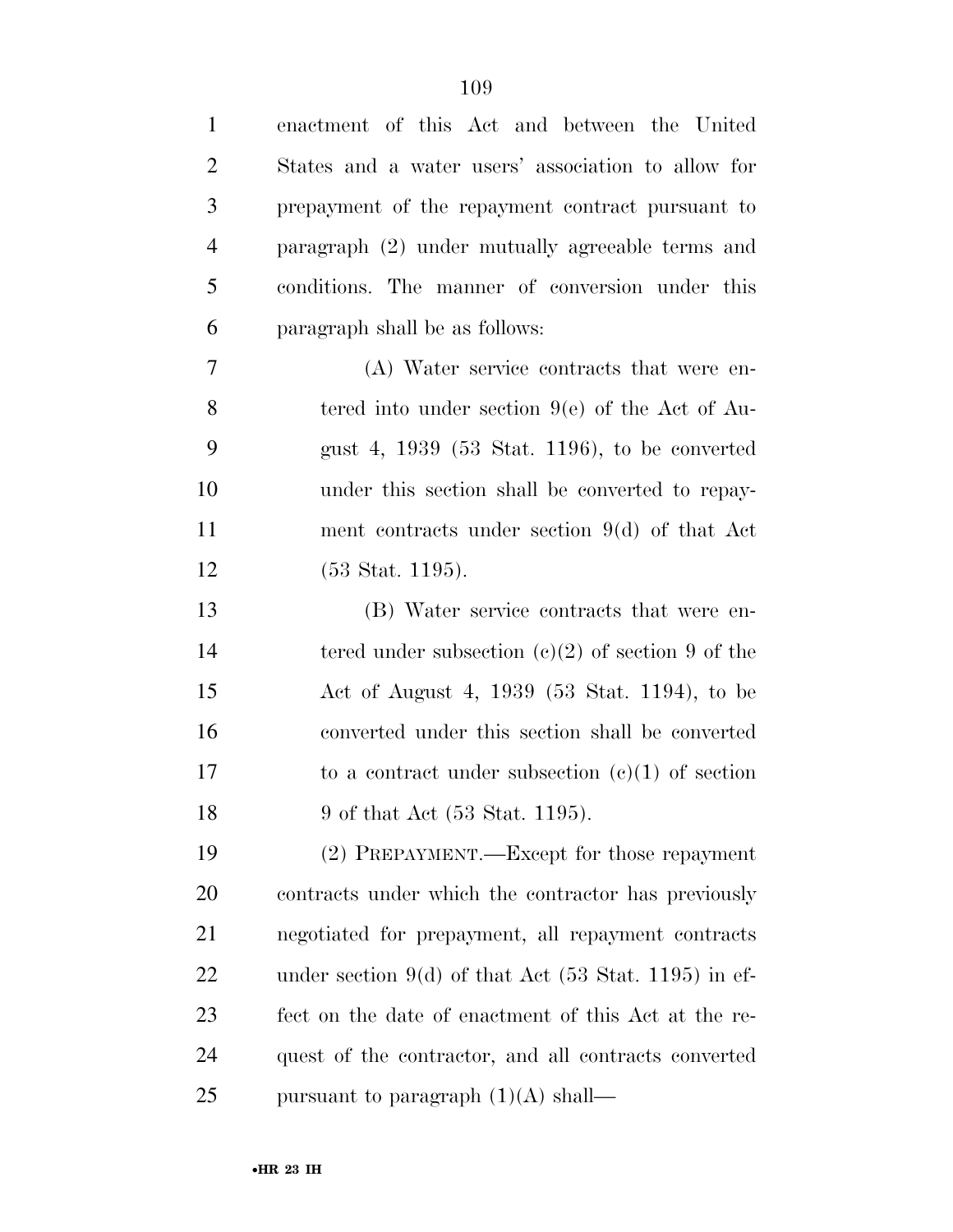enactment of this Act and between the United States and a water users' association to allow for prepayment of the repayment contract pursuant to paragraph (2) under mutually agreeable terms and conditions. The manner of conversion under this paragraph shall be as follows:

(A) Water service contracts that were entered into under section 9(e) of the Act of August 4, 1939 (53 Stat. 1196), to be converted under this section shall be converted to repayment contracts under section 9(d) of that Act (53 Stat. 1195).

(B) Water service contracts that were entered under subsection (c)(2) of section 9 of the Act of August 4, 1939 (53 Stat. 1194), to be converted under this section shall be converted to a contract under subsection (c)(1) of section 9 of that Act (53 Stat. 1195).

(2) PREPAYMENT.—Except for those repayment contracts under which the contractor has previously negotiated for prepayment, all repayment contracts under section 9(d) of that Act (53 Stat. 1195) in effect on the date of enactment of this Act at the request of the contractor, and all contracts converted pursuant to paragraph (1)(A) shall—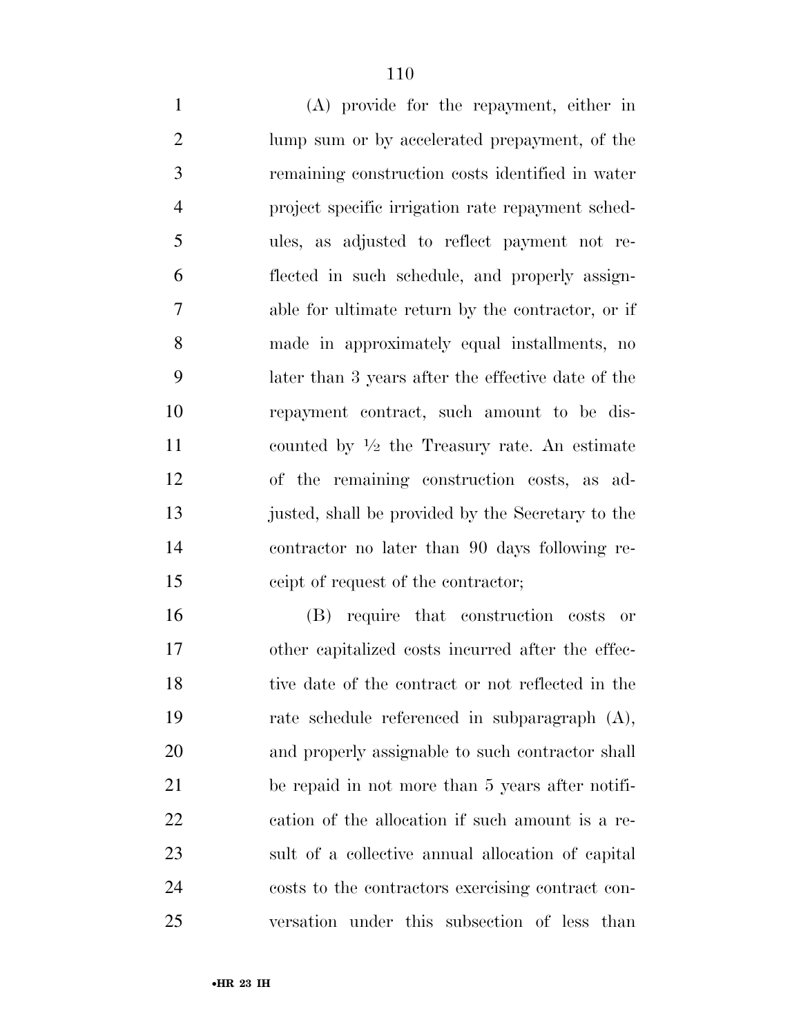(A) provide for the repayment, either in lump sum or by accelerated prepayment, of the remaining construction costs identified in water project specific irrigation rate repayment schedules, as adjusted to reflect payment not reflected in such schedule, and properly assignable for ultimate return by the contractor, or if made in approximately equal installments, no later than 3 years after the effective date of the repayment contract, such amount to be discounted by ½ the Treasury rate. An estimate of the remaining construction costs, as adjusted, shall be provided by the Secretary to the contractor no later than 90 days following receipt of request of the contractor;

(B) require that construction costs or other capitalized costs incurred after the effective date of the contract or not reflected in the rate schedule referenced in subparagraph (A), and properly assignable to such contractor shall be repaid in not more than 5 years after notification of the allocation if such amount is a result of a collective annual allocation of capital costs to the contractors exercising contract conversation under this subsection of less than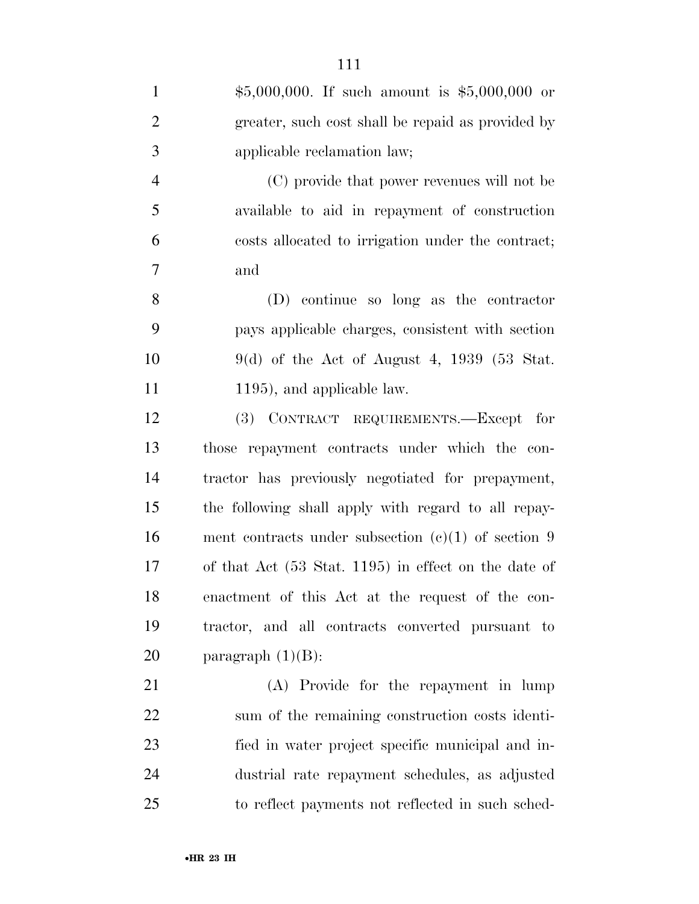$5,000,000. If such amount is $5,000,000 or greater, such cost shall be repaid as provided by applicable reclamation law;

(C) provide that power revenues will not be available to aid in repayment of construction costs allocated to irrigation under the contract; and

(D) continue so long as the contractor pays applicable charges, consistent with section 9(d) of the Act of August 4, 1939 (53 Stat. 1195), and applicable law.

(3) CONTRACT REQUIREMENTS.—Except for those repayment contracts under which the contractor has previously negotiated for prepayment, the following shall apply with regard to all repayment contracts under subsection (c)(1) of section 9 of that Act (53 Stat. 1195) in effect on the date of enactment of this Act at the request of the contractor, and all contracts converted pursuant to paragraph (1)(B):

(A) Provide for the repayment in lump sum of the remaining construction costs identified in water project specific municipal and industrial rate repayment schedules, as adjusted to reflect payments not reflected in such sched-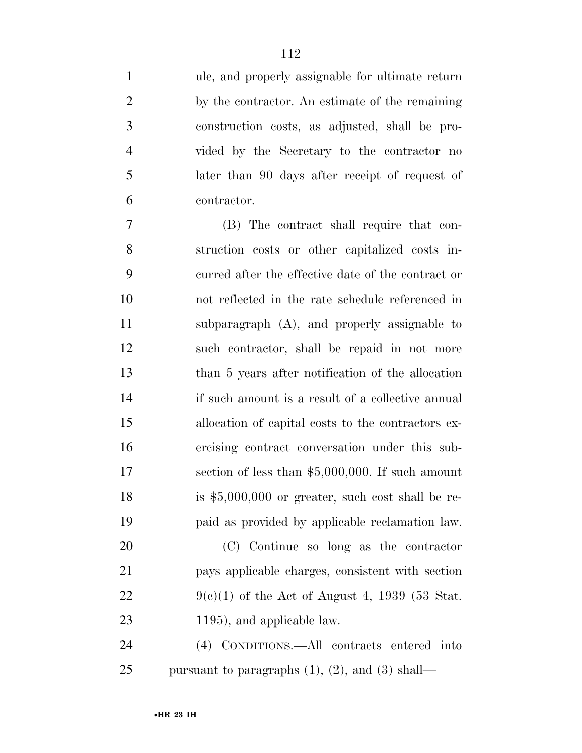ule, and properly assignable for ultimate return by the contractor. An estimate of the remaining construction costs, as adjusted, shall be provided by the Secretary to the contractor no later than 90 days after receipt of request of contractor.

(B) The contract shall require that construction costs or other capitalized costs incurred after the effective date of the contract or not reflected in the rate schedule referenced in subparagraph (A), and properly assignable to such contractor, shall be repaid in not more than 5 years after notification of the allocation if such amount is a result of a collective annual allocation of capital costs to the contractors exercising contract conversation under this subsection of less than $5,000,000. If such amount is $5,000,000 or greater, such cost shall be repaid as provided by applicable reclamation law.

(C) Continue so long as the contractor pays applicable charges, consistent with section 9(c)(1) of the Act of August 4, 1939 (53 Stat. 1195), and applicable law.

(4) CONDITIONS.—All contracts entered into pursuant to paragraphs (1), (2), and (3) shall—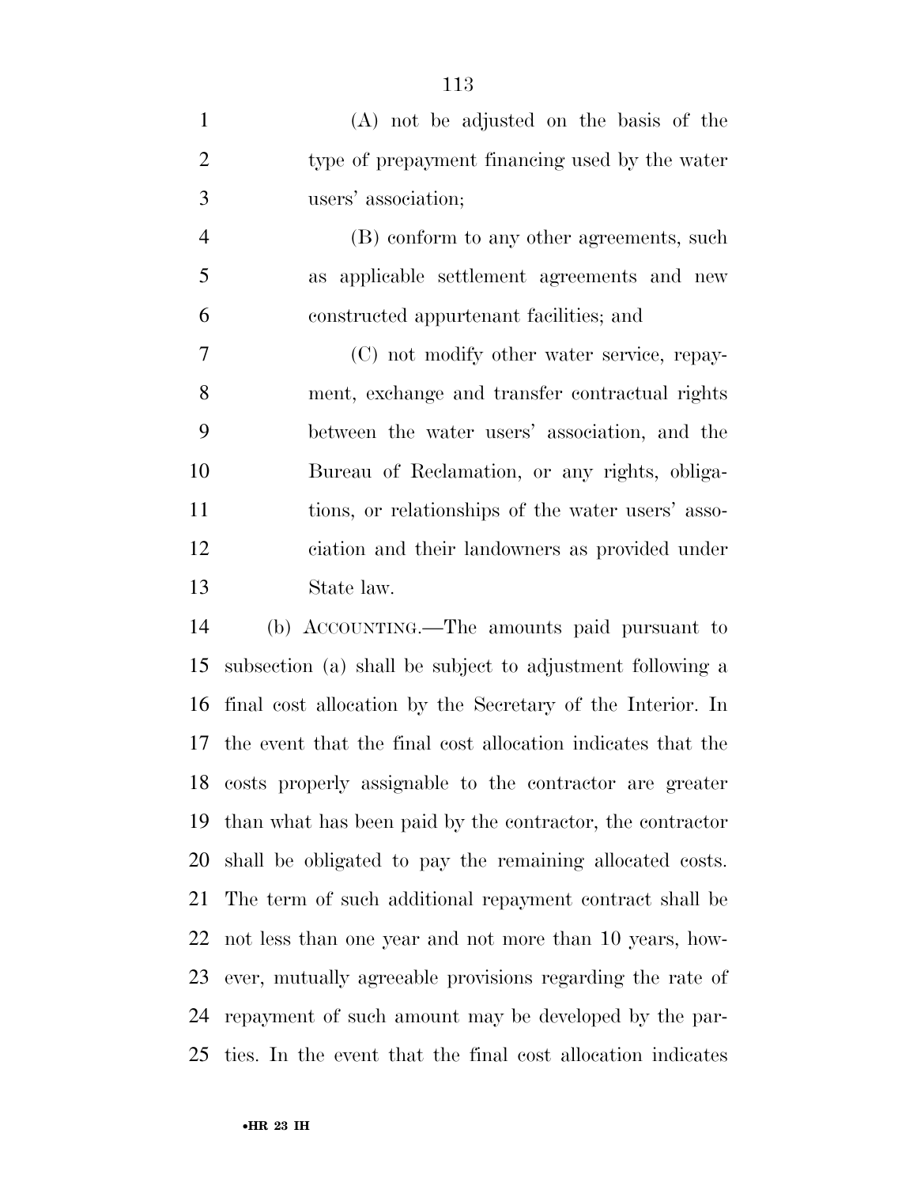(A) not be adjusted on the basis of the type of prepayment financing used by the water users' association;

(B) conform to any other agreements, such as applicable settlement agreements and new constructed appurtenant facilities; and

(C) not modify other water service, repayment, exchange and transfer contractual rights between the water users' association, and the Bureau of Reclamation, or any rights, obligations, or relationships of the water users' association and their landowners as provided under State law.

(b) ACCOUNTING.—The amounts paid pursuant to subsection (a) shall be subject to adjustment following a final cost allocation by the Secretary of the Interior. In the event that the final cost allocation indicates that the costs properly assignable to the contractor are greater than what has been paid by the contractor, the contractor shall be obligated to pay the remaining allocated costs. The term of such additional repayment contract shall be not less than one year and not more than 10 years, however, mutually agreeable provisions regarding the rate of repayment of such amount may be developed by the parties. In the event that the final cost allocation indicates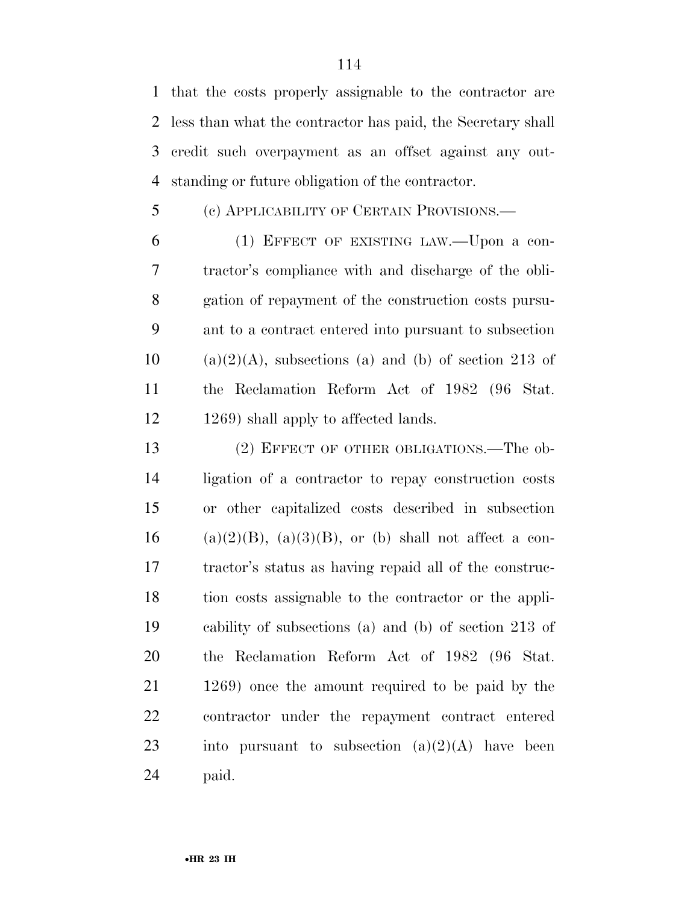that the costs properly assignable to the contractor are less than what the contractor has paid, the Secretary shall credit such overpayment as an offset against any outstanding or future obligation of the contractor.

(c) APPLICABILITY OF CERTAIN PROVISIONS.—

(1) EFFECT OF EXISTING LAW.—Upon a contractor's compliance with and discharge of the obligation of repayment of the construction costs pursuant to a contract entered into pursuant to subsection (a)(2)(A), subsections (a) and (b) of section 213 of the Reclamation Reform Act of 1982 (96 Stat. 1269) shall apply to affected lands.

(2) EFFECT OF OTHER OBLIGATIONS.—The obligation of a contractor to repay construction costs or other capitalized costs described in subsection (a)(2)(B), (a)(3)(B), or (b) shall not affect a contractor's status as having repaid all of the construction costs assignable to the contractor or the applicability of subsections (a) and (b) of section 213 of the Reclamation Reform Act of 1982 (96 Stat. 1269) once the amount required to be paid by the contractor under the repayment contract entered into pursuant to subsection (a)(2)(A) have been paid.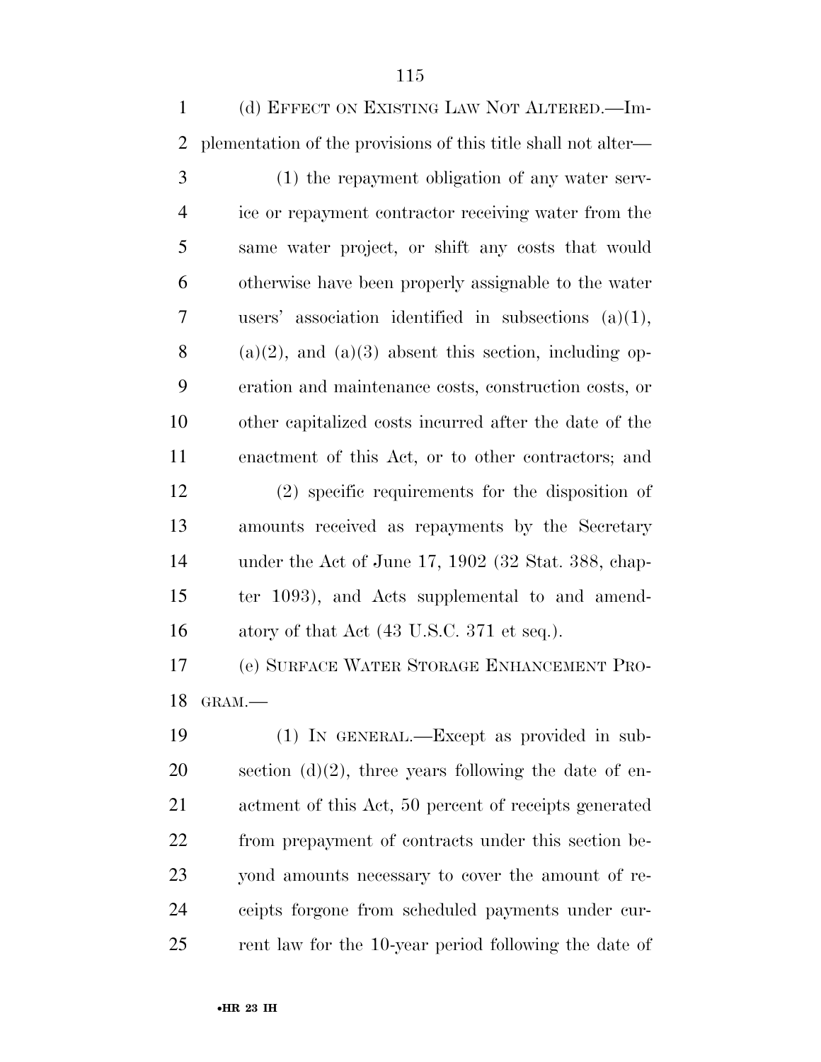(d) EFFECT ON EXISTING LAW NOT ALTERED.—Implementation of the provisions of this title shall not alter—

(1) the repayment obligation of any water service or repayment contractor receiving water from the same water project, or shift any costs that would otherwise have been properly assignable to the water users' association identified in subsections (a)(1), (a)(2), and (a)(3) absent this section, including operation and maintenance costs, construction costs, or other capitalized costs incurred after the date of the enactment of this Act, or to other contractors; and

(2) specific requirements for the disposition of amounts received as repayments by the Secretary under the Act of June 17, 1902 (32 Stat. 388, chapter 1093), and Acts supplemental to and amendatory of that Act (43 U.S.C. 371 et seq.).

(e) SURFACE WATER STORAGE ENHANCEMENT PROGRAM.—

(1) IN GENERAL.—Except as provided in subsection (d)(2), three years following the date of enactment of this Act, 50 percent of receipts generated from prepayment of contracts under this section beyond amounts necessary to cover the amount of receipts forgone from scheduled payments under current law for the 10-year period following the date of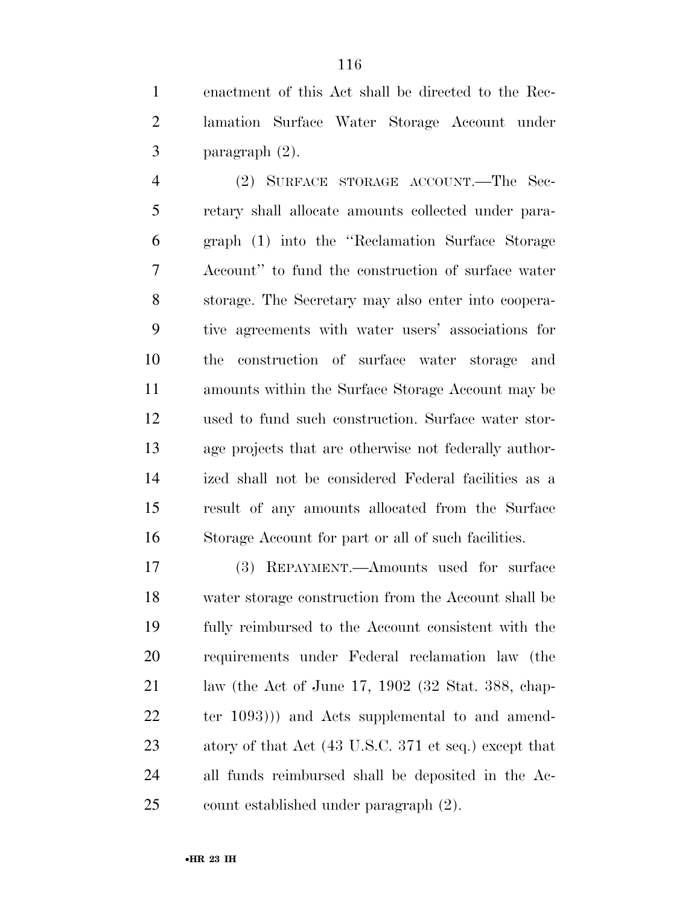enactment of this Act shall be directed to the Reclamation Surface Water Storage Account under paragraph (2).

(2) SURFACE STORAGE ACCOUNT.—The Secretary shall allocate amounts collected under paragraph (1) into the ''Reclamation Surface Storage Account'' to fund the construction of surface water storage. The Secretary may also enter into cooperative agreements with water users' associations for the construction of surface water storage and amounts within the Surface Storage Account may be used to fund such construction. Surface water storage projects that are otherwise not federally authorized shall not be considered Federal facilities as a result of any amounts allocated from the Surface Storage Account for part or all of such facilities.

(3) REPAYMENT.—Amounts used for surface water storage construction from the Account shall be fully reimbursed to the Account consistent with the requirements under Federal reclamation law (the law (the Act of June 17, 1902 (32 Stat. 388, chapter 1093))) and Acts supplemental to and amendatory of that Act (43 U.S.C. 371 et seq.) except that all funds reimbursed shall be deposited in the Account established under paragraph (2).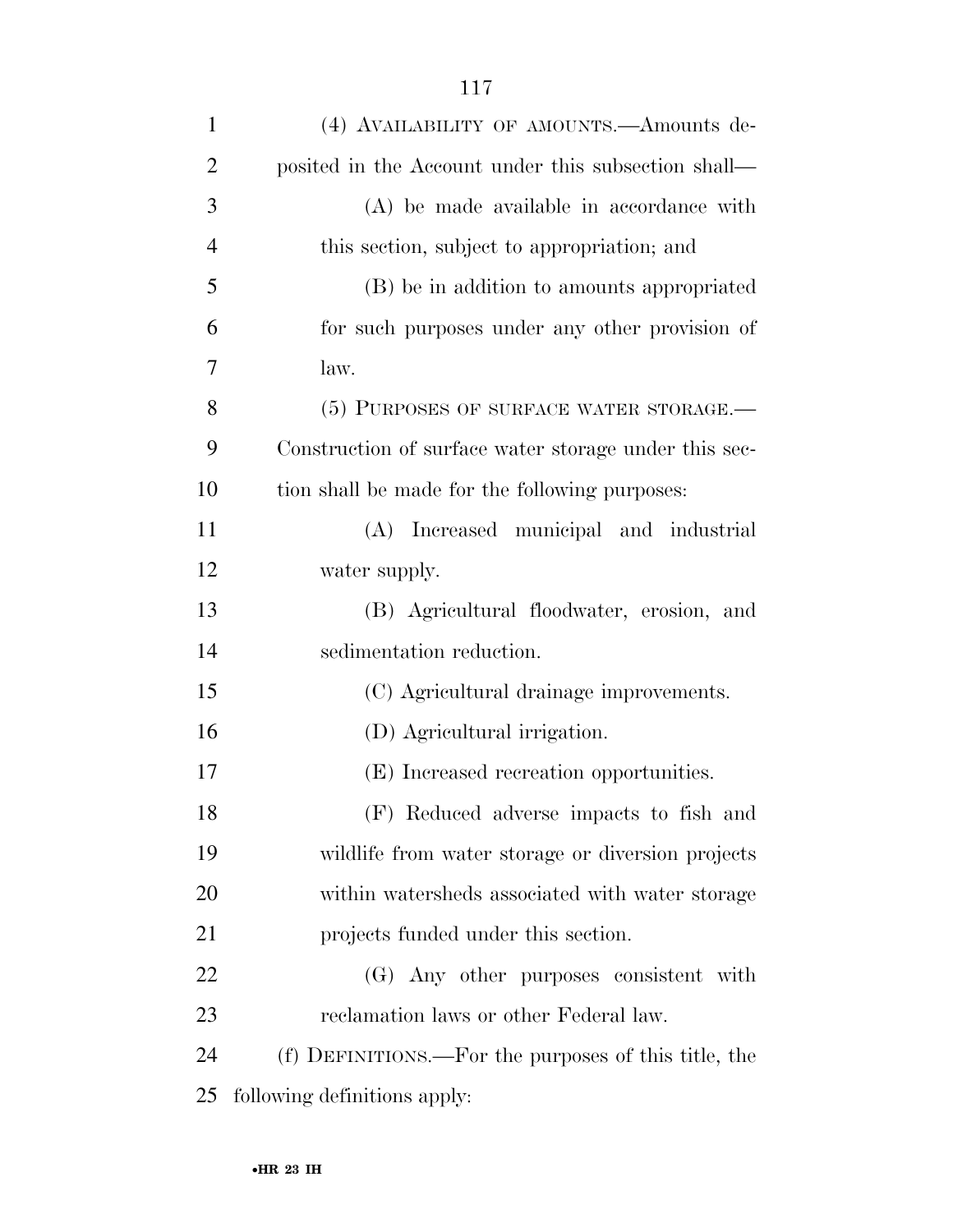(4) AVAILABILITY OF AMOUNTS.—Amounts deposited in the Account under this subsection shall—

(A) be made available in accordance with this section, subject to appropriation; and

(B) be in addition to amounts appropriated for such purposes under any other provision of law.

(5) PURPOSES OF SURFACE WATER STORAGE.—Construction of surface water storage under this section shall be made for the following purposes:

(A) Increased municipal and industrial water supply.

(B) Agricultural floodwater, erosion, and sedimentation reduction.

(C) Agricultural drainage improvements.

(D) Agricultural irrigation.

(E) Increased recreation opportunities.

(F) Reduced adverse impacts to fish and wildlife from water storage or diversion projects within watersheds associated with water storage projects funded under this section.

(G) Any other purposes consistent with reclamation laws or other Federal law.

(f) DEFINITIONS.—For the purposes of this title, the following definitions apply: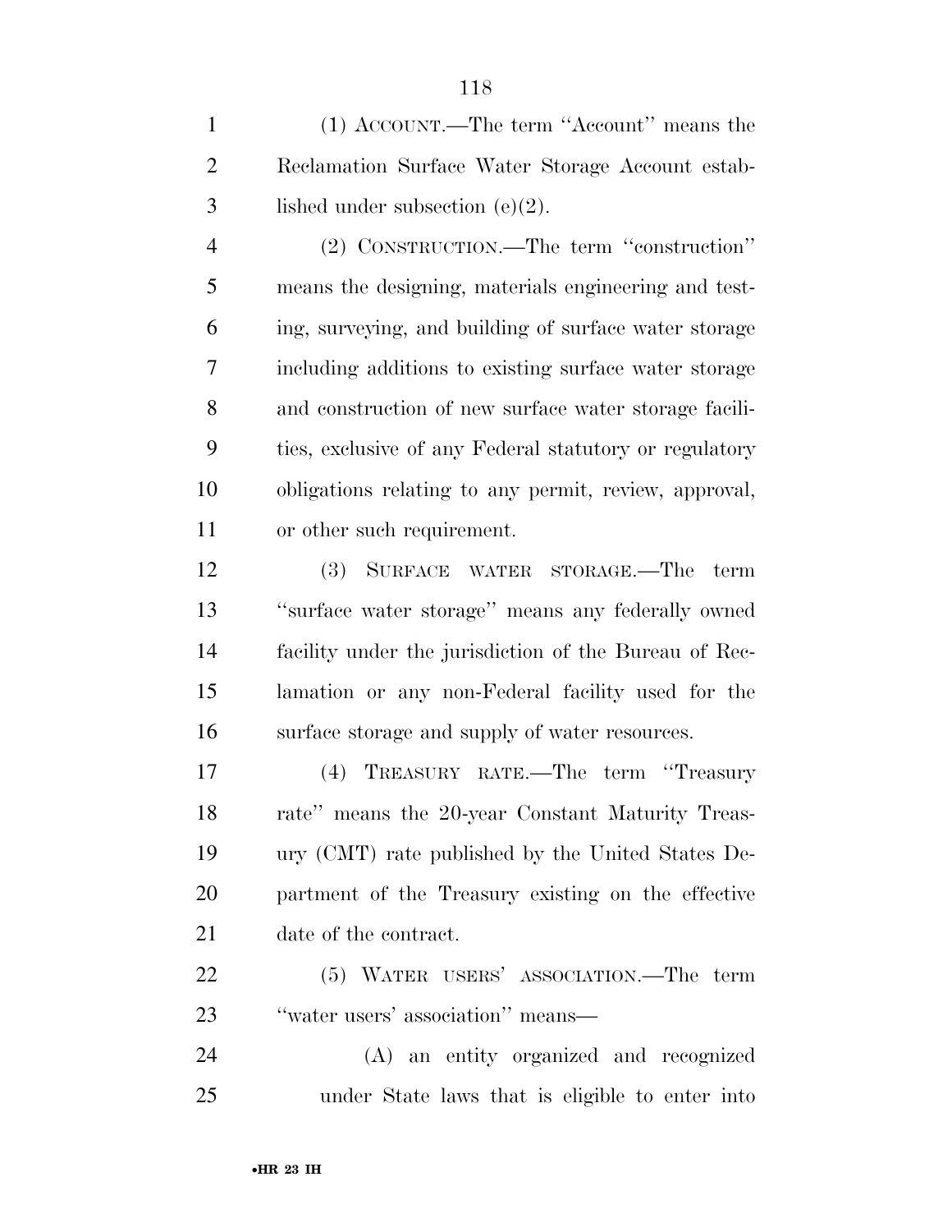(1) ACCOUNT.—The term ''Account'' means the Reclamation Surface Water Storage Account established under subsection (e)(2).

(2) CONSTRUCTION.—The term ''construction'' means the designing, materials engineering and testing, surveying, and building of surface water storage including additions to existing surface water storage and construction of new surface water storage facilities, exclusive of any Federal statutory or regulatory obligations relating to any permit, review, approval, or other such requirement.

(3) SURFACE WATER STORAGE.—The term ''surface water storage'' means any federally owned facility under the jurisdiction of the Bureau of Reclamation or any non-Federal facility used for the surface storage and supply of water resources.

(4) TREASURY RATE.—The term ''Treasury rate'' means the 20-year Constant Maturity Treasury (CMT) rate published by the United States Department of the Treasury existing on the effective date of the contract.

(5) WATER USERS' ASSOCIATION.—The term ''water users' association'' means—

(A) an entity organized and recognized under State laws that is eligible to enter into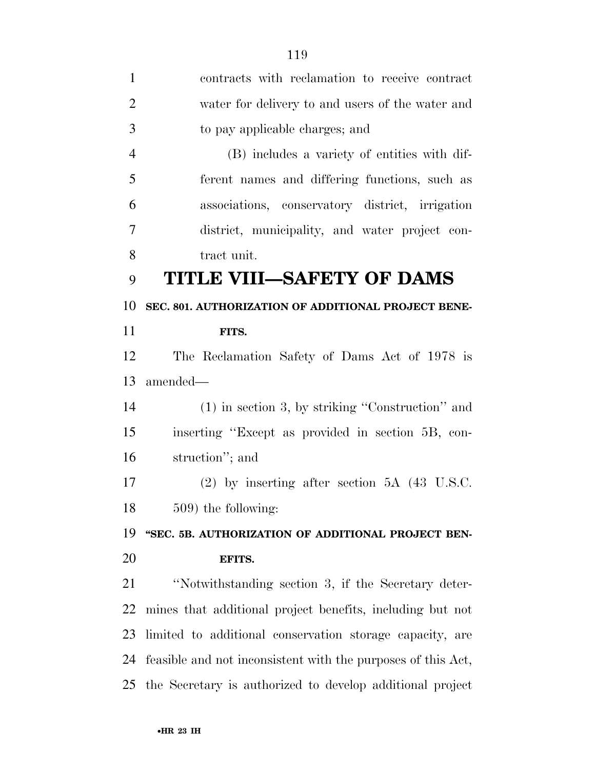contracts with reclamation to receive contract water for delivery to and users of the water and to pay applicable charges; and

(B) includes a variety of entities with different names and differing functions, such as associations, conservatory district, irrigation district, municipality, and water project contract unit.

# TITLE VIII—SAFETY OF DAMS

**SEC. 801. AUTHORIZATION OF ADDITIONAL PROJECT BENEFITS.**

The Reclamation Safety of Dams Act of 1978 is amended—

(1) in section 3, by striking ''Construction'' and inserting ''Except as provided in section 5B, construction''; and

(2) by inserting after section 5A (43 U.S.C. 509) the following:

**''SEC. 5B. AUTHORIZATION OF ADDITIONAL PROJECT BENEFITS.**

''Notwithstanding section 3, if the Secretary determines that additional project benefits, including but not limited to additional conservation storage capacity, are feasible and not inconsistent with the purposes of this Act, the Secretary is authorized to develop additional project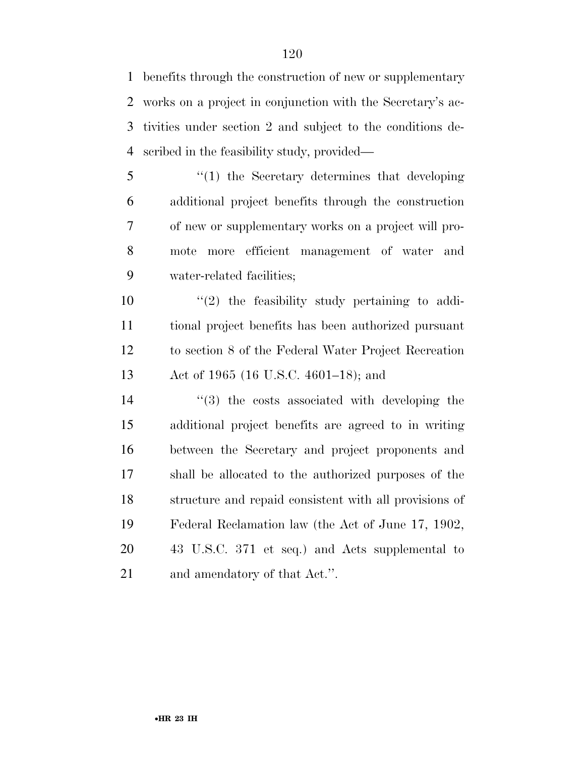benefits through the construction of new or supplementary works on a project in conjunction with the Secretary's activities under section 2 and subject to the conditions described in the feasibility study, provided—

"(1) the Secretary determines that developing additional project benefits through the construction of new or supplementary works on a project will promote more efficient management of water and water-related facilities;

"(2) the feasibility study pertaining to additional project benefits has been authorized pursuant to section 8 of the Federal Water Project Recreation Act of 1965 (16 U.S.C. 4601–18); and

"(3) the costs associated with developing the additional project benefits are agreed to in writing between the Secretary and project proponents and shall be allocated to the authorized purposes of the structure and repaid consistent with all provisions of Federal Reclamation law (the Act of June 17, 1902, 43 U.S.C. 371 et seq.) and Acts supplemental to and amendatory of that Act.".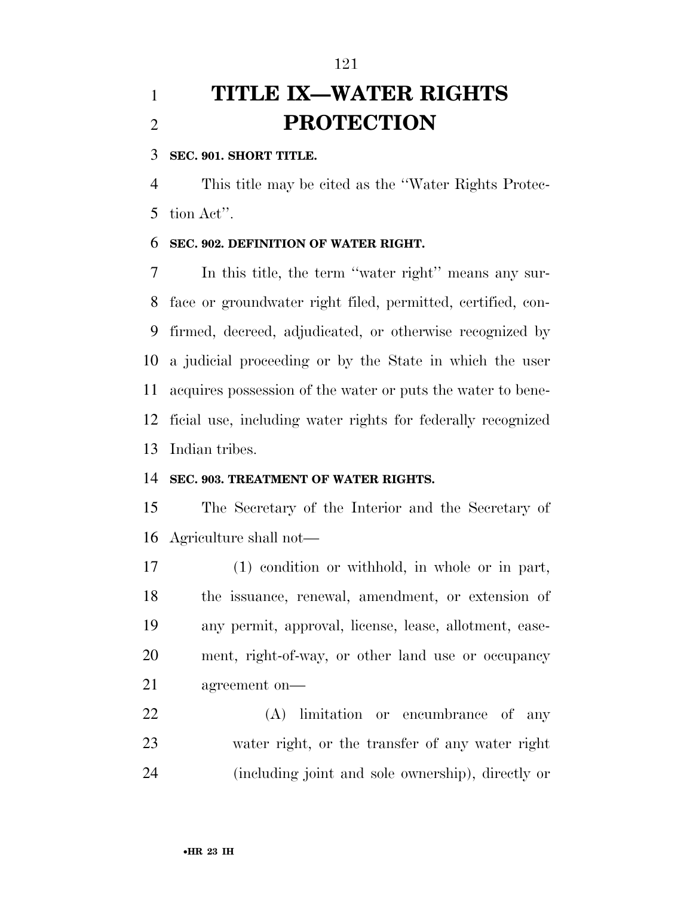# TITLE IX—WATER RIGHTS PROTECTION

**SEC. 901. SHORT TITLE.**

This title may be cited as the ''Water Rights Protection Act''.

**SEC. 902. DEFINITION OF WATER RIGHT.**

In this title, the term ''water right'' means any surface or groundwater right filed, permitted, certified, confirmed, decreed, adjudicated, or otherwise recognized by a judicial proceeding or by the State in which the user acquires possession of the water or puts the water to beneficial use, including water rights for federally recognized Indian tribes.

**SEC. 903. TREATMENT OF WATER RIGHTS.**

The Secretary of the Interior and the Secretary of Agriculture shall not—

(1) condition or withhold, in whole or in part, the issuance, renewal, amendment, or extension of any permit, approval, license, lease, allotment, easement, right-of-way, or other land use or occupancy agreement on—

(A) limitation or encumbrance of any water right, or the transfer of any water right (including joint and sole ownership), directly or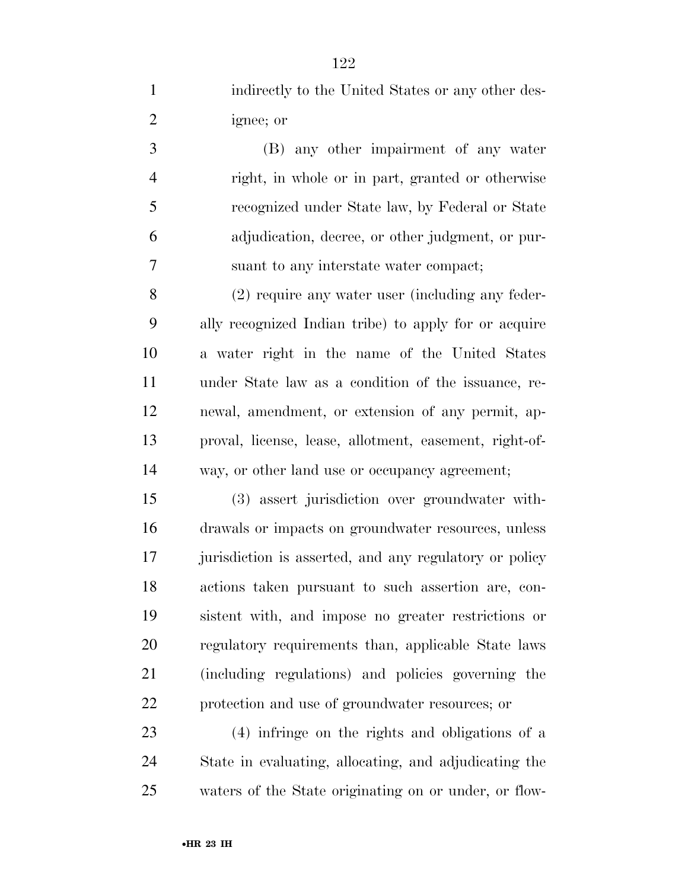indirectly to the United States or any other designee; or

(B) any other impairment of any water right, in whole or in part, granted or otherwise recognized under State law, by Federal or State adjudication, decree, or other judgment, or pursuant to any interstate water compact;

(2) require any water user (including any federally recognized Indian tribe) to apply for or acquire a water right in the name of the United States under State law as a condition of the issuance, renewal, amendment, or extension of any permit, approval, license, lease, allotment, easement, right-of-way, or other land use or occupancy agreement;

(3) assert jurisdiction over groundwater withdrawals or impacts on groundwater resources, unless jurisdiction is asserted, and any regulatory or policy actions taken pursuant to such assertion are, consistent with, and impose no greater restrictions or regulatory requirements than, applicable State laws (including regulations) and policies governing the protection and use of groundwater resources; or

(4) infringe on the rights and obligations of a State in evaluating, allocating, and adjudicating the waters of the State originating on or under, or flow-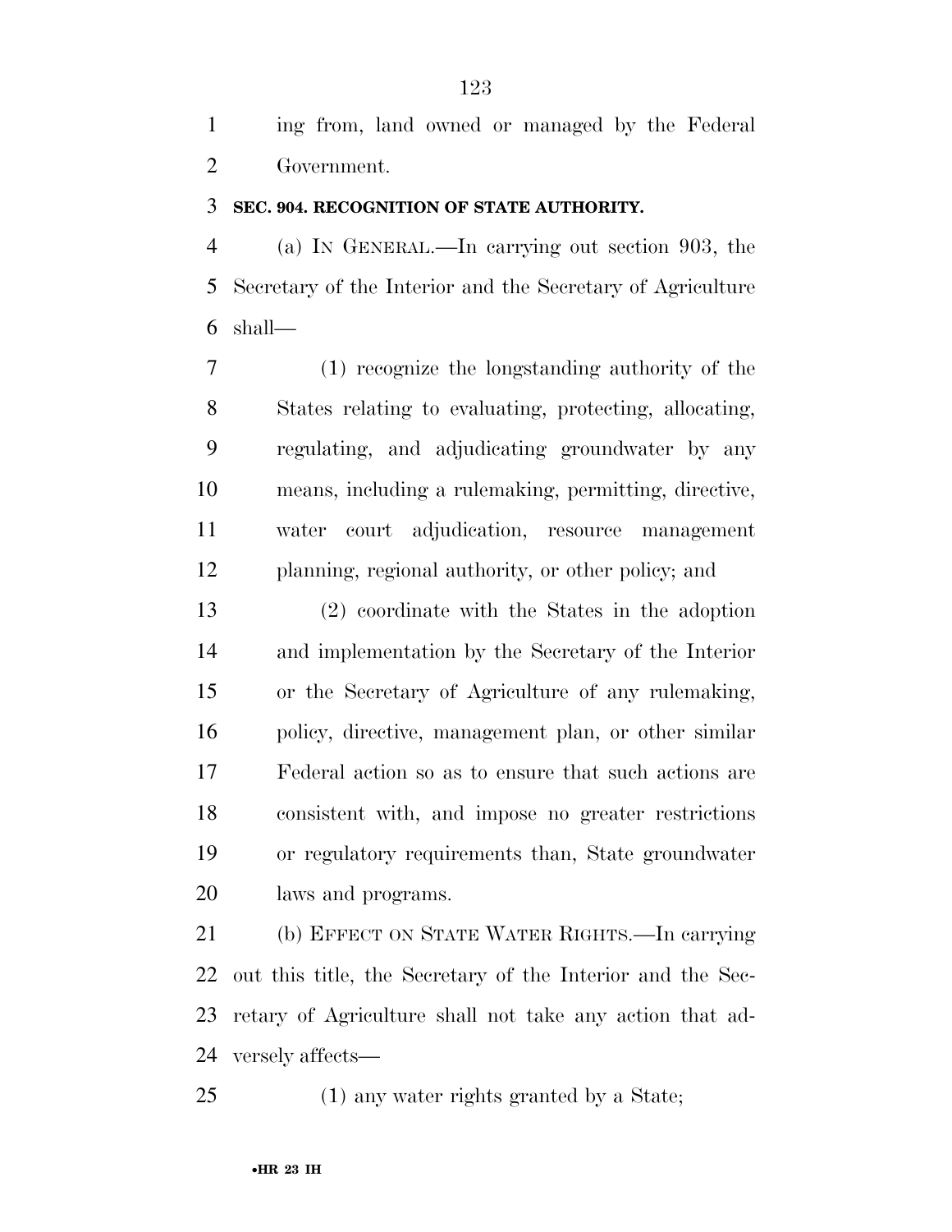ing from, land owned or managed by the Federal Government.

**SEC. 904. RECOGNITION OF STATE AUTHORITY.**

(a) IN GENERAL.—In carrying out section 903, the Secretary of the Interior and the Secretary of Agriculture shall—

(1) recognize the longstanding authority of the States relating to evaluating, protecting, allocating, regulating, and adjudicating groundwater by any means, including a rulemaking, permitting, directive, water court adjudication, resource management planning, regional authority, or other policy; and

(2) coordinate with the States in the adoption and implementation by the Secretary of the Interior or the Secretary of Agriculture of any rulemaking, policy, directive, management plan, or other similar Federal action so as to ensure that such actions are consistent with, and impose no greater restrictions or regulatory requirements than, State groundwater laws and programs.

(b) EFFECT ON STATE WATER RIGHTS.—In carrying out this title, the Secretary of the Interior and the Secretary of Agriculture shall not take any action that adversely affects—

(1) any water rights granted by a State;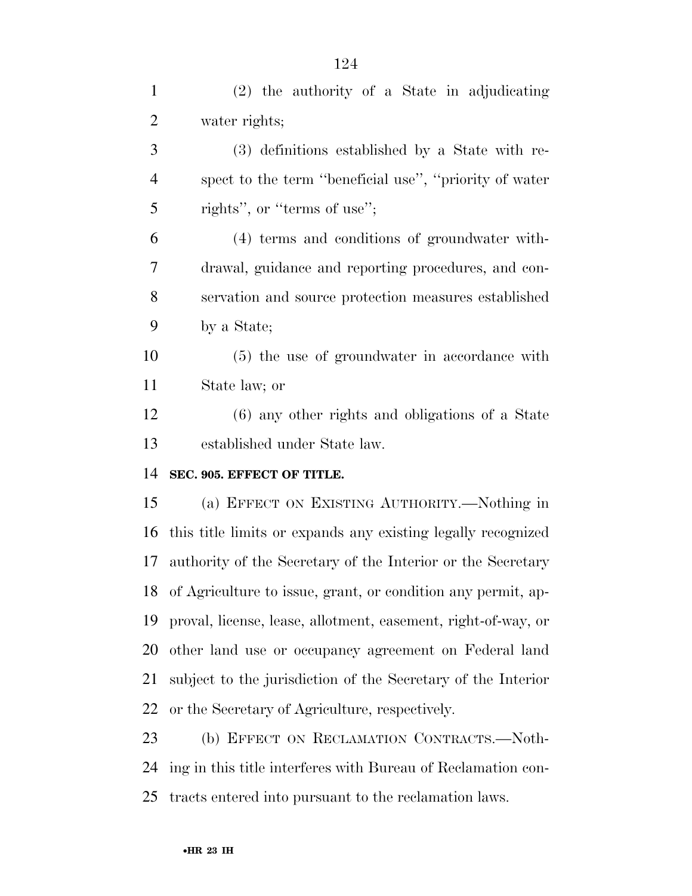(2) the authority of a State in adjudicating water rights;

(3) definitions established by a State with respect to the term ''beneficial use'', ''priority of water rights'', or ''terms of use'';

(4) terms and conditions of groundwater withdrawal, guidance and reporting procedures, and conservation and source protection measures established by a State;

(5) the use of groundwater in accordance with State law; or

(6) any other rights and obligations of a State established under State law.

**SEC. 905. EFFECT OF TITLE.**

(a) EFFECT ON EXISTING AUTHORITY.—Nothing in this title limits or expands any existing legally recognized authority of the Secretary of the Interior or the Secretary of Agriculture to issue, grant, or condition any permit, approval, license, lease, allotment, easement, right-of-way, or other land use or occupancy agreement on Federal land subject to the jurisdiction of the Secretary of the Interior or the Secretary of Agriculture, respectively.

(b) EFFECT ON RECLAMATION CONTRACTS.—Nothing in this title interferes with Bureau of Reclamation contracts entered into pursuant to the reclamation laws.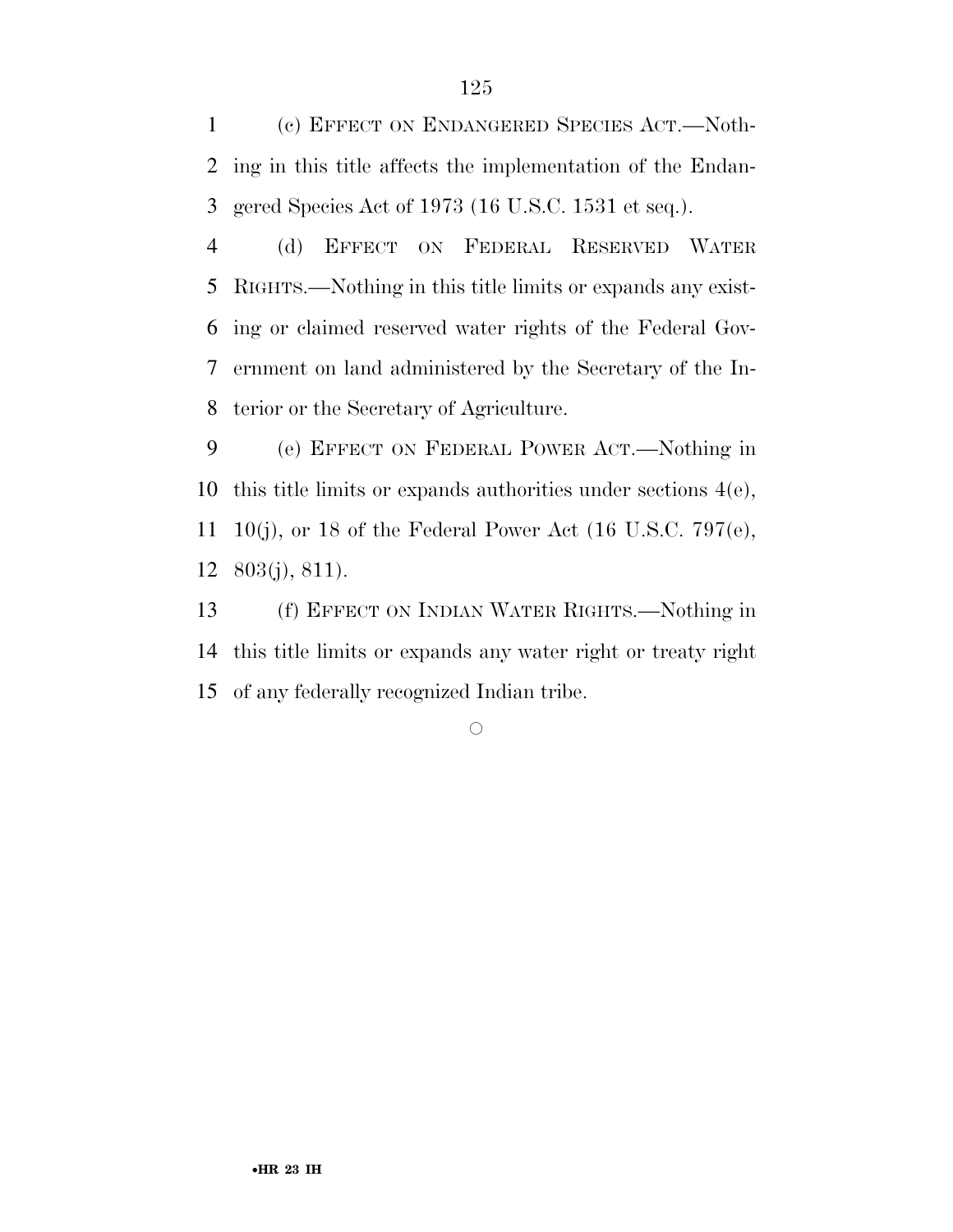(c) EFFECT ON ENDANGERED SPECIES ACT.—Nothing in this title affects the implementation of the Endangered Species Act of 1973 (16 U.S.C. 1531 et seq.).

(d) EFFECT ON FEDERAL RESERVED WATER RIGHTS.—Nothing in this title limits or expands any existing or claimed reserved water rights of the Federal Government on land administered by the Secretary of the Interior or the Secretary of Agriculture.

(e) EFFECT ON FEDERAL POWER ACT.—Nothing in this title limits or expands authorities under sections 4(e), 10(j), or 18 of the Federal Power Act (16 U.S.C. 797(e), 803(j), 811).

(f) EFFECT ON INDIAN WATER RIGHTS.—Nothing in this title limits or expands any water right or treaty right of any federally recognized Indian tribe.

○